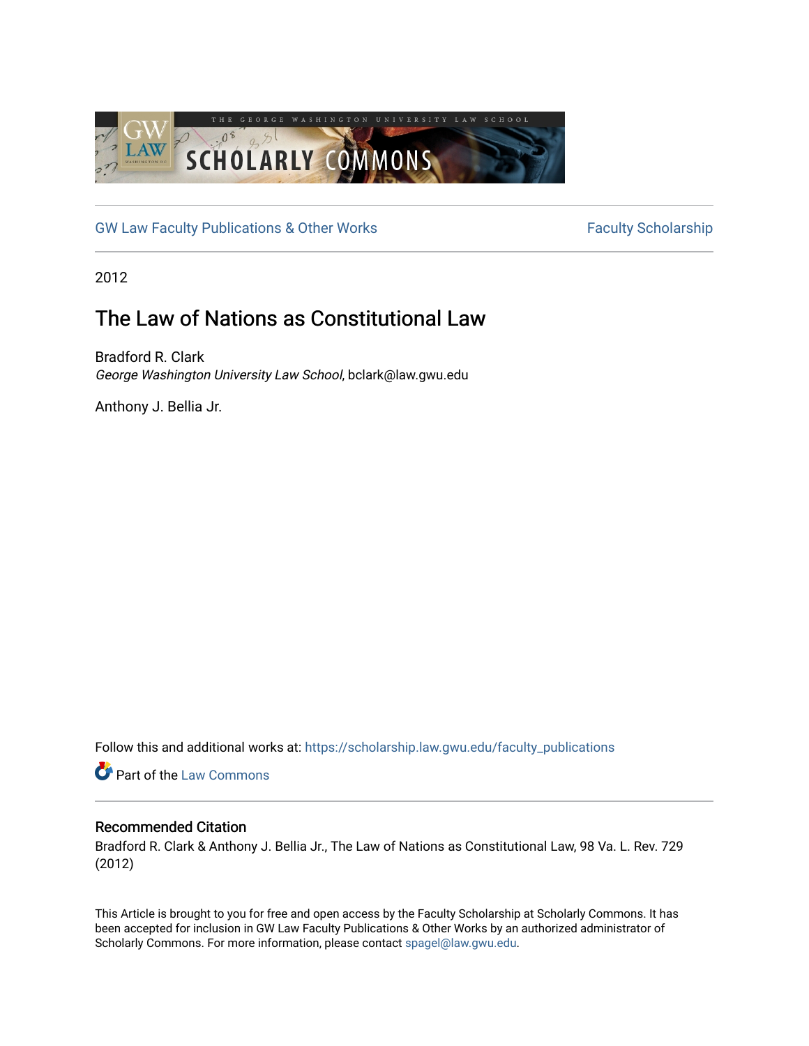GW Law Faculty Publications & Other Works

Faculty Scholarship

2012

# The Law of Nations as Constitutional Law

Bradford R. Clark
*George Washington University Law School*, bclark@law.gwu.edu

Anthony J. Bellia Jr.

Follow this and additional works at: https://scholarship.law.gwu.edu/faculty_publications

Part of the Law Commons

## Recommended Citation

Bradford R. Clark & Anthony J. Bellia Jr., The Law of Nations as Constitutional Law, 98 Va. L. Rev. 729 (2012)

This Article is brought to you for free and open access by the Faculty Scholarship at Scholarly Commons. It has been accepted for inclusion in GW Law Faculty Publications & Other Works by an authorized administrator of Scholarly Commons. For more information, please contact spagel@law.gwu.edu.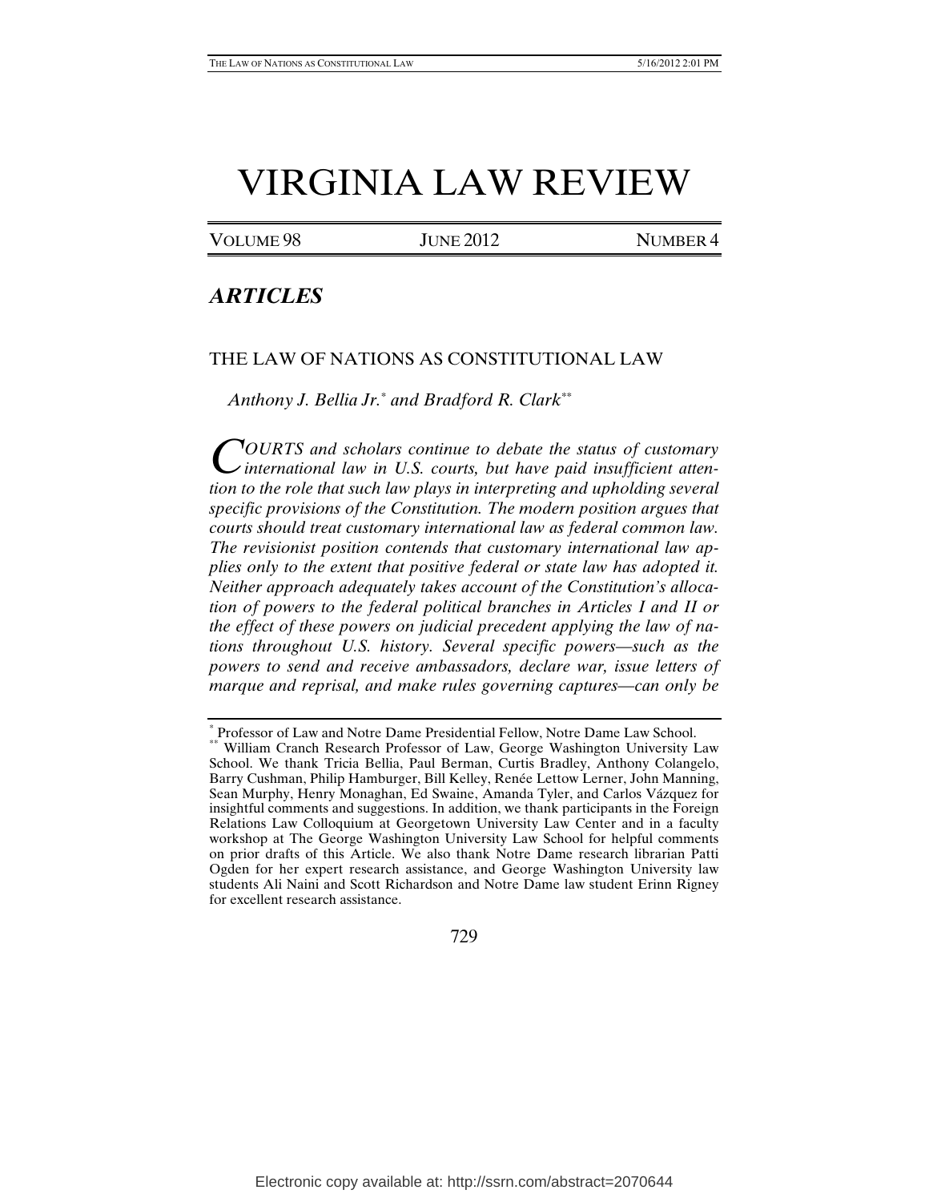# VIRGINIA LAW REVIEW

VOLUME 98 | JUNE 2012 | NUMBER 4

## *ARTICLES*

### THE LAW OF NATIONS AS CONSTITUTIONAL LAW

*Anthony J. Bellia Jr.*[*] *and Bradford R. Clark*[**]

*COURTS and scholars continue to debate the status of customary international law in U.S. courts, but have paid insufficient attention to the role that such law plays in interpreting and upholding several specific provisions of the Constitution. The modern position argues that courts should treat customary international law as federal common law. The revisionist position contends that customary international law applies only to the extent that positive federal or state law has adopted it. Neither approach adequately takes account of the Constitution's allocation of powers to the federal political branches in Articles I and II or the effect of these powers on judicial precedent applying the law of nations throughout U.S. history. Several specific powers—such as the powers to send and receive ambassadors, declare war, issue letters of marque and reprisal, and make rules governing captures—can only be*

---

[*] Professor of Law and Notre Dame Presidential Fellow, Notre Dame Law School.

[**] William Cranch Research Professor of Law, George Washington University Law School. We thank Tricia Bellia, Paul Berman, Curtis Bradley, Anthony Colangelo, Barry Cushman, Philip Hamburger, Bill Kelley, Renée Lettow Lerner, John Manning, Sean Murphy, Henry Monaghan, Ed Swaine, Amanda Tyler, and Carlos Vázquez for insightful comments and suggestions. In addition, we thank participants in the Foreign Relations Law Colloquium at Georgetown University Law Center and in a faculty workshop at The George Washington University Law School for helpful comments on prior drafts of this Article. We also thank Notre Dame research librarian Patti Ogden for her expert research assistance, and George Washington University law students Ali Naini and Scott Richardson and Notre Dame law student Erinn Rigney for excellent research assistance.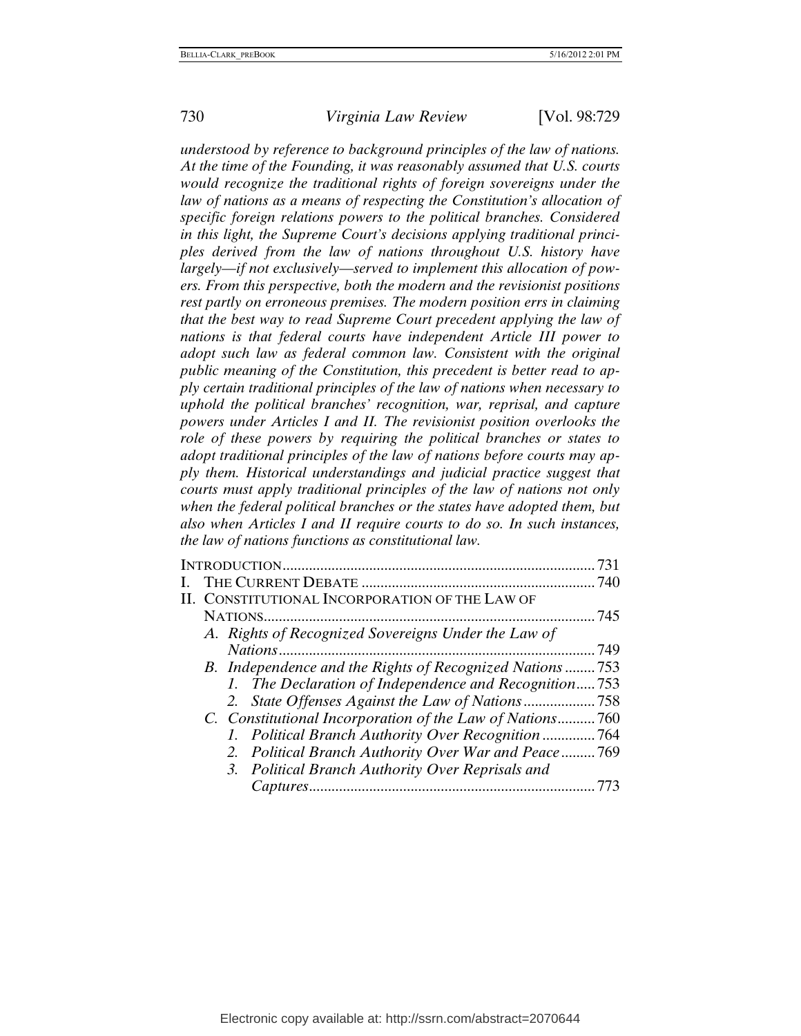*understood by reference to background principles of the law of nations. At the time of the Founding, it was reasonably assumed that U.S. courts would recognize the traditional rights of foreign sovereigns under the law of nations as a means of respecting the Constitution's allocation of specific foreign relations powers to the political branches. Considered in this light, the Supreme Court's decisions applying traditional principles derived from the law of nations throughout U.S. history have largely—if not exclusively—served to implement this allocation of powers. From this perspective, both the modern and the revisionist positions rest partly on erroneous premises. The modern position errs in claiming that the best way to read Supreme Court precedent applying the law of nations is that federal courts have independent Article III power to adopt such law as federal common law. Consistent with the original public meaning of the Constitution, this precedent is better read to apply certain traditional principles of the law of nations when necessary to uphold the political branches' recognition, war, reprisal, and capture powers under Articles I and II. The revisionist position overlooks the role of these powers by requiring the political branches or states to adopt traditional principles of the law of nations before courts may apply them. Historical understandings and judicial practice suggest that courts must apply traditional principles of the law of nations not only when the federal political branches or the states have adopted them, but also when Articles I and II require courts to do so. In such instances, the law of nations functions as constitutional law.*

INTRODUCTION .......... 731
I. THE CURRENT DEBATE .......... 740
II. CONSTITUTIONAL INCORPORATION OF THE LAW OF NATIONS .......... 745
- *A. Rights of Recognized Sovereigns Under the Law of Nations* .......... 749
- *B. Independence and the Rights of Recognized Nations* .......... 753
  - *1. The Declaration of Independence and Recognition* .......... 753
  - *2. State Offenses Against the Law of Nations* .......... 758
- *C. Constitutional Incorporation of the Law of Nations* .......... 760
  - *1. Political Branch Authority Over Recognition* .......... 764
  - *2. Political Branch Authority Over War and Peace* .......... 769
  - *3. Political Branch Authority Over Reprisals and Captures* .......... 773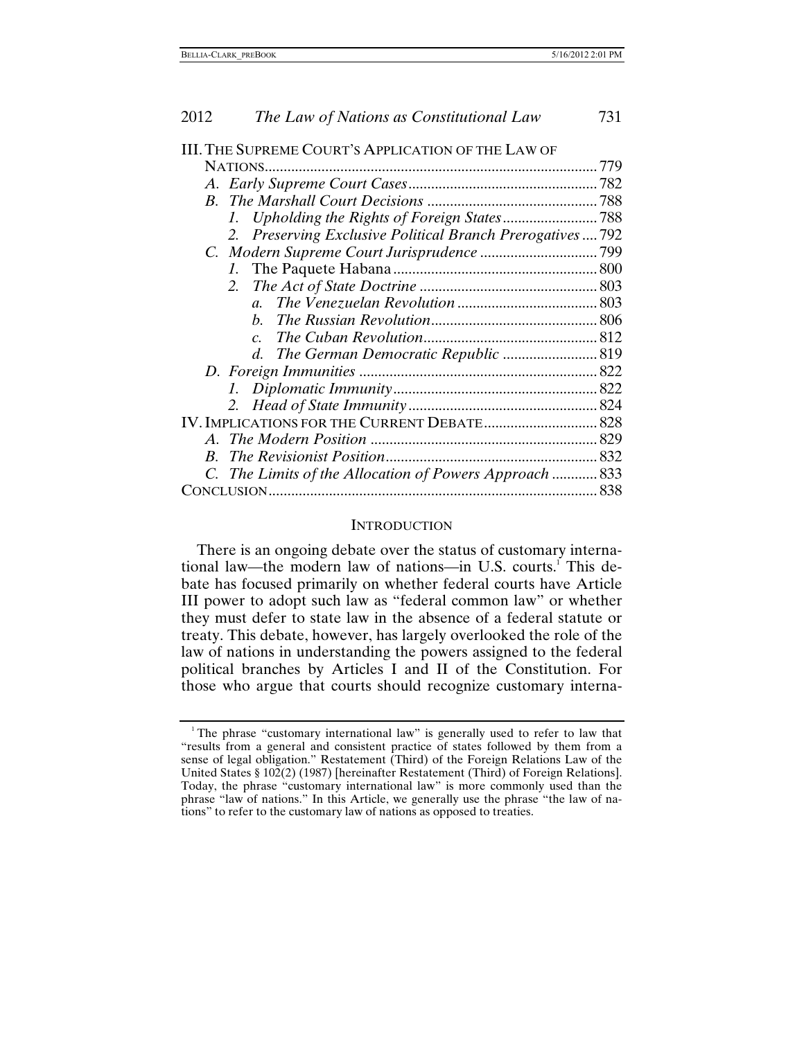III. THE SUPREME COURT'S APPLICATION OF THE LAW OF NATIONS ........ 779
- *A. Early Supreme Court Cases* ........ 782
- *B. The Marshall Court Decisions* ........ 788
  - *1. Upholding the Rights of Foreign States* ........ 788
  - *2. Preserving Exclusive Political Branch Prerogatives* ........ 792
- *C. Modern Supreme Court Jurisprudence* ........ 799
  - *1.* The Paquete Habana ........ 800
  - *2. The Act of State Doctrine* ........ 803
    - *a. The Venezuelan Revolution* ........ 803
    - *b. The Russian Revolution* ........ 806
    - *c. The Cuban Revolution* ........ 812
    - *d. The German Democratic Republic* ........ 819
- *D. Foreign Immunities* ........ 822
  - *1. Diplomatic Immunity* ........ 822
  - *2. Head of State Immunity* ........ 824

IV. IMPLICATIONS FOR THE CURRENT DEBATE ........ 828
- *A. The Modern Position* ........ 829
- *B. The Revisionist Position* ........ 832
- *C. The Limits of the Allocation of Powers Approach* ........ 833

CONCLUSION ........ 838

## INTRODUCTION

There is an ongoing debate over the status of customary international law—the modern law of nations—in U.S. courts.[1] This debate has focused primarily on whether federal courts have Article III power to adopt such law as "federal common law" or whether they must defer to state law in the absence of a federal statute or treaty. This debate, however, has largely overlooked the role of the law of nations in understanding the powers assigned to the federal political branches by Articles I and II of the Constitution. For those who argue that courts should recognize customary interna-

[1] The phrase "customary international law" is generally used to refer to law that "results from a general and consistent practice of states followed by them from a sense of legal obligation." Restatement (Third) of the Foreign Relations Law of the United States § 102(2) (1987) [hereinafter Restatement (Third) of Foreign Relations]. Today, the phrase "customary international law" is more commonly used than the phrase "law of nations." In this Article, we generally use the phrase "the law of nations" to refer to the customary law of nations as opposed to treaties.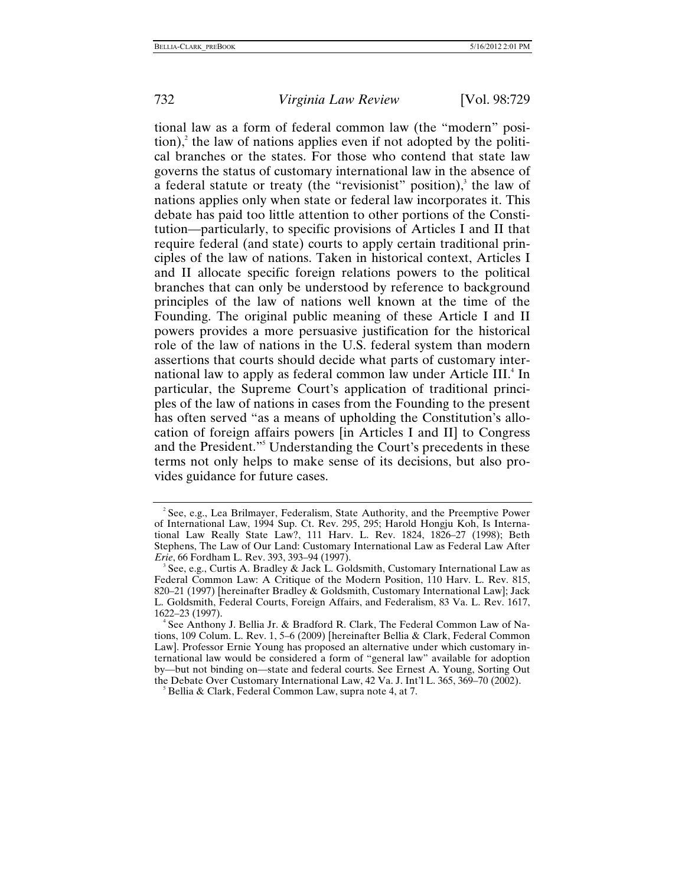tional law as a form of federal common law (the "modern" position),[2] the law of nations applies even if not adopted by the political branches or the states. For those who contend that state law governs the status of customary international law in the absence of a federal statute or treaty (the "revisionist" position),[3] the law of nations applies only when state or federal law incorporates it. This debate has paid too little attention to other portions of the Constitution—particularly, to specific provisions of Articles I and II that require federal (and state) courts to apply certain traditional principles of the law of nations. Taken in historical context, Articles I and II allocate specific foreign relations powers to the political branches that can only be understood by reference to background principles of the law of nations well known at the time of the Founding. The original public meaning of these Article I and II powers provides a more persuasive justification for the historical role of the law of nations in the U.S. federal system than modern assertions that courts should decide what parts of customary international law to apply as federal common law under Article III.[4] In particular, the Supreme Court's application of traditional principles of the law of nations in cases from the Founding to the present has often served "as a means of upholding the Constitution's allocation of foreign affairs powers [in Articles I and II] to Congress and the President."[5] Understanding the Court's precedents in these terms not only helps to make sense of its decisions, but also provides guidance for future cases.

[2] See, e.g., Lea Brilmayer, Federalism, State Authority, and the Preemptive Power of International Law, 1994 Sup. Ct. Rev. 295, 295; Harold Hongju Koh, Is International Law Really State Law?, 111 Harv. L. Rev. 1824, 1826–27 (1998); Beth Stephens, The Law of Our Land: Customary International Law as Federal Law After *Erie*, 66 Fordham L. Rev. 393, 393–94 (1997).

[3] See, e.g., Curtis A. Bradley & Jack L. Goldsmith, Customary International Law as Federal Common Law: A Critique of the Modern Position, 110 Harv. L. Rev. 815, 820–21 (1997) [hereinafter Bradley & Goldsmith, Customary International Law]; Jack L. Goldsmith, Federal Courts, Foreign Affairs, and Federalism, 83 Va. L. Rev. 1617, 1622–23 (1997).

[4] See Anthony J. Bellia Jr. & Bradford R. Clark, The Federal Common Law of Nations, 109 Colum. L. Rev. 1, 5–6 (2009) [hereinafter Bellia & Clark, Federal Common Law]. Professor Ernie Young has proposed an alternative under which customary international law would be considered a form of "general law" available for adoption by—but not binding on—state and federal courts. See Ernest A. Young, Sorting Out the Debate Over Customary International Law, 42 Va. J. Int'l L. 365, 369–70 (2002).

[5] Bellia & Clark, Federal Common Law, supra note 4, at 7.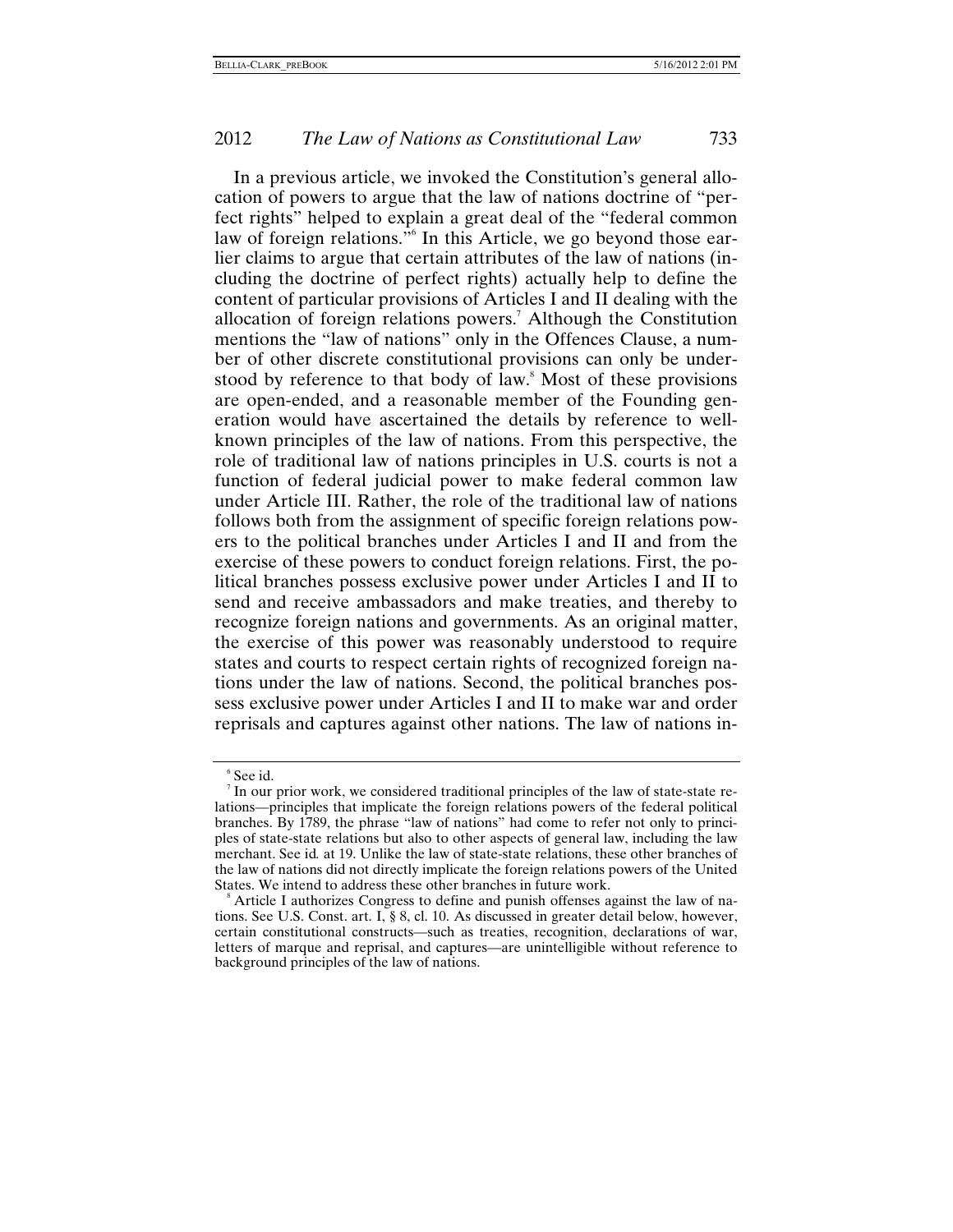In a previous article, we invoked the Constitution's general allocation of powers to argue that the law of nations doctrine of "perfect rights" helped to explain a great deal of the "federal common law of foreign relations."[6] In this Article, we go beyond those earlier claims to argue that certain attributes of the law of nations (including the doctrine of perfect rights) actually help to define the content of particular provisions of Articles I and II dealing with the allocation of foreign relations powers.[7] Although the Constitution mentions the "law of nations" only in the Offences Clause, a number of other discrete constitutional provisions can only be understood by reference to that body of law.[8] Most of these provisions are open-ended, and a reasonable member of the Founding generation would have ascertained the details by reference to well-known principles of the law of nations. From this perspective, the role of traditional law of nations principles in U.S. courts is not a function of federal judicial power to make federal common law under Article III. Rather, the role of the traditional law of nations follows both from the assignment of specific foreign relations powers to the political branches under Articles I and II and from the exercise of these powers to conduct foreign relations. First, the political branches possess exclusive power under Articles I and II to send and receive ambassadors and make treaties, and thereby to recognize foreign nations and governments. As an original matter, the exercise of this power was reasonably understood to require states and courts to respect certain rights of recognized foreign nations under the law of nations. Second, the political branches possess exclusive power under Articles I and II to make war and order reprisals and captures against other nations. The law of nations in-

---

[6] See id.

[7] In our prior work, we considered traditional principles of the law of state-state relations—principles that implicate the foreign relations powers of the federal political branches. By 1789, the phrase "law of nations" had come to refer not only to principles of state-state relations but also to other aspects of general law, including the law merchant. See id*.* at 19. Unlike the law of state-state relations, these other branches of the law of nations did not directly implicate the foreign relations powers of the United States. We intend to address these other branches in future work.

[8] Article I authorizes Congress to define and punish offenses against the law of nations. See U.S. Const. art. I, § 8, cl. 10. As discussed in greater detail below, however, certain constitutional constructs—such as treaties, recognition, declarations of war, letters of marque and reprisal, and captures—are unintelligible without reference to background principles of the law of nations.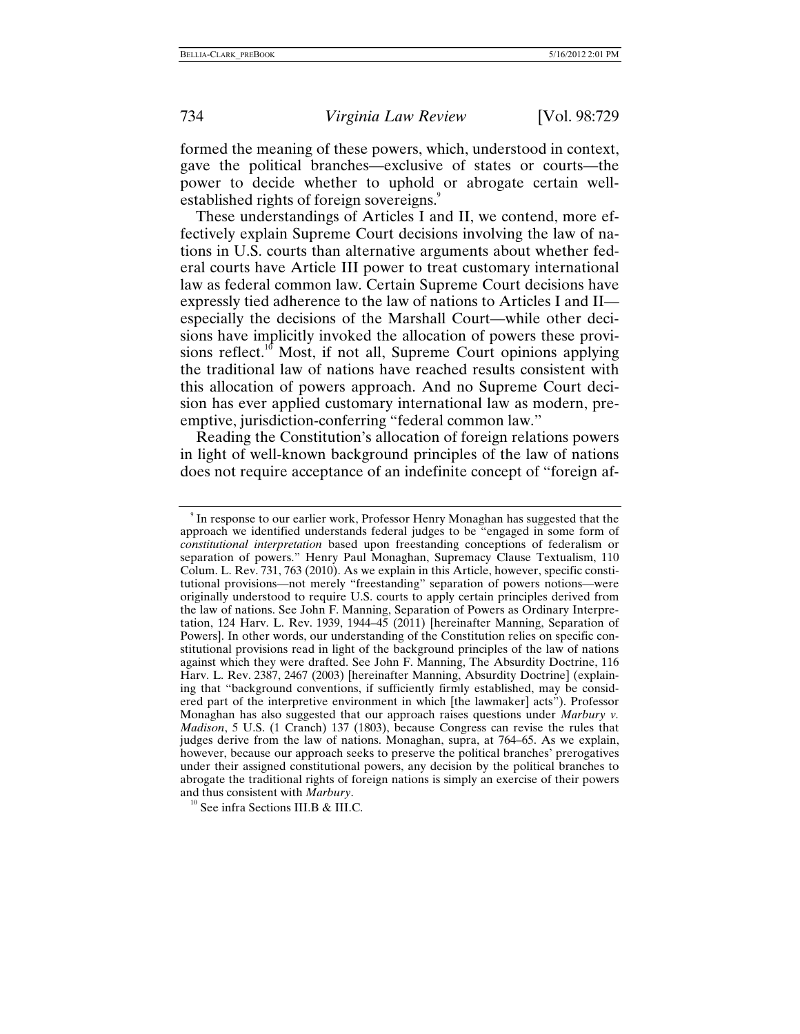formed the meaning of these powers, which, understood in context, gave the political branches—exclusive of states or courts—the power to decide whether to uphold or abrogate certain well-established rights of foreign sovereigns.[9]

These understandings of Articles I and II, we contend, more effectively explain Supreme Court decisions involving the law of nations in U.S. courts than alternative arguments about whether federal courts have Article III power to treat customary international law as federal common law. Certain Supreme Court decisions have expressly tied adherence to the law of nations to Articles I and II—especially the decisions of the Marshall Court—while other decisions have implicitly invoked the allocation of powers these provisions reflect.[10] Most, if not all, Supreme Court opinions applying the traditional law of nations have reached results consistent with this allocation of powers approach. And no Supreme Court decision has ever applied customary international law as modern, preemptive, jurisdiction-conferring "federal common law."

Reading the Constitution's allocation of foreign relations powers in light of well-known background principles of the law of nations does not require acceptance of an indefinite concept of "foreign af-

---

[9] In response to our earlier work, Professor Henry Monaghan has suggested that the approach we identified understands federal judges to be "engaged in some form of *constitutional interpretation* based upon freestanding conceptions of federalism or separation of powers." Henry Paul Monaghan, Supremacy Clause Textualism, 110 Colum. L. Rev. 731, 763 (2010). As we explain in this Article, however, specific constitutional provisions—not merely "freestanding" separation of powers notions—were originally understood to require U.S. courts to apply certain principles derived from the law of nations. See John F. Manning, Separation of Powers as Ordinary Interpretation, 124 Harv. L. Rev. 1939, 1944–45 (2011) [hereinafter Manning, Separation of Powers]. In other words, our understanding of the Constitution relies on specific constitutional provisions read in light of the background principles of the law of nations against which they were drafted. See John F. Manning, The Absurdity Doctrine, 116 Harv. L. Rev. 2387, 2467 (2003) [hereinafter Manning, Absurdity Doctrine] (explaining that "background conventions, if sufficiently firmly established, may be considered part of the interpretive environment in which [the lawmaker] acts"). Professor Monaghan has also suggested that our approach raises questions under *Marbury v. Madison*, 5 U.S. (1 Cranch) 137 (1803), because Congress can revise the rules that judges derive from the law of nations. Monaghan, supra, at 764–65. As we explain, however, because our approach seeks to preserve the political branches' prerogatives under their assigned constitutional powers, any decision by the political branches to abrogate the traditional rights of foreign nations is simply an exercise of their powers and thus consistent with *Marbury*.

[10] See infra Sections III.B & III.C.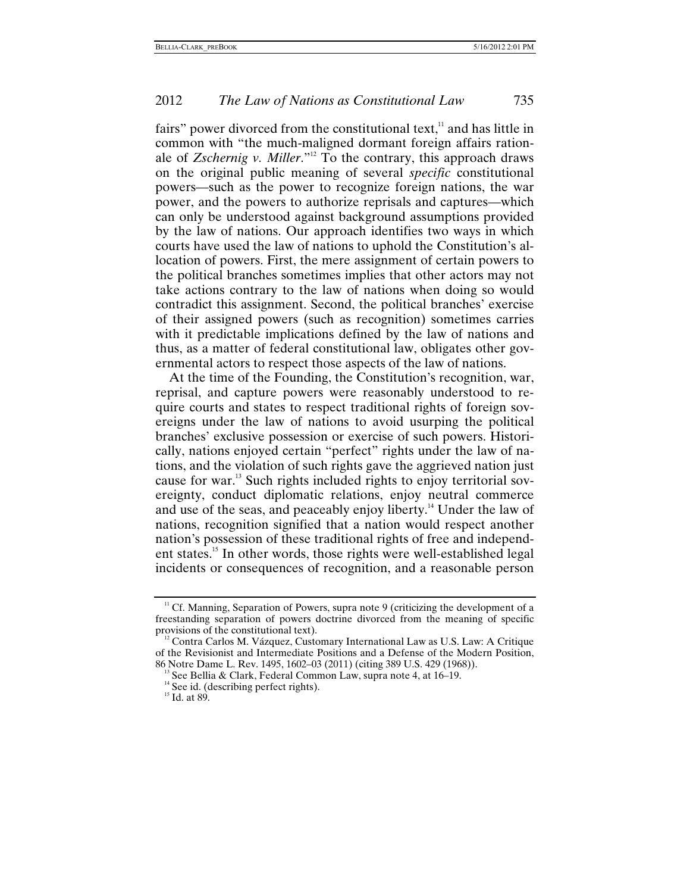fairs" power divorced from the constitutional text,[11] and has little in common with "the much-maligned dormant foreign affairs rationale of *Zschernig v. Miller*."[12] To the contrary, this approach draws on the original public meaning of several *specific* constitutional powers—such as the power to recognize foreign nations, the war power, and the powers to authorize reprisals and captures—which can only be understood against background assumptions provided by the law of nations. Our approach identifies two ways in which courts have used the law of nations to uphold the Constitution's allocation of powers. First, the mere assignment of certain powers to the political branches sometimes implies that other actors may not take actions contrary to the law of nations when doing so would contradict this assignment. Second, the political branches' exercise of their assigned powers (such as recognition) sometimes carries with it predictable implications defined by the law of nations and thus, as a matter of federal constitutional law, obligates other governmental actors to respect those aspects of the law of nations.

At the time of the Founding, the Constitution's recognition, war, reprisal, and capture powers were reasonably understood to require courts and states to respect traditional rights of foreign sovereigns under the law of nations to avoid usurping the political branches' exclusive possession or exercise of such powers. Historically, nations enjoyed certain "perfect" rights under the law of nations, and the violation of such rights gave the aggrieved nation just cause for war.[13] Such rights included rights to enjoy territorial sovereignty, conduct diplomatic relations, enjoy neutral commerce and use of the seas, and peaceably enjoy liberty.[14] Under the law of nations, recognition signified that a nation would respect another nation's possession of these traditional rights of free and independent states.[15] In other words, those rights were well-established legal incidents or consequences of recognition, and a reasonable person

---

[11] Cf. Manning, Separation of Powers, supra note 9 (criticizing the development of a freestanding separation of powers doctrine divorced from the meaning of specific provisions of the constitutional text).

[12] Contra Carlos M. Vázquez, Customary International Law as U.S. Law: A Critique of the Revisionist and Intermediate Positions and a Defense of the Modern Position, 86 Notre Dame L. Rev. 1495, 1602–03 (2011) (citing 389 U.S. 429 (1968)).

[13] See Bellia & Clark, Federal Common Law, supra note 4, at 16–19.

[14] See id. (describing perfect rights).

[15] Id. at 89.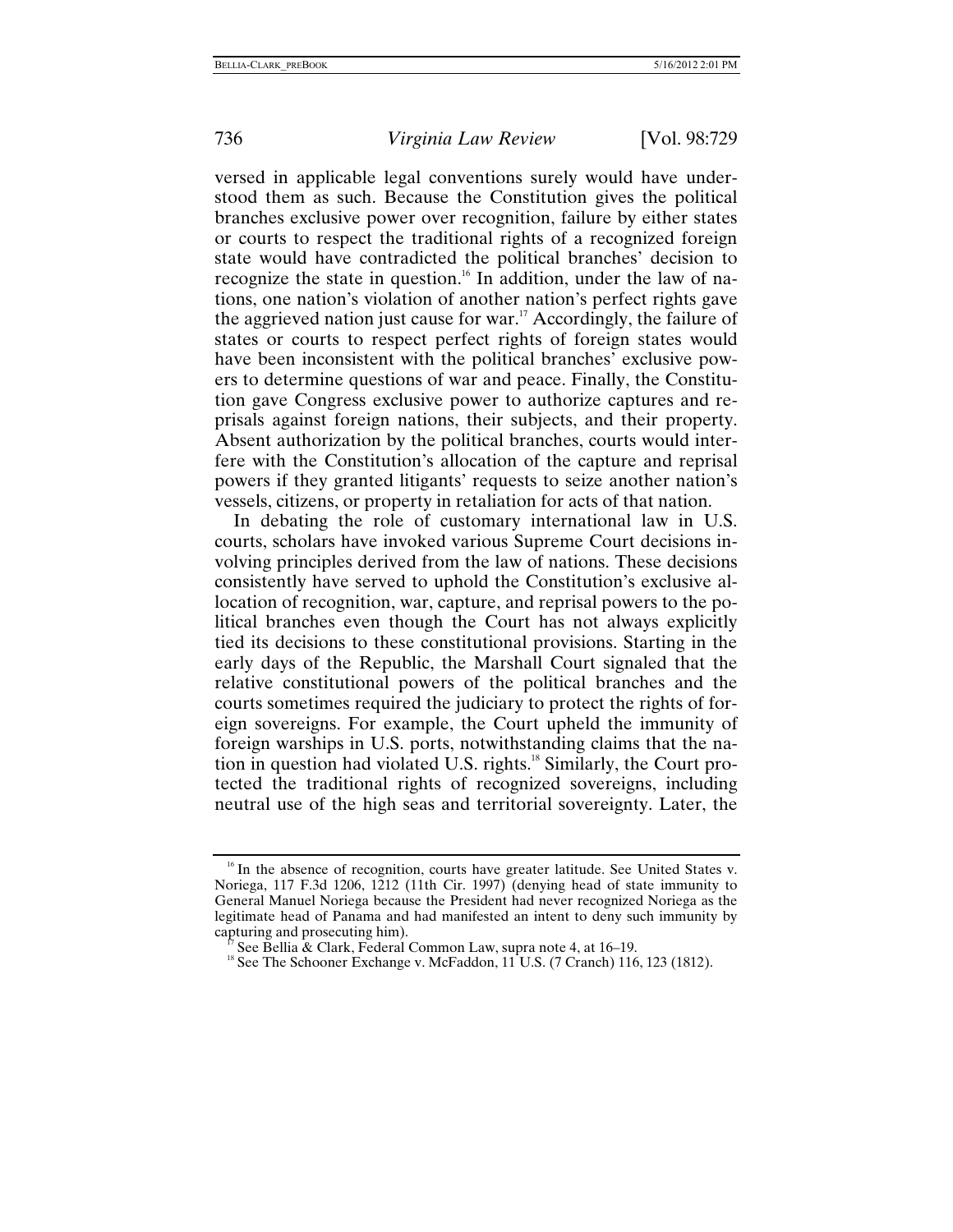versed in applicable legal conventions surely would have understood them as such. Because the Constitution gives the political branches exclusive power over recognition, failure by either states or courts to respect the traditional rights of a recognized foreign state would have contradicted the political branches' decision to recognize the state in question.[16] In addition, under the law of nations, one nation's violation of another nation's perfect rights gave the aggrieved nation just cause for war.[17] Accordingly, the failure of states or courts to respect perfect rights of foreign states would have been inconsistent with the political branches' exclusive powers to determine questions of war and peace. Finally, the Constitution gave Congress exclusive power to authorize captures and reprisals against foreign nations, their subjects, and their property. Absent authorization by the political branches, courts would interfere with the Constitution's allocation of the capture and reprisal powers if they granted litigants' requests to seize another nation's vessels, citizens, or property in retaliation for acts of that nation.

In debating the role of customary international law in U.S. courts, scholars have invoked various Supreme Court decisions involving principles derived from the law of nations. These decisions consistently have served to uphold the Constitution's exclusive allocation of recognition, war, capture, and reprisal powers to the political branches even though the Court has not always explicitly tied its decisions to these constitutional provisions. Starting in the early days of the Republic, the Marshall Court signaled that the relative constitutional powers of the political branches and the courts sometimes required the judiciary to protect the rights of foreign sovereigns. For example, the Court upheld the immunity of foreign warships in U.S. ports, notwithstanding claims that the nation in question had violated U.S. rights.[18] Similarly, the Court protected the traditional rights of recognized sovereigns, including neutral use of the high seas and territorial sovereignty. Later, the

---

[16] In the absence of recognition, courts have greater latitude. See United States v. Noriega, 117 F.3d 1206, 1212 (11th Cir. 1997) (denying head of state immunity to General Manuel Noriega because the President had never recognized Noriega as the legitimate head of Panama and had manifested an intent to deny such immunity by capturing and prosecuting him).

[17] See Bellia & Clark, Federal Common Law, supra note 4, at 16–19.

[18] See The Schooner Exchange v. McFaddon, 11 U.S. (7 Cranch) 116, 123 (1812).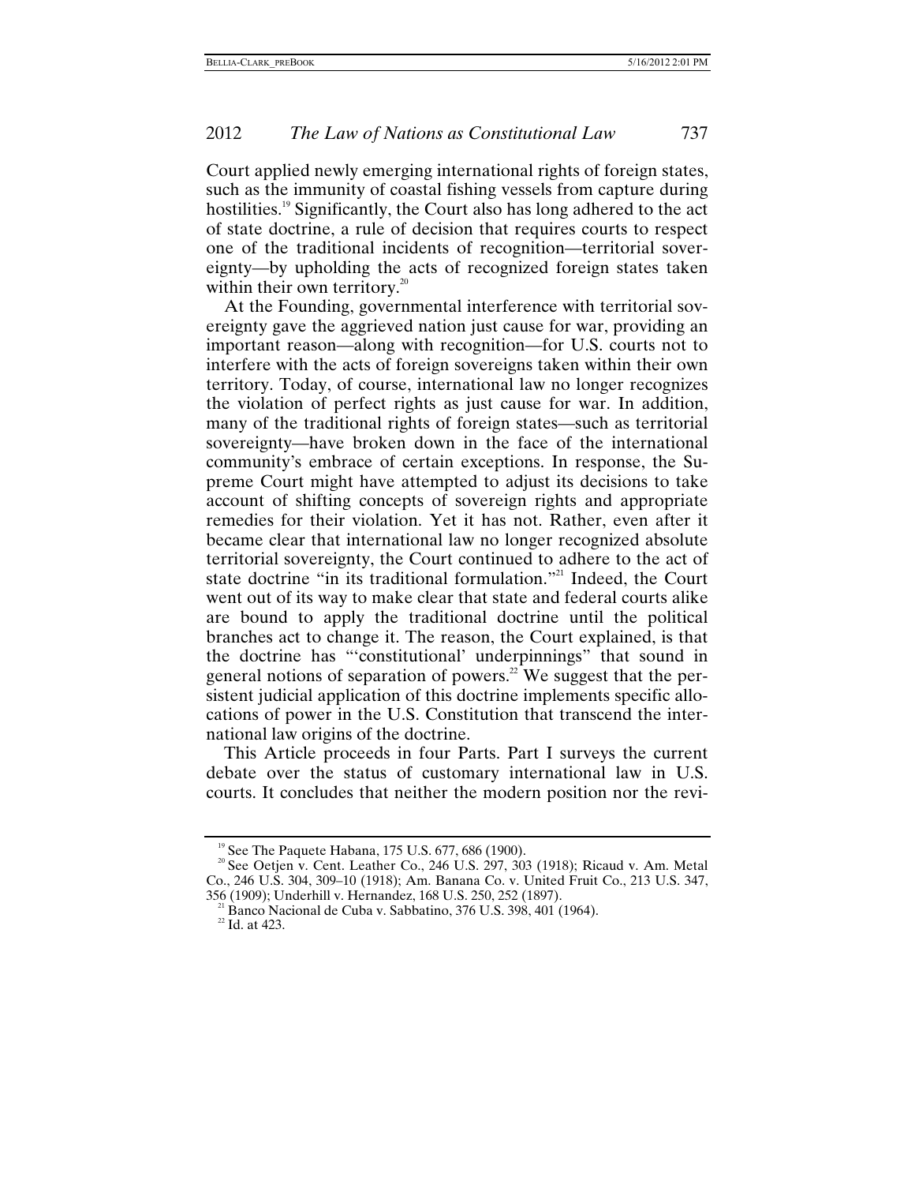Court applied newly emerging international rights of foreign states, such as the immunity of coastal fishing vessels from capture during hostilities.[19] Significantly, the Court also has long adhered to the act of state doctrine, a rule of decision that requires courts to respect one of the traditional incidents of recognition—territorial sovereignty—by upholding the acts of recognized foreign states taken within their own territory.[20]

At the Founding, governmental interference with territorial sovereignty gave the aggrieved nation just cause for war, providing an important reason—along with recognition—for U.S. courts not to interfere with the acts of foreign sovereigns taken within their own territory. Today, of course, international law no longer recognizes the violation of perfect rights as just cause for war. In addition, many of the traditional rights of foreign states—such as territorial sovereignty—have broken down in the face of the international community's embrace of certain exceptions. In response, the Supreme Court might have attempted to adjust its decisions to take account of shifting concepts of sovereign rights and appropriate remedies for their violation. Yet it has not. Rather, even after it became clear that international law no longer recognized absolute territorial sovereignty, the Court continued to adhere to the act of state doctrine "in its traditional formulation."[21] Indeed, the Court went out of its way to make clear that state and federal courts alike are bound to apply the traditional doctrine until the political branches act to change it. The reason, the Court explained, is that the doctrine has "'constitutional' underpinnings" that sound in general notions of separation of powers.[22] We suggest that the persistent judicial application of this doctrine implements specific allocations of power in the U.S. Constitution that transcend the international law origins of the doctrine.

This Article proceeds in four Parts. Part I surveys the current debate over the status of customary international law in U.S. courts. It concludes that neither the modern position nor the revi-

---

[19] See The Paquete Habana, 175 U.S. 677, 686 (1900).

[20] See Oetjen v. Cent. Leather Co., 246 U.S. 297, 303 (1918); Ricaud v. Am. Metal Co., 246 U.S. 304, 309–10 (1918); Am. Banana Co. v. United Fruit Co., 213 U.S. 347, 356 (1909); Underhill v. Hernandez, 168 U.S. 250, 252 (1897).

[21] Banco Nacional de Cuba v. Sabbatino, 376 U.S. 398, 401 (1964).

[22] Id. at 423.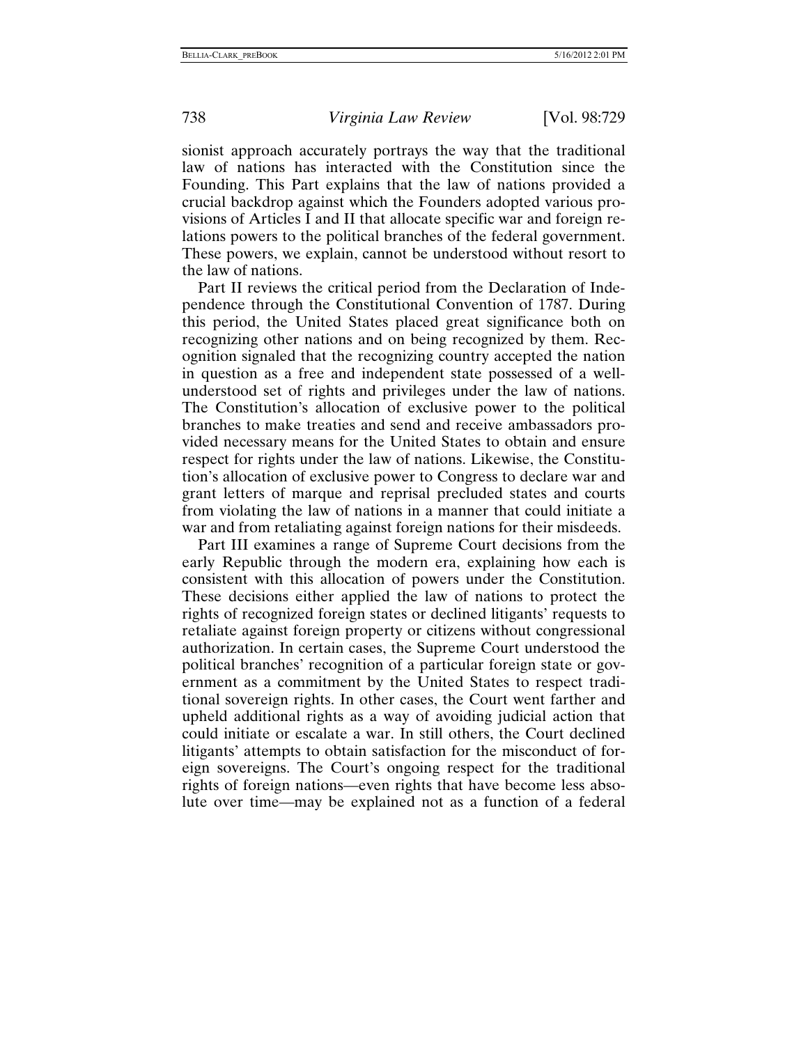sionist approach accurately portrays the way that the traditional law of nations has interacted with the Constitution since the Founding. This Part explains that the law of nations provided a crucial backdrop against which the Founders adopted various provisions of Articles I and II that allocate specific war and foreign relations powers to the political branches of the federal government. These powers, we explain, cannot be understood without resort to the law of nations.

Part II reviews the critical period from the Declaration of Independence through the Constitutional Convention of 1787. During this period, the United States placed great significance both on recognizing other nations and on being recognized by them. Recognition signaled that the recognizing country accepted the nation in question as a free and independent state possessed of a well-understood set of rights and privileges under the law of nations. The Constitution's allocation of exclusive power to the political branches to make treaties and send and receive ambassadors provided necessary means for the United States to obtain and ensure respect for rights under the law of nations. Likewise, the Constitution's allocation of exclusive power to Congress to declare war and grant letters of marque and reprisal precluded states and courts from violating the law of nations in a manner that could initiate a war and from retaliating against foreign nations for their misdeeds.

Part III examines a range of Supreme Court decisions from the early Republic through the modern era, explaining how each is consistent with this allocation of powers under the Constitution. These decisions either applied the law of nations to protect the rights of recognized foreign states or declined litigants' requests to retaliate against foreign property or citizens without congressional authorization. In certain cases, the Supreme Court understood the political branches' recognition of a particular foreign state or government as a commitment by the United States to respect traditional sovereign rights. In other cases, the Court went farther and upheld additional rights as a way of avoiding judicial action that could initiate or escalate a war. In still others, the Court declined litigants' attempts to obtain satisfaction for the misconduct of foreign sovereigns. The Court's ongoing respect for the traditional rights of foreign nations—even rights that have become less absolute over time—may be explained not as a function of a federal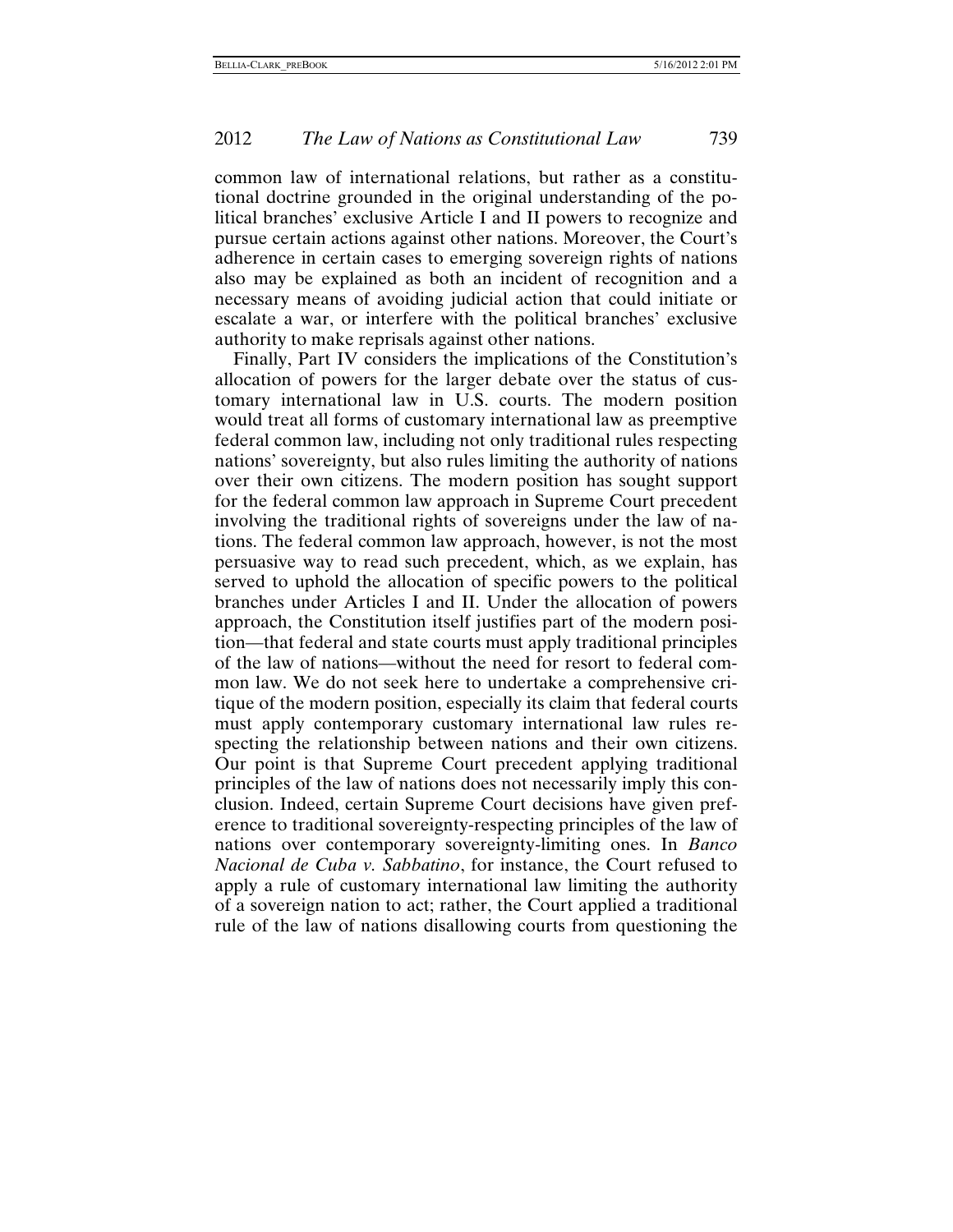common law of international relations, but rather as a constitutional doctrine grounded in the original understanding of the political branches' exclusive Article I and II powers to recognize and pursue certain actions against other nations. Moreover, the Court's adherence in certain cases to emerging sovereign rights of nations also may be explained as both an incident of recognition and a necessary means of avoiding judicial action that could initiate or escalate a war, or interfere with the political branches' exclusive authority to make reprisals against other nations.

Finally, Part IV considers the implications of the Constitution's allocation of powers for the larger debate over the status of customary international law in U.S. courts. The modern position would treat all forms of customary international law as preemptive federal common law, including not only traditional rules respecting nations' sovereignty, but also rules limiting the authority of nations over their own citizens. The modern position has sought support for the federal common law approach in Supreme Court precedent involving the traditional rights of sovereigns under the law of nations. The federal common law approach, however, is not the most persuasive way to read such precedent, which, as we explain, has served to uphold the allocation of specific powers to the political branches under Articles I and II. Under the allocation of powers approach, the Constitution itself justifies part of the modern position—that federal and state courts must apply traditional principles of the law of nations—without the need for resort to federal common law. We do not seek here to undertake a comprehensive critique of the modern position, especially its claim that federal courts must apply contemporary customary international law rules respecting the relationship between nations and their own citizens. Our point is that Supreme Court precedent applying traditional principles of the law of nations does not necessarily imply this conclusion. Indeed, certain Supreme Court decisions have given preference to traditional sovereignty-respecting principles of the law of nations over contemporary sovereignty-limiting ones. In *Banco Nacional de Cuba v. Sabbatino*, for instance, the Court refused to apply a rule of customary international law limiting the authority of a sovereign nation to act; rather, the Court applied a traditional rule of the law of nations disallowing courts from questioning the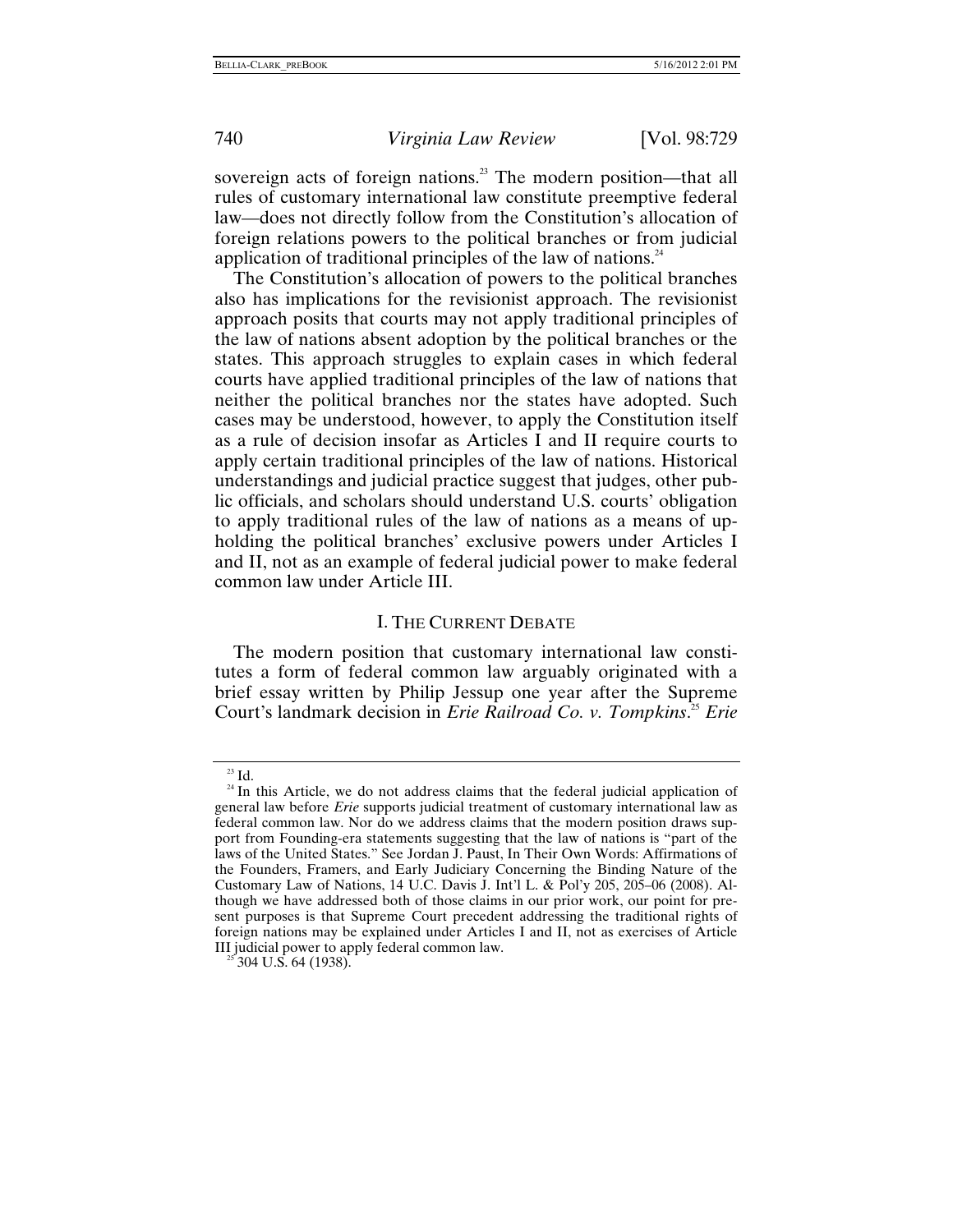sovereign acts of foreign nations.[23] The modern position—that all rules of customary international law constitute preemptive federal law—does not directly follow from the Constitution's allocation of foreign relations powers to the political branches or from judicial application of traditional principles of the law of nations.[24]

The Constitution's allocation of powers to the political branches also has implications for the revisionist approach. The revisionist approach posits that courts may not apply traditional principles of the law of nations absent adoption by the political branches or the states. This approach struggles to explain cases in which federal courts have applied traditional principles of the law of nations that neither the political branches nor the states have adopted. Such cases may be understood, however, to apply the Constitution itself as a rule of decision insofar as Articles I and II require courts to apply certain traditional principles of the law of nations. Historical understandings and judicial practice suggest that judges, other public officials, and scholars should understand U.S. courts' obligation to apply traditional rules of the law of nations as a means of upholding the political branches' exclusive powers under Articles I and II, not as an example of federal judicial power to make federal common law under Article III.

## I. THE CURRENT DEBATE

The modern position that customary international law constitutes a form of federal common law arguably originated with a brief essay written by Philip Jessup one year after the Supreme Court's landmark decision in *Erie Railroad Co. v. Tompkins*.[25] *Erie*

---

[23] Id.

[24] In this Article, we do not address claims that the federal judicial application of general law before *Erie* supports judicial treatment of customary international law as federal common law. Nor do we address claims that the modern position draws support from Founding-era statements suggesting that the law of nations is "part of the laws of the United States." See Jordan J. Paust, In Their Own Words: Affirmations of the Founders, Framers, and Early Judiciary Concerning the Binding Nature of the Customary Law of Nations, 14 U.C. Davis J. Int'l L. & Pol'y 205, 205–06 (2008). Although we have addressed both of those claims in our prior work, our point for present purposes is that Supreme Court precedent addressing the traditional rights of foreign nations may be explained under Articles I and II, not as exercises of Article III judicial power to apply federal common law.

[25] 304 U.S. 64 (1938).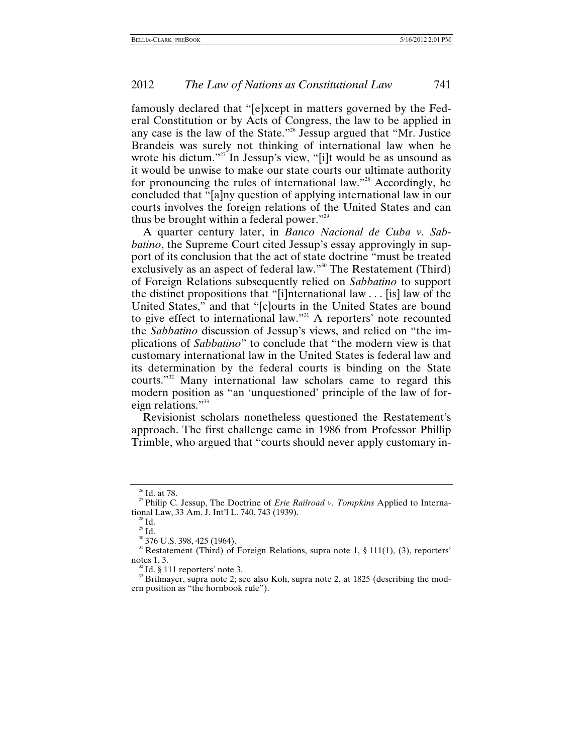famously declared that "[e]xcept in matters governed by the Federal Constitution or by Acts of Congress, the law to be applied in any case is the law of the State."[26] Jessup argued that "Mr. Justice Brandeis was surely not thinking of international law when he wrote his dictum."[27] In Jessup's view, "[i]t would be as unsound as it would be unwise to make our state courts our ultimate authority for pronouncing the rules of international law."[28] Accordingly, he concluded that "[a]ny question of applying international law in our courts involves the foreign relations of the United States and can thus be brought within a federal power."[29]

A quarter century later, in *Banco Nacional de Cuba v. Sabbatino*, the Supreme Court cited Jessup's essay approvingly in support of its conclusion that the act of state doctrine "must be treated exclusively as an aspect of federal law."[30] The Restatement (Third) of Foreign Relations subsequently relied on *Sabbatino* to support the distinct propositions that "[i]nternational law . . . [is] law of the United States," and that "[c]ourts in the United States are bound to give effect to international law."[31] A reporters' note recounted the *Sabbatino* discussion of Jessup's views, and relied on "the implications of *Sabbatino*" to conclude that "the modern view is that customary international law in the United States is federal law and its determination by the federal courts is binding on the State courts."[32] Many international law scholars came to regard this modern position as "an 'unquestioned' principle of the law of foreign relations."[33]

Revisionist scholars nonetheless questioned the Restatement's approach. The first challenge came in 1986 from Professor Phillip Trimble, who argued that "courts should never apply customary in-

---

[26] Id. at 78.

[27] Philip C. Jessup, The Doctrine of *Erie Railroad v. Tompkins* Applied to International Law, 33 Am. J. Int'l L. 740, 743 (1939).

[28] Id.

[29] Id.

[30] 376 U.S. 398, 425 (1964).

[31] Restatement (Third) of Foreign Relations, supra note 1, § 111(1), (3), reporters' notes 1, 3.

[32] Id. § 111 reporters' note 3.

[33] Brilmayer, supra note 2; see also Koh, supra note 2, at 1825 (describing the modern position as "the hornbook rule").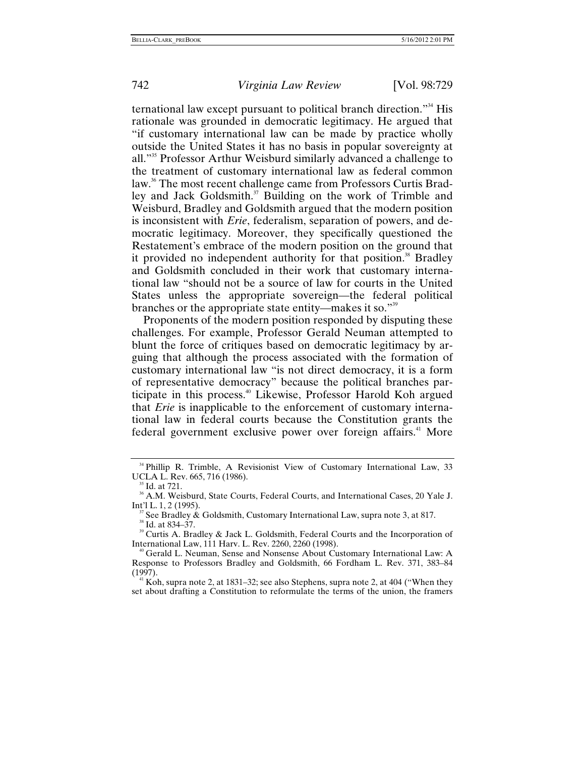ternational law except pursuant to political branch direction."[34] His rationale was grounded in democratic legitimacy. He argued that "if customary international law can be made by practice wholly outside the United States it has no basis in popular sovereignty at all."[35] Professor Arthur Weisburd similarly advanced a challenge to the treatment of customary international law as federal common law.[36] The most recent challenge came from Professors Curtis Bradley and Jack Goldsmith.[37] Building on the work of Trimble and Weisburd, Bradley and Goldsmith argued that the modern position is inconsistent with *Erie*, federalism, separation of powers, and democratic legitimacy. Moreover, they specifically questioned the Restatement's embrace of the modern position on the ground that it provided no independent authority for that position.[38] Bradley and Goldsmith concluded in their work that customary international law "should not be a source of law for courts in the United States unless the appropriate sovereign—the federal political branches or the appropriate state entity—makes it so."[39]

Proponents of the modern position responded by disputing these challenges. For example, Professor Gerald Neuman attempted to blunt the force of critiques based on democratic legitimacy by arguing that although the process associated with the formation of customary international law "is not direct democracy, it is a form of representative democracy" because the political branches participate in this process.[40] Likewise, Professor Harold Koh argued that *Erie* is inapplicable to the enforcement of customary international law in federal courts because the Constitution grants the federal government exclusive power over foreign affairs.[41] More

---

[34] Phillip R. Trimble, A Revisionist View of Customary International Law, 33 UCLA L. Rev. 665, 716 (1986).

[35] Id. at 721.

[36] A.M. Weisburd, State Courts, Federal Courts, and International Cases, 20 Yale J. Int'l L. 1, 2 (1995).

[37] See Bradley & Goldsmith, Customary International Law, supra note 3, at 817.

[38] Id. at 834–37.

[39] Curtis A. Bradley & Jack L. Goldsmith, Federal Courts and the Incorporation of International Law, 111 Harv. L. Rev. 2260, 2260 (1998).

[40] Gerald L. Neuman, Sense and Nonsense About Customary International Law: A Response to Professors Bradley and Goldsmith, 66 Fordham L. Rev. 371, 383–84 (1997).

[41] Koh, supra note 2, at 1831–32; see also Stephens, supra note 2, at 404 ("When they set about drafting a Constitution to reformulate the terms of the union, the framers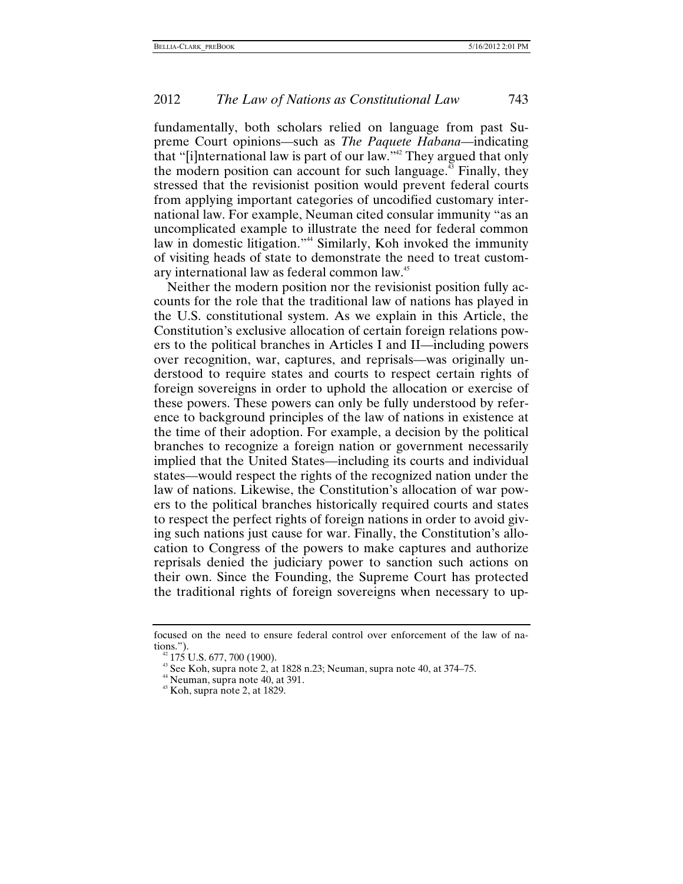fundamentally, both scholars relied on language from past Supreme Court opinions—such as *The Paquete Habana*—indicating that "[i]nternational law is part of our law."[42] They argued that only the modern position can account for such language.[43] Finally, they stressed that the revisionist position would prevent federal courts from applying important categories of uncodified customary international law. For example, Neuman cited consular immunity "as an uncomplicated example to illustrate the need for federal common law in domestic litigation."[44] Similarly, Koh invoked the immunity of visiting heads of state to demonstrate the need to treat customary international law as federal common law.[45]

Neither the modern position nor the revisionist position fully accounts for the role that the traditional law of nations has played in the U.S. constitutional system. As we explain in this Article, the Constitution's exclusive allocation of certain foreign relations powers to the political branches in Articles I and II—including powers over recognition, war, captures, and reprisals—was originally understood to require states and courts to respect certain rights of foreign sovereigns in order to uphold the allocation or exercise of these powers. These powers can only be fully understood by reference to background principles of the law of nations in existence at the time of their adoption. For example, a decision by the political branches to recognize a foreign nation or government necessarily implied that the United States—including its courts and individual states—would respect the rights of the recognized nation under the law of nations. Likewise, the Constitution's allocation of war powers to the political branches historically required courts and states to respect the perfect rights of foreign nations in order to avoid giving such nations just cause for war. Finally, the Constitution's allocation to Congress of the powers to make captures and authorize reprisals denied the judiciary power to sanction such actions on their own. Since the Founding, the Supreme Court has protected the traditional rights of foreign sovereigns when necessary to up-

focused on the need to ensure federal control over enforcement of the law of nations.").

[42] 175 U.S. 677, 700 (1900).

[43] See Koh, supra note 2, at 1828 n.23; Neuman, supra note 40, at 374–75.

[44] Neuman, supra note 40, at 391.

[45] Koh, supra note 2, at 1829.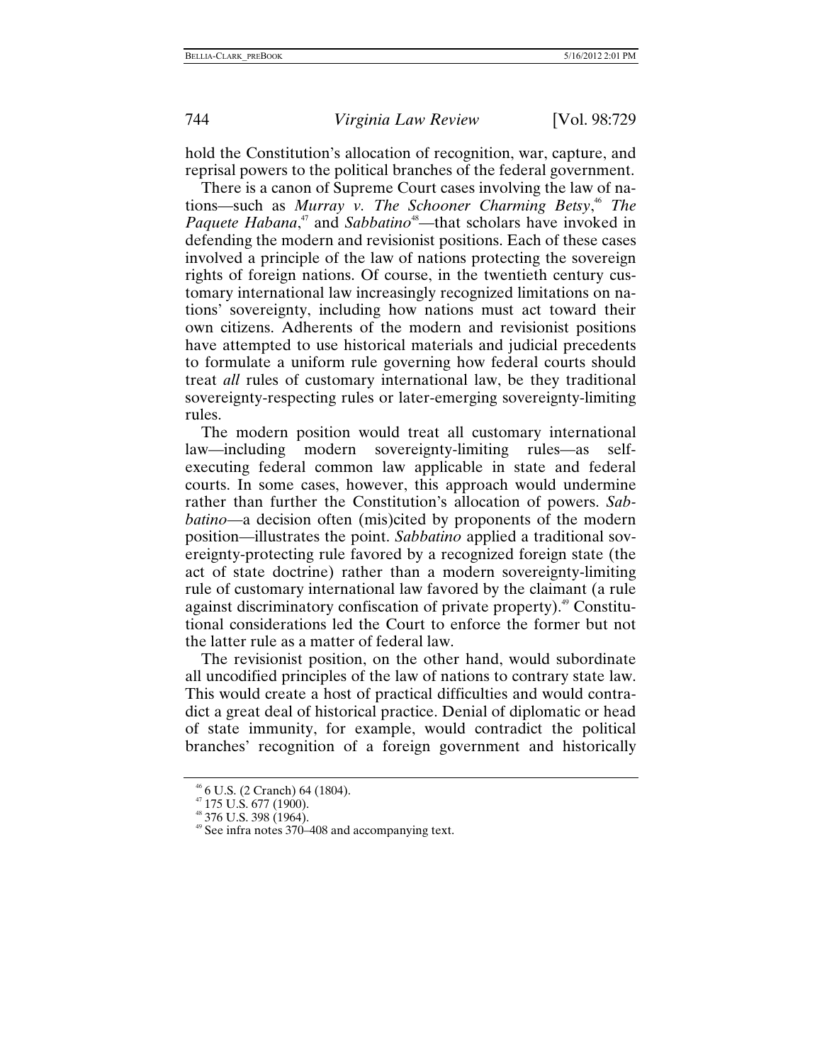hold the Constitution's allocation of recognition, war, capture, and reprisal powers to the political branches of the federal government.

There is a canon of Supreme Court cases involving the law of nations—such as *Murray v. The Schooner Charming Betsy*,[46] *The Paquete Habana*,[47] and *Sabbatino*[48]—that scholars have invoked in defending the modern and revisionist positions. Each of these cases involved a principle of the law of nations protecting the sovereign rights of foreign nations. Of course, in the twentieth century customary international law increasingly recognized limitations on nations' sovereignty, including how nations must act toward their own citizens. Adherents of the modern and revisionist positions have attempted to use historical materials and judicial precedents to formulate a uniform rule governing how federal courts should treat *all* rules of customary international law, be they traditional sovereignty-respecting rules or later-emerging sovereignty-limiting rules.

The modern position would treat all customary international law—including modern sovereignty-limiting rules—as self-executing federal common law applicable in state and federal courts. In some cases, however, this approach would undermine rather than further the Constitution's allocation of powers. *Sabbatino*—a decision often (mis)cited by proponents of the modern position—illustrates the point. *Sabbatino* applied a traditional sovereignty-protecting rule favored by a recognized foreign state (the act of state doctrine) rather than a modern sovereignty-limiting rule of customary international law favored by the claimant (a rule against discriminatory confiscation of private property).[49] Constitutional considerations led the Court to enforce the former but not the latter rule as a matter of federal law.

The revisionist position, on the other hand, would subordinate all uncodified principles of the law of nations to contrary state law. This would create a host of practical difficulties and would contradict a great deal of historical practice. Denial of diplomatic or head of state immunity, for example, would contradict the political branches' recognition of a foreign government and historically

[46] 6 U.S. (2 Cranch) 64 (1804).
[47] 175 U.S. 677 (1900).
[48] 376 U.S. 398 (1964).
[49] See infra notes 370–408 and accompanying text.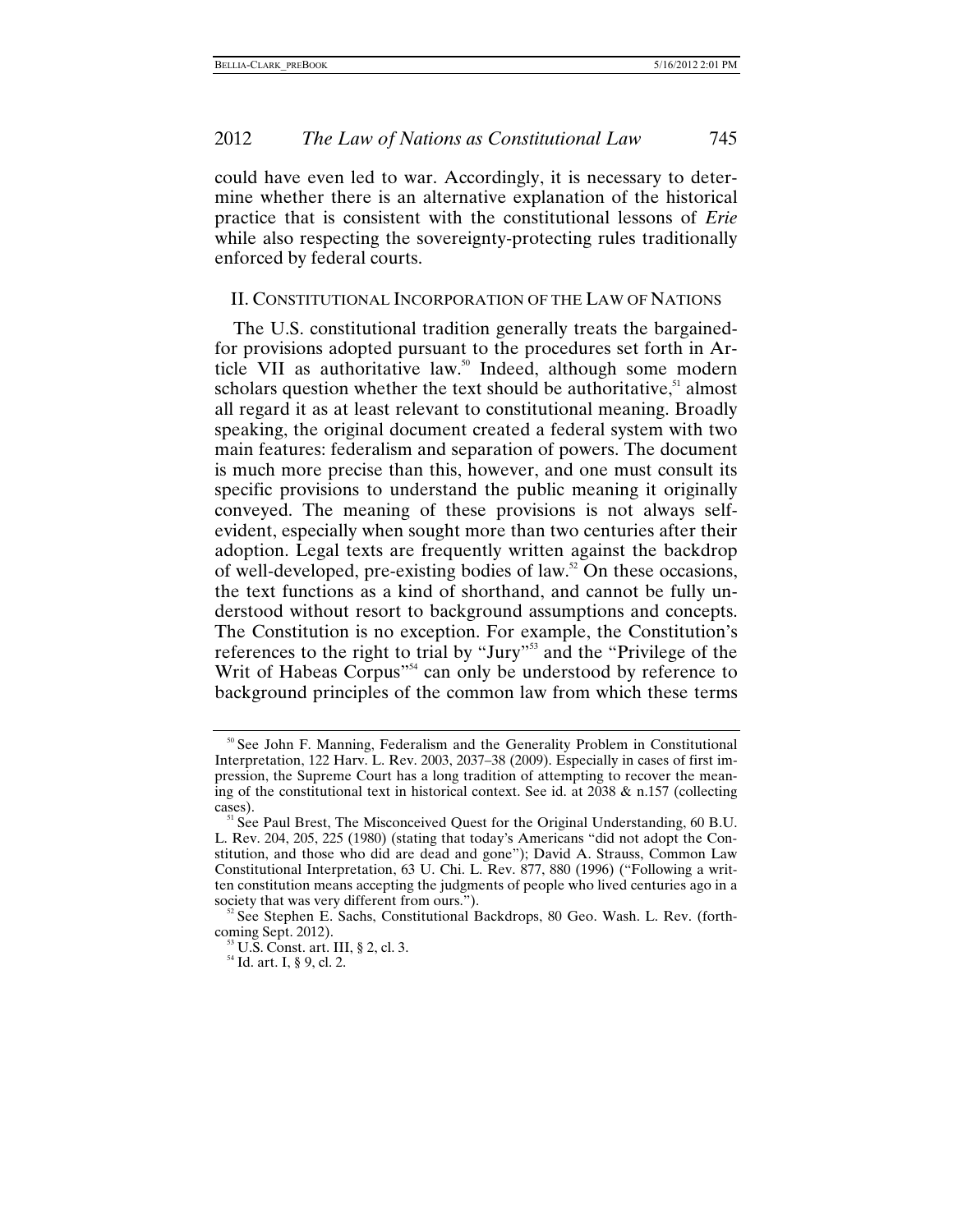could have even led to war. Accordingly, it is necessary to determine whether there is an alternative explanation of the historical practice that is consistent with the constitutional lessons of *Erie* while also respecting the sovereignty-protecting rules traditionally enforced by federal courts.

## II. CONSTITUTIONAL INCORPORATION OF THE LAW OF NATIONS

The U.S. constitutional tradition generally treats the bargained-for provisions adopted pursuant to the procedures set forth in Article VII as authoritative law.[50] Indeed, although some modern scholars question whether the text should be authoritative,[51] almost all regard it as at least relevant to constitutional meaning. Broadly speaking, the original document created a federal system with two main features: federalism and separation of powers. The document is much more precise than this, however, and one must consult its specific provisions to understand the public meaning it originally conveyed. The meaning of these provisions is not always self-evident, especially when sought more than two centuries after their adoption. Legal texts are frequently written against the backdrop of well-developed, pre-existing bodies of law.[52] On these occasions, the text functions as a kind of shorthand, and cannot be fully understood without resort to background assumptions and concepts. The Constitution is no exception. For example, the Constitution's references to the right to trial by "Jury"[53] and the "Privilege of the Writ of Habeas Corpus"[54] can only be understood by reference to background principles of the common law from which these terms

[50] See John F. Manning, Federalism and the Generality Problem in Constitutional Interpretation, 122 Harv. L. Rev. 2003, 2037–38 (2009). Especially in cases of first impression, the Supreme Court has a long tradition of attempting to recover the meaning of the constitutional text in historical context. See id. at 2038 & n.157 (collecting cases).

[51] See Paul Brest, The Misconceived Quest for the Original Understanding, 60 B.U. L. Rev. 204, 205, 225 (1980) (stating that today's Americans "did not adopt the Constitution, and those who did are dead and gone"); David A. Strauss, Common Law Constitutional Interpretation, 63 U. Chi. L. Rev. 877, 880 (1996) ("Following a written constitution means accepting the judgments of people who lived centuries ago in a society that was very different from ours.").

[52] See Stephen E. Sachs, Constitutional Backdrops, 80 Geo. Wash. L. Rev. (forthcoming Sept. 2012).

[53] U.S. Const. art. III, § 2, cl. 3.

[54] Id. art. I, § 9, cl. 2.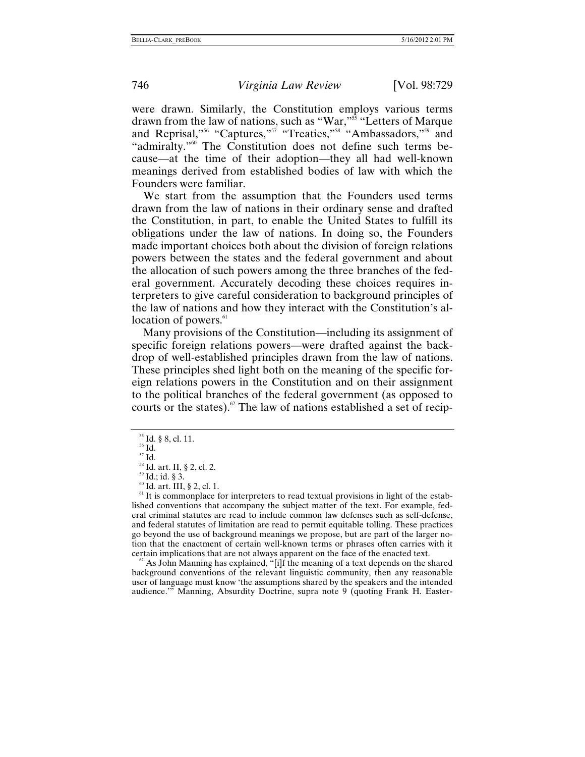were drawn. Similarly, the Constitution employs various terms drawn from the law of nations, such as "War,"[55] "Letters of Marque and Reprisal,"[56] "Captures,"[57] "Treaties,"[58] "Ambassadors,"[59] and "admiralty."[60] The Constitution does not define such terms because—at the time of their adoption—they all had well-known meanings derived from established bodies of law with which the Founders were familiar.

We start from the assumption that the Founders used terms drawn from the law of nations in their ordinary sense and drafted the Constitution, in part, to enable the United States to fulfill its obligations under the law of nations. In doing so, the Founders made important choices both about the division of foreign relations powers between the states and the federal government and about the allocation of such powers among the three branches of the federal government. Accurately decoding these choices requires interpreters to give careful consideration to background principles of the law of nations and how they interact with the Constitution's allocation of powers.[61]

Many provisions of the Constitution—including its assignment of specific foreign relations powers—were drafted against the backdrop of well-established principles drawn from the law of nations. These principles shed light both on the meaning of the specific foreign relations powers in the Constitution and on their assignment to the political branches of the federal government (as opposed to courts or the states).[62] The law of nations established a set of recip-

---

[55] Id. § 8, cl. 11.

[56] Id.

[57] Id.

[58] Id. art. II, § 2, cl. 2.

[59] Id.; id. § 3.

[60] Id. art. III, § 2, cl. 1.

[61] It is commonplace for interpreters to read textual provisions in light of the established conventions that accompany the subject matter of the text. For example, federal criminal statutes are read to include common law defenses such as self-defense, and federal statutes of limitation are read to permit equitable tolling. These practices go beyond the use of background meanings we propose, but are part of the larger notion that the enactment of certain well-known terms or phrases often carries with it certain implications that are not always apparent on the face of the enacted text.

[62] As John Manning has explained, "[i]f the meaning of a text depends on the shared background conventions of the relevant linguistic community, then any reasonable user of language must know 'the assumptions shared by the speakers and the intended audience.'" Manning, Absurdity Doctrine, supra note 9 (quoting Frank H. Easter-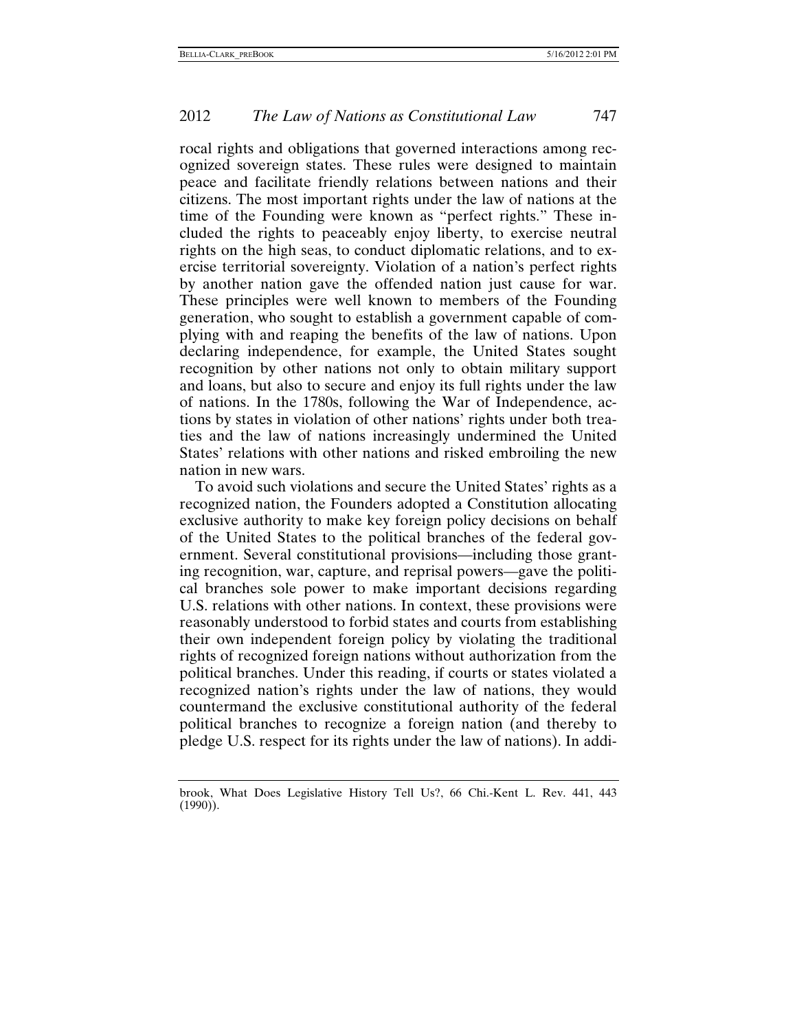rocal rights and obligations that governed interactions among recognized sovereign states. These rules were designed to maintain peace and facilitate friendly relations between nations and their citizens. The most important rights under the law of nations at the time of the Founding were known as "perfect rights." These included the rights to peaceably enjoy liberty, to exercise neutral rights on the high seas, to conduct diplomatic relations, and to exercise territorial sovereignty. Violation of a nation's perfect rights by another nation gave the offended nation just cause for war. These principles were well known to members of the Founding generation, who sought to establish a government capable of complying with and reaping the benefits of the law of nations. Upon declaring independence, for example, the United States sought recognition by other nations not only to obtain military support and loans, but also to secure and enjoy its full rights under the law of nations. In the 1780s, following the War of Independence, actions by states in violation of other nations' rights under both treaties and the law of nations increasingly undermined the United States' relations with other nations and risked embroiling the new nation in new wars.

To avoid such violations and secure the United States' rights as a recognized nation, the Founders adopted a Constitution allocating exclusive authority to make key foreign policy decisions on behalf of the United States to the political branches of the federal government. Several constitutional provisions—including those granting recognition, war, capture, and reprisal powers—gave the political branches sole power to make important decisions regarding U.S. relations with other nations. In context, these provisions were reasonably understood to forbid states and courts from establishing their own independent foreign policy by violating the traditional rights of recognized foreign nations without authorization from the political branches. Under this reading, if courts or states violated a recognized nation's rights under the law of nations, they would countermand the exclusive constitutional authority of the federal political branches to recognize a foreign nation (and thereby to pledge U.S. respect for its rights under the law of nations). In addi-

brook, What Does Legislative History Tell Us?, 66 Chi.-Kent L. Rev. 441, 443 (1990)).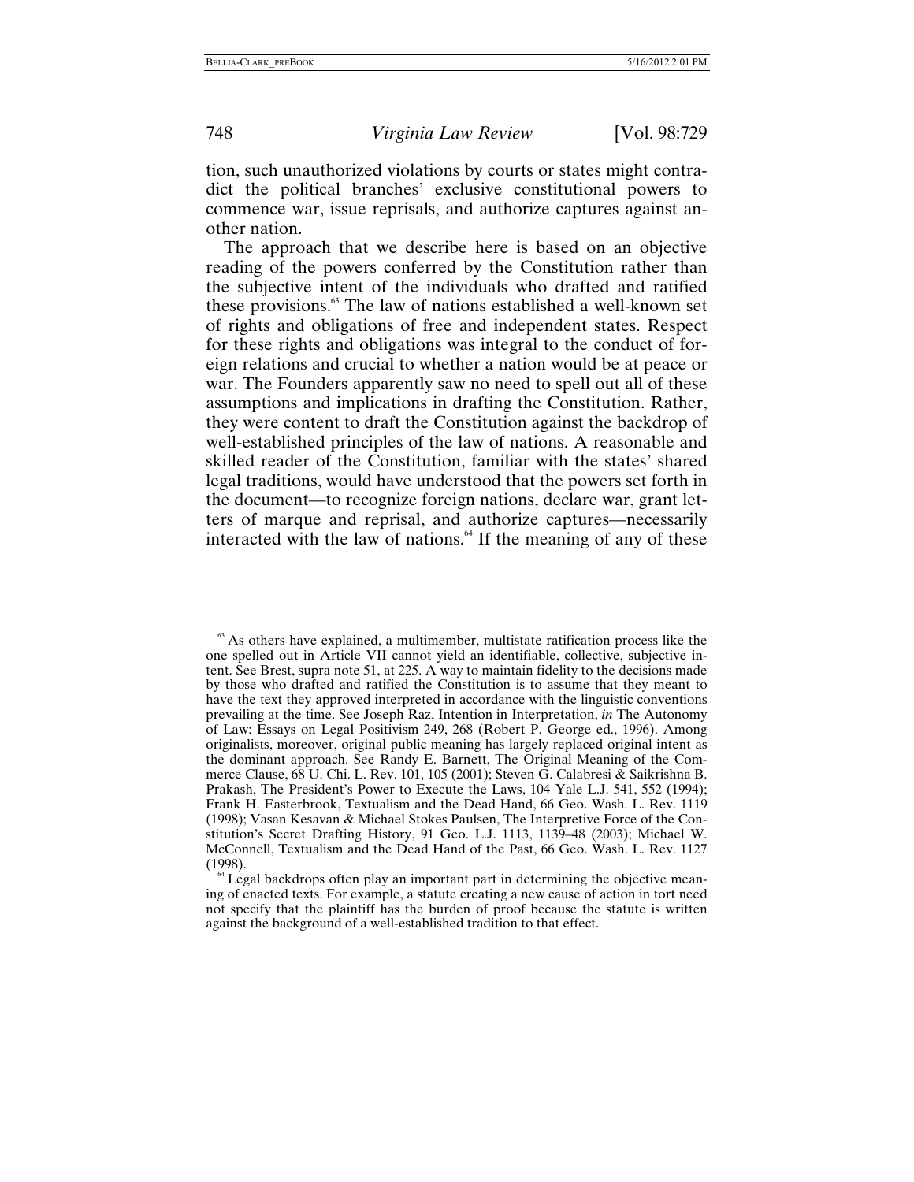tion, such unauthorized violations by courts or states might contradict the political branches' exclusive constitutional powers to commence war, issue reprisals, and authorize captures against another nation.

The approach that we describe here is based on an objective reading of the powers conferred by the Constitution rather than the subjective intent of the individuals who drafted and ratified these provisions.[63] The law of nations established a well-known set of rights and obligations of free and independent states. Respect for these rights and obligations was integral to the conduct of foreign relations and crucial to whether a nation would be at peace or war. The Founders apparently saw no need to spell out all of these assumptions and implications in drafting the Constitution. Rather, they were content to draft the Constitution against the backdrop of well-established principles of the law of nations. A reasonable and skilled reader of the Constitution, familiar with the states' shared legal traditions, would have understood that the powers set forth in the document—to recognize foreign nations, declare war, grant letters of marque and reprisal, and authorize captures—necessarily interacted with the law of nations.[64] If the meaning of any of these

---

[63] As others have explained, a multimember, multistate ratification process like the one spelled out in Article VII cannot yield an identifiable, collective, subjective intent. See Brest, supra note 51, at 225. A way to maintain fidelity to the decisions made by those who drafted and ratified the Constitution is to assume that they meant to have the text they approved interpreted in accordance with the linguistic conventions prevailing at the time. See Joseph Raz, Intention in Interpretation, *in* The Autonomy of Law: Essays on Legal Positivism 249, 268 (Robert P. George ed., 1996). Among originalists, moreover, original public meaning has largely replaced original intent as the dominant approach. See Randy E. Barnett, The Original Meaning of the Commerce Clause, 68 U. Chi. L. Rev. 101, 105 (2001); Steven G. Calabresi & Saikrishna B. Prakash, The President's Power to Execute the Laws, 104 Yale L.J. 541, 552 (1994); Frank H. Easterbrook, Textualism and the Dead Hand, 66 Geo. Wash. L. Rev. 1119 (1998); Vasan Kesavan & Michael Stokes Paulsen, The Interpretive Force of the Constitution's Secret Drafting History, 91 Geo. L.J. 1113, 1139–48 (2003); Michael W. McConnell, Textualism and the Dead Hand of the Past, 66 Geo. Wash. L. Rev. 1127 (1998).

[64] Legal backdrops often play an important part in determining the objective meaning of enacted texts. For example, a statute creating a new cause of action in tort need not specify that the plaintiff has the burden of proof because the statute is written against the background of a well-established tradition to that effect.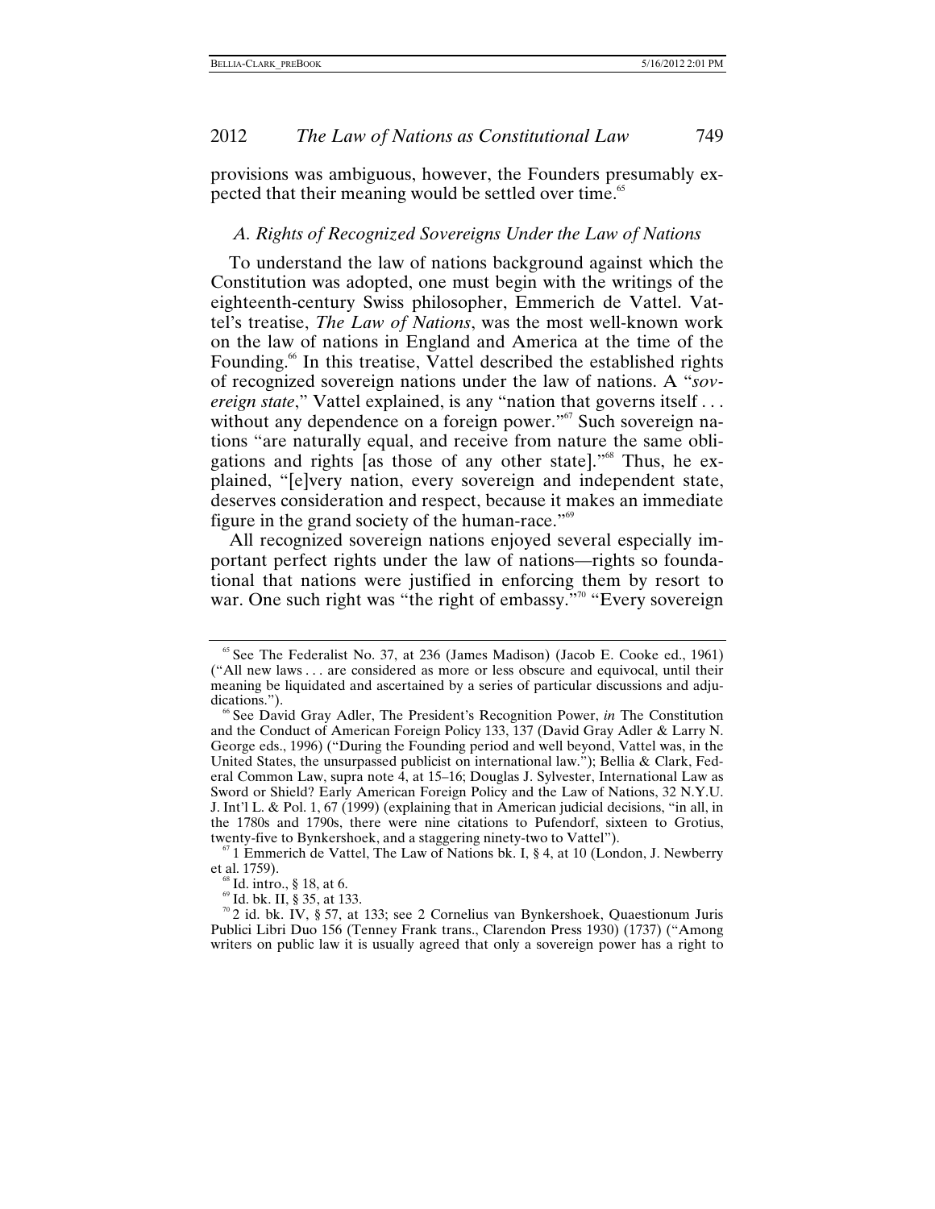provisions was ambiguous, however, the Founders presumably expected that their meaning would be settled over time.[65]

### *A. Rights of Recognized Sovereigns Under the Law of Nations*

To understand the law of nations background against which the Constitution was adopted, one must begin with the writings of the eighteenth-century Swiss philosopher, Emmerich de Vattel. Vattel's treatise, *The Law of Nations*, was the most well-known work on the law of nations in England and America at the time of the Founding.[66] In this treatise, Vattel described the established rights of recognized sovereign nations under the law of nations. A "*sovereign state*," Vattel explained, is any "nation that governs itself . . . without any dependence on a foreign power."[67] Such sovereign nations "are naturally equal, and receive from nature the same obligations and rights [as those of any other state]."[68] Thus, he explained, "[e]very nation, every sovereign and independent state, deserves consideration and respect, because it makes an immediate figure in the grand society of the human-race."[69]

All recognized sovereign nations enjoyed several especially important perfect rights under the law of nations—rights so foundational that nations were justified in enforcing them by resort to war. One such right was "the right of embassy."[70] "Every sovereign

---

[65] See The Federalist No. 37, at 236 (James Madison) (Jacob E. Cooke ed., 1961) ("All new laws . . . are considered as more or less obscure and equivocal, until their meaning be liquidated and ascertained by a series of particular discussions and adjudications.").

[66] See David Gray Adler, The President's Recognition Power, *in* The Constitution and the Conduct of American Foreign Policy 133, 137 (David Gray Adler & Larry N. George eds., 1996) ("During the Founding period and well beyond, Vattel was, in the United States, the unsurpassed publicist on international law."); Bellia & Clark, Federal Common Law, supra note 4, at 15–16; Douglas J. Sylvester, International Law as Sword or Shield? Early American Foreign Policy and the Law of Nations, 32 N.Y.U. J. Int'l L. & Pol. 1, 67 (1999) (explaining that in American judicial decisions, "in all, in the 1780s and 1790s, there were nine citations to Pufendorf, sixteen to Grotius, twenty-five to Bynkershoek, and a staggering ninety-two to Vattel").

[67] 1 Emmerich de Vattel, The Law of Nations bk. I, § 4, at 10 (London, J. Newberry et al. 1759).

[68] Id. intro., § 18, at 6.

[69] Id. bk. II, § 35, at 133.

[70] 2 id. bk. IV, § 57, at 133; see 2 Cornelius van Bynkershoek, Quaestionum Juris Publici Libri Duo 156 (Tenney Frank trans., Clarendon Press 1930) (1737) ("Among writers on public law it is usually agreed that only a sovereign power has a right to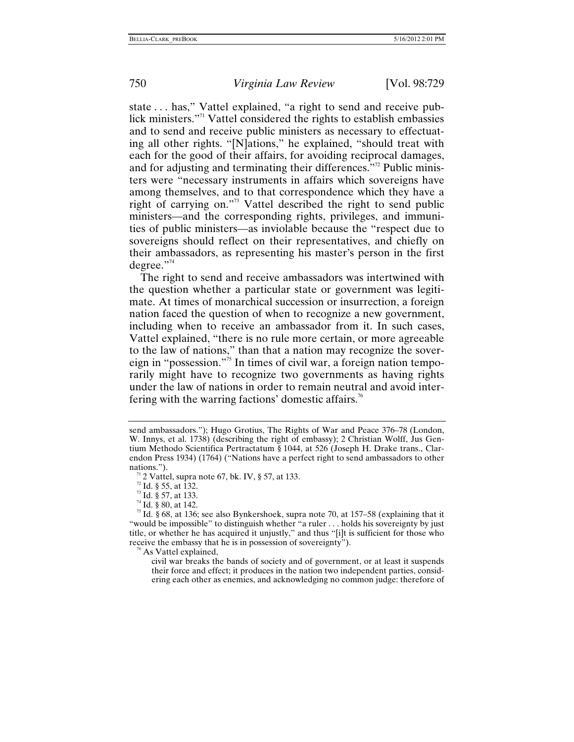state . . . has," Vattel explained, "a right to send and receive publick ministers."[71] Vattel considered the rights to establish embassies and to send and receive public ministers as necessary to effectuating all other rights. "[N]ations," he explained, "should treat with each for the good of their affairs, for avoiding reciprocal damages, and for adjusting and terminating their differences."[72] Public ministers were "necessary instruments in affairs which sovereigns have among themselves, and to that correspondence which they have a right of carrying on."[73] Vattel described the right to send public ministers—and the corresponding rights, privileges, and immunities of public ministers—as inviolable because the "respect due to sovereigns should reflect on their representatives, and chiefly on their ambassadors, as representing his master's person in the first degree."[74]

The right to send and receive ambassadors was intertwined with the question whether a particular state or government was legitimate. At times of monarchical succession or insurrection, a foreign nation faced the question of when to recognize a new government, including when to receive an ambassador from it. In such cases, Vattel explained, "there is no rule more certain, or more agreeable to the law of nations," than that a nation may recognize the sovereign in "possession."[75] In times of civil war, a foreign nation temporarily might have to recognize two governments as having rights under the law of nations in order to remain neutral and avoid interfering with the warring factions' domestic affairs.[76]

---

send ambassadors."); Hugo Grotius, The Rights of War and Peace 376–78 (London, W. Innys, et al. 1738) (describing the right of embassy); 2 Christian Wolff, Jus Gentium Methodo Scientifica Pertractatum § 1044, at 526 (Joseph H. Drake trans., Clarendon Press 1934) (1764) ("Nations have a perfect right to send ambassadors to other nations.").

[71] 2 Vattel, supra note 67, bk. IV, § 57, at 133.

[72] Id. § 55, at 132.

[73] Id. § 57, at 133.

[74] Id. § 80, at 142.

[75] Id. § 68, at 136; see also Bynkershoek, supra note 70, at 157–58 (explaining that it "would be impossible" to distinguish whether "a ruler . . . holds his sovereignty by just title, or whether he has acquired it unjustly," and thus "[i]t is sufficient for those who receive the embassy that he is in possession of sovereignty").

[76] As Vattel explained,

> civil war breaks the bands of society and of government, or at least it suspends their force and effect; it produces in the nation two independent parties, considering each other as enemies, and acknowledging no common judge: therefore of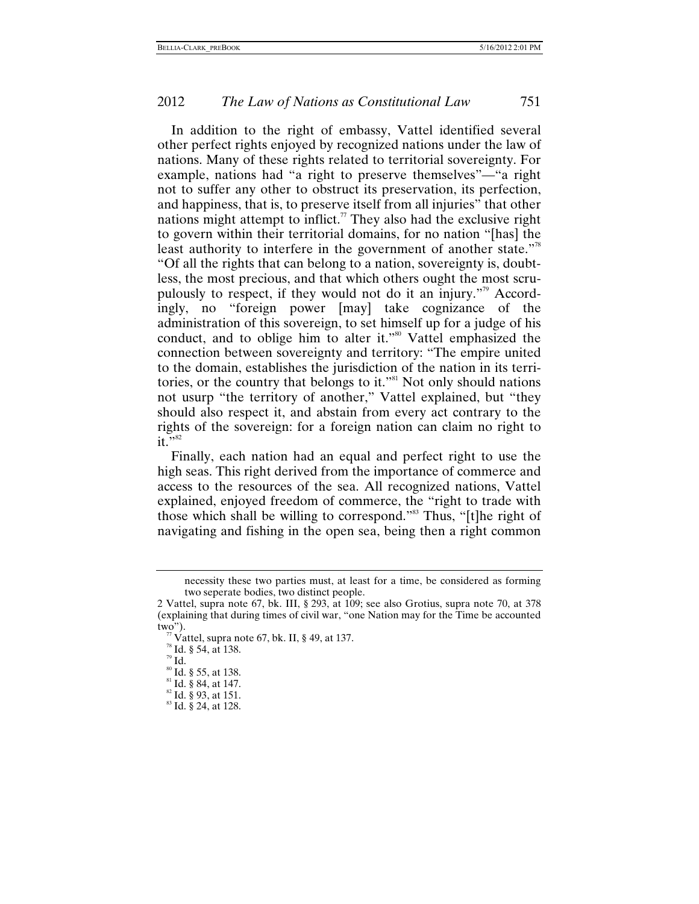In addition to the right of embassy, Vattel identified several other perfect rights enjoyed by recognized nations under the law of nations. Many of these rights related to territorial sovereignty. For example, nations had "a right to preserve themselves"—"a right not to suffer any other to obstruct its preservation, its perfection, and happiness, that is, to preserve itself from all injuries" that other nations might attempt to inflict.[77] They also had the exclusive right to govern within their territorial domains, for no nation "[has] the least authority to interfere in the government of another state."[78] "Of all the rights that can belong to a nation, sovereignty is, doubtless, the most precious, and that which others ought the most scrupulously to respect, if they would not do it an injury."[79] Accordingly, no "foreign power [may] take cognizance of the administration of this sovereign, to set himself up for a judge of his conduct, and to oblige him to alter it."[80] Vattel emphasized the connection between sovereignty and territory: "The empire united to the domain, establishes the jurisdiction of the nation in its territories, or the country that belongs to it."[81] Not only should nations not usurp "the territory of another," Vattel explained, but "they should also respect it, and abstain from every act contrary to the rights of the sovereign: for a foreign nation can claim no right to it."[82]

Finally, each nation had an equal and perfect right to use the high seas. This right derived from the importance of commerce and access to the resources of the sea. All recognized nations, Vattel explained, enjoyed freedom of commerce, the "right to trade with those which shall be willing to correspond."[83] Thus, "[t]he right of navigating and fishing in the open sea, being then a right common

---

necessity these two parties must, at least for a time, be considered as forming two seperate bodies, two distinct people.

2 Vattel, supra note 67, bk. III, § 293, at 109; see also Grotius, supra note 70, at 378 (explaining that during times of civil war, "one Nation may for the Time be accounted two").

[77] Vattel, supra note 67, bk. II, § 49, at 137.

[78] Id. § 54, at 138.

[79] Id.

[80] Id. § 55, at 138.

[81] Id. § 84, at 147.

[82] Id. § 93, at 151.

[83] Id. § 24, at 128.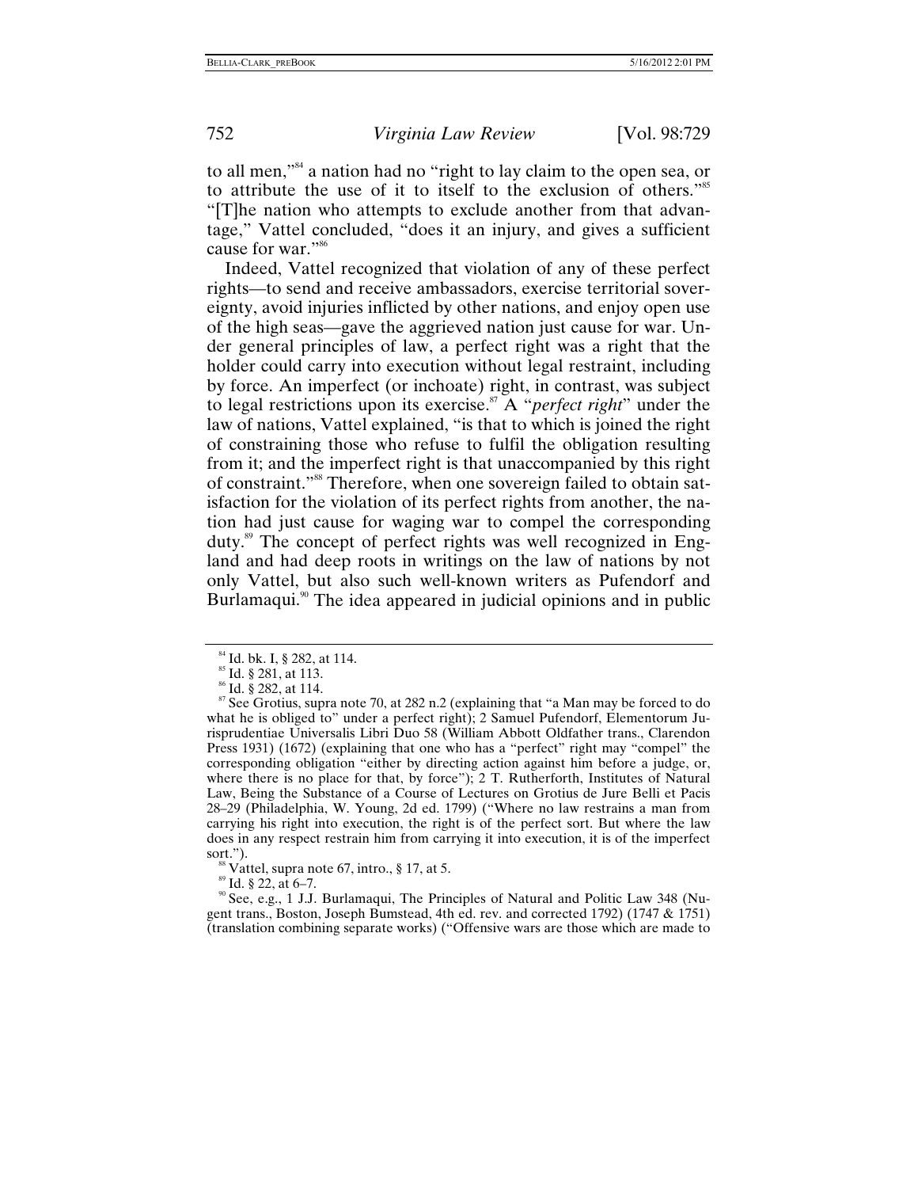to all men,"[84] a nation had no "right to lay claim to the open sea, or to attribute the use of it to itself to the exclusion of others."[85] "[T]he nation who attempts to exclude another from that advantage," Vattel concluded, "does it an injury, and gives a sufficient cause for war."[86]

Indeed, Vattel recognized that violation of any of these perfect rights—to send and receive ambassadors, exercise territorial sovereignty, avoid injuries inflicted by other nations, and enjoy open use of the high seas—gave the aggrieved nation just cause for war. Under general principles of law, a perfect right was a right that the holder could carry into execution without legal restraint, including by force. An imperfect (or inchoate) right, in contrast, was subject to legal restrictions upon its exercise.[87] A "*perfect right*" under the law of nations, Vattel explained, "is that to which is joined the right of constraining those who refuse to fulfil the obligation resulting from it; and the imperfect right is that unaccompanied by this right of constraint."[88] Therefore, when one sovereign failed to obtain satisfaction for the violation of its perfect rights from another, the nation had just cause for waging war to compel the corresponding duty.[89] The concept of perfect rights was well recognized in England and had deep roots in writings on the law of nations by not only Vattel, but also such well-known writers as Pufendorf and Burlamaqui.[90] The idea appeared in judicial opinions and in public

---

[84] Id. bk. I, § 282, at 114.

[85] Id. § 281, at 113.

[86] Id. § 282, at 114.

[87] See Grotius, supra note 70, at 282 n.2 (explaining that "a Man may be forced to do what he is obliged to" under a perfect right); 2 Samuel Pufendorf, Elementorum Jurisprudentiae Universalis Libri Duo 58 (William Abbott Oldfather trans., Clarendon Press 1931) (1672) (explaining that one who has a "perfect" right may "compel" the corresponding obligation "either by directing action against him before a judge, or, where there is no place for that, by force"); 2 T. Rutherforth, Institutes of Natural Law, Being the Substance of a Course of Lectures on Grotius de Jure Belli et Pacis 28–29 (Philadelphia, W. Young, 2d ed. 1799) ("Where no law restrains a man from carrying his right into execution, the right is of the perfect sort. But where the law does in any respect restrain him from carrying it into execution, it is of the imperfect sort.").

[88] Vattel, supra note 67, intro., § 17, at 5.

[89] Id. § 22, at 6–7.

[90] See, e.g., 1 J.J. Burlamaqui, The Principles of Natural and Politic Law 348 (Nugent trans., Boston, Joseph Bumstead, 4th ed. rev. and corrected 1792) (1747 & 1751) (translation combining separate works) ("Offensive wars are those which are made to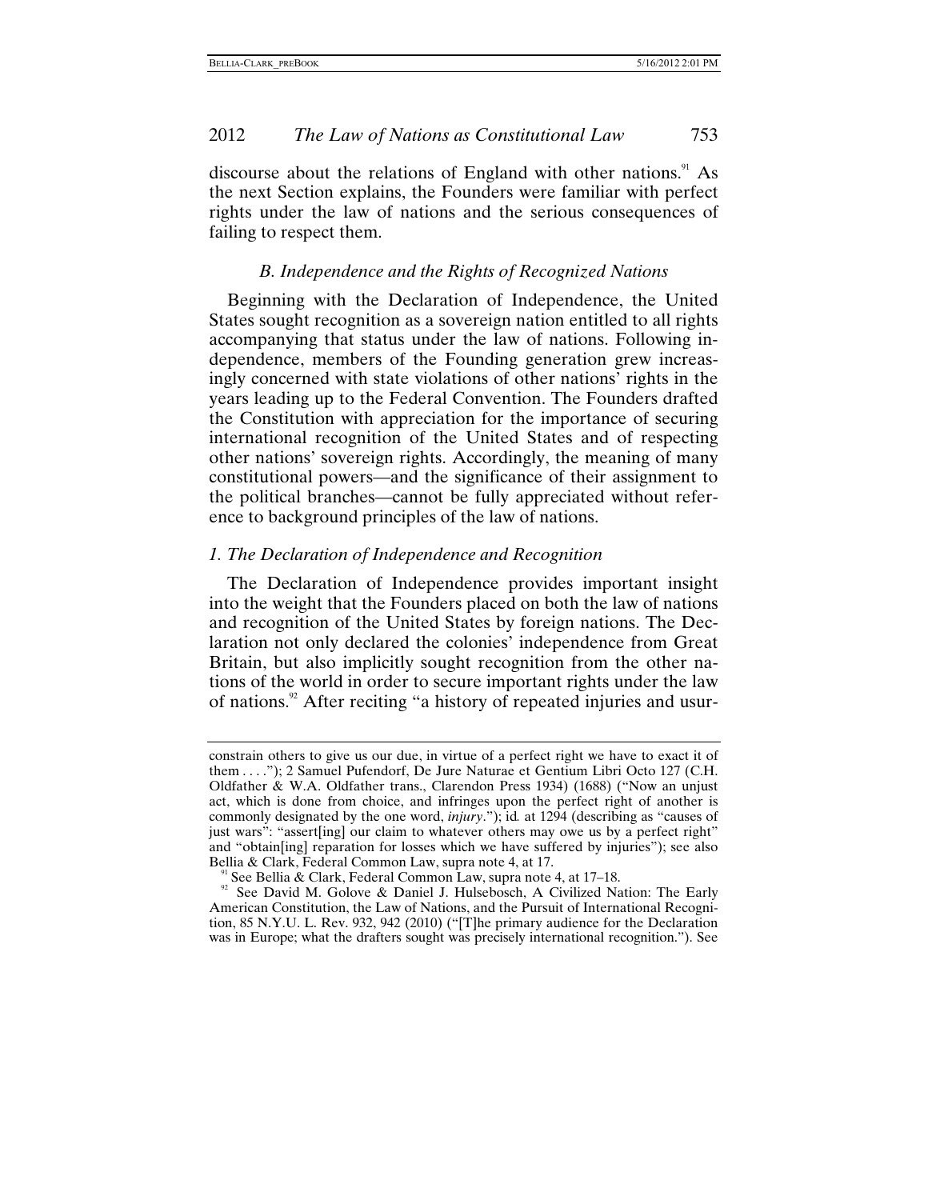discourse about the relations of England with other nations.[91] As the next Section explains, the Founders were familiar with perfect rights under the law of nations and the serious consequences of failing to respect them.

### *B. Independence and the Rights of Recognized Nations*

Beginning with the Declaration of Independence, the United States sought recognition as a sovereign nation entitled to all rights accompanying that status under the law of nations. Following independence, members of the Founding generation grew increasingly concerned with state violations of other nations' rights in the years leading up to the Federal Convention. The Founders drafted the Constitution with appreciation for the importance of securing international recognition of the United States and of respecting other nations' sovereign rights. Accordingly, the meaning of many constitutional powers—and the significance of their assignment to the political branches—cannot be fully appreciated without reference to background principles of the law of nations.

#### *1. The Declaration of Independence and Recognition*

The Declaration of Independence provides important insight into the weight that the Founders placed on both the law of nations and recognition of the United States by foreign nations. The Declaration not only declared the colonies' independence from Great Britain, but also implicitly sought recognition from the other nations of the world in order to secure important rights under the law of nations.[92] After reciting "a history of repeated injuries and usur-

---

constrain others to give us our due, in virtue of a perfect right we have to exact it of them . . . ."); 2 Samuel Pufendorf, De Jure Naturae et Gentium Libri Octo 127 (C.H. Oldfather & W.A. Oldfather trans., Clarendon Press 1934) (1688) ("Now an unjust act, which is done from choice, and infringes upon the perfect right of another is commonly designated by the one word, *injury*."); id. at 1294 (describing as "causes of just wars": "assert[ing] our claim to whatever others may owe us by a perfect right" and "obtain[ing] reparation for losses which we have suffered by injuries"); see also Bellia & Clark, Federal Common Law, supra note 4, at 17.

[91] See Bellia & Clark, Federal Common Law, supra note 4, at 17–18.

[92] See David M. Golove & Daniel J. Hulsebosch, A Civilized Nation: The Early American Constitution, the Law of Nations, and the Pursuit of International Recognition, 85 N.Y.U. L. Rev. 932, 942 (2010) ("[T]he primary audience for the Declaration was in Europe; what the drafters sought was precisely international recognition."). See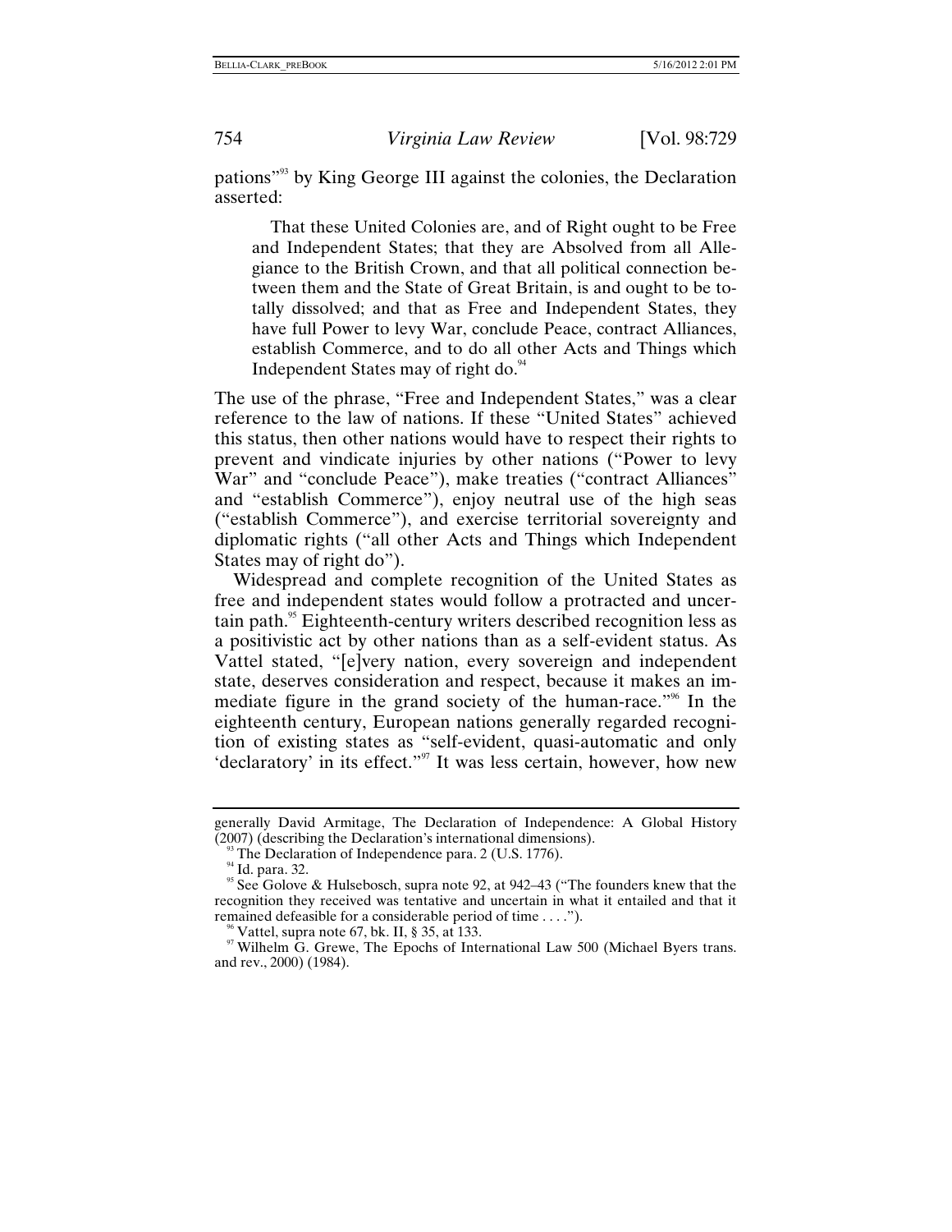pations"[93] by King George III against the colonies, the Declaration asserted:

> That these United Colonies are, and of Right ought to be Free and Independent States; that they are Absolved from all Allegiance to the British Crown, and that all political connection between them and the State of Great Britain, is and ought to be totally dissolved; and that as Free and Independent States, they have full Power to levy War, conclude Peace, contract Alliances, establish Commerce, and to do all other Acts and Things which Independent States may of right do.[94]

The use of the phrase, "Free and Independent States," was a clear reference to the law of nations. If these "United States" achieved this status, then other nations would have to respect their rights to prevent and vindicate injuries by other nations ("Power to levy War" and "conclude Peace"), make treaties ("contract Alliances" and "establish Commerce"), enjoy neutral use of the high seas ("establish Commerce"), and exercise territorial sovereignty and diplomatic rights ("all other Acts and Things which Independent States may of right do").

Widespread and complete recognition of the United States as free and independent states would follow a protracted and uncertain path.[95] Eighteenth-century writers described recognition less as a positivistic act by other nations than as a self-evident status. As Vattel stated, "[e]very nation, every sovereign and independent state, deserves consideration and respect, because it makes an immediate figure in the grand society of the human-race."[96] In the eighteenth century, European nations generally regarded recognition of existing states as "self-evident, quasi-automatic and only 'declaratory' in its effect."[97] It was less certain, however, how new

---

generally David Armitage, The Declaration of Independence: A Global History (2007) (describing the Declaration's international dimensions).

[93] The Declaration of Independence para. 2 (U.S. 1776).

[94] Id. para. 32.

[95] See Golove & Hulsebosch, supra note 92, at 942–43 ("The founders knew that the recognition they received was tentative and uncertain in what it entailed and that it remained defeasible for a considerable period of time . . . .").

[96] Vattel, supra note 67, bk. II, § 35, at 133.

[97] Wilhelm G. Grewe, The Epochs of International Law 500 (Michael Byers trans. and rev., 2000) (1984).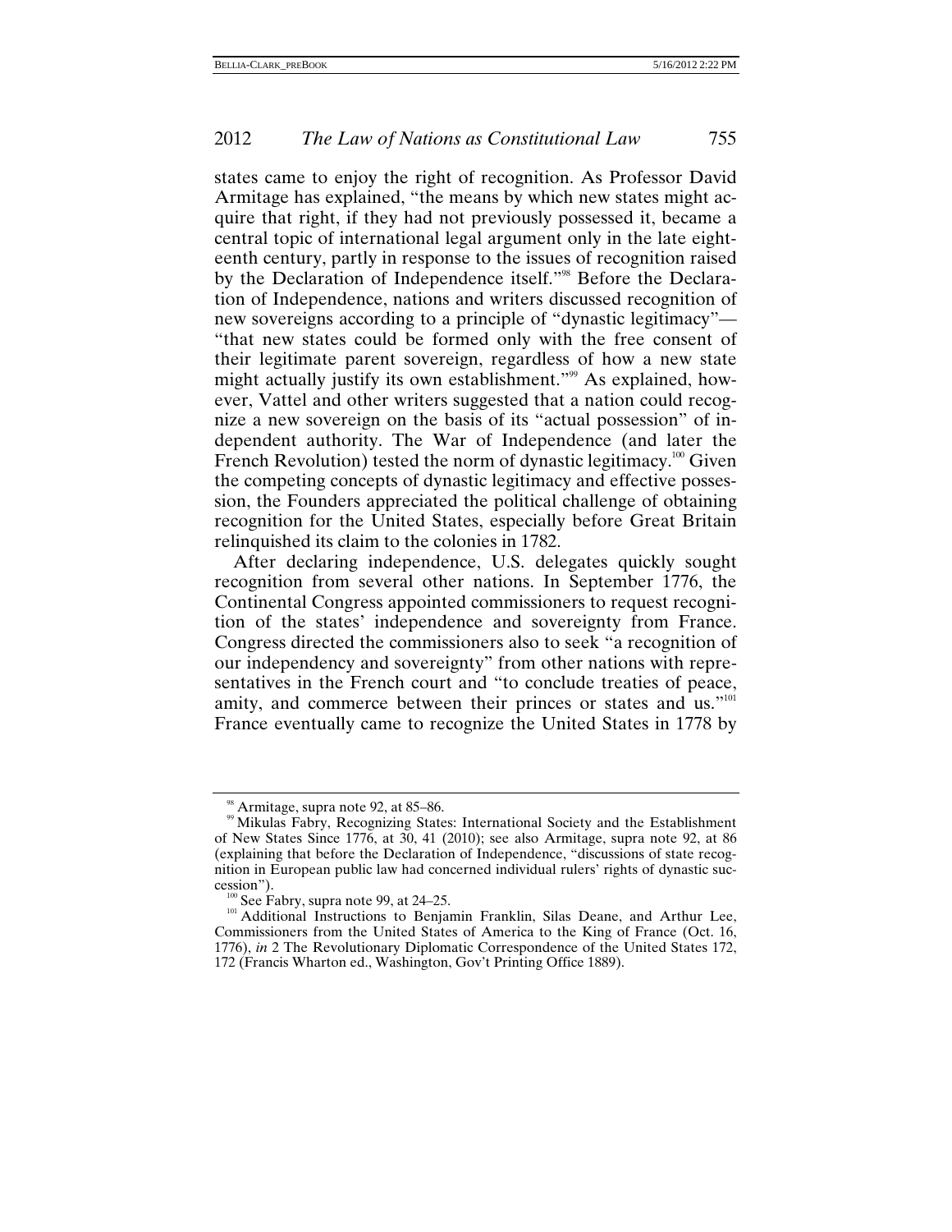states came to enjoy the right of recognition. As Professor David Armitage has explained, "the means by which new states might acquire that right, if they had not previously possessed it, became a central topic of international legal argument only in the late eighteenth century, partly in response to the issues of recognition raised by the Declaration of Independence itself."[98] Before the Declaration of Independence, nations and writers discussed recognition of new sovereigns according to a principle of "dynastic legitimacy"—"that new states could be formed only with the free consent of their legitimate parent sovereign, regardless of how a new state might actually justify its own establishment."[99] As explained, however, Vattel and other writers suggested that a nation could recognize a new sovereign on the basis of its "actual possession" of independent authority. The War of Independence (and later the French Revolution) tested the norm of dynastic legitimacy.[100] Given the competing concepts of dynastic legitimacy and effective possession, the Founders appreciated the political challenge of obtaining recognition for the United States, especially before Great Britain relinquished its claim to the colonies in 1782.

After declaring independence, U.S. delegates quickly sought recognition from several other nations. In September 1776, the Continental Congress appointed commissioners to request recognition of the states' independence and sovereignty from France. Congress directed the commissioners also to seek "a recognition of our independency and sovereignty" from other nations with representatives in the French court and "to conclude treaties of peace, amity, and commerce between their princes or states and us."[101] France eventually came to recognize the United States in 1778 by

---

[98] Armitage, supra note 92, at 85–86.

[99] Mikulas Fabry, Recognizing States: International Society and the Establishment of New States Since 1776, at 30, 41 (2010); see also Armitage, supra note 92, at 86 (explaining that before the Declaration of Independence, "discussions of state recognition in European public law had concerned individual rulers' rights of dynastic succession").

[100] See Fabry, supra note 99, at 24–25.

[101] Additional Instructions to Benjamin Franklin, Silas Deane, and Arthur Lee, Commissioners from the United States of America to the King of France (Oct. 16, 1776), *in* 2 The Revolutionary Diplomatic Correspondence of the United States 172, 172 (Francis Wharton ed., Washington, Gov't Printing Office 1889).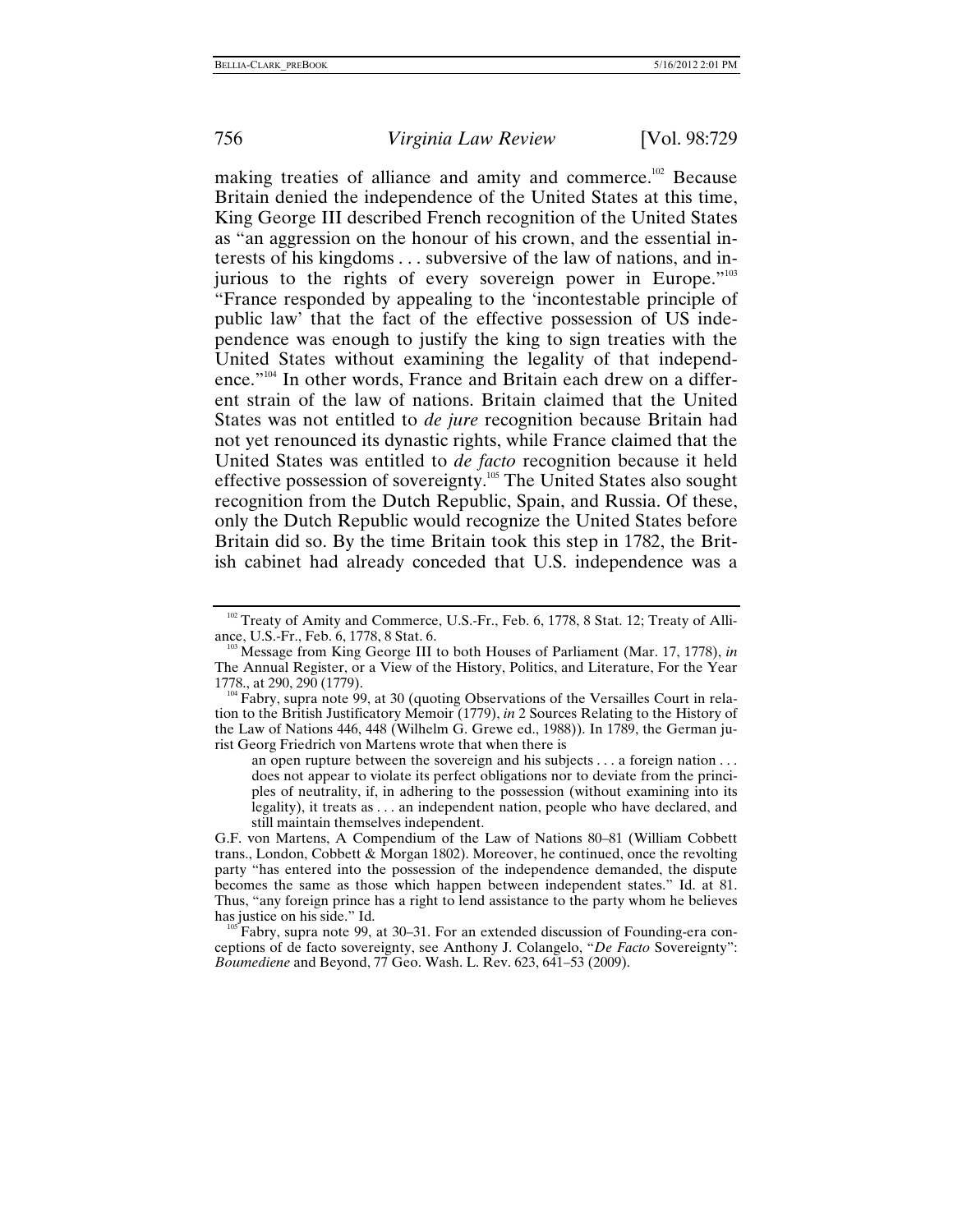making treaties of alliance and amity and commerce.[102] Because Britain denied the independence of the United States at this time, King George III described French recognition of the United States as "an aggression on the honour of his crown, and the essential interests of his kingdoms . . . subversive of the law of nations, and injurious to the rights of every sovereign power in Europe."[103] "France responded by appealing to the 'incontestable principle of public law' that the fact of the effective possession of US independence was enough to justify the king to sign treaties with the United States without examining the legality of that independence."[104] In other words, France and Britain each drew on a different strain of the law of nations. Britain claimed that the United States was not entitled to *de jure* recognition because Britain had not yet renounced its dynastic rights, while France claimed that the United States was entitled to *de facto* recognition because it held effective possession of sovereignty.[105] The United States also sought recognition from the Dutch Republic, Spain, and Russia. Of these, only the Dutch Republic would recognize the United States before Britain did so. By the time Britain took this step in 1782, the British cabinet had already conceded that U.S. independence was a

---

[102] Treaty of Amity and Commerce, U.S.-Fr., Feb. 6, 1778, 8 Stat. 12; Treaty of Alliance, U.S.-Fr., Feb. 6, 1778, 8 Stat. 6.

[103] Message from King George III to both Houses of Parliament (Mar. 17, 1778), *in* The Annual Register, or a View of the History, Politics, and Literature, For the Year 1778., at 290, 290 (1779).

[104] Fabry, supra note 99, at 30 (quoting Observations of the Versailles Court in relation to the British Justificatory Memoir (1779), *in* 2 Sources Relating to the History of the Law of Nations 446, 448 (Wilhelm G. Grewe ed., 1988)). In 1789, the German jurist Georg Friedrich von Martens wrote that when there is

> an open rupture between the sovereign and his subjects . . . a foreign nation . . . does not appear to violate its perfect obligations nor to deviate from the principles of neutrality, if, in adhering to the possession (without examining into its legality), it treats as . . . an independent nation, people who have declared, and still maintain themselves independent.

G.F. von Martens, A Compendium of the Law of Nations 80–81 (William Cobbett trans., London, Cobbett & Morgan 1802). Moreover, he continued, once the revolting party "has entered into the possession of the independence demanded, the dispute becomes the same as those which happen between independent states." Id. at 81. Thus, "any foreign prince has a right to lend assistance to the party whom he believes has justice on his side." Id.

[105] Fabry, supra note 99, at 30–31. For an extended discussion of Founding-era conceptions of de facto sovereignty, see Anthony J. Colangelo, "*De Facto* Sovereignty": *Boumediene* and Beyond, 77 Geo. Wash. L. Rev. 623, 641–53 (2009).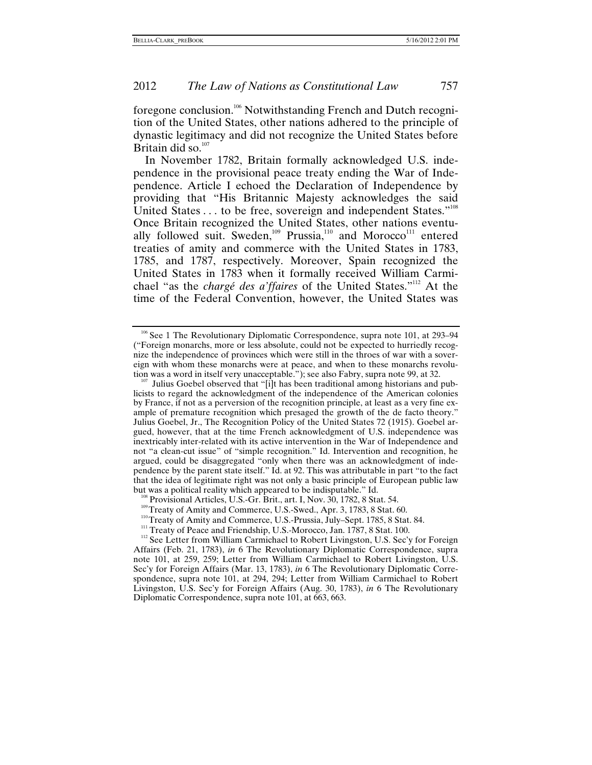foregone conclusion.[106] Notwithstanding French and Dutch recognition of the United States, other nations adhered to the principle of dynastic legitimacy and did not recognize the United States before Britain did so.[107]

In November 1782, Britain formally acknowledged U.S. independence in the provisional peace treaty ending the War of Independence. Article I echoed the Declaration of Independence by providing that "His Britannic Majesty acknowledges the said United States . . . to be free, sovereign and independent States."[108] Once Britain recognized the United States, other nations eventually followed suit. Sweden,[109] Prussia,[110] and Morocco[111] entered treaties of amity and commerce with the United States in 1783, 1785, and 1787, respectively. Moreover, Spain recognized the United States in 1783 when it formally received William Carmichael "as the *chargé des a'ffaires* of the United States."[112] At the time of the Federal Convention, however, the United States was

---

[106] See 1 The Revolutionary Diplomatic Correspondence, supra note 101, at 293–94 ("Foreign monarchs, more or less absolute, could not be expected to hurriedly recognize the independence of provinces which were still in the throes of war with a sovereign with whom these monarchs were at peace, and when to these monarchs revolution was a word in itself very unacceptable."); see also Fabry, supra note 99, at 32.

[107] Julius Goebel observed that "[i]t has been traditional among historians and publicists to regard the acknowledgment of the independence of the American colonies by France, if not as a perversion of the recognition principle, at least as a very fine example of premature recognition which presaged the growth of the de facto theory." Julius Goebel, Jr., The Recognition Policy of the United States 72 (1915). Goebel argued, however, that at the time French acknowledgment of U.S. independence was inextricably inter-related with its active intervention in the War of Independence and not "a clean-cut issue" of "simple recognition." Id. Intervention and recognition, he argued, could be disaggregated "only when there was an acknowledgment of independence by the parent state itself." Id. at 92. This was attributable in part "to the fact that the idea of legitimate right was not only a basic principle of European public law but was a political reality which appeared to be indisputable." Id.

[108] Provisional Articles, U.S.-Gr. Brit., art. I, Nov. 30, 1782, 8 Stat. 54.

[109] Treaty of Amity and Commerce, U.S.-Swed., Apr. 3, 1783, 8 Stat. 60.

[110] Treaty of Amity and Commerce, U.S.-Prussia, July–Sept. 1785, 8 Stat. 84.

[111] Treaty of Peace and Friendship, U.S.-Morocco, Jan. 1787, 8 Stat. 100.

[112] See Letter from William Carmichael to Robert Livingston, U.S. Sec'y for Foreign Affairs (Feb. 21, 1783), *in* 6 The Revolutionary Diplomatic Correspondence, supra note 101, at 259, 259; Letter from William Carmichael to Robert Livingston, U.S. Sec'y for Foreign Affairs (Mar. 13, 1783), *in* 6 The Revolutionary Diplomatic Correspondence, supra note 101, at 294, 294; Letter from William Carmichael to Robert Livingston, U.S. Sec'y for Foreign Affairs (Aug. 30, 1783), *in* 6 The Revolutionary Diplomatic Correspondence, supra note 101, at 663, 663.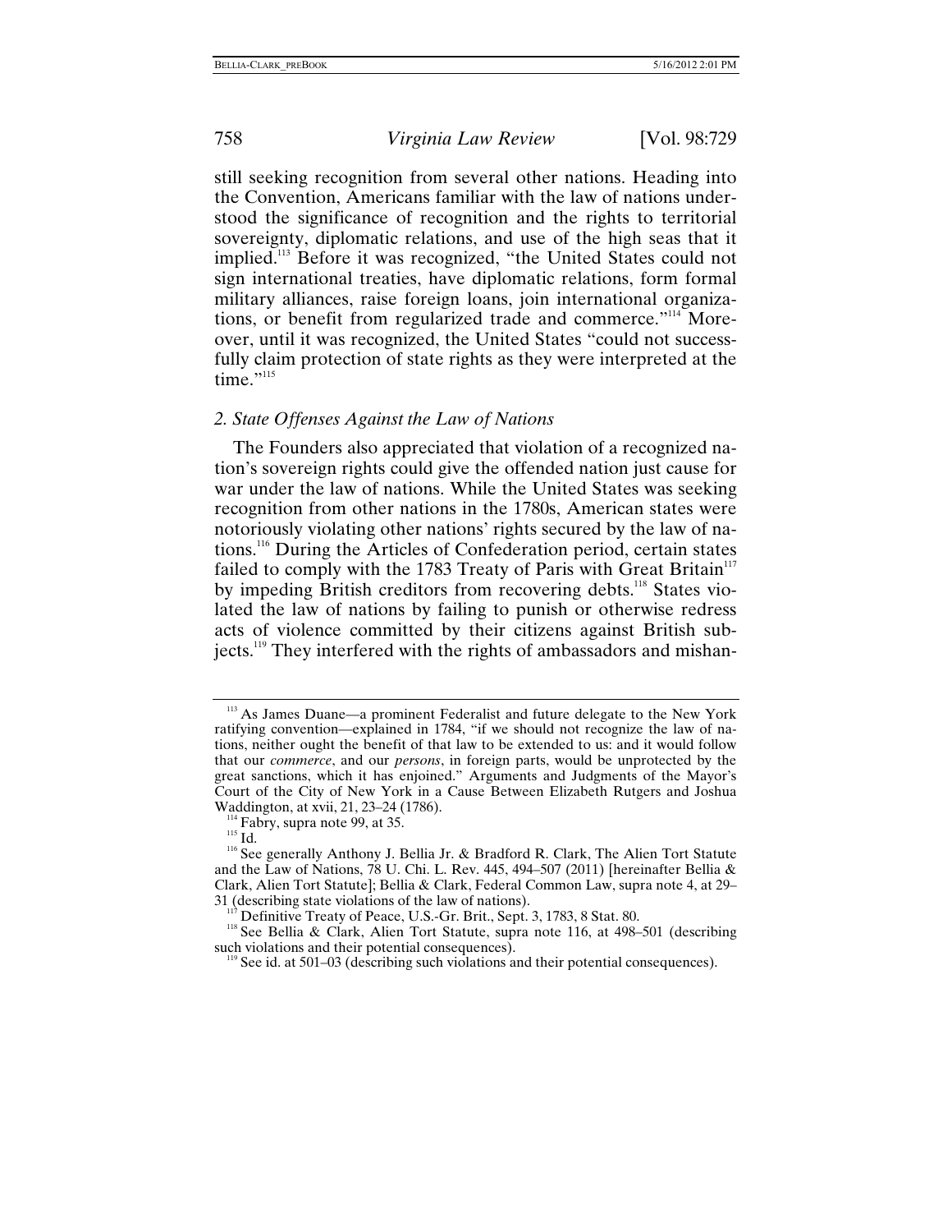still seeking recognition from several other nations. Heading into the Convention, Americans familiar with the law of nations understood the significance of recognition and the rights to territorial sovereignty, diplomatic relations, and use of the high seas that it implied.[113] Before it was recognized, "the United States could not sign international treaties, have diplomatic relations, form formal military alliances, raise foreign loans, join international organizations, or benefit from regularized trade and commerce."[114] Moreover, until it was recognized, the United States "could not successfully claim protection of state rights as they were interpreted at the time."[115]

### *2. State Offenses Against the Law of Nations*

The Founders also appreciated that violation of a recognized nation's sovereign rights could give the offended nation just cause for war under the law of nations. While the United States was seeking recognition from other nations in the 1780s, American states were notoriously violating other nations' rights secured by the law of nations.[116] During the Articles of Confederation period, certain states failed to comply with the 1783 Treaty of Paris with Great Britain[117] by impeding British creditors from recovering debts.[118] States violated the law of nations by failing to punish or otherwise redress acts of violence committed by their citizens against British subjects.[119] They interfered with the rights of ambassadors and mishan-

---

[113] As James Duane—a prominent Federalist and future delegate to the New York ratifying convention—explained in 1784, "if we should not recognize the law of nations, neither ought the benefit of that law to be extended to us: and it would follow that our *commerce*, and our *persons*, in foreign parts, would be unprotected by the great sanctions, which it has enjoined." Arguments and Judgments of the Mayor's Court of the City of New York in a Cause Between Elizabeth Rutgers and Joshua Waddington, at xvii, 21, 23–24 (1786).

[114] Fabry, supra note 99, at 35.

[115] Id.

[116] See generally Anthony J. Bellia Jr. & Bradford R. Clark, The Alien Tort Statute and the Law of Nations, 78 U. Chi. L. Rev. 445, 494–507 (2011) [hereinafter Bellia & Clark, Alien Tort Statute]; Bellia & Clark, Federal Common Law, supra note 4, at 29–31 (describing state violations of the law of nations).

[117] Definitive Treaty of Peace, U.S.-Gr. Brit., Sept. 3, 1783, 8 Stat. 80.

[118] See Bellia & Clark, Alien Tort Statute, supra note 116, at 498–501 (describing such violations and their potential consequences).

[119] See id. at 501–03 (describing such violations and their potential consequences).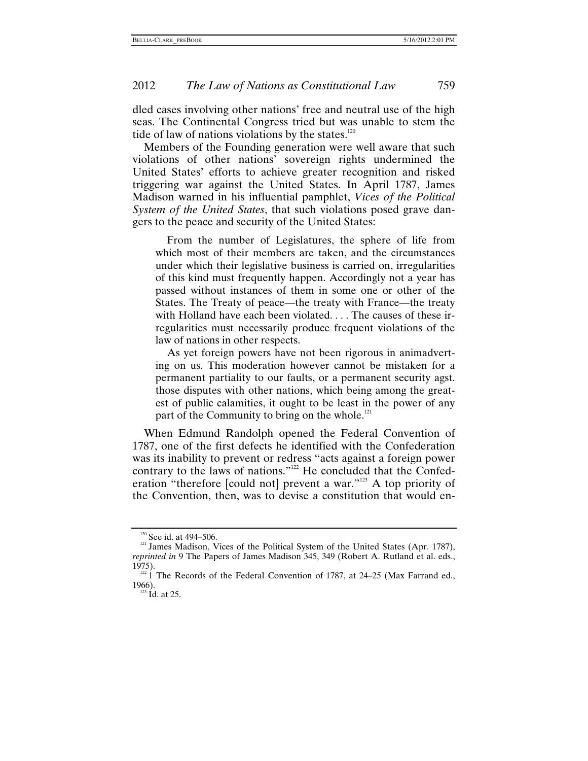dled cases involving other nations' free and neutral use of the high seas. The Continental Congress tried but was unable to stem the tide of law of nations violations by the states.[120]

Members of the Founding generation were well aware that such violations of other nations' sovereign rights undermined the United States' efforts to achieve greater recognition and risked triggering war against the United States. In April 1787, James Madison warned in his influential pamphlet, *Vices of the Political System of the United States*, that such violations posed grave dangers to the peace and security of the United States:

> From the number of Legislatures, the sphere of life from which most of their members are taken, and the circumstances under which their legislative business is carried on, irregularities of this kind must frequently happen. Accordingly not a year has passed without instances of them in some one or other of the States. The Treaty of peace—the treaty with France—the treaty with Holland have each been violated. . . . The causes of these irregularities must necessarily produce frequent violations of the law of nations in other respects.
>
> As yet foreign powers have not been rigorous in animadverting on us. This moderation however cannot be mistaken for a permanent partiality to our faults, or a permanent security agst. those disputes with other nations, which being among the greatest of public calamities, it ought to be least in the power of any part of the Community to bring on the whole.[121]

When Edmund Randolph opened the Federal Convention of 1787, one of the first defects he identified with the Confederation was its inability to prevent or redress "acts against a foreign power contrary to the laws of nations."[122] He concluded that the Confederation "therefore [could not] prevent a war."[123] A top priority of the Convention, then, was to devise a constitution that would en-

---

[120] See id. at 494–506.

[121] James Madison, Vices of the Political System of the United States (Apr. 1787), *reprinted in* 9 The Papers of James Madison 345, 349 (Robert A. Rutland et al. eds., 1975).

[122] 1 The Records of the Federal Convention of 1787, at 24–25 (Max Farrand ed., 1966).

[123] Id. at 25.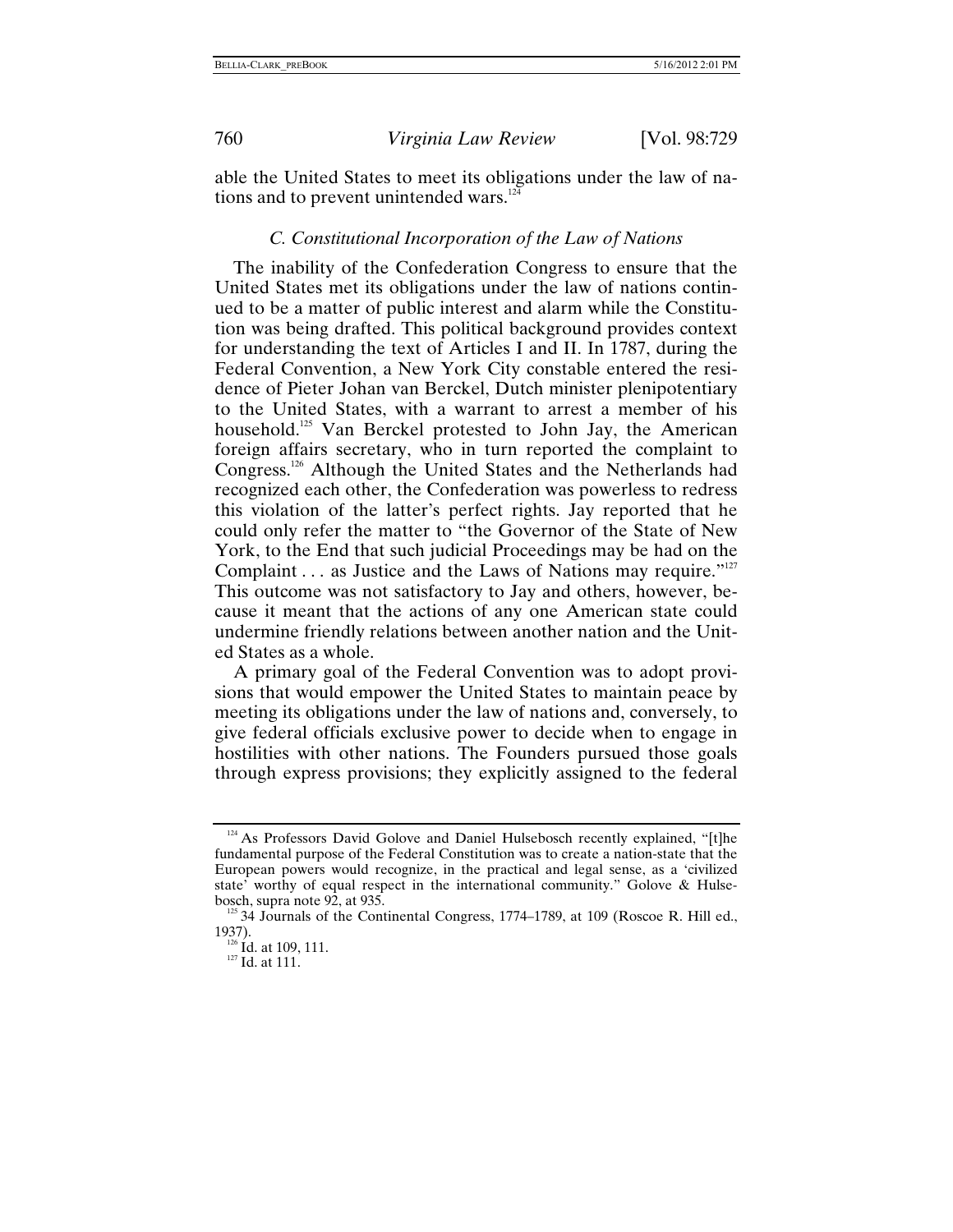able the United States to meet its obligations under the law of nations and to prevent unintended wars.[124]

### C. Constitutional Incorporation of the Law of Nations

The inability of the Confederation Congress to ensure that the United States met its obligations under the law of nations continued to be a matter of public interest and alarm while the Constitution was being drafted. This political background provides context for understanding the text of Articles I and II. In 1787, during the Federal Convention, a New York City constable entered the residence of Pieter Johan van Berckel, Dutch minister plenipotentiary to the United States, with a warrant to arrest a member of his household.[125] Van Berckel protested to John Jay, the American foreign affairs secretary, who in turn reported the complaint to Congress.[126] Although the United States and the Netherlands had recognized each other, the Confederation was powerless to redress this violation of the latter's perfect rights. Jay reported that he could only refer the matter to "the Governor of the State of New York, to the End that such judicial Proceedings may be had on the Complaint . . . as Justice and the Laws of Nations may require."[127] This outcome was not satisfactory to Jay and others, however, because it meant that the actions of any one American state could undermine friendly relations between another nation and the United States as a whole.

A primary goal of the Federal Convention was to adopt provisions that would empower the United States to maintain peace by meeting its obligations under the law of nations and, conversely, to give federal officials exclusive power to decide when to engage in hostilities with other nations. The Founders pursued those goals through express provisions; they explicitly assigned to the federal

---

[124] As Professors David Golove and Daniel Hulsebosch recently explained, "[t]he fundamental purpose of the Federal Constitution was to create a nation-state that the European powers would recognize, in the practical and legal sense, as a 'civilized state' worthy of equal respect in the international community." Golove & Hulsebosch, supra note 92, at 935.

[125] 34 Journals of the Continental Congress, 1774–1789, at 109 (Roscoe R. Hill ed., 1937).

[126] Id. at 109, 111.

[127] Id. at 111.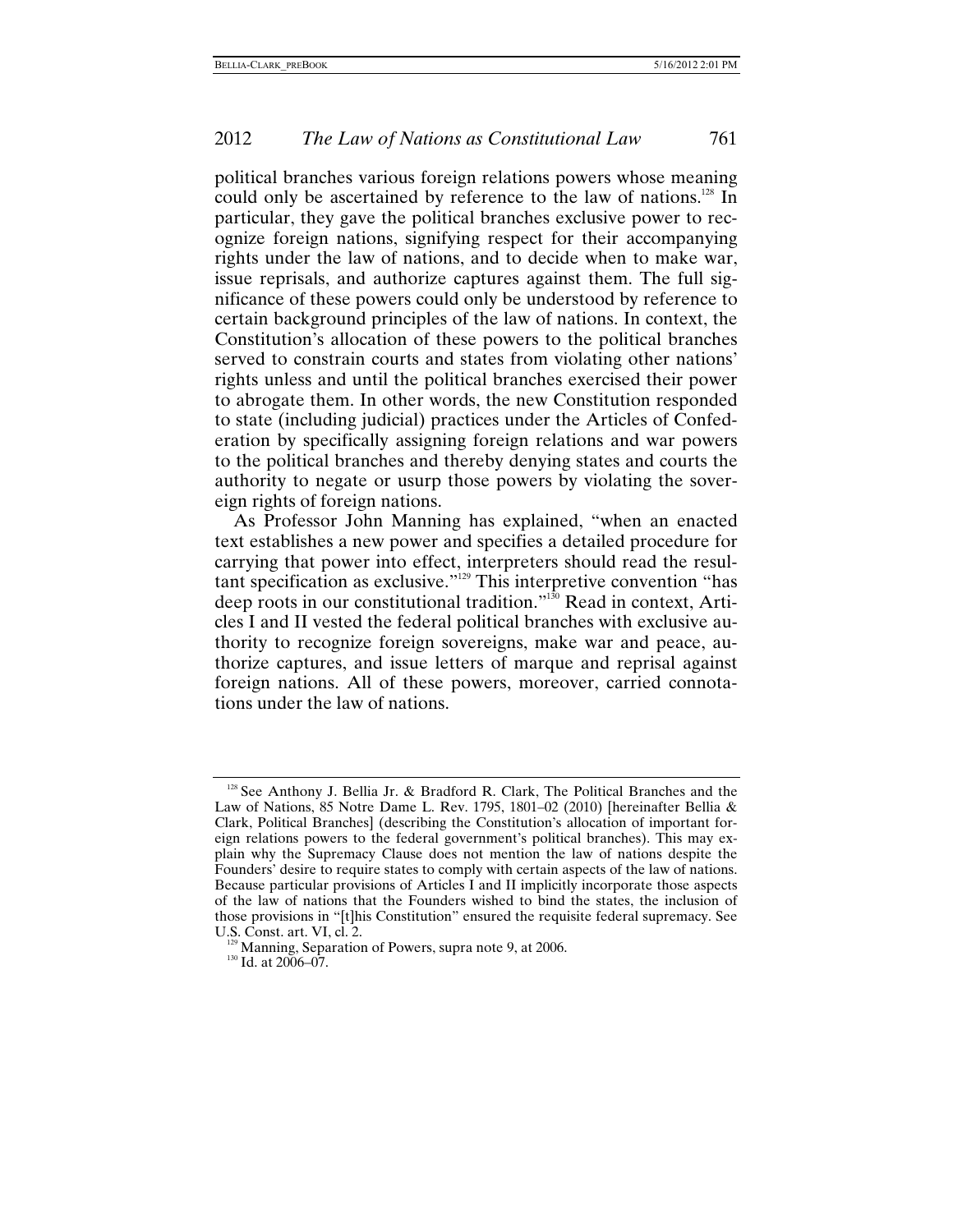political branches various foreign relations powers whose meaning could only be ascertained by reference to the law of nations.[128] In particular, they gave the political branches exclusive power to recognize foreign nations, signifying respect for their accompanying rights under the law of nations, and to decide when to make war, issue reprisals, and authorize captures against them. The full significance of these powers could only be understood by reference to certain background principles of the law of nations. In context, the Constitution's allocation of these powers to the political branches served to constrain courts and states from violating other nations' rights unless and until the political branches exercised their power to abrogate them. In other words, the new Constitution responded to state (including judicial) practices under the Articles of Confederation by specifically assigning foreign relations and war powers to the political branches and thereby denying states and courts the authority to negate or usurp those powers by violating the sovereign rights of foreign nations.

As Professor John Manning has explained, "when an enacted text establishes a new power and specifies a detailed procedure for carrying that power into effect, interpreters should read the resultant specification as exclusive."[129] This interpretive convention "has deep roots in our constitutional tradition."[130] Read in context, Articles I and II vested the federal political branches with exclusive authority to recognize foreign sovereigns, make war and peace, authorize captures, and issue letters of marque and reprisal against foreign nations. All of these powers, moreover, carried connotations under the law of nations.

---

[128] See Anthony J. Bellia Jr. & Bradford R. Clark, The Political Branches and the Law of Nations, 85 Notre Dame L. Rev. 1795, 1801–02 (2010) [hereinafter Bellia & Clark, Political Branches] (describing the Constitution's allocation of important foreign relations powers to the federal government's political branches). This may explain why the Supremacy Clause does not mention the law of nations despite the Founders' desire to require states to comply with certain aspects of the law of nations. Because particular provisions of Articles I and II implicitly incorporate those aspects of the law of nations that the Founders wished to bind the states, the inclusion of those provisions in "[t]his Constitution" ensured the requisite federal supremacy. See U.S. Const. art. VI, cl. 2.

[129] Manning, Separation of Powers, supra note 9, at 2006.

[130] Id. at 2006–07.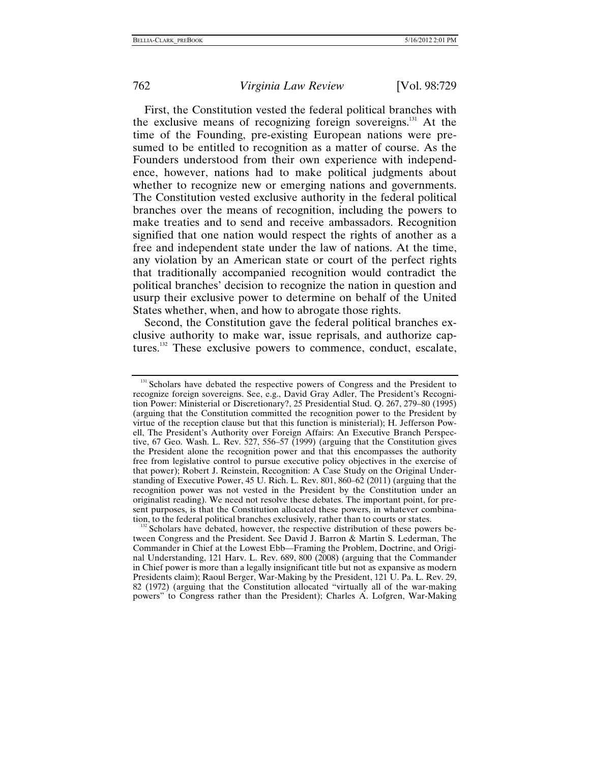First, the Constitution vested the federal political branches with the exclusive means of recognizing foreign sovereigns.[131] At the time of the Founding, pre-existing European nations were presumed to be entitled to recognition as a matter of course. As the Founders understood from their own experience with independence, however, nations had to make political judgments about whether to recognize new or emerging nations and governments. The Constitution vested exclusive authority in the federal political branches over the means of recognition, including the powers to make treaties and to send and receive ambassadors. Recognition signified that one nation would respect the rights of another as a free and independent state under the law of nations. At the time, any violation by an American state or court of the perfect rights that traditionally accompanied recognition would contradict the political branches' decision to recognize the nation in question and usurp their exclusive power to determine on behalf of the United States whether, when, and how to abrogate those rights.

Second, the Constitution gave the federal political branches exclusive authority to make war, issue reprisals, and authorize captures.[132] These exclusive powers to commence, conduct, escalate,

---

[131] Scholars have debated the respective powers of Congress and the President to recognize foreign sovereigns. See, e.g., David Gray Adler, The President's Recognition Power: Ministerial or Discretionary?, 25 Presidential Stud. Q. 267, 279–80 (1995) (arguing that the Constitution committed the recognition power to the President by virtue of the reception clause but that this function is ministerial); H. Jefferson Powell, The President's Authority over Foreign Affairs: An Executive Branch Perspective, 67 Geo. Wash. L. Rev. 527, 556–57 (1999) (arguing that the Constitution gives the President alone the recognition power and that this encompasses the authority free from legislative control to pursue executive policy objectives in the exercise of that power); Robert J. Reinstein, Recognition: A Case Study on the Original Understanding of Executive Power, 45 U. Rich. L. Rev. 801, 860–62 (2011) (arguing that the recognition power was not vested in the President by the Constitution under an originalist reading). We need not resolve these debates. The important point, for present purposes, is that the Constitution allocated these powers, in whatever combination, to the federal political branches exclusively, rather than to courts or states.

[132] Scholars have debated, however, the respective distribution of these powers between Congress and the President. See David J. Barron & Martin S. Lederman, The Commander in Chief at the Lowest Ebb—Framing the Problem, Doctrine, and Original Understanding, 121 Harv. L. Rev. 689, 800 (2008) (arguing that the Commander in Chief power is more than a legally insignificant title but not as expansive as modern Presidents claim); Raoul Berger, War-Making by the President, 121 U. Pa. L. Rev. 29, 82 (1972) (arguing that the Constitution allocated "virtually all of the war-making powers" to Congress rather than the President); Charles A. Lofgren, War-Making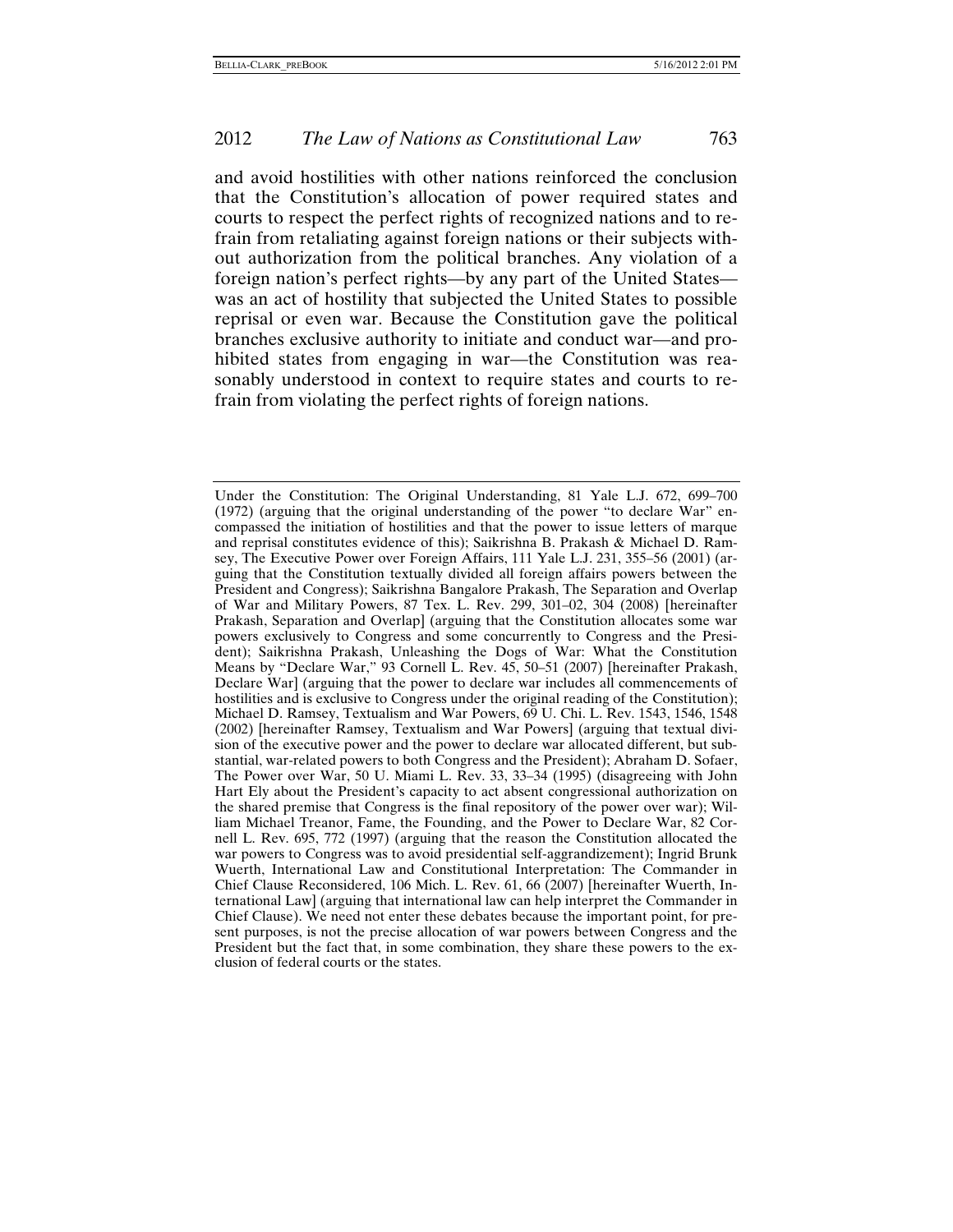and avoid hostilities with other nations reinforced the conclusion that the Constitution's allocation of power required states and courts to respect the perfect rights of recognized nations and to refrain from retaliating against foreign nations or their subjects without authorization from the political branches. Any violation of a foreign nation's perfect rights—by any part of the United States—was an act of hostility that subjected the United States to possible reprisal or even war. Because the Constitution gave the political branches exclusive authority to initiate and conduct war—and prohibited states from engaging in war—the Constitution was reasonably understood in context to require states and courts to refrain from violating the perfect rights of foreign nations.

---

Under the Constitution: The Original Understanding, 81 Yale L.J. 672, 699–700 (1972) (arguing that the original understanding of the power "to declare War" encompassed the initiation of hostilities and that the power to issue letters of marque and reprisal constitutes evidence of this); Saikrishna B. Prakash & Michael D. Ramsey, The Executive Power over Foreign Affairs, 111 Yale L.J. 231, 355–56 (2001) (arguing that the Constitution textually divided all foreign affairs powers between the President and Congress); Saikrishna Bangalore Prakash, The Separation and Overlap of War and Military Powers, 87 Tex. L. Rev. 299, 301–02, 304 (2008) [hereinafter Prakash, Separation and Overlap] (arguing that the Constitution allocates some war powers exclusively to Congress and some concurrently to Congress and the President); Saikrishna Prakash, Unleashing the Dogs of War: What the Constitution Means by "Declare War," 93 Cornell L. Rev. 45, 50–51 (2007) [hereinafter Prakash, Declare War] (arguing that the power to declare war includes all commencements of hostilities and is exclusive to Congress under the original reading of the Constitution); Michael D. Ramsey, Textualism and War Powers, 69 U. Chi. L. Rev. 1543, 1546, 1548 (2002) [hereinafter Ramsey, Textualism and War Powers] (arguing that textual division of the executive power and the power to declare war allocated different, but substantial, war-related powers to both Congress and the President); Abraham D. Sofaer, The Power over War, 50 U. Miami L. Rev. 33, 33–34 (1995) (disagreeing with John Hart Ely about the President's capacity to act absent congressional authorization on the shared premise that Congress is the final repository of the power over war); William Michael Treanor, Fame, the Founding, and the Power to Declare War, 82 Cornell L. Rev. 695, 772 (1997) (arguing that the reason the Constitution allocated the war powers to Congress was to avoid presidential self-aggrandizement); Ingrid Brunk Wuerth, International Law and Constitutional Interpretation: The Commander in Chief Clause Reconsidered, 106 Mich. L. Rev. 61, 66 (2007) [hereinafter Wuerth, International Law] (arguing that international law can help interpret the Commander in Chief Clause). We need not enter these debates because the important point, for present purposes, is not the precise allocation of war powers between Congress and the President but the fact that, in some combination, they share these powers to the exclusion of federal courts or the states.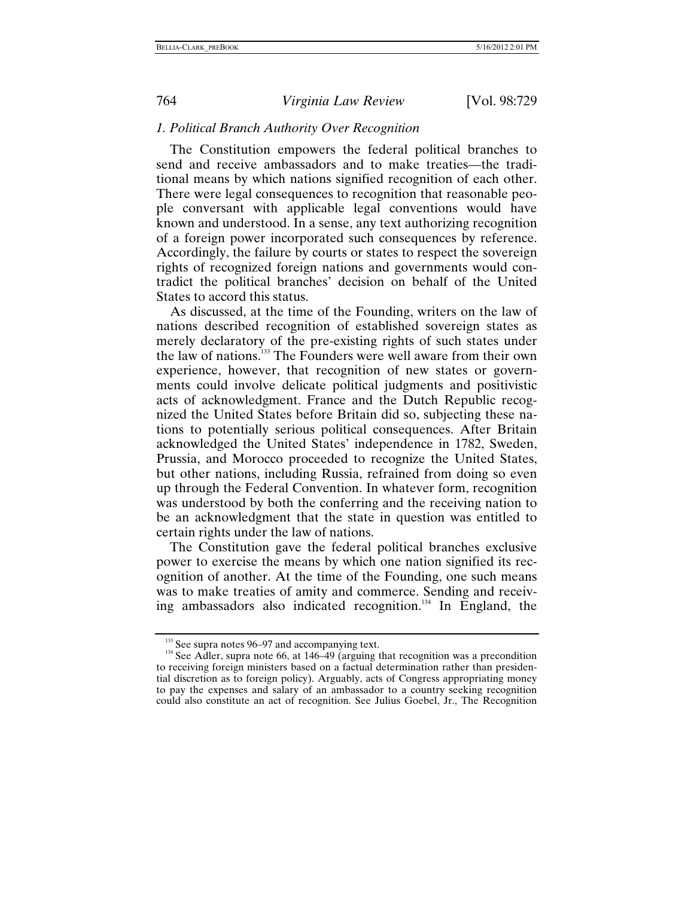### 1. Political Branch Authority Over Recognition

The Constitution empowers the federal political branches to send and receive ambassadors and to make treaties—the traditional means by which nations signified recognition of each other. There were legal consequences to recognition that reasonable people conversant with applicable legal conventions would have known and understood. In a sense, any text authorizing recognition of a foreign power incorporated such consequences by reference. Accordingly, the failure by courts or states to respect the sovereign rights of recognized foreign nations and governments would contradict the political branches' decision on behalf of the United States to accord this status.

As discussed, at the time of the Founding, writers on the law of nations described recognition of established sovereign states as merely declaratory of the pre-existing rights of such states under the law of nations.[133] The Founders were well aware from their own experience, however, that recognition of new states or governments could involve delicate political judgments and positivistic acts of acknowledgment. France and the Dutch Republic recognized the United States before Britain did so, subjecting these nations to potentially serious political consequences. After Britain acknowledged the United States' independence in 1782, Sweden, Prussia, and Morocco proceeded to recognize the United States, but other nations, including Russia, refrained from doing so even up through the Federal Convention. In whatever form, recognition was understood by both the conferring and the receiving nation to be an acknowledgment that the state in question was entitled to certain rights under the law of nations.

The Constitution gave the federal political branches exclusive power to exercise the means by which one nation signified its recognition of another. At the time of the Founding, one such means was to make treaties of amity and commerce. Sending and receiving ambassadors also indicated recognition.[134] In England, the

---

[133] See supra notes 96–97 and accompanying text.

[134] See Adler, supra note 66, at 146–49 (arguing that recognition was a precondition to receiving foreign ministers based on a factual determination rather than presidential discretion as to foreign policy). Arguably, acts of Congress appropriating money to pay the expenses and salary of an ambassador to a country seeking recognition could also constitute an act of recognition. See Julius Goebel, Jr., The Recognition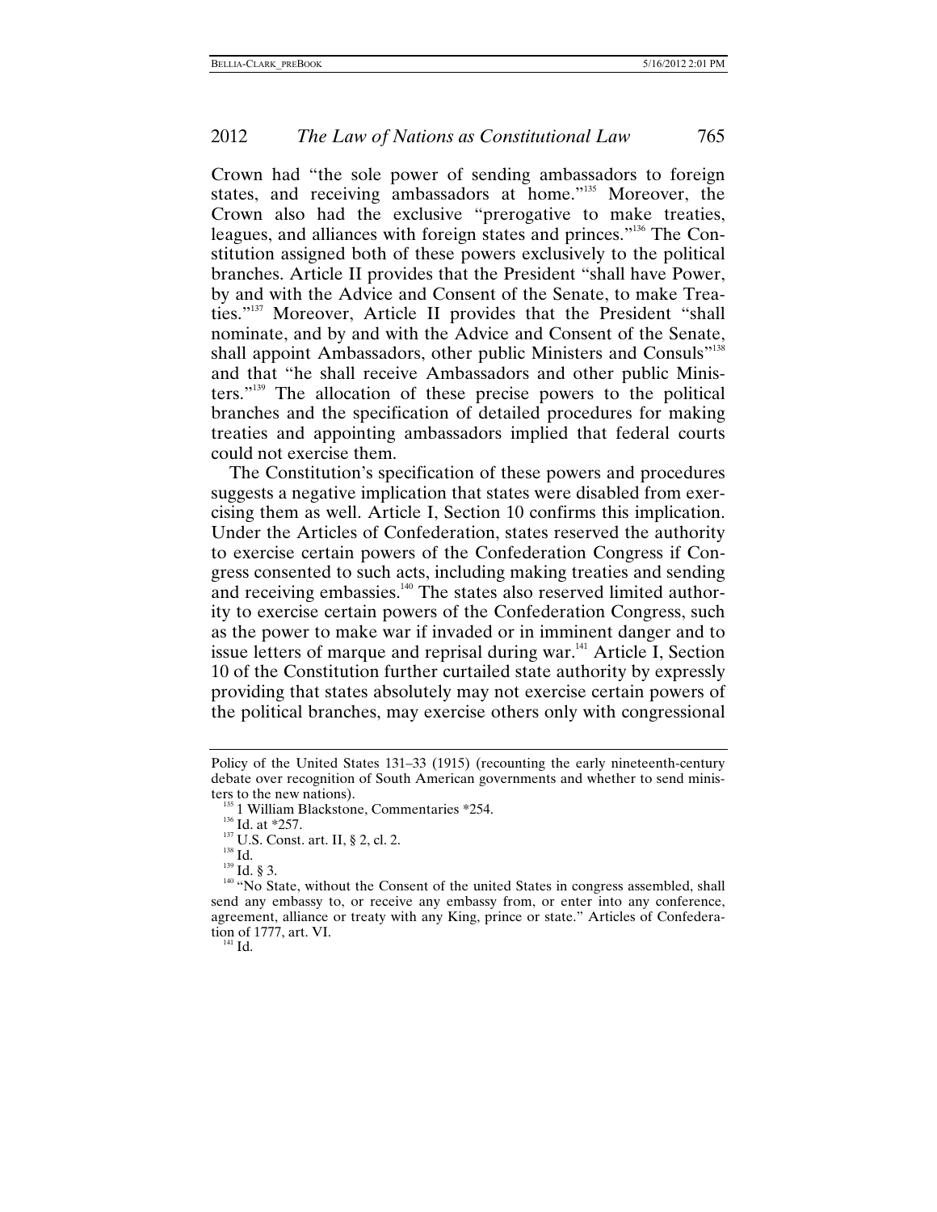Crown had "the sole power of sending ambassadors to foreign states, and receiving ambassadors at home."[135] Moreover, the Crown also had the exclusive "prerogative to make treaties, leagues, and alliances with foreign states and princes."[136] The Constitution assigned both of these powers exclusively to the political branches. Article II provides that the President "shall have Power, by and with the Advice and Consent of the Senate, to make Treaties."[137] Moreover, Article II provides that the President "shall nominate, and by and with the Advice and Consent of the Senate, shall appoint Ambassadors, other public Ministers and Consuls"[138] and that "he shall receive Ambassadors and other public Ministers."[139] The allocation of these precise powers to the political branches and the specification of detailed procedures for making treaties and appointing ambassadors implied that federal courts could not exercise them.

The Constitution's specification of these powers and procedures suggests a negative implication that states were disabled from exercising them as well. Article I, Section 10 confirms this implication. Under the Articles of Confederation, states reserved the authority to exercise certain powers of the Confederation Congress if Congress consented to such acts, including making treaties and sending and receiving embassies.[140] The states also reserved limited authority to exercise certain powers of the Confederation Congress, such as the power to make war if invaded or in imminent danger and to issue letters of marque and reprisal during war.[141] Article I, Section 10 of the Constitution further curtailed state authority by expressly providing that states absolutely may not exercise certain powers of the political branches, may exercise others only with congressional

---

Policy of the United States 131–33 (1915) (recounting the early nineteenth-century debate over recognition of South American governments and whether to send ministers to the new nations).

[135] 1 William Blackstone, Commentaries *254.

[136] Id. at *257.

[137] U.S. Const. art. II, § 2, cl. 2.

[138] Id.

[139] Id. § 3.

[140] "No State, without the Consent of the united States in congress assembled, shall send any embassy to, or receive any embassy from, or enter into any conference, agreement, alliance or treaty with any King, prince or state." Articles of Confederation of 1777, art. VI.

[141] Id.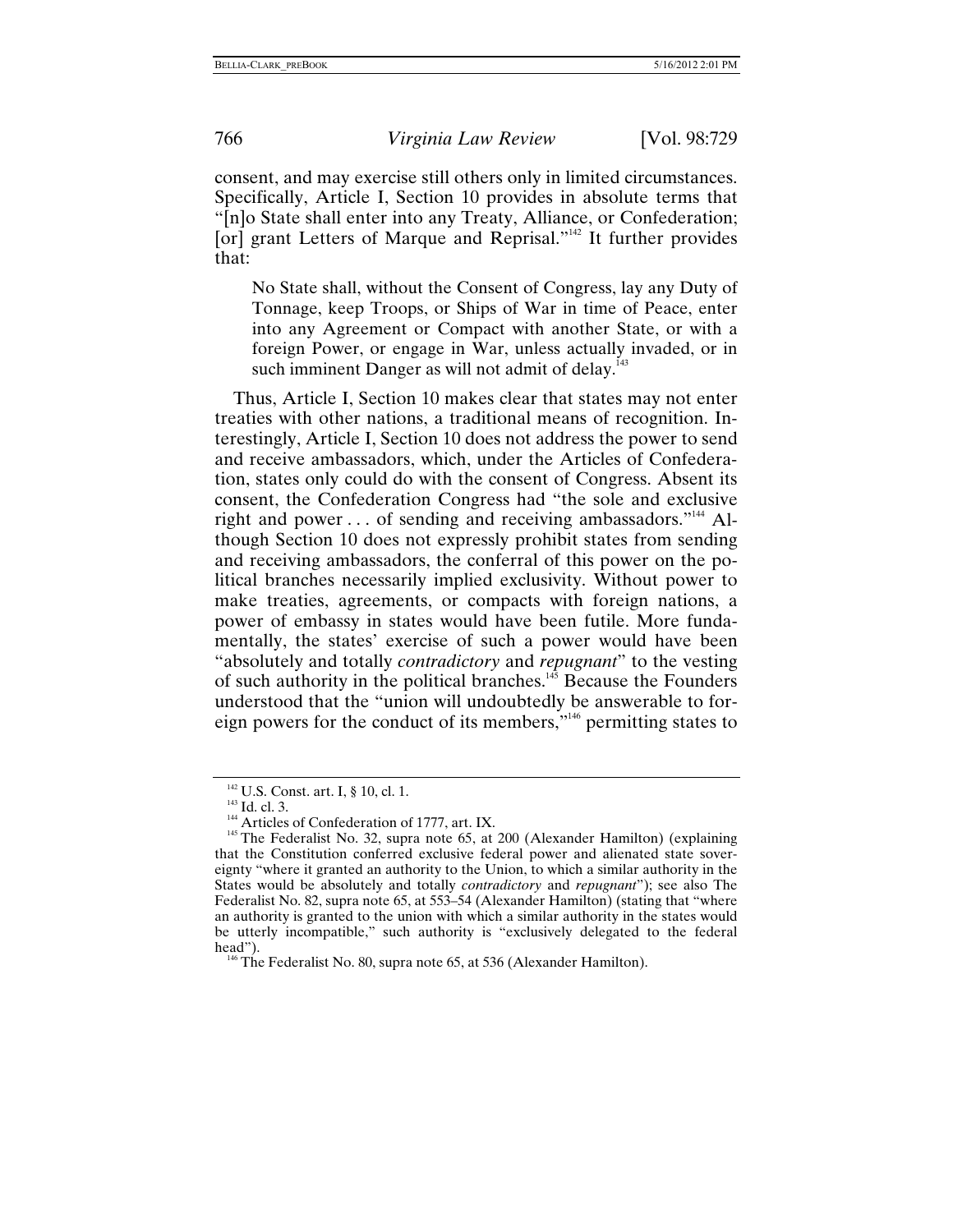consent, and may exercise still others only in limited circumstances. Specifically, Article I, Section 10 provides in absolute terms that "[n]o State shall enter into any Treaty, Alliance, or Confederation; [or] grant Letters of Marque and Reprisal."[142] It further provides that:

> No State shall, without the Consent of Congress, lay any Duty of Tonnage, keep Troops, or Ships of War in time of Peace, enter into any Agreement or Compact with another State, or with a foreign Power, or engage in War, unless actually invaded, or in such imminent Danger as will not admit of delay.[143]

Thus, Article I, Section 10 makes clear that states may not enter treaties with other nations, a traditional means of recognition. Interestingly, Article I, Section 10 does not address the power to send and receive ambassadors, which, under the Articles of Confederation, states only could do with the consent of Congress. Absent its consent, the Confederation Congress had "the sole and exclusive right and power . . . of sending and receiving ambassadors."[144] Although Section 10 does not expressly prohibit states from sending and receiving ambassadors, the conferral of this power on the political branches necessarily implied exclusivity. Without power to make treaties, agreements, or compacts with foreign nations, a power of embassy in states would have been futile. More fundamentally, the states' exercise of such a power would have been "absolutely and totally *contradictory* and *repugnant*" to the vesting of such authority in the political branches.[145] Because the Founders understood that the "union will undoubtedly be answerable to foreign powers for the conduct of its members,"[146] permitting states to

---

[142] U.S. Const. art. I, § 10, cl. 1.

[143] Id. cl. 3.

[144] Articles of Confederation of 1777, art. IX.

[145] The Federalist No. 32, supra note 65, at 200 (Alexander Hamilton) (explaining that the Constitution conferred exclusive federal power and alienated state sovereignty "where it granted an authority to the Union, to which a similar authority in the States would be absolutely and totally *contradictory* and *repugnant*"); see also The Federalist No. 82, supra note 65, at 553–54 (Alexander Hamilton) (stating that "where an authority is granted to the union with which a similar authority in the states would be utterly incompatible," such authority is "exclusively delegated to the federal head").

[146] The Federalist No. 80, supra note 65, at 536 (Alexander Hamilton).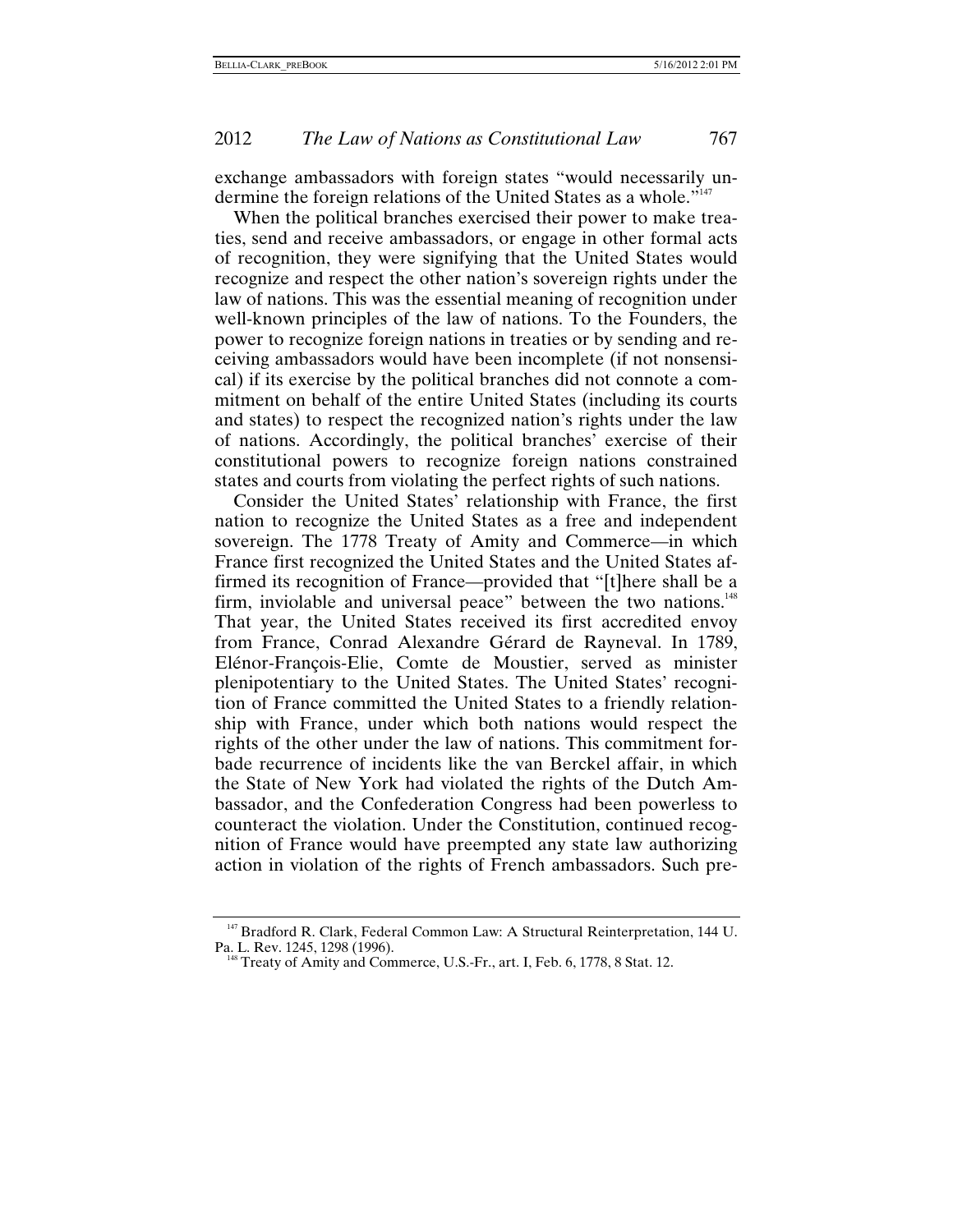exchange ambassadors with foreign states "would necessarily undermine the foreign relations of the United States as a whole."[147]

When the political branches exercised their power to make treaties, send and receive ambassadors, or engage in other formal acts of recognition, they were signifying that the United States would recognize and respect the other nation's sovereign rights under the law of nations. This was the essential meaning of recognition under well-known principles of the law of nations. To the Founders, the power to recognize foreign nations in treaties or by sending and receiving ambassadors would have been incomplete (if not nonsensical) if its exercise by the political branches did not connote a commitment on behalf of the entire United States (including its courts and states) to respect the recognized nation's rights under the law of nations. Accordingly, the political branches' exercise of their constitutional powers to recognize foreign nations constrained states and courts from violating the perfect rights of such nations.

Consider the United States' relationship with France, the first nation to recognize the United States as a free and independent sovereign. The 1778 Treaty of Amity and Commerce—in which France first recognized the United States and the United States affirmed its recognition of France—provided that "[t]here shall be a firm, inviolable and universal peace" between the two nations.[148] That year, the United States received its first accredited envoy from France, Conrad Alexandre Gérard de Rayneval. In 1789, Elénor-François-Elie, Comte de Moustier, served as minister plenipotentiary to the United States. The United States' recognition of France committed the United States to a friendly relationship with France, under which both nations would respect the rights of the other under the law of nations. This commitment forbade recurrence of incidents like the van Berckel affair, in which the State of New York had violated the rights of the Dutch Ambassador, and the Confederation Congress had been powerless to counteract the violation. Under the Constitution, continued recognition of France would have preempted any state law authorizing action in violation of the rights of French ambassadors. Such pre-

[147] Bradford R. Clark, Federal Common Law: A Structural Reinterpretation, 144 U. Pa. L. Rev. 1245, 1298 (1996).

[148] Treaty of Amity and Commerce, U.S.-Fr., art. I, Feb. 6, 1778, 8 Stat. 12.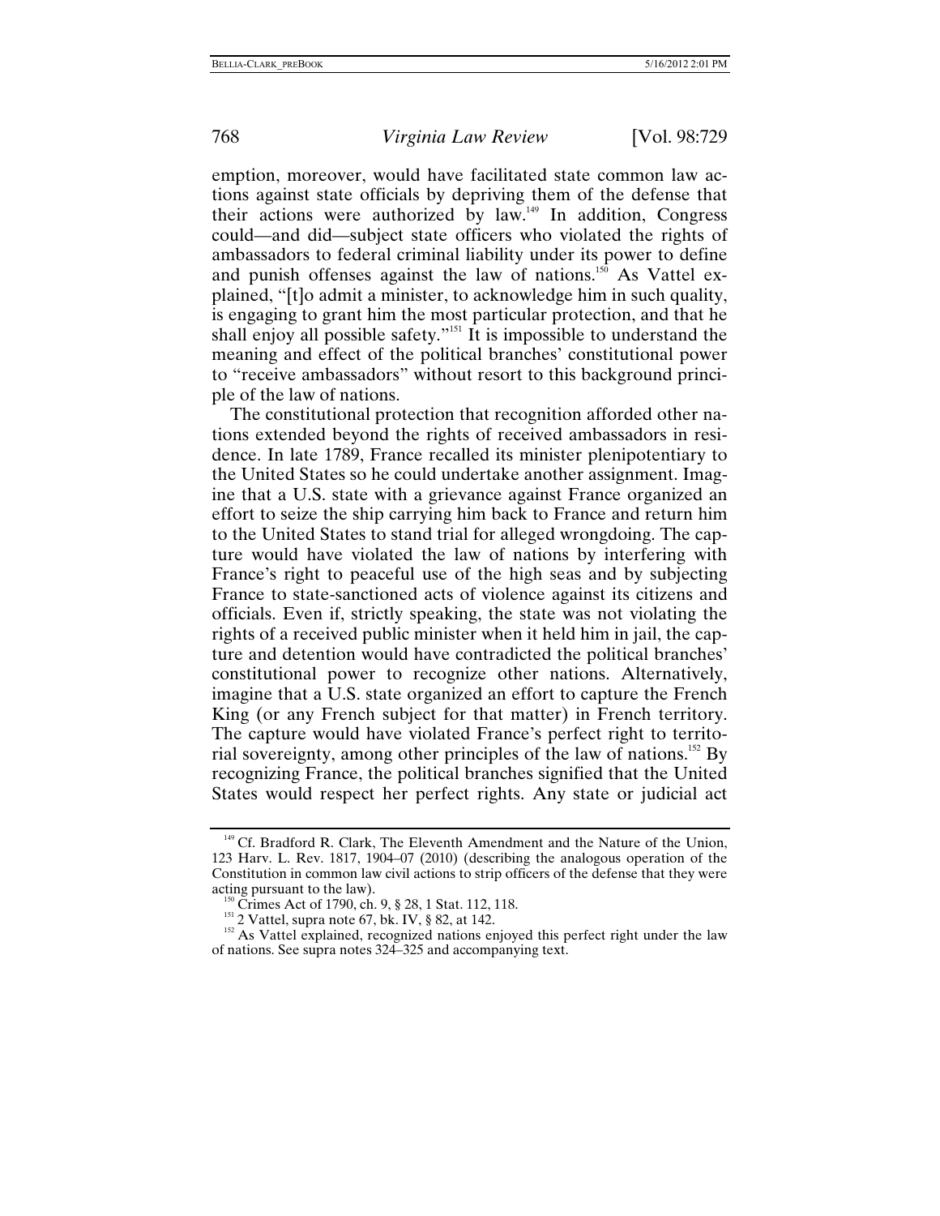emption, moreover, would have facilitated state common law actions against state officials by depriving them of the defense that their actions were authorized by law.[149] In addition, Congress could—and did—subject state officers who violated the rights of ambassadors to federal criminal liability under its power to define and punish offenses against the law of nations.[150] As Vattel explained, "[t]o admit a minister, to acknowledge him in such quality, is engaging to grant him the most particular protection, and that he shall enjoy all possible safety."[151] It is impossible to understand the meaning and effect of the political branches' constitutional power to "receive ambassadors" without resort to this background principle of the law of nations.

The constitutional protection that recognition afforded other nations extended beyond the rights of received ambassadors in residence. In late 1789, France recalled its minister plenipotentiary to the United States so he could undertake another assignment. Imagine that a U.S. state with a grievance against France organized an effort to seize the ship carrying him back to France and return him to the United States to stand trial for alleged wrongdoing. The capture would have violated the law of nations by interfering with France's right to peaceful use of the high seas and by subjecting France to state-sanctioned acts of violence against its citizens and officials. Even if, strictly speaking, the state was not violating the rights of a received public minister when it held him in jail, the capture and detention would have contradicted the political branches' constitutional power to recognize other nations. Alternatively, imagine that a U.S. state organized an effort to capture the French King (or any French subject for that matter) in French territory. The capture would have violated France's perfect right to territorial sovereignty, among other principles of the law of nations.[152] By recognizing France, the political branches signified that the United States would respect her perfect rights. Any state or judicial act

---

[149] Cf. Bradford R. Clark, The Eleventh Amendment and the Nature of the Union, 123 Harv. L. Rev. 1817, 1904–07 (2010) (describing the analogous operation of the Constitution in common law civil actions to strip officers of the defense that they were acting pursuant to the law).

[150] Crimes Act of 1790, ch. 9, § 28, 1 Stat. 112, 118.

[151] 2 Vattel, supra note 67, bk. IV, § 82, at 142.

[152] As Vattel explained, recognized nations enjoyed this perfect right under the law of nations. See supra notes 324–325 and accompanying text.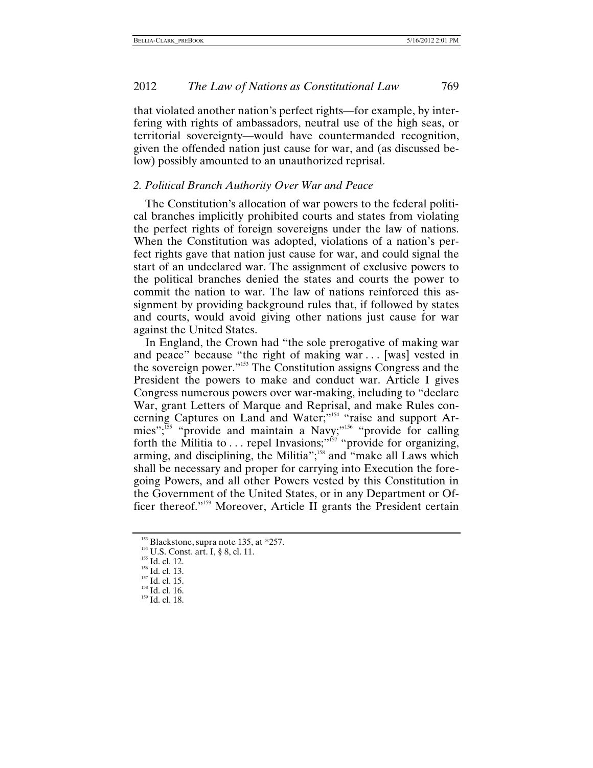that violated another nation's perfect rights—for example, by interfering with rights of ambassadors, neutral use of the high seas, or territorial sovereignty—would have countermanded recognition, given the offended nation just cause for war, and (as discussed below) possibly amounted to an unauthorized reprisal.

### *2. Political Branch Authority Over War and Peace*

The Constitution's allocation of war powers to the federal political branches implicitly prohibited courts and states from violating the perfect rights of foreign sovereigns under the law of nations. When the Constitution was adopted, violations of a nation's perfect rights gave that nation just cause for war, and could signal the start of an undeclared war. The assignment of exclusive powers to the political branches denied the states and courts the power to commit the nation to war. The law of nations reinforced this assignment by providing background rules that, if followed by states and courts, would avoid giving other nations just cause for war against the United States.

In England, the Crown had "the sole prerogative of making war and peace" because "the right of making war . . . [was] vested in the sovereign power."[153] The Constitution assigns Congress and the President the powers to make and conduct war. Article I gives Congress numerous powers over war-making, including to "declare War, grant Letters of Marque and Reprisal, and make Rules concerning Captures on Land and Water;"[154] "raise and support Armies";[155] "provide and maintain a Navy;"[156] "provide for calling forth the Militia to . . . repel Invasions;"[157] "provide for organizing, arming, and disciplining, the Militia";[158] and "make all Laws which shall be necessary and proper for carrying into Execution the foregoing Powers, and all other Powers vested by this Constitution in the Government of the United States, or in any Department or Officer thereof."[159] Moreover, Article II grants the President certain

---

[153] Blackstone, supra note 135, at *257.
[154] U.S. Const. art. I, § 8, cl. 11.
[155] Id. cl. 12.
[156] Id. cl. 13.
[157] Id. cl. 15.
[158] Id. cl. 16.
[159] Id. cl. 18.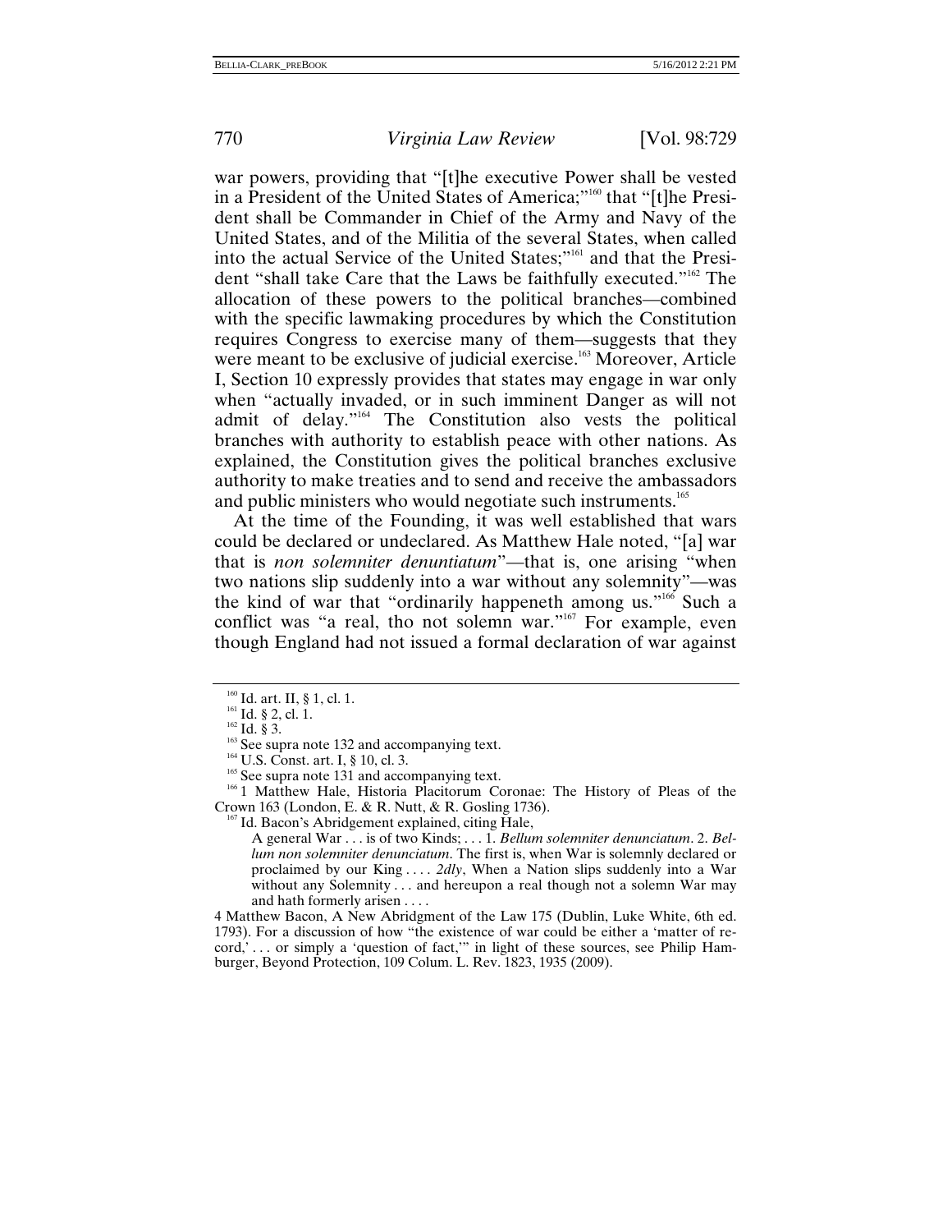war powers, providing that "[t]he executive Power shall be vested in a President of the United States of America;"[160] that "[t]he President shall be Commander in Chief of the Army and Navy of the United States, and of the Militia of the several States, when called into the actual Service of the United States;"[161] and that the President "shall take Care that the Laws be faithfully executed."[162] The allocation of these powers to the political branches—combined with the specific lawmaking procedures by which the Constitution requires Congress to exercise many of them—suggests that they were meant to be exclusive of judicial exercise.[163] Moreover, Article I, Section 10 expressly provides that states may engage in war only when "actually invaded, or in such imminent Danger as will not admit of delay."[164] The Constitution also vests the political branches with authority to establish peace with other nations. As explained, the Constitution gives the political branches exclusive authority to make treaties and to send and receive the ambassadors and public ministers who would negotiate such instruments.[165]

At the time of the Founding, it was well established that wars could be declared or undeclared. As Matthew Hale noted, "[a] war that is *non solemniter denuntiatum*"—that is, one arising "when two nations slip suddenly into a war without any solemnity"—was the kind of war that "ordinarily happeneth among us."[166] Such a conflict was "a real, tho not solemn war."[167] For example, even though England had not issued a formal declaration of war against

---

[160] Id. art. II, § 1, cl. 1.

[161] Id. § 2, cl. 1.

[162] Id. § 3.

[163] See supra note 132 and accompanying text.

[164] U.S. Const. art. I, § 10, cl. 3.

[165] See supra note 131 and accompanying text.

[166] 1 Matthew Hale, Historia Placitorum Coronae: The History of Pleas of the Crown 163 (London, E. & R. Nutt, & R. Gosling 1736).

[167] Id. Bacon's Abridgement explained, citing Hale,

> A general War . . . is of two Kinds; . . . 1. *Bellum solemniter denunciatum*. 2. *Bellum non solemniter denunciatum*. The first is, when War is solemnly declared or proclaimed by our King . . . . *2dly*, When a Nation slips suddenly into a War without any Solemnity . . . and hereupon a real though not a solemn War may and hath formerly arisen . . . .

4 Matthew Bacon, A New Abridgment of the Law 175 (Dublin, Luke White, 6th ed. 1793). For a discussion of how "the existence of war could be either a 'matter of record,' . . . or simply a 'question of fact,'" in light of these sources, see Philip Hamburger, Beyond Protection, 109 Colum. L. Rev. 1823, 1935 (2009).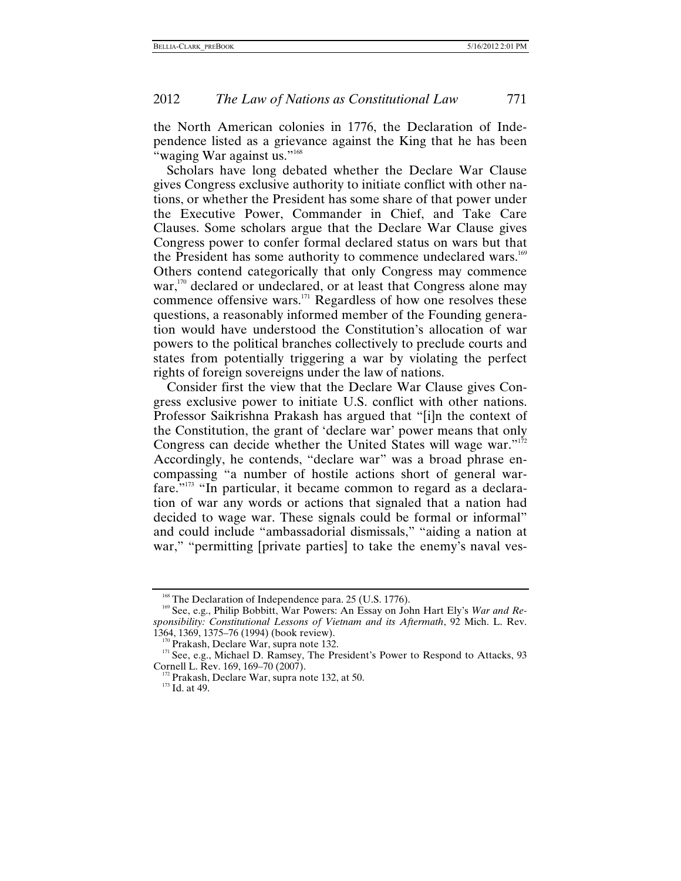the North American colonies in 1776, the Declaration of Independence listed as a grievance against the King that he has been "waging War against us."[168]

Scholars have long debated whether the Declare War Clause gives Congress exclusive authority to initiate conflict with other nations, or whether the President has some share of that power under the Executive Power, Commander in Chief, and Take Care Clauses. Some scholars argue that the Declare War Clause gives Congress power to confer formal declared status on wars but that the President has some authority to commence undeclared wars.[169] Others contend categorically that only Congress may commence war,[170] declared or undeclared, or at least that Congress alone may commence offensive wars.[171] Regardless of how one resolves these questions, a reasonably informed member of the Founding generation would have understood the Constitution's allocation of war powers to the political branches collectively to preclude courts and states from potentially triggering a war by violating the perfect rights of foreign sovereigns under the law of nations.

Consider first the view that the Declare War Clause gives Congress exclusive power to initiate U.S. conflict with other nations. Professor Saikrishna Prakash has argued that "[i]n the context of the Constitution, the grant of 'declare war' power means that only Congress can decide whether the United States will wage war."[172] Accordingly, he contends, "declare war" was a broad phrase encompassing "a number of hostile actions short of general warfare."[173] "In particular, it became common to regard as a declaration of war any words or actions that signaled that a nation had decided to wage war. These signals could be formal or informal" and could include "ambassadorial dismissals," "aiding a nation at war," "permitting [private parties] to take the enemy's naval ves-

---

[168] The Declaration of Independence para. 25 (U.S. 1776).

[169] See, e.g., Philip Bobbitt, War Powers: An Essay on John Hart Ely's *War and Responsibility: Constitutional Lessons of Vietnam and its Aftermath*, 92 Mich. L. Rev. 1364, 1369, 1375–76 (1994) (book review).

[170] Prakash, Declare War, supra note 132.

[171] See, e.g., Michael D. Ramsey, The President's Power to Respond to Attacks, 93 Cornell L. Rev. 169, 169–70 (2007).

[172] Prakash, Declare War, supra note 132, at 50.

[173] Id. at 49.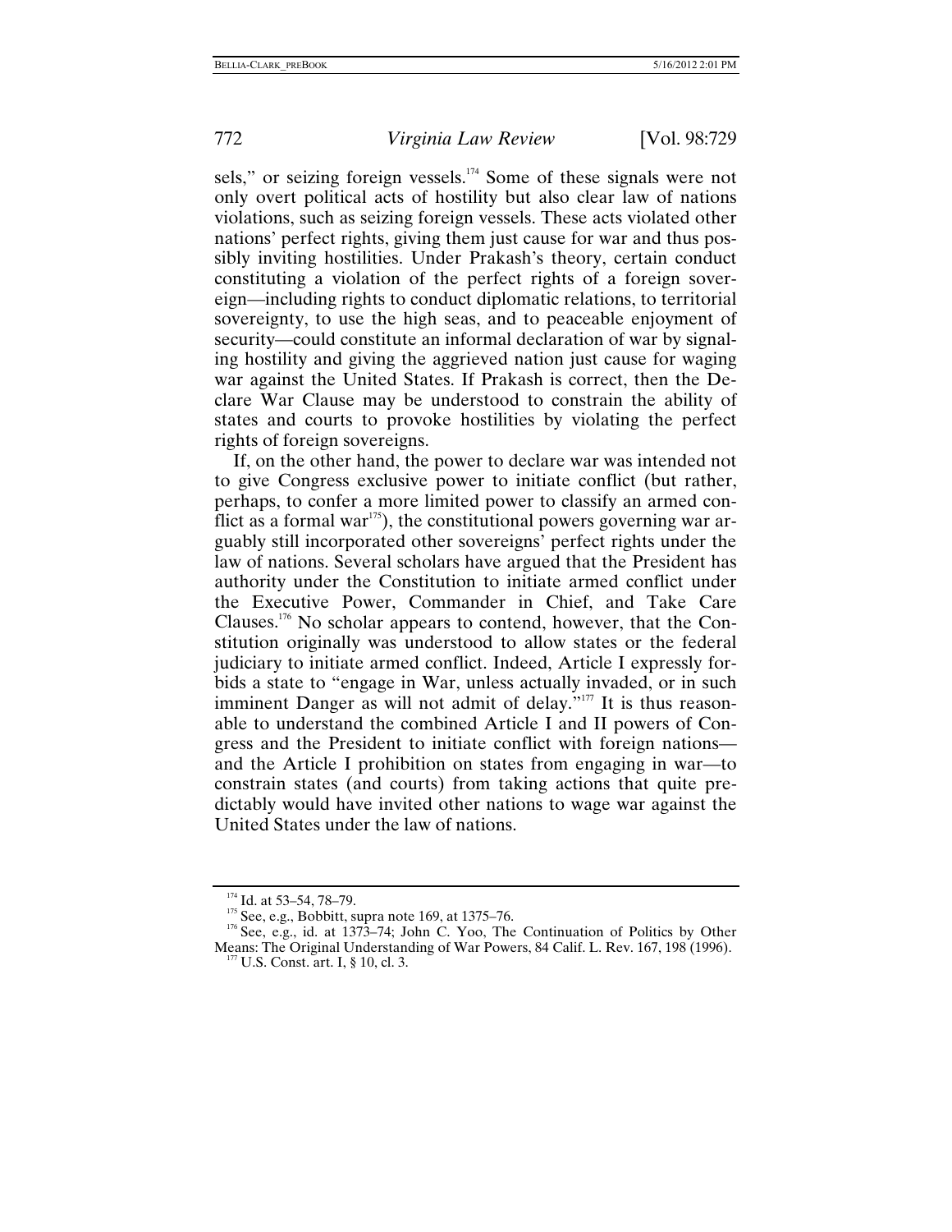sels," or seizing foreign vessels.[174] Some of these signals were not only overt political acts of hostility but also clear law of nations violations, such as seizing foreign vessels. These acts violated other nations' perfect rights, giving them just cause for war and thus possibly inviting hostilities. Under Prakash's theory, certain conduct constituting a violation of the perfect rights of a foreign sovereign—including rights to conduct diplomatic relations, to territorial sovereignty, to use the high seas, and to peaceable enjoyment of security—could constitute an informal declaration of war by signaling hostility and giving the aggrieved nation just cause for waging war against the United States. If Prakash is correct, then the Declare War Clause may be understood to constrain the ability of states and courts to provoke hostilities by violating the perfect rights of foreign sovereigns.

If, on the other hand, the power to declare war was intended not to give Congress exclusive power to initiate conflict (but rather, perhaps, to confer a more limited power to classify an armed conflict as a formal war[175]), the constitutional powers governing war arguably still incorporated other sovereigns' perfect rights under the law of nations. Several scholars have argued that the President has authority under the Constitution to initiate armed conflict under the Executive Power, Commander in Chief, and Take Care Clauses.[176] No scholar appears to contend, however, that the Constitution originally was understood to allow states or the federal judiciary to initiate armed conflict. Indeed, Article I expressly forbids a state to "engage in War, unless actually invaded, or in such imminent Danger as will not admit of delay."[177] It is thus reasonable to understand the combined Article I and II powers of Congress and the President to initiate conflict with foreign nations—and the Article I prohibition on states from engaging in war—to constrain states (and courts) from taking actions that quite predictably would have invited other nations to wage war against the United States under the law of nations.

[174] Id. at 53–54, 78–79.

[175] See, e.g., Bobbitt, supra note 169, at 1375–76.

[176] See, e.g., id. at 1373–74; John C. Yoo, The Continuation of Politics by Other Means: The Original Understanding of War Powers, 84 Calif. L. Rev. 167, 198 (1996).

[177] U.S. Const. art. I, § 10, cl. 3.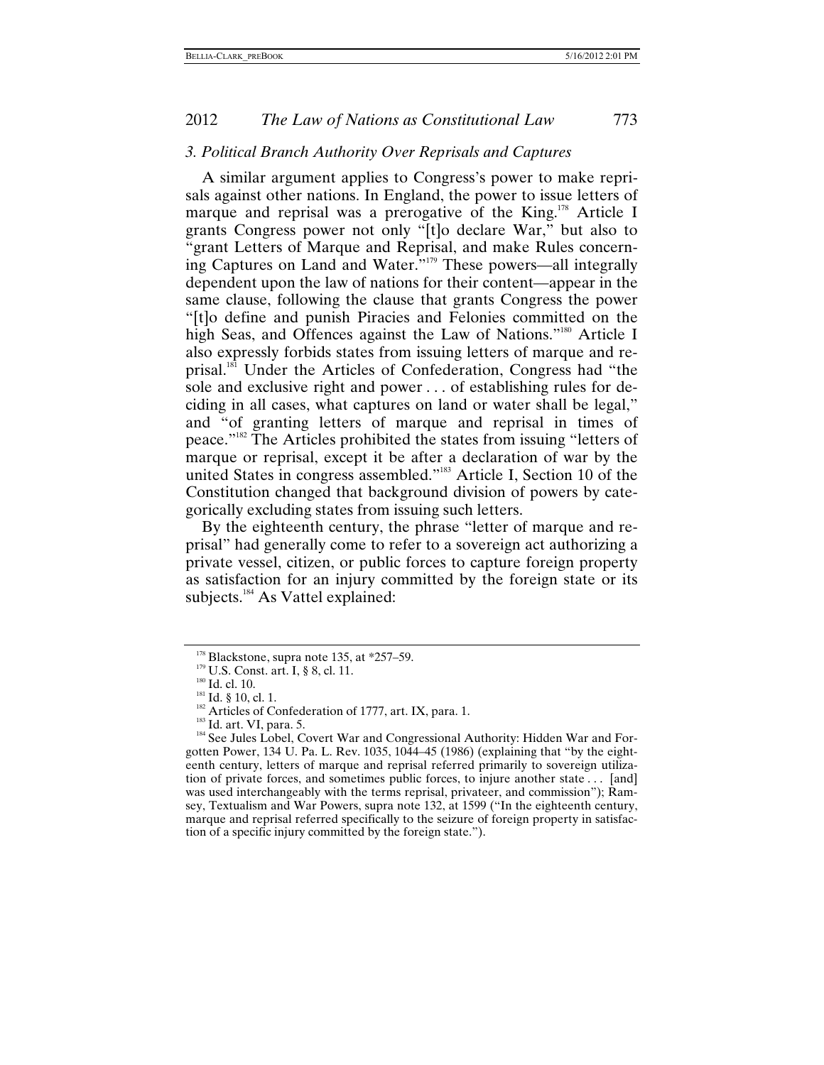### 3. Political Branch Authority Over Reprisals and Captures

A similar argument applies to Congress's power to make reprisals against other nations. In England, the power to issue letters of marque and reprisal was a prerogative of the King.[178] Article I grants Congress power not only "[t]o declare War," but also to "grant Letters of Marque and Reprisal, and make Rules concerning Captures on Land and Water."[179] These powers—all integrally dependent upon the law of nations for their content—appear in the same clause, following the clause that grants Congress the power "[t]o define and punish Piracies and Felonies committed on the high Seas, and Offences against the Law of Nations."[180] Article I also expressly forbids states from issuing letters of marque and reprisal.[181] Under the Articles of Confederation, Congress had "the sole and exclusive right and power . . . of establishing rules for deciding in all cases, what captures on land or water shall be legal," and "of granting letters of marque and reprisal in times of peace."[182] The Articles prohibited the states from issuing "letters of marque or reprisal, except it be after a declaration of war by the united States in congress assembled."[183] Article I, Section 10 of the Constitution changed that background division of powers by categorically excluding states from issuing such letters.

By the eighteenth century, the phrase "letter of marque and reprisal" had generally come to refer to a sovereign act authorizing a private vessel, citizen, or public forces to capture foreign property as satisfaction for an injury committed by the foreign state or its subjects.[184] As Vattel explained:

---

[178] Blackstone, supra note 135, at *257–59.

[179] U.S. Const. art. I, § 8, cl. 11.

[180] Id. cl. 10.

[181] Id. § 10, cl. 1.

[182] Articles of Confederation of 1777, art. IX, para. 1.

[183] Id. art. VI, para. 5.

[184] See Jules Lobel, Covert War and Congressional Authority: Hidden War and Forgotten Power, 134 U. Pa. L. Rev. 1035, 1044–45 (1986) (explaining that "by the eighteenth century, letters of marque and reprisal referred primarily to sovereign utilization of private forces, and sometimes public forces, to injure another state . . . [and] was used interchangeably with the terms reprisal, privateer, and commission"); Ramsey, Textualism and War Powers, supra note 132, at 1599 ("In the eighteenth century, marque and reprisal referred specifically to the seizure of foreign property in satisfaction of a specific injury committed by the foreign state.").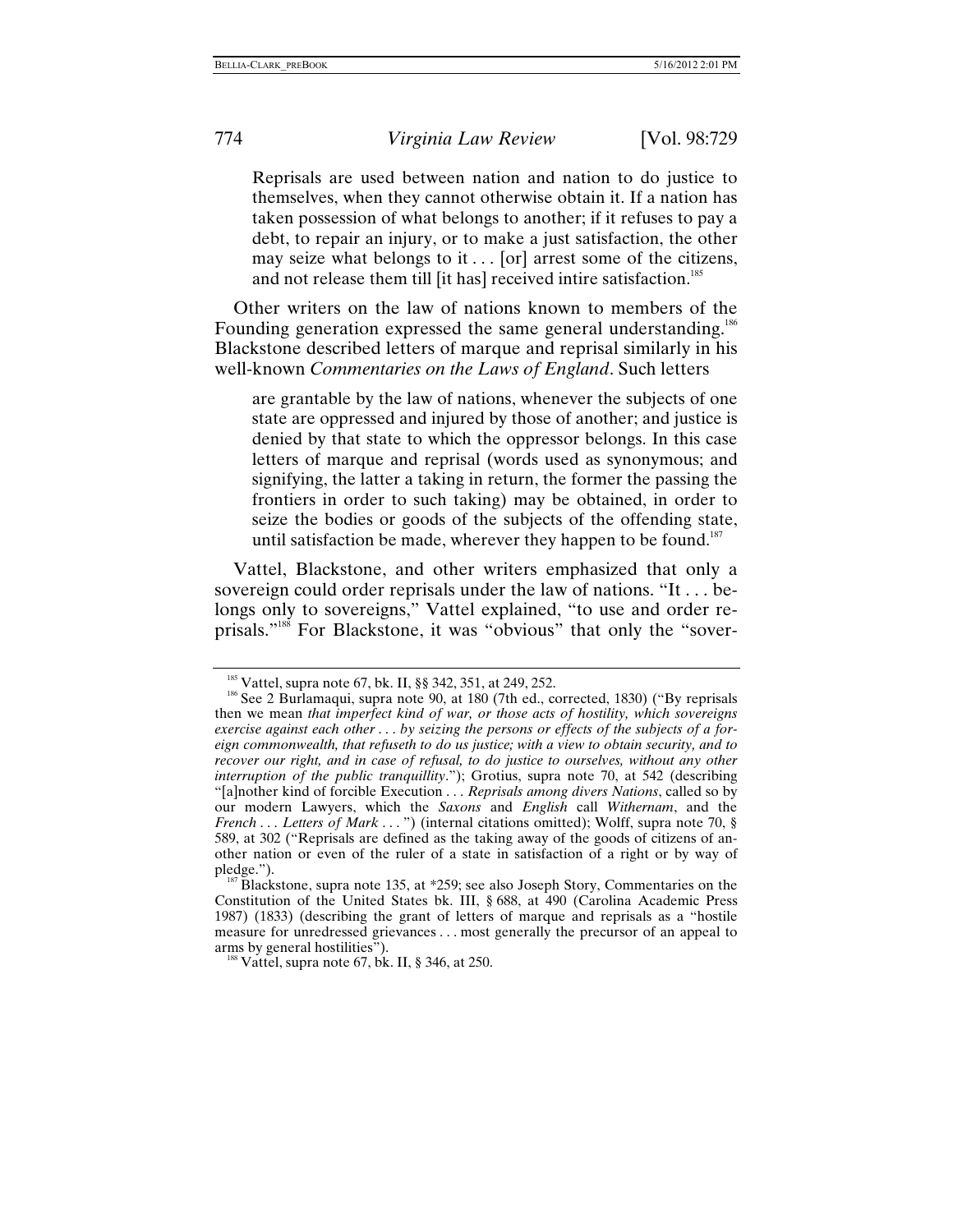> Reprisals are used between nation and nation to do justice to themselves, when they cannot otherwise obtain it. If a nation has taken possession of what belongs to another; if it refuses to pay a debt, to repair an injury, or to make a just satisfaction, the other may seize what belongs to it . . . [or] arrest some of the citizens, and not release them till [it has] received intire satisfaction.[185]

Other writers on the law of nations known to members of the Founding generation expressed the same general understanding.[186] Blackstone described letters of marque and reprisal similarly in his well-known *Commentaries on the Laws of England*. Such letters

> are grantable by the law of nations, whenever the subjects of one state are oppressed and injured by those of another; and justice is denied by that state to which the oppressor belongs. In this case letters of marque and reprisal (words used as synonymous; and signifying, the latter a taking in return, the former the passing the frontiers in order to such taking) may be obtained, in order to seize the bodies or goods of the subjects of the offending state, until satisfaction be made, wherever they happen to be found.[187]

Vattel, Blackstone, and other writers emphasized that only a sovereign could order reprisals under the law of nations. "It . . . belongs only to sovereigns," Vattel explained, "to use and order reprisals."[188] For Blackstone, it was "obvious" that only the "sover-

---

[185] Vattel, supra note 67, bk. II, §§ 342, 351, at 249, 252.

[186] See 2 Burlamaqui, supra note 90, at 180 (7th ed., corrected, 1830) ("By reprisals then we mean *that imperfect kind of war, or those acts of hostility, which sovereigns exercise against each other . . . by seizing the persons or effects of the subjects of a foreign commonwealth, that refuseth to do us justice; with a view to obtain security, and to recover our right, and in case of refusal, to do justice to ourselves, without any other interruption of the public tranquillity*."); Grotius, supra note 70, at 542 (describing "[a]nother kind of forcible Execution . . . *Reprisals among divers Nations*, called so by our modern Lawyers, which the *Saxons* and *English* call *Withernam*, and the *French* . . . *Letters of Mark* . . . ") (internal citations omitted); Wolff, supra note 70, § 589, at 302 ("Reprisals are defined as the taking away of the goods of citizens of another nation or even of the ruler of a state in satisfaction of a right or by way of pledge.").

[187] Blackstone, supra note 135, at *259; see also Joseph Story, Commentaries on the Constitution of the United States bk. III, § 688, at 490 (Carolina Academic Press 1987) (1833) (describing the grant of letters of marque and reprisals as a "hostile measure for unredressed grievances . . . most generally the precursor of an appeal to arms by general hostilities").

[188] Vattel, supra note 67, bk. II, § 346, at 250.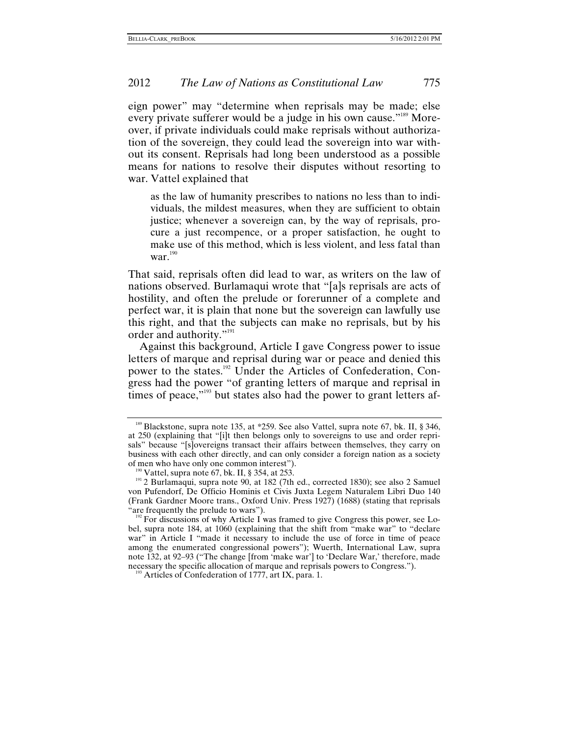eign power" may "determine when reprisals may be made; else every private sufferer would be a judge in his own cause."[189] Moreover, if private individuals could make reprisals without authorization of the sovereign, they could lead the sovereign into war without its consent. Reprisals had long been understood as a possible means for nations to resolve their disputes without resorting to war. Vattel explained that

> as the law of humanity prescribes to nations no less than to individuals, the mildest measures, when they are sufficient to obtain justice; whenever a sovereign can, by the way of reprisals, procure a just recompence, or a proper satisfaction, he ought to make use of this method, which is less violent, and less fatal than war.[190]

That said, reprisals often did lead to war, as writers on the law of nations observed. Burlamaqui wrote that "[a]s reprisals are acts of hostility, and often the prelude or forerunner of a complete and perfect war, it is plain that none but the sovereign can lawfully use this right, and that the subjects can make no reprisals, but by his order and authority."[191]

Against this background, Article I gave Congress power to issue letters of marque and reprisal during war or peace and denied this power to the states.[192] Under the Articles of Confederation, Congress had the power "of granting letters of marque and reprisal in times of peace,"[193] but states also had the power to grant letters af-

---

[189] Blackstone, supra note 135, at *259. See also Vattel, supra note 67, bk. II, § 346, at 250 (explaining that "[i]t then belongs only to sovereigns to use and order reprisals" because "[s]overeigns transact their affairs between themselves, they carry on business with each other directly, and can only consider a foreign nation as a society of men who have only one common interest").

[190] Vattel, supra note 67, bk. II, § 354, at 253.

[191] 2 Burlamaqui, supra note 90, at 182 (7th ed., corrected 1830); see also 2 Samuel von Pufendorf, De Officio Hominis et Civis Juxta Legem Naturalem Libri Duo 140 (Frank Gardner Moore trans., Oxford Univ. Press 1927) (1688) (stating that reprisals "are frequently the prelude to wars").

[192] For discussions of why Article I was framed to give Congress this power, see Lobel, supra note 184, at 1060 (explaining that the shift from "make war" to "declare war" in Article I "made it necessary to include the use of force in time of peace among the enumerated congressional powers"); Wuerth, International Law, supra note 132, at 92–93 ("The change [from 'make war'] to 'Declare War,' therefore, made necessary the specific allocation of marque and reprisals powers to Congress.").

[193] Articles of Confederation of 1777, art IX, para. 1.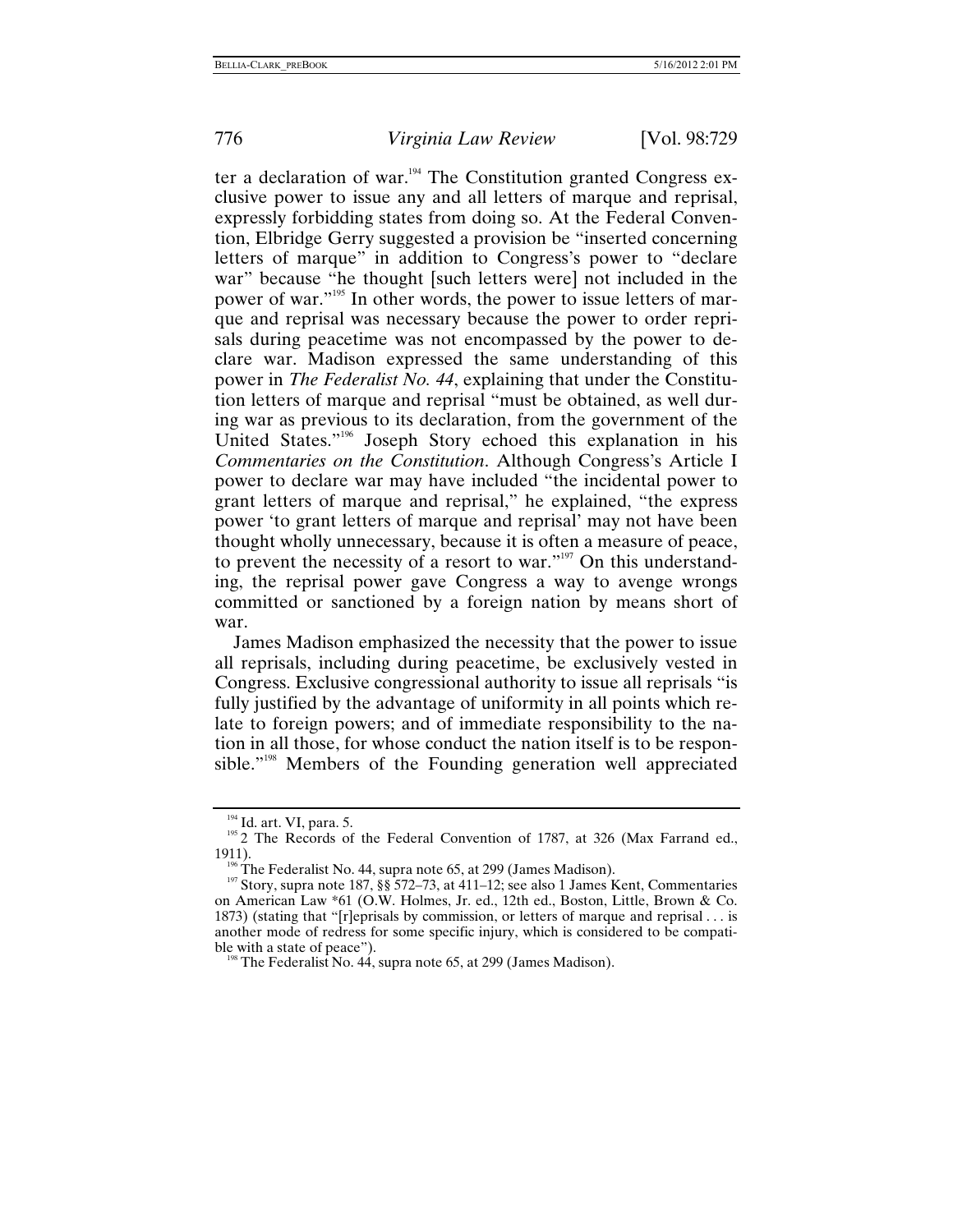ter a declaration of war.[194] The Constitution granted Congress exclusive power to issue any and all letters of marque and reprisal, expressly forbidding states from doing so. At the Federal Convention, Elbridge Gerry suggested a provision be "inserted concerning letters of marque" in addition to Congress's power to "declare war" because "he thought [such letters were] not included in the power of war."[195] In other words, the power to issue letters of marque and reprisal was necessary because the power to order reprisals during peacetime was not encompassed by the power to declare war. Madison expressed the same understanding of this power in *The Federalist No. 44*, explaining that under the Constitution letters of marque and reprisal "must be obtained, as well during war as previous to its declaration, from the government of the United States."[196] Joseph Story echoed this explanation in his *Commentaries on the Constitution*. Although Congress's Article I power to declare war may have included "the incidental power to grant letters of marque and reprisal," he explained, "the express power 'to grant letters of marque and reprisal' may not have been thought wholly unnecessary, because it is often a measure of peace, to prevent the necessity of a resort to war."[197] On this understanding, the reprisal power gave Congress a way to avenge wrongs committed or sanctioned by a foreign nation by means short of war.

James Madison emphasized the necessity that the power to issue all reprisals, including during peacetime, be exclusively vested in Congress. Exclusive congressional authority to issue all reprisals "is fully justified by the advantage of uniformity in all points which relate to foreign powers; and of immediate responsibility to the nation in all those, for whose conduct the nation itself is to be responsible."[198] Members of the Founding generation well appreciated

---

[194] Id. art. VI, para. 5.

[195] 2 The Records of the Federal Convention of 1787, at 326 (Max Farrand ed., 1911).

[196] The Federalist No. 44, supra note 65, at 299 (James Madison).

[197] Story, supra note 187, §§ 572–73, at 411–12; see also 1 James Kent, Commentaries on American Law *61 (O.W. Holmes, Jr. ed., 12th ed., Boston, Little, Brown & Co. 1873) (stating that "[r]eprisals by commission, or letters of marque and reprisal . . . is another mode of redress for some specific injury, which is considered to be compatible with a state of peace").

[198] The Federalist No. 44, supra note 65, at 299 (James Madison).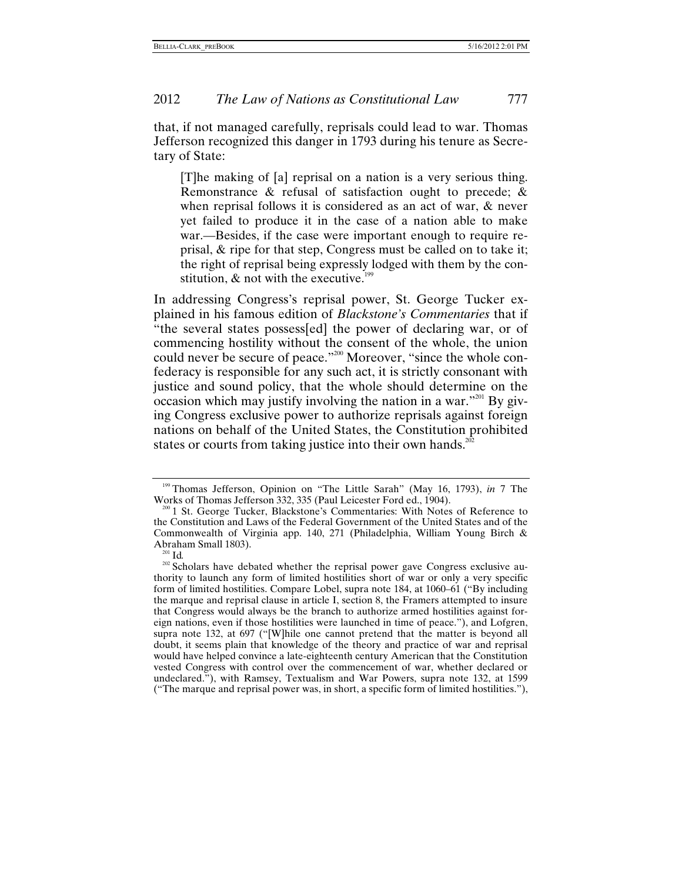that, if not managed carefully, reprisals could lead to war. Thomas Jefferson recognized this danger in 1793 during his tenure as Secretary of State:

> [T]he making of [a] reprisal on a nation is a very serious thing. Remonstrance & refusal of satisfaction ought to precede; & when reprisal follows it is considered as an act of war, & never yet failed to produce it in the case of a nation able to make war.—Besides, if the case were important enough to require reprisal, & ripe for that step, Congress must be called on to take it; the right of reprisal being expressly lodged with them by the constitution, & not with the executive.[199]

In addressing Congress's reprisal power, St. George Tucker explained in his famous edition of *Blackstone's Commentaries* that if "the several states possess[ed] the power of declaring war, or of commencing hostility without the consent of the whole, the union could never be secure of peace."[200] Moreover, "since the whole confederacy is responsible for any such act, it is strictly consonant with justice and sound policy, that the whole should determine on the occasion which may justify involving the nation in a war."[201] By giving Congress exclusive power to authorize reprisals against foreign nations on behalf of the United States, the Constitution prohibited states or courts from taking justice into their own hands.[202]

---

[199] Thomas Jefferson, Opinion on "The Little Sarah" (May 16, 1793), *in* 7 The Works of Thomas Jefferson 332, 335 (Paul Leicester Ford ed., 1904).

[200] 1 St. George Tucker, Blackstone's Commentaries: With Notes of Reference to the Constitution and Laws of the Federal Government of the United States and of the Commonwealth of Virginia app. 140, 271 (Philadelphia, William Young Birch & Abraham Small 1803).

[201] Id.

[202] Scholars have debated whether the reprisal power gave Congress exclusive authority to launch any form of limited hostilities short of war or only a very specific form of limited hostilities. Compare Lobel, supra note 184, at 1060–61 ("By including the marque and reprisal clause in article I, section 8, the Framers attempted to insure that Congress would always be the branch to authorize armed hostilities against foreign nations, even if those hostilities were launched in time of peace."), and Lofgren, supra note 132, at 697 ("[W]hile one cannot pretend that the matter is beyond all doubt, it seems plain that knowledge of the theory and practice of war and reprisal would have helped convince a late-eighteenth century American that the Constitution vested Congress with control over the commencement of war, whether declared or undeclared."), with Ramsey, Textualism and War Powers, supra note 132, at 1599 ("The marque and reprisal power was, in short, a specific form of limited hostilities."),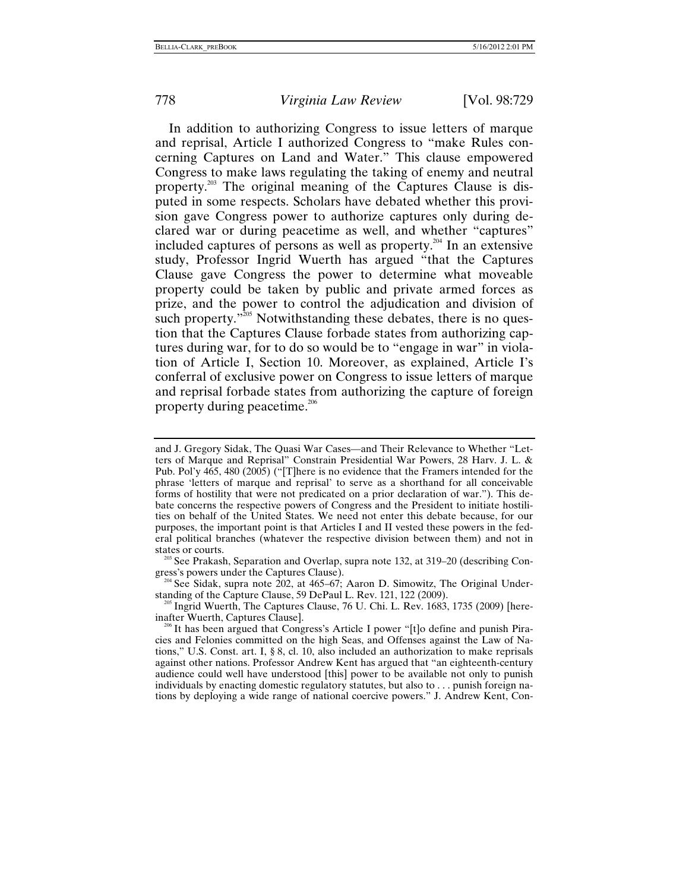In addition to authorizing Congress to issue letters of marque and reprisal, Article I authorized Congress to "make Rules concerning Captures on Land and Water." This clause empowered Congress to make laws regulating the taking of enemy and neutral property.[203] The original meaning of the Captures Clause is disputed in some respects. Scholars have debated whether this provision gave Congress power to authorize captures only during declared war or during peacetime as well, and whether "captures" included captures of persons as well as property.[204] In an extensive study, Professor Ingrid Wuerth has argued "that the Captures Clause gave Congress the power to determine what moveable property could be taken by public and private armed forces as prize, and the power to control the adjudication and division of such property."[205] Notwithstanding these debates, there is no question that the Captures Clause forbade states from authorizing captures during war, for to do so would be to "engage in war" in violation of Article I, Section 10. Moreover, as explained, Article I's conferral of exclusive power on Congress to issue letters of marque and reprisal forbade states from authorizing the capture of foreign property during peacetime.[206]

---

and J. Gregory Sidak, The Quasi War Cases—and Their Relevance to Whether "Letters of Marque and Reprisal" Constrain Presidential War Powers, 28 Harv. J. L. & Pub. Pol'y 465, 480 (2005) ("[T]here is no evidence that the Framers intended for the phrase 'letters of marque and reprisal' to serve as a shorthand for all conceivable forms of hostility that were not predicated on a prior declaration of war."). This debate concerns the respective powers of Congress and the President to initiate hostilities on behalf of the United States. We need not enter this debate because, for our purposes, the important point is that Articles I and II vested these powers in the federal political branches (whatever the respective division between them) and not in states or courts.

[203] See Prakash, Separation and Overlap, supra note 132, at 319–20 (describing Congress's powers under the Captures Clause).

[204] See Sidak, supra note 202, at 465–67; Aaron D. Simowitz, The Original Understanding of the Capture Clause, 59 DePaul L. Rev. 121, 122 (2009).

[205] Ingrid Wuerth, The Captures Clause, 76 U. Chi. L. Rev. 1683, 1735 (2009) [hereinafter Wuerth, Captures Clause].

[206] It has been argued that Congress's Article I power "[t]o define and punish Piracies and Felonies committed on the high Seas, and Offenses against the Law of Nations," U.S. Const. art. I, § 8, cl. 10, also included an authorization to make reprisals against other nations. Professor Andrew Kent has argued that "an eighteenth-century audience could well have understood [this] power to be available not only to punish individuals by enacting domestic regulatory statutes, but also to . . . punish foreign nations by deploying a wide range of national coercive powers." J. Andrew Kent, Con-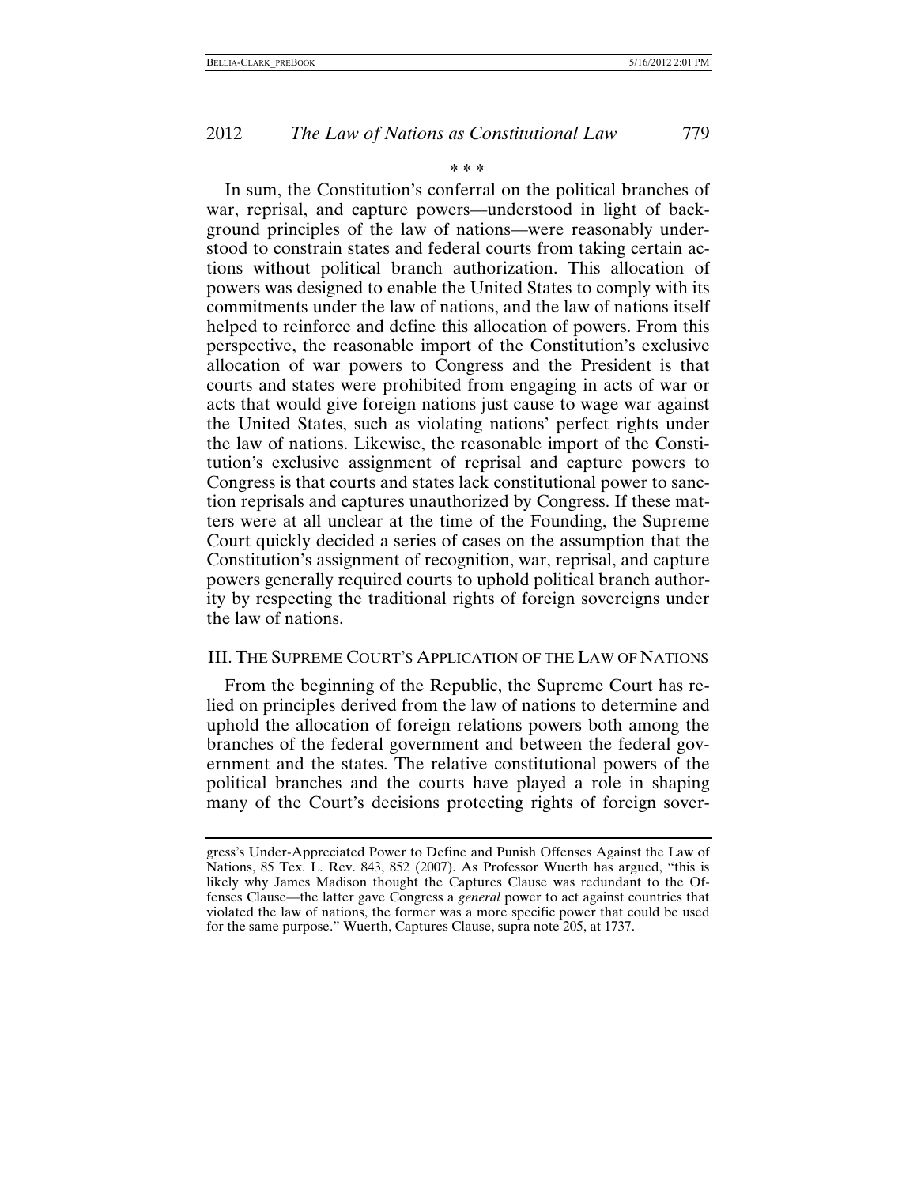\* \* \*

In sum, the Constitution's conferral on the political branches of war, reprisal, and capture powers—understood in light of background principles of the law of nations—were reasonably understood to constrain states and federal courts from taking certain actions without political branch authorization. This allocation of powers was designed to enable the United States to comply with its commitments under the law of nations, and the law of nations itself helped to reinforce and define this allocation of powers. From this perspective, the reasonable import of the Constitution's exclusive allocation of war powers to Congress and the President is that courts and states were prohibited from engaging in acts of war or acts that would give foreign nations just cause to wage war against the United States, such as violating nations' perfect rights under the law of nations. Likewise, the reasonable import of the Constitution's exclusive assignment of reprisal and capture powers to Congress is that courts and states lack constitutional power to sanction reprisals and captures unauthorized by Congress. If these matters were at all unclear at the time of the Founding, the Supreme Court quickly decided a series of cases on the assumption that the Constitution's assignment of recognition, war, reprisal, and capture powers generally required courts to uphold political branch authority by respecting the traditional rights of foreign sovereigns under the law of nations.

## III. THE SUPREME COURT'S APPLICATION OF THE LAW OF NATIONS

From the beginning of the Republic, the Supreme Court has relied on principles derived from the law of nations to determine and uphold the allocation of foreign relations powers both among the branches of the federal government and between the federal government and the states. The relative constitutional powers of the political branches and the courts have played a role in shaping many of the Court's decisions protecting rights of foreign sover-

---

gress's Under-Appreciated Power to Define and Punish Offenses Against the Law of Nations, 85 Tex. L. Rev. 843, 852 (2007). As Professor Wuerth has argued, "this is likely why James Madison thought the Captures Clause was redundant to the Offenses Clause—the latter gave Congress a *general* power to act against countries that violated the law of nations, the former was a more specific power that could be used for the same purpose." Wuerth, Captures Clause, supra note 205, at 1737.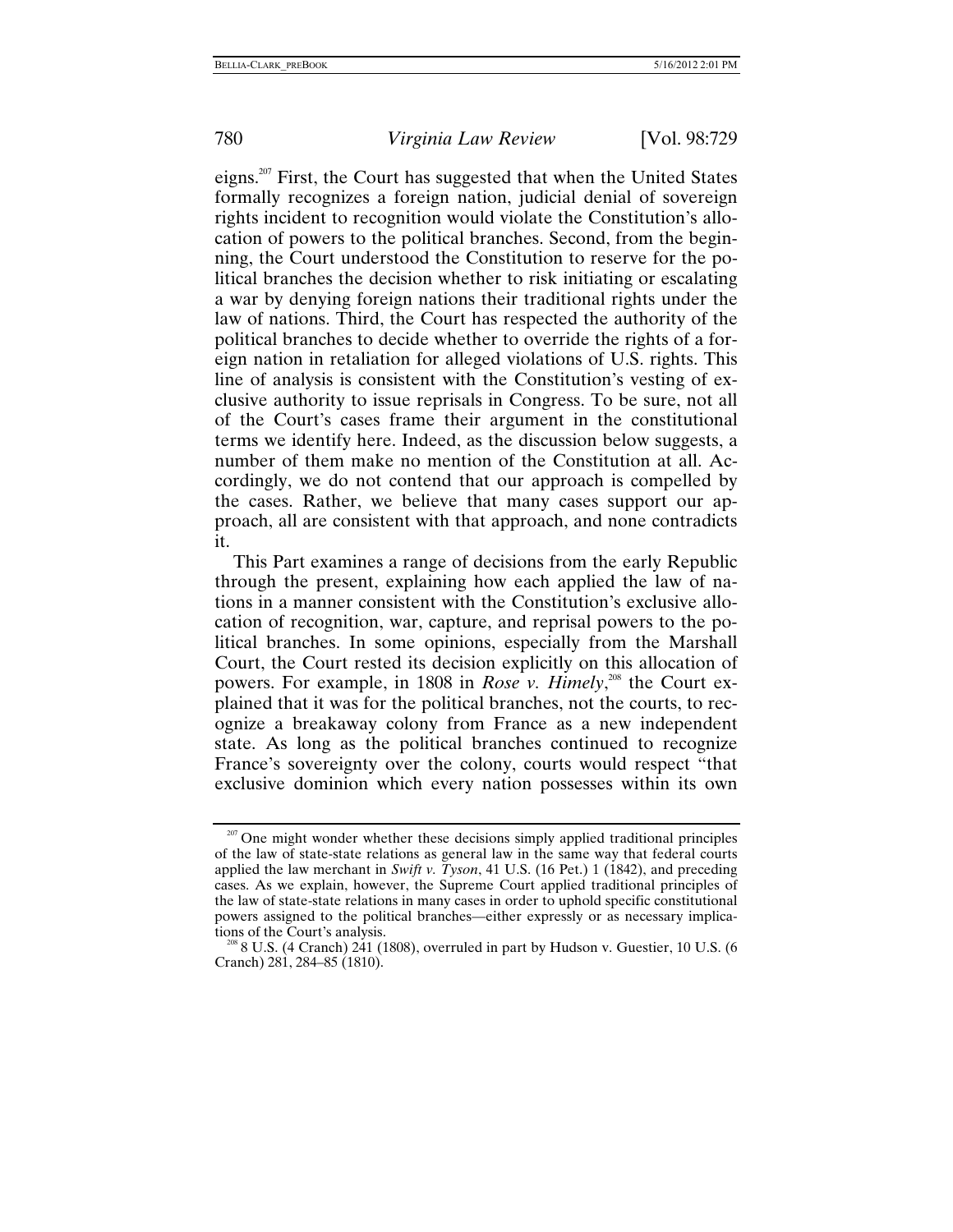eigns.[207] First, the Court has suggested that when the United States formally recognizes a foreign nation, judicial denial of sovereign rights incident to recognition would violate the Constitution's allocation of powers to the political branches. Second, from the beginning, the Court understood the Constitution to reserve for the political branches the decision whether to risk initiating or escalating a war by denying foreign nations their traditional rights under the law of nations. Third, the Court has respected the authority of the political branches to decide whether to override the rights of a foreign nation in retaliation for alleged violations of U.S. rights. This line of analysis is consistent with the Constitution's vesting of exclusive authority to issue reprisals in Congress. To be sure, not all of the Court's cases frame their argument in the constitutional terms we identify here. Indeed, as the discussion below suggests, a number of them make no mention of the Constitution at all. Accordingly, we do not contend that our approach is compelled by the cases. Rather, we believe that many cases support our approach, all are consistent with that approach, and none contradicts it.

This Part examines a range of decisions from the early Republic through the present, explaining how each applied the law of nations in a manner consistent with the Constitution's exclusive allocation of recognition, war, capture, and reprisal powers to the political branches. In some opinions, especially from the Marshall Court, the Court rested its decision explicitly on this allocation of powers. For example, in 1808 in *Rose v. Himely*,[208] the Court explained that it was for the political branches, not the courts, to recognize a breakaway colony from France as a new independent state. As long as the political branches continued to recognize France's sovereignty over the colony, courts would respect "that exclusive dominion which every nation possesses within its own

---

[207] One might wonder whether these decisions simply applied traditional principles of the law of state-state relations as general law in the same way that federal courts applied the law merchant in *Swift v. Tyson*, 41 U.S. (16 Pet.) 1 (1842), and preceding cases. As we explain, however, the Supreme Court applied traditional principles of the law of state-state relations in many cases in order to uphold specific constitutional powers assigned to the political branches—either expressly or as necessary implications of the Court's analysis.

[208] 8 U.S. (4 Cranch) 241 (1808), overruled in part by Hudson v. Guestier, 10 U.S. (6 Cranch) 281, 284–85 (1810).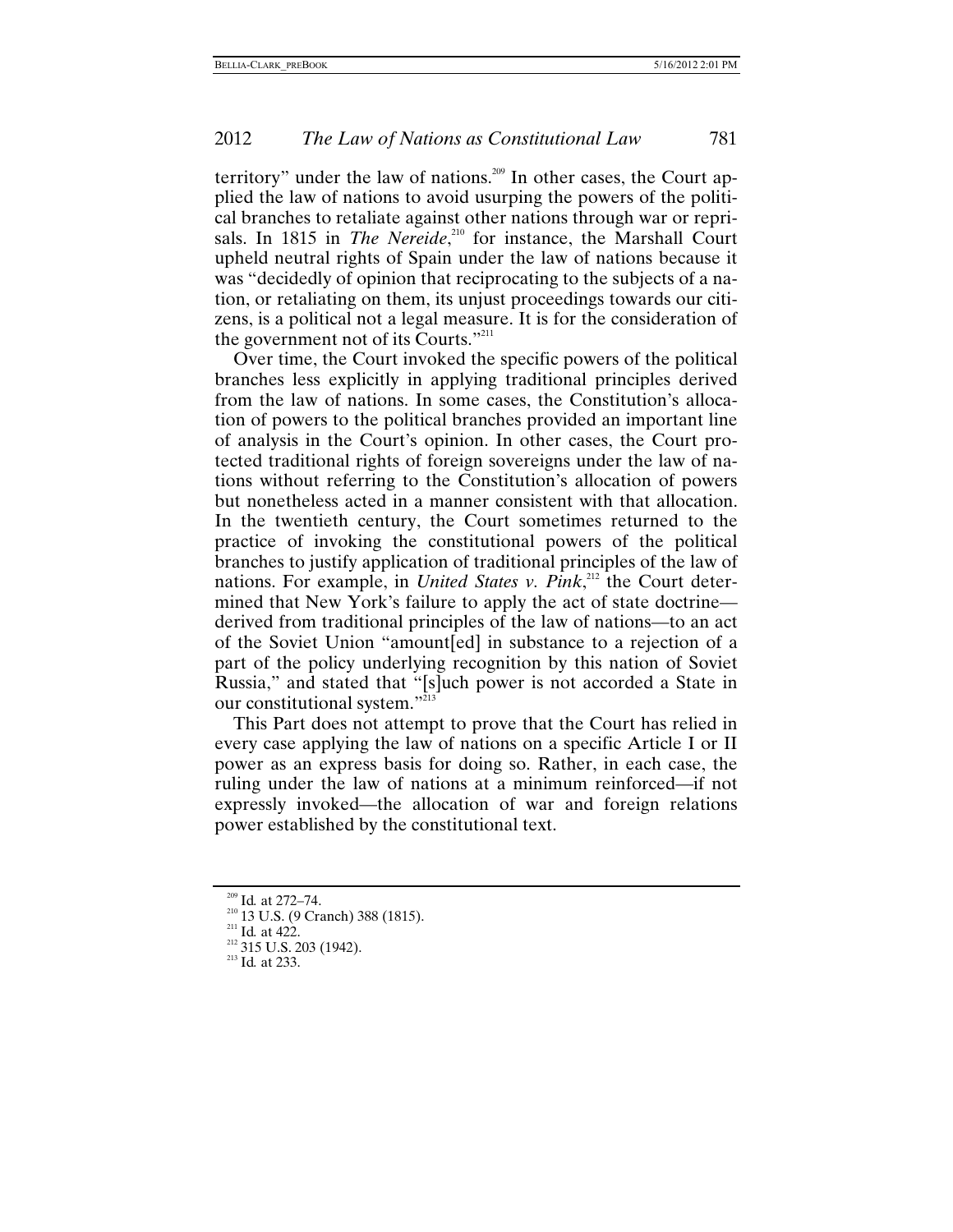territory" under the law of nations.[209] In other cases, the Court applied the law of nations to avoid usurping the powers of the political branches to retaliate against other nations through war or reprisals. In 1815 in *The Nereide*,[210] for instance, the Marshall Court upheld neutral rights of Spain under the law of nations because it was "decidedly of opinion that reciprocating to the subjects of a nation, or retaliating on them, its unjust proceedings towards our citizens, is a political not a legal measure. It is for the consideration of the government not of its Courts."[211]

Over time, the Court invoked the specific powers of the political branches less explicitly in applying traditional principles derived from the law of nations. In some cases, the Constitution's allocation of powers to the political branches provided an important line of analysis in the Court's opinion. In other cases, the Court protected traditional rights of foreign sovereigns under the law of nations without referring to the Constitution's allocation of powers but nonetheless acted in a manner consistent with that allocation. In the twentieth century, the Court sometimes returned to the practice of invoking the constitutional powers of the political branches to justify application of traditional principles of the law of nations. For example, in *United States v. Pink*,[212] the Court determined that New York's failure to apply the act of state doctrine—derived from traditional principles of the law of nations—to an act of the Soviet Union "amount[ed] in substance to a rejection of a part of the policy underlying recognition by this nation of Soviet Russia," and stated that "[s]uch power is not accorded a State in our constitutional system."[213]

This Part does not attempt to prove that the Court has relied in every case applying the law of nations on a specific Article I or II power as an express basis for doing so. Rather, in each case, the ruling under the law of nations at a minimum reinforced—if not expressly invoked—the allocation of war and foreign relations power established by the constitutional text.

---

[209] Id. at 272–74.

[210] 13 U.S. (9 Cranch) 388 (1815).

[211] Id. at 422.

[212] 315 U.S. 203 (1942).

[213] Id. at 233.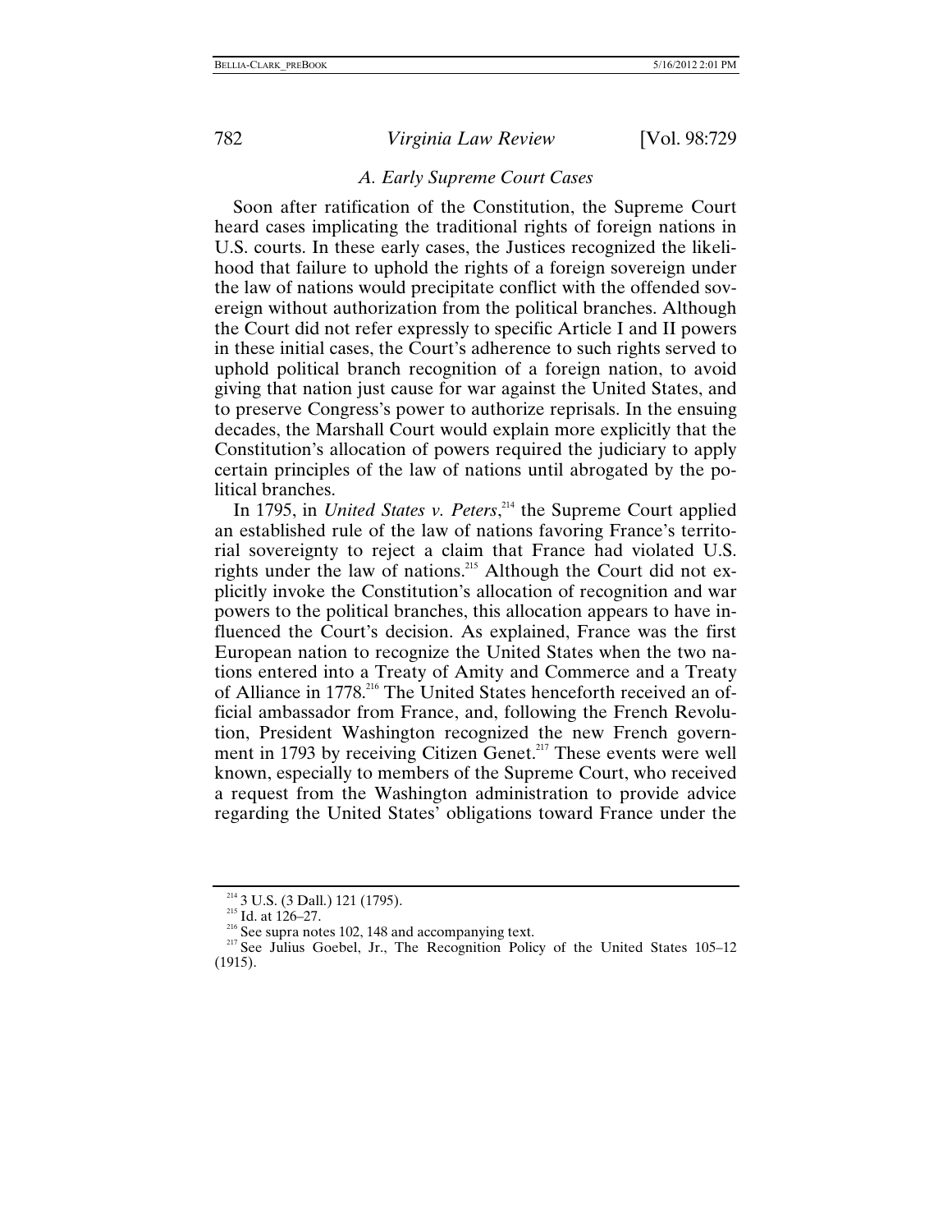### *A. Early Supreme Court Cases*

Soon after ratification of the Constitution, the Supreme Court heard cases implicating the traditional rights of foreign nations in U.S. courts. In these early cases, the Justices recognized the likelihood that failure to uphold the rights of a foreign sovereign under the law of nations would precipitate conflict with the offended sovereign without authorization from the political branches. Although the Court did not refer expressly to specific Article I and II powers in these initial cases, the Court's adherence to such rights served to uphold political branch recognition of a foreign nation, to avoid giving that nation just cause for war against the United States, and to preserve Congress's power to authorize reprisals. In the ensuing decades, the Marshall Court would explain more explicitly that the Constitution's allocation of powers required the judiciary to apply certain principles of the law of nations until abrogated by the political branches.

In 1795, in *United States v. Peters*,[214] the Supreme Court applied an established rule of the law of nations favoring France's territorial sovereignty to reject a claim that France had violated U.S. rights under the law of nations.[215] Although the Court did not explicitly invoke the Constitution's allocation of recognition and war powers to the political branches, this allocation appears to have influenced the Court's decision. As explained, France was the first European nation to recognize the United States when the two nations entered into a Treaty of Amity and Commerce and a Treaty of Alliance in 1778.[216] The United States henceforth received an official ambassador from France, and, following the French Revolution, President Washington recognized the new French government in 1793 by receiving Citizen Genet.[217] These events were well known, especially to members of the Supreme Court, who received a request from the Washington administration to provide advice regarding the United States' obligations toward France under the

---

[214] 3 U.S. (3 Dall.) 121 (1795).

[215] Id. at 126–27.

[216] See supra notes 102, 148 and accompanying text.

[217] See Julius Goebel, Jr., The Recognition Policy of the United States 105–12 (1915).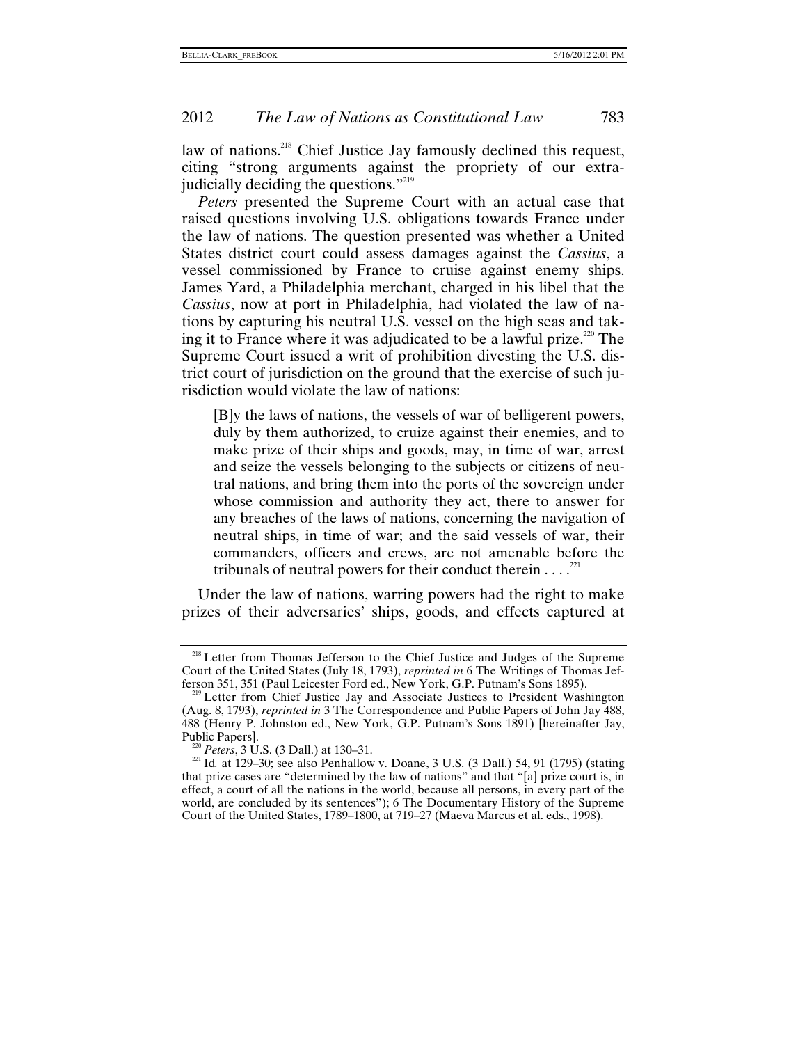law of nations.[218] Chief Justice Jay famously declined this request, citing "strong arguments against the propriety of our extra-judicially deciding the questions."[219]

*Peters* presented the Supreme Court with an actual case that raised questions involving U.S. obligations towards France under the law of nations. The question presented was whether a United States district court could assess damages against the *Cassius*, a vessel commissioned by France to cruise against enemy ships. James Yard, a Philadelphia merchant, charged in his libel that the *Cassius*, now at port in Philadelphia, had violated the law of nations by capturing his neutral U.S. vessel on the high seas and taking it to France where it was adjudicated to be a lawful prize.[220] The Supreme Court issued a writ of prohibition divesting the U.S. district court of jurisdiction on the ground that the exercise of such jurisdiction would violate the law of nations:

> [B]y the laws of nations, the vessels of war of belligerent powers, duly by them authorized, to cruize against their enemies, and to make prize of their ships and goods, may, in time of war, arrest and seize the vessels belonging to the subjects or citizens of neutral nations, and bring them into the ports of the sovereign under whose commission and authority they act, there to answer for any breaches of the laws of nations, concerning the navigation of neutral ships, in time of war; and the said vessels of war, their commanders, officers and crews, are not amenable before the tribunals of neutral powers for their conduct therein . . . .[221]

Under the law of nations, warring powers had the right to make prizes of their adversaries' ships, goods, and effects captured at

---

[218] Letter from Thomas Jefferson to the Chief Justice and Judges of the Supreme Court of the United States (July 18, 1793), *reprinted in* 6 The Writings of Thomas Jefferson 351, 351 (Paul Leicester Ford ed., New York, G.P. Putnam's Sons 1895).

[219] Letter from Chief Justice Jay and Associate Justices to President Washington (Aug. 8, 1793), *reprinted in* 3 The Correspondence and Public Papers of John Jay 488, 488 (Henry P. Johnston ed., New York, G.P. Putnam's Sons 1891) [hereinafter Jay, Public Papers].

[220] *Peters*, 3 U.S. (3 Dall.) at 130–31.

[221] Id*.* at 129–30; see also Penhallow v. Doane, 3 U.S. (3 Dall.) 54, 91 (1795) (stating that prize cases are "determined by the law of nations" and that "[a] prize court is, in effect, a court of all the nations in the world, because all persons, in every part of the world, are concluded by its sentences"); 6 The Documentary History of the Supreme Court of the United States, 1789–1800, at 719–27 (Maeva Marcus et al. eds., 1998).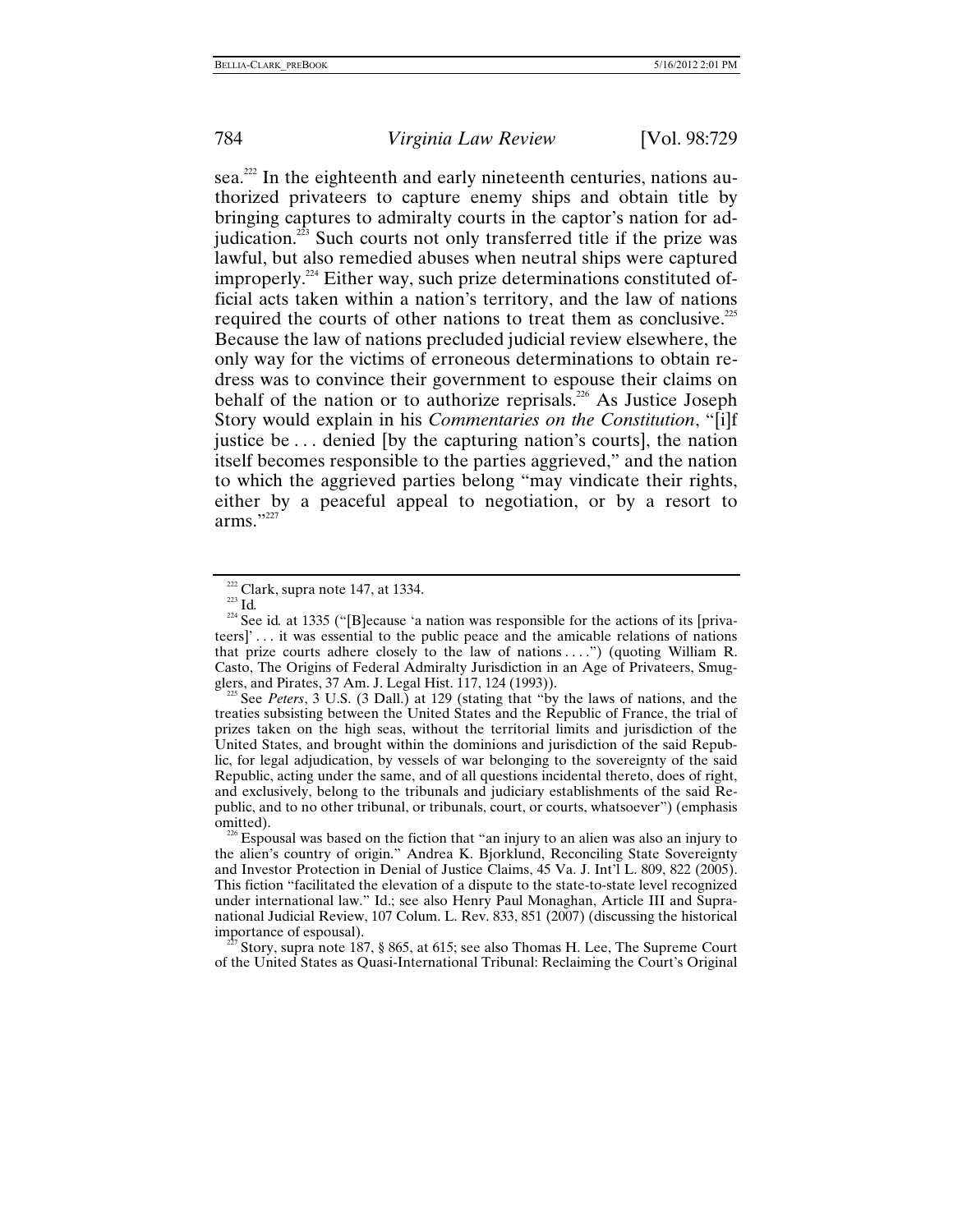sea.[222] In the eighteenth and early nineteenth centuries, nations authorized privateers to capture enemy ships and obtain title by bringing captures to admiralty courts in the captor's nation for adjudication.[223] Such courts not only transferred title if the prize was lawful, but also remedied abuses when neutral ships were captured improperly.[224] Either way, such prize determinations constituted official acts taken within a nation's territory, and the law of nations required the courts of other nations to treat them as conclusive.[225] Because the law of nations precluded judicial review elsewhere, the only way for the victims of erroneous determinations to obtain redress was to convince their government to espouse their claims on behalf of the nation or to authorize reprisals.[226] As Justice Joseph Story would explain in his *Commentaries on the Constitution*, "[i]f justice be . . . denied [by the capturing nation's courts], the nation itself becomes responsible to the parties aggrieved," and the nation to which the aggrieved parties belong "may vindicate their rights, either by a peaceful appeal to negotiation, or by a resort to arms."[227]

---

[222] Clark, supra note 147, at 1334.

[223] Id.

[224] See id. at 1335 ("[B]ecause 'a nation was responsible for the actions of its [privateers]' . . . it was essential to the public peace and the amicable relations of nations that prize courts adhere closely to the law of nations . . . .") (quoting William R. Casto, The Origins of Federal Admiralty Jurisdiction in an Age of Privateers, Smugglers, and Pirates, 37 Am. J. Legal Hist. 117, 124 (1993)).

[225] See *Peters*, 3 U.S. (3 Dall.) at 129 (stating that "by the laws of nations, and the treaties subsisting between the United States and the Republic of France, the trial of prizes taken on the high seas, without the territorial limits and jurisdiction of the United States, and brought within the dominions and jurisdiction of the said Republic, for legal adjudication, by vessels of war belonging to the sovereignty of the said Republic, acting under the same, and of all questions incidental thereto, does of right, and exclusively, belong to the tribunals and judiciary establishments of the said Republic, and to no other tribunal, or tribunals, court, or courts, whatsoever") (emphasis omitted).

[226] Espousal was based on the fiction that "an injury to an alien was also an injury to the alien's country of origin." Andrea K. Bjorklund, Reconciling State Sovereignty and Investor Protection in Denial of Justice Claims, 45 Va. J. Int'l L. 809, 822 (2005). This fiction "facilitated the elevation of a dispute to the state-to-state level recognized under international law." Id.; see also Henry Paul Monaghan, Article III and Supranational Judicial Review, 107 Colum. L. Rev. 833, 851 (2007) (discussing the historical importance of espousal).

[227] Story, supra note 187, § 865, at 615; see also Thomas H. Lee, The Supreme Court of the United States as Quasi-International Tribunal: Reclaiming the Court's Original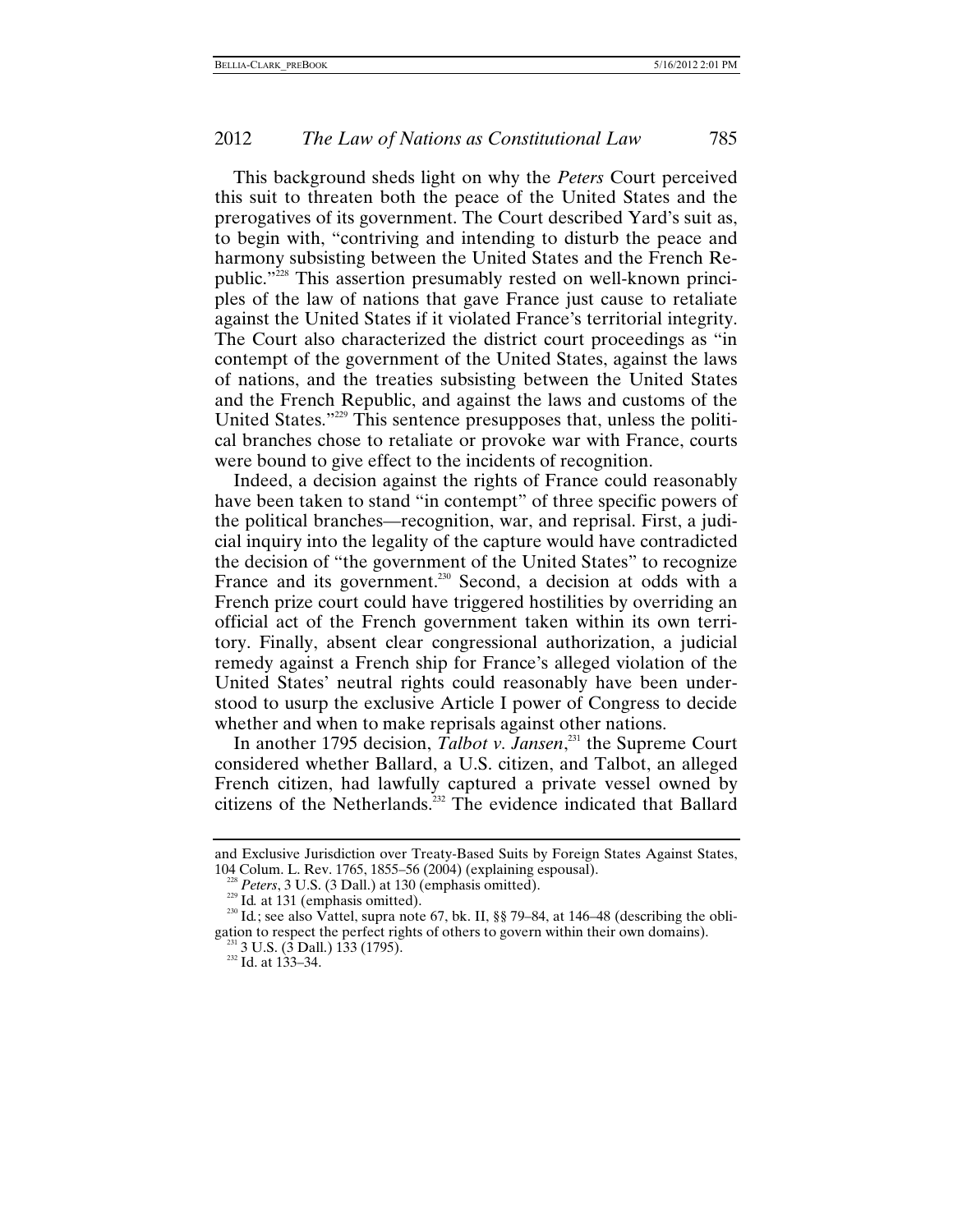This background sheds light on why the *Peters* Court perceived this suit to threaten both the peace of the United States and the prerogatives of its government. The Court described Yard's suit as, to begin with, "contriving and intending to disturb the peace and harmony subsisting between the United States and the French Republic."[228] This assertion presumably rested on well-known principles of the law of nations that gave France just cause to retaliate against the United States if it violated France's territorial integrity. The Court also characterized the district court proceedings as "in contempt of the government of the United States, against the laws of nations, and the treaties subsisting between the United States and the French Republic, and against the laws and customs of the United States."[229] This sentence presupposes that, unless the political branches chose to retaliate or provoke war with France, courts were bound to give effect to the incidents of recognition.

Indeed, a decision against the rights of France could reasonably have been taken to stand "in contempt" of three specific powers of the political branches—recognition, war, and reprisal. First, a judicial inquiry into the legality of the capture would have contradicted the decision of "the government of the United States" to recognize France and its government.[230] Second, a decision at odds with a French prize court could have triggered hostilities by overriding an official act of the French government taken within its own territory. Finally, absent clear congressional authorization, a judicial remedy against a French ship for France's alleged violation of the United States' neutral rights could reasonably have been understood to usurp the exclusive Article I power of Congress to decide whether and when to make reprisals against other nations.

In another 1795 decision, *Talbot v. Jansen*,[231] the Supreme Court considered whether Ballard, a U.S. citizen, and Talbot, an alleged French citizen, had lawfully captured a private vessel owned by citizens of the Netherlands.[232] The evidence indicated that Ballard

---

and Exclusive Jurisdiction over Treaty-Based Suits by Foreign States Against States, 104 Colum. L. Rev. 1765, 1855–56 (2004) (explaining espousal).

[228] *Peters*, 3 U.S. (3 Dall.) at 130 (emphasis omitted).

[229] Id. at 131 (emphasis omitted).

[230] Id.; see also Vattel, supra note 67, bk. II, §§ 79–84, at 146–48 (describing the obligation to respect the perfect rights of others to govern within their own domains).

[231] 3 U.S. (3 Dall.) 133 (1795).

[232] Id. at 133–34.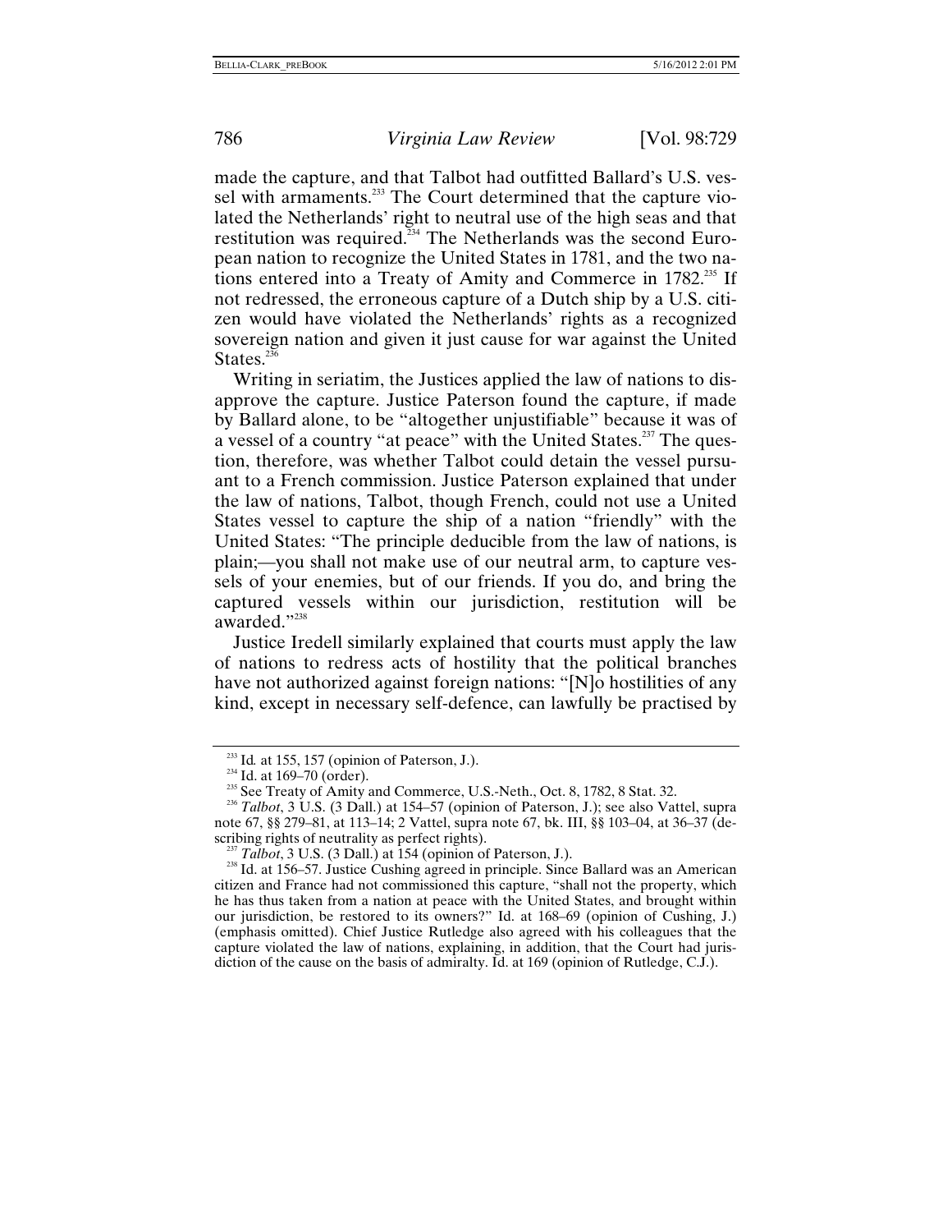made the capture, and that Talbot had outfitted Ballard's U.S. vessel with armaments.[233] The Court determined that the capture violated the Netherlands' right to neutral use of the high seas and that restitution was required.[234] The Netherlands was the second European nation to recognize the United States in 1781, and the two nations entered into a Treaty of Amity and Commerce in 1782.[235] If not redressed, the erroneous capture of a Dutch ship by a U.S. citizen would have violated the Netherlands' rights as a recognized sovereign nation and given it just cause for war against the United States.[236]

Writing in seriatim, the Justices applied the law of nations to disapprove the capture. Justice Paterson found the capture, if made by Ballard alone, to be "altogether unjustifiable" because it was of a vessel of a country "at peace" with the United States.[237] The question, therefore, was whether Talbot could detain the vessel pursuant to a French commission. Justice Paterson explained that under the law of nations, Talbot, though French, could not use a United States vessel to capture the ship of a nation "friendly" with the United States: "The principle deducible from the law of nations, is plain;—you shall not make use of our neutral arm, to capture vessels of your enemies, but of our friends. If you do, and bring the captured vessels within our jurisdiction, restitution will be awarded."[238]

Justice Iredell similarly explained that courts must apply the law of nations to redress acts of hostility that the political branches have not authorized against foreign nations: "[N]o hostilities of any kind, except in necessary self-defence, can lawfully be practised by

---

[233] Id. at 155, 157 (opinion of Paterson, J.).

[234] Id. at 169–70 (order).

[235] See Treaty of Amity and Commerce, U.S.-Neth., Oct. 8, 1782, 8 Stat. 32.

[236] *Talbot*, 3 U.S. (3 Dall.) at 154–57 (opinion of Paterson, J.); see also Vattel, supra note 67, §§ 279–81, at 113–14; 2 Vattel, supra note 67, bk. III, §§ 103–04, at 36–37 (describing rights of neutrality as perfect rights).

[237] *Talbot*, 3 U.S. (3 Dall.) at 154 (opinion of Paterson, J.).

[238] Id. at 156–57. Justice Cushing agreed in principle. Since Ballard was an American citizen and France had not commissioned this capture, "shall not the property, which he has thus taken from a nation at peace with the United States, and brought within our jurisdiction, be restored to its owners?" Id. at 168–69 (opinion of Cushing, J.) (emphasis omitted). Chief Justice Rutledge also agreed with his colleagues that the capture violated the law of nations, explaining, in addition, that the Court had jurisdiction of the cause on the basis of admiralty. Id. at 169 (opinion of Rutledge, C.J.).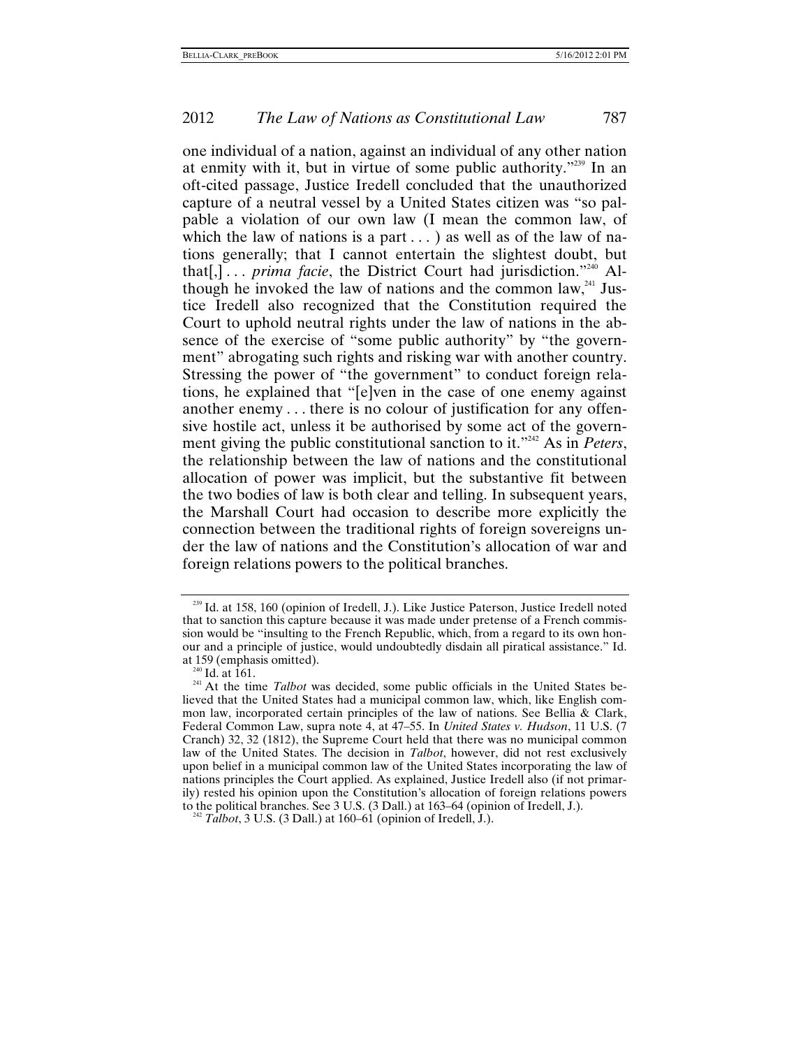one individual of a nation, against an individual of any other nation at enmity with it, but in virtue of some public authority."[239] In an oft-cited passage, Justice Iredell concluded that the unauthorized capture of a neutral vessel by a United States citizen was "so palpable a violation of our own law (I mean the common law, of which the law of nations is a part . . . ) as well as of the law of nations generally; that I cannot entertain the slightest doubt, but that[,] . . . *prima facie*, the District Court had jurisdiction."[240] Although he invoked the law of nations and the common law,[241] Justice Iredell also recognized that the Constitution required the Court to uphold neutral rights under the law of nations in the absence of the exercise of "some public authority" by "the government" abrogating such rights and risking war with another country. Stressing the power of "the government" to conduct foreign relations, he explained that "[e]ven in the case of one enemy against another enemy . . . there is no colour of justification for any offensive hostile act, unless it be authorised by some act of the government giving the public constitutional sanction to it."[242] As in *Peters*, the relationship between the law of nations and the constitutional allocation of power was implicit, but the substantive fit between the two bodies of law is both clear and telling. In subsequent years, the Marshall Court had occasion to describe more explicitly the connection between the traditional rights of foreign sovereigns under the law of nations and the Constitution's allocation of war and foreign relations powers to the political branches.

---

[239] Id. at 158, 160 (opinion of Iredell, J.). Like Justice Paterson, Justice Iredell noted that to sanction this capture because it was made under pretense of a French commission would be "insulting to the French Republic, which, from a regard to its own honour and a principle of justice, would undoubtedly disdain all piratical assistance." Id. at 159 (emphasis omitted).

[240] Id. at 161.

[241] At the time *Talbot* was decided, some public officials in the United States believed that the United States had a municipal common law, which, like English common law, incorporated certain principles of the law of nations. See Bellia & Clark, Federal Common Law, supra note 4, at 47–55. In *United States v. Hudson*, 11 U.S. (7 Cranch) 32, 32 (1812), the Supreme Court held that there was no municipal common law of the United States. The decision in *Talbot*, however, did not rest exclusively upon belief in a municipal common law of the United States incorporating the law of nations principles the Court applied. As explained, Justice Iredell also (if not primarily) rested his opinion upon the Constitution's allocation of foreign relations powers to the political branches. See 3 U.S. (3 Dall.) at 163–64 (opinion of Iredell, J.).

[242] *Talbot*, 3 U.S. (3 Dall.) at 160–61 (opinion of Iredell, J.).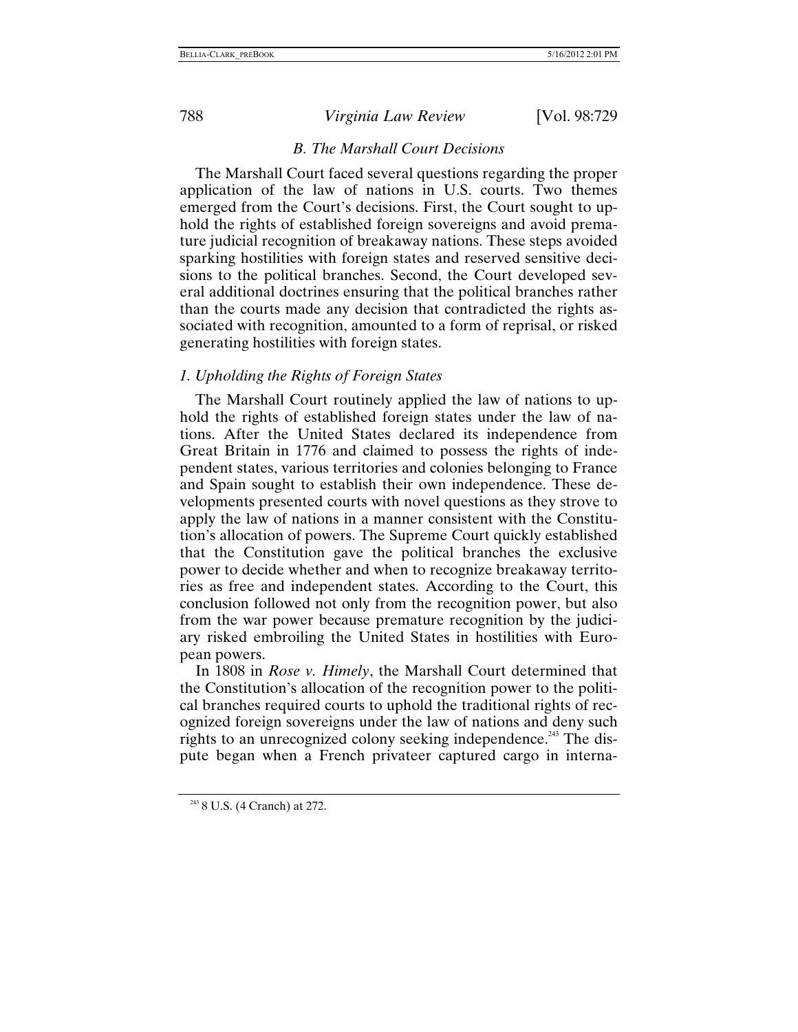### *B. The Marshall Court Decisions*

The Marshall Court faced several questions regarding the proper application of the law of nations in U.S. courts. Two themes emerged from the Court's decisions. First, the Court sought to uphold the rights of established foreign sovereigns and avoid premature judicial recognition of breakaway nations. These steps avoided sparking hostilities with foreign states and reserved sensitive decisions to the political branches. Second, the Court developed several additional doctrines ensuring that the political branches rather than the courts made any decision that contradicted the rights associated with recognition, amounted to a form of reprisal, or risked generating hostilities with foreign states.

#### *1. Upholding the Rights of Foreign States*

The Marshall Court routinely applied the law of nations to uphold the rights of established foreign states under the law of nations. After the United States declared its independence from Great Britain in 1776 and claimed to possess the rights of independent states, various territories and colonies belonging to France and Spain sought to establish their own independence. These developments presented courts with novel questions as they strove to apply the law of nations in a manner consistent with the Constitution's allocation of powers. The Supreme Court quickly established that the Constitution gave the political branches the exclusive power to decide whether and when to recognize breakaway territories as free and independent states. According to the Court, this conclusion followed not only from the recognition power, but also from the war power because premature recognition by the judiciary risked embroiling the United States in hostilities with European powers.

In 1808 in *Rose v. Himely*, the Marshall Court determined that the Constitution's allocation of the recognition power to the political branches required courts to uphold the traditional rights of recognized foreign sovereigns under the law of nations and deny such rights to an unrecognized colony seeking independence.[243] The dispute began when a French privateer captured cargo in interna-

[243] 8 U.S. (4 Cranch) at 272.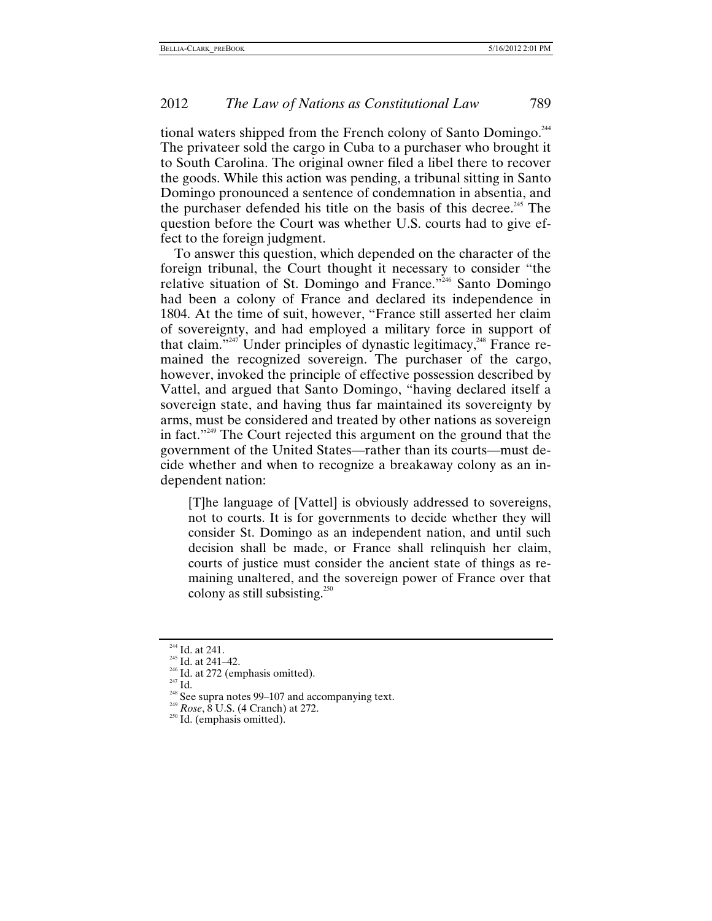tional waters shipped from the French colony of Santo Domingo.[244] The privateer sold the cargo in Cuba to a purchaser who brought it to South Carolina. The original owner filed a libel there to recover the goods. While this action was pending, a tribunal sitting in Santo Domingo pronounced a sentence of condemnation in absentia, and the purchaser defended his title on the basis of this decree.[245] The question before the Court was whether U.S. courts had to give effect to the foreign judgment.

To answer this question, which depended on the character of the foreign tribunal, the Court thought it necessary to consider "the relative situation of St. Domingo and France."[246] Santo Domingo had been a colony of France and declared its independence in 1804. At the time of suit, however, "France still asserted her claim of sovereignty, and had employed a military force in support of that claim."[247] Under principles of dynastic legitimacy,[248] France remained the recognized sovereign. The purchaser of the cargo, however, invoked the principle of effective possession described by Vattel, and argued that Santo Domingo, "having declared itself a sovereign state, and having thus far maintained its sovereignty by arms, must be considered and treated by other nations as sovereign in fact."[249] The Court rejected this argument on the ground that the government of the United States—rather than its courts—must decide whether and when to recognize a breakaway colony as an independent nation:

> [T]he language of [Vattel] is obviously addressed to sovereigns, not to courts. It is for governments to decide whether they will consider St. Domingo as an independent nation, and until such decision shall be made, or France shall relinquish her claim, courts of justice must consider the ancient state of things as remaining unaltered, and the sovereign power of France over that colony as still subsisting.[250]

---

[244] Id. at 241.

[245] Id. at 241–42.

[246] Id. at 272 (emphasis omitted).

[247] Id.

[248] See supra notes 99–107 and accompanying text.

[249] *Rose*, 8 U.S. (4 Cranch) at 272.

[250] Id. (emphasis omitted).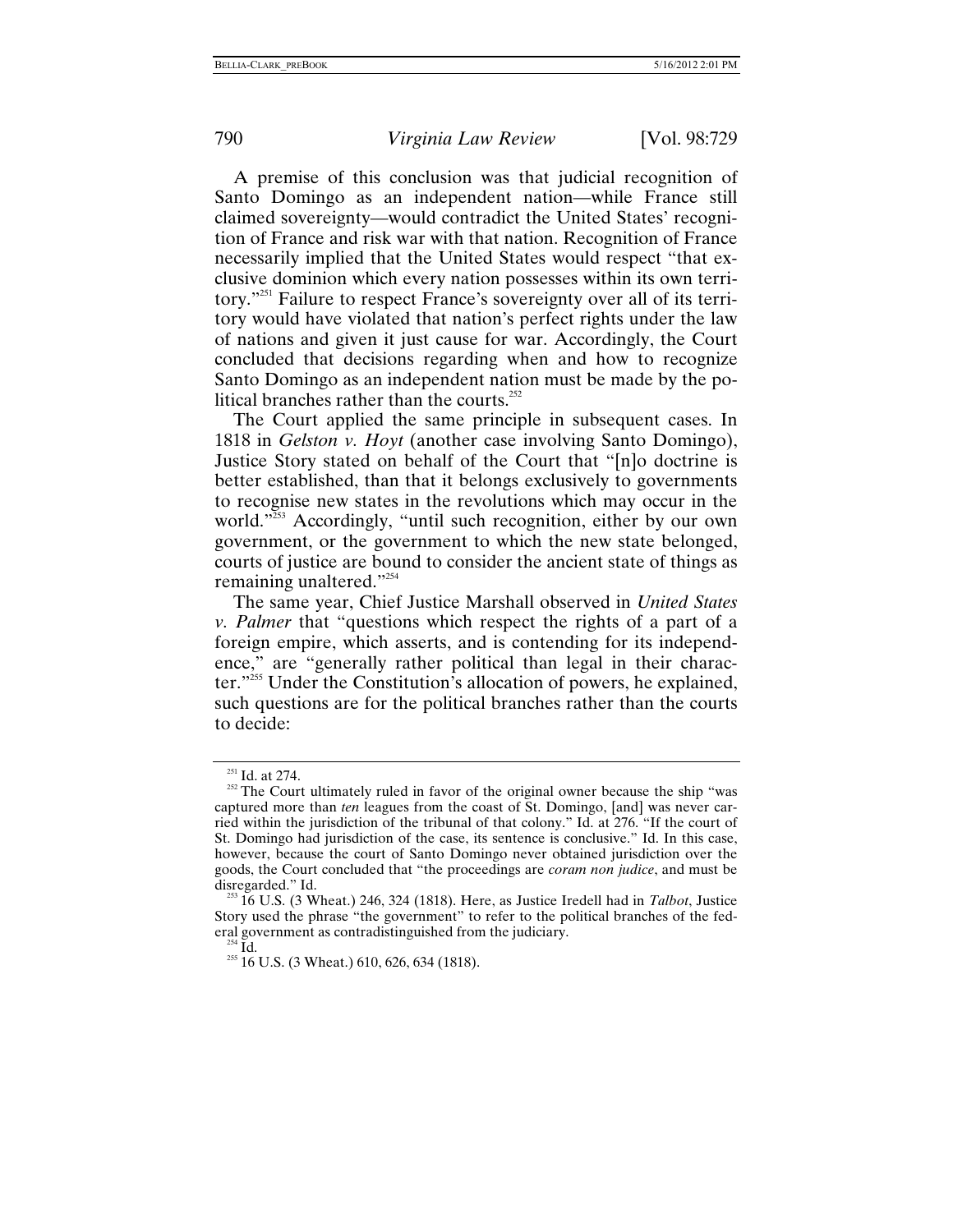A premise of this conclusion was that judicial recognition of Santo Domingo as an independent nation—while France still claimed sovereignty—would contradict the United States' recognition of France and risk war with that nation. Recognition of France necessarily implied that the United States would respect "that exclusive dominion which every nation possesses within its own territory."[251] Failure to respect France's sovereignty over all of its territory would have violated that nation's perfect rights under the law of nations and given it just cause for war. Accordingly, the Court concluded that decisions regarding when and how to recognize Santo Domingo as an independent nation must be made by the political branches rather than the courts.[252]

The Court applied the same principle in subsequent cases. In 1818 in *Gelston v. Hoyt* (another case involving Santo Domingo), Justice Story stated on behalf of the Court that "[n]o doctrine is better established, than that it belongs exclusively to governments to recognise new states in the revolutions which may occur in the world."[253] Accordingly, "until such recognition, either by our own government, or the government to which the new state belonged, courts of justice are bound to consider the ancient state of things as remaining unaltered."[254]

The same year, Chief Justice Marshall observed in *United States v. Palmer* that "questions which respect the rights of a part of a foreign empire, which asserts, and is contending for its independence," are "generally rather political than legal in their character."[255] Under the Constitution's allocation of powers, he explained, such questions are for the political branches rather than the courts to decide:

---

[251] Id. at 274.

[252] The Court ultimately ruled in favor of the original owner because the ship "was captured more than *ten* leagues from the coast of St. Domingo, [and] was never carried within the jurisdiction of the tribunal of that colony." Id. at 276. "If the court of St. Domingo had jurisdiction of the case, its sentence is conclusive." Id. In this case, however, because the court of Santo Domingo never obtained jurisdiction over the goods, the Court concluded that "the proceedings are *coram non judice*, and must be disregarded." Id.

[253] 16 U.S. (3 Wheat.) 246, 324 (1818). Here, as Justice Iredell had in *Talbot*, Justice Story used the phrase "the government" to refer to the political branches of the federal government as contradistinguished from the judiciary.

[254] Id.

[255] 16 U.S. (3 Wheat.) 610, 626, 634 (1818).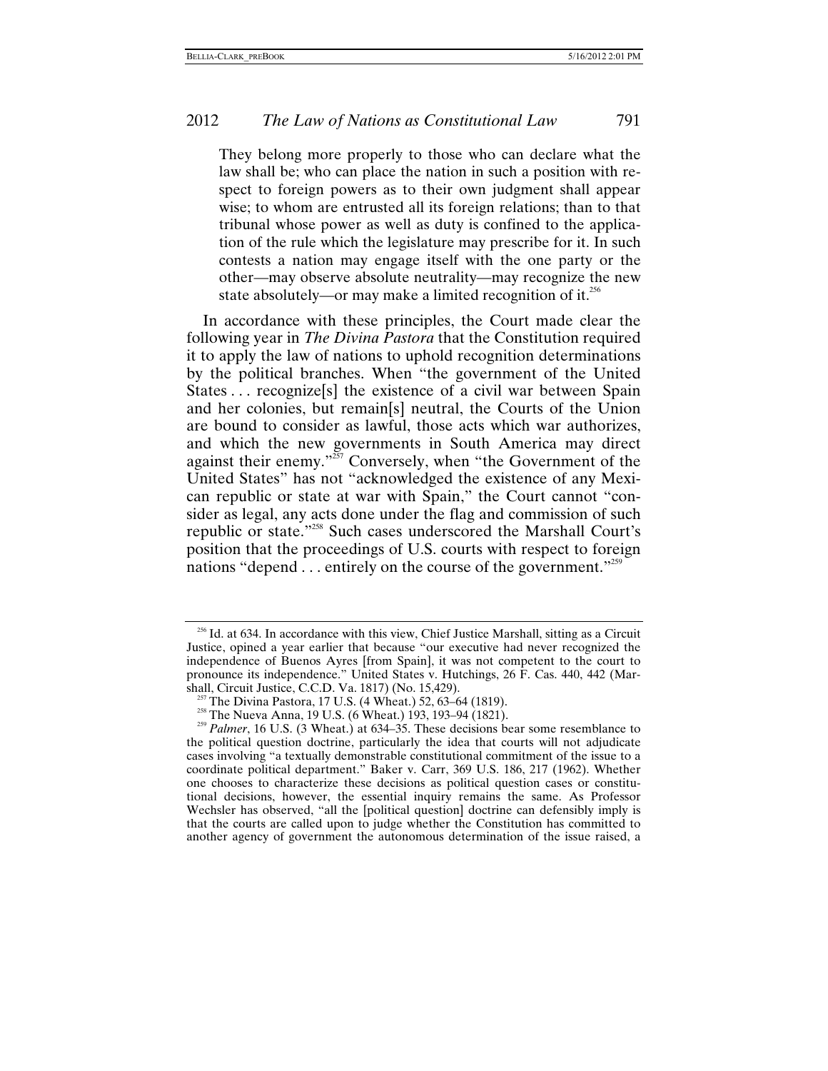> They belong more properly to those who can declare what the law shall be; who can place the nation in such a position with respect to foreign powers as to their own judgment shall appear wise; to whom are entrusted all its foreign relations; than to that tribunal whose power as well as duty is confined to the application of the rule which the legislature may prescribe for it. In such contests a nation may engage itself with the one party or the other—may observe absolute neutrality—may recognize the new state absolutely—or may make a limited recognition of it.[256]

In accordance with these principles, the Court made clear the following year in *The Divina Pastora* that the Constitution required it to apply the law of nations to uphold recognition determinations by the political branches. When "the government of the United States . . . recognize[s] the existence of a civil war between Spain and her colonies, but remain[s] neutral, the Courts of the Union are bound to consider as lawful, those acts which war authorizes, and which the new governments in South America may direct against their enemy."[257] Conversely, when "the Government of the United States" has not "acknowledged the existence of any Mexican republic or state at war with Spain," the Court cannot "consider as legal, any acts done under the flag and commission of such republic or state."[258] Such cases underscored the Marshall Court's position that the proceedings of U.S. courts with respect to foreign nations "depend . . . entirely on the course of the government."[259]

---

[256] Id. at 634. In accordance with this view, Chief Justice Marshall, sitting as a Circuit Justice, opined a year earlier that because "our executive had never recognized the independence of Buenos Ayres [from Spain], it was not competent to the court to pronounce its independence." United States v. Hutchings, 26 F. Cas. 440, 442 (Marshall, Circuit Justice, C.C.D. Va. 1817) (No. 15,429).

[257] The Divina Pastora, 17 U.S. (4 Wheat.) 52, 63–64 (1819).

[258] The Nueva Anna, 19 U.S. (6 Wheat.) 193, 193–94 (1821).

[259] *Palmer*, 16 U.S. (3 Wheat.) at 634–35. These decisions bear some resemblance to the political question doctrine, particularly the idea that courts will not adjudicate cases involving "a textually demonstrable constitutional commitment of the issue to a coordinate political department." Baker v. Carr, 369 U.S. 186, 217 (1962). Whether one chooses to characterize these decisions as political question cases or constitutional decisions, however, the essential inquiry remains the same. As Professor Wechsler has observed, "all the [political question] doctrine can defensibly imply is that the courts are called upon to judge whether the Constitution has committed to another agency of government the autonomous determination of the issue raised, a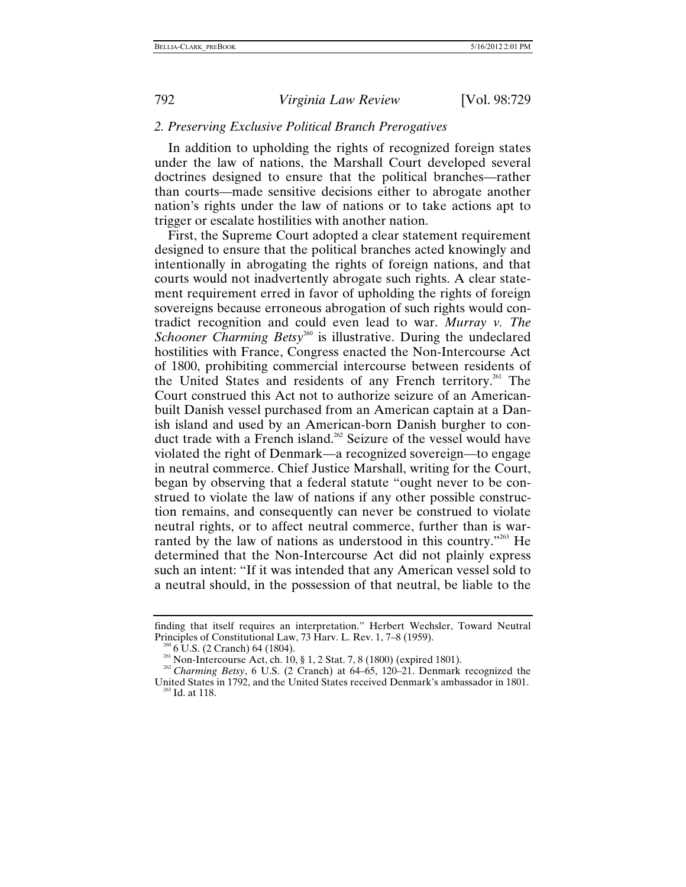### 2. Preserving Exclusive Political Branch Prerogatives

In addition to upholding the rights of recognized foreign states under the law of nations, the Marshall Court developed several doctrines designed to ensure that the political branches—rather than courts—made sensitive decisions either to abrogate another nation's rights under the law of nations or to take actions apt to trigger or escalate hostilities with another nation.

First, the Supreme Court adopted a clear statement requirement designed to ensure that the political branches acted knowingly and intentionally in abrogating the rights of foreign nations, and that courts would not inadvertently abrogate such rights. A clear statement requirement erred in favor of upholding the rights of foreign sovereigns because erroneous abrogation of such rights would contradict recognition and could even lead to war. *Murray v. The Schooner Charming Betsy*[260] is illustrative. During the undeclared hostilities with France, Congress enacted the Non-Intercourse Act of 1800, prohibiting commercial intercourse between residents of the United States and residents of any French territory.[261] The Court construed this Act not to authorize seizure of an American-built Danish vessel purchased from an American captain at a Danish island and used by an American-born Danish burgher to conduct trade with a French island.[262] Seizure of the vessel would have violated the right of Denmark—a recognized sovereign—to engage in neutral commerce. Chief Justice Marshall, writing for the Court, began by observing that a federal statute "ought never to be construed to violate the law of nations if any other possible construction remains, and consequently can never be construed to violate neutral rights, or to affect neutral commerce, further than is warranted by the law of nations as understood in this country."[263] He determined that the Non-Intercourse Act did not plainly express such an intent: "If it was intended that any American vessel sold to a neutral should, in the possession of that neutral, be liable to the

---

finding that itself requires an interpretation." Herbert Wechsler, Toward Neutral Principles of Constitutional Law, 73 Harv. L. Rev. 1, 7–8 (1959).

[260] 6 U.S. (2 Cranch) 64 (1804).

[261] Non-Intercourse Act, ch. 10, § 1, 2 Stat. 7, 8 (1800) (expired 1801).

[262] *Charming Betsy*, 6 U.S. (2 Cranch) at 64–65, 120–21. Denmark recognized the United States in 1792, and the United States received Denmark's ambassador in 1801.

[263] Id. at 118.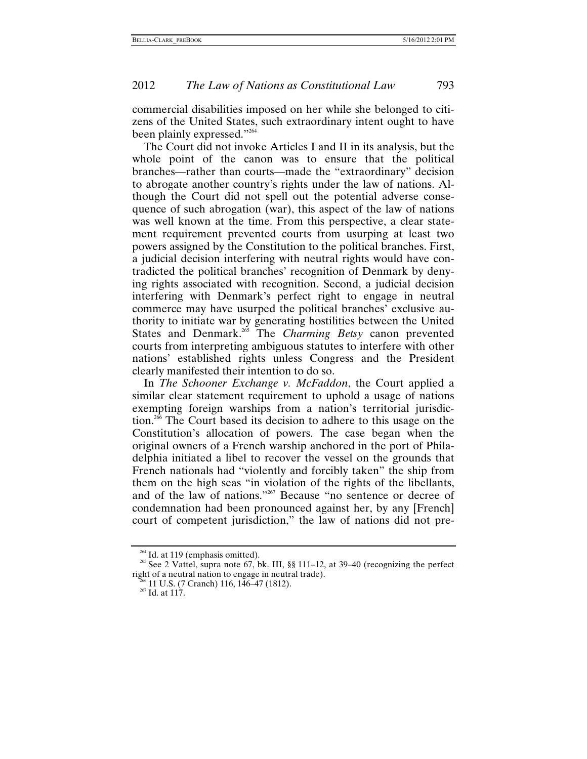commercial disabilities imposed on her while she belonged to citizens of the United States, such extraordinary intent ought to have been plainly expressed."[264]

The Court did not invoke Articles I and II in its analysis, but the whole point of the canon was to ensure that the political branches—rather than courts—made the "extraordinary" decision to abrogate another country's rights under the law of nations. Although the Court did not spell out the potential adverse consequence of such abrogation (war), this aspect of the law of nations was well known at the time. From this perspective, a clear statement requirement prevented courts from usurping at least two powers assigned by the Constitution to the political branches. First, a judicial decision interfering with neutral rights would have contradicted the political branches' recognition of Denmark by denying rights associated with recognition. Second, a judicial decision interfering with Denmark's perfect right to engage in neutral commerce may have usurped the political branches' exclusive authority to initiate war by generating hostilities between the United States and Denmark.[265] The *Charming Betsy* canon prevented courts from interpreting ambiguous statutes to interfere with other nations' established rights unless Congress and the President clearly manifested their intention to do so.

In *The Schooner Exchange v. McFaddon*, the Court applied a similar clear statement requirement to uphold a usage of nations exempting foreign warships from a nation's territorial jurisdiction.[266] The Court based its decision to adhere to this usage on the Constitution's allocation of powers. The case began when the original owners of a French warship anchored in the port of Philadelphia initiated a libel to recover the vessel on the grounds that French nationals had "violently and forcibly taken" the ship from them on the high seas "in violation of the rights of the libellants, and of the law of nations."[267] Because "no sentence or decree of condemnation had been pronounced against her, by any [French] court of competent jurisdiction," the law of nations did not pre-

---

[264] Id. at 119 (emphasis omitted).

[265] See 2 Vattel, supra note 67, bk. III, §§ 111–12, at 39–40 (recognizing the perfect right of a neutral nation to engage in neutral trade).

[266] 11 U.S. (7 Cranch) 116, 146–47 (1812).

[267] Id. at 117.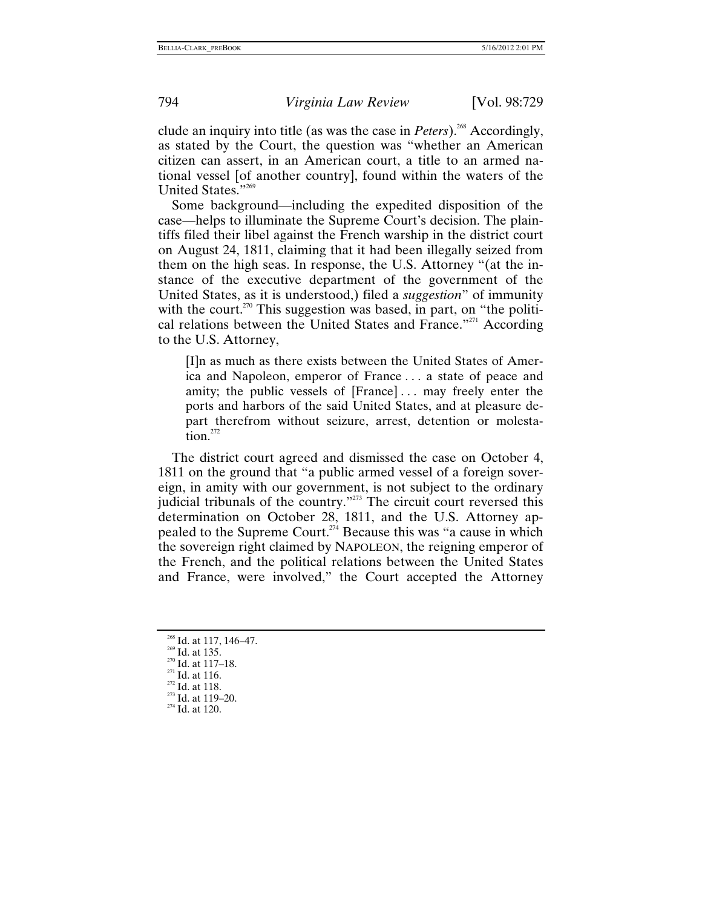clude an inquiry into title (as was the case in *Peters*).[268] Accordingly, as stated by the Court, the question was "whether an American citizen can assert, in an American court, a title to an armed national vessel [of another country], found within the waters of the United States."[269]

Some background—including the expedited disposition of the case—helps to illuminate the Supreme Court's decision. The plaintiffs filed their libel against the French warship in the district court on August 24, 1811, claiming that it had been illegally seized from them on the high seas. In response, the U.S. Attorney "(at the instance of the executive department of the government of the United States, as it is understood,) filed a *suggestion*" of immunity with the court.[270] This suggestion was based, in part, on "the political relations between the United States and France."[271] According to the U.S. Attorney,

> [I]n as much as there exists between the United States of America and Napoleon, emperor of France . . . a state of peace and amity; the public vessels of [France] . . . may freely enter the ports and harbors of the said United States, and at pleasure depart therefrom without seizure, arrest, detention or molestation.[272]

The district court agreed and dismissed the case on October 4, 1811 on the ground that "a public armed vessel of a foreign sovereign, in amity with our government, is not subject to the ordinary judicial tribunals of the country."[273] The circuit court reversed this determination on October 28, 1811, and the U.S. Attorney appealed to the Supreme Court.[274] Because this was "a cause in which the sovereign right claimed by NAPOLEON, the reigning emperor of the French, and the political relations between the United States and France, were involved," the Court accepted the Attorney

---

[268] Id. at 117, 146–47.
[269] Id. at 135.
[270] Id. at 117–18.
[271] Id. at 116.
[272] Id. at 118.
[273] Id. at 119–20.
[274] Id. at 120.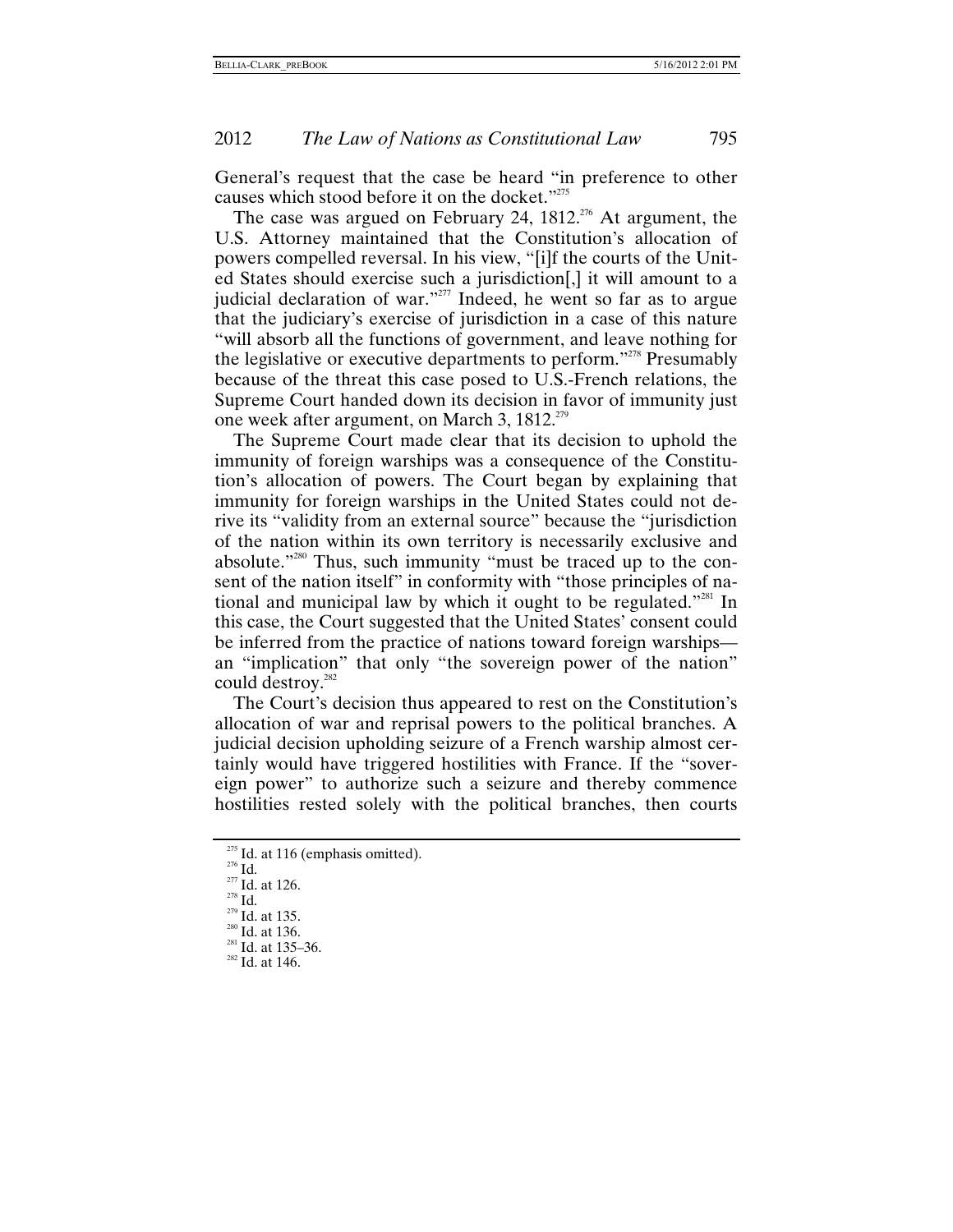General's request that the case be heard "in preference to other causes which stood before it on the docket."[275]

The case was argued on February 24, 1812.[276] At argument, the U.S. Attorney maintained that the Constitution's allocation of powers compelled reversal. In his view, "[i]f the courts of the United States should exercise such a jurisdiction[,] it will amount to a judicial declaration of war."[277] Indeed, he went so far as to argue that the judiciary's exercise of jurisdiction in a case of this nature "will absorb all the functions of government, and leave nothing for the legislative or executive departments to perform."[278] Presumably because of the threat this case posed to U.S.-French relations, the Supreme Court handed down its decision in favor of immunity just one week after argument, on March 3, 1812.[279]

The Supreme Court made clear that its decision to uphold the immunity of foreign warships was a consequence of the Constitution's allocation of powers. The Court began by explaining that immunity for foreign warships in the United States could not derive its "validity from an external source" because the "jurisdiction of the nation within its own territory is necessarily exclusive and absolute."[280] Thus, such immunity "must be traced up to the consent of the nation itself" in conformity with "those principles of national and municipal law by which it ought to be regulated."[281] In this case, the Court suggested that the United States' consent could be inferred from the practice of nations toward foreign warships—an "implication" that only "the sovereign power of the nation" could destroy.[282]

The Court's decision thus appeared to rest on the Constitution's allocation of war and reprisal powers to the political branches. A judicial decision upholding seizure of a French warship almost certainly would have triggered hostilities with France. If the "sovereign power" to authorize such a seizure and thereby commence hostilities rested solely with the political branches, then courts

---

[275] Id. at 116 (emphasis omitted).

[276] Id.

[277] Id. at 126.

[278] Id.

[279] Id. at 135.

[280] Id. at 136.

[281] Id. at 135–36.

[282] Id. at 146.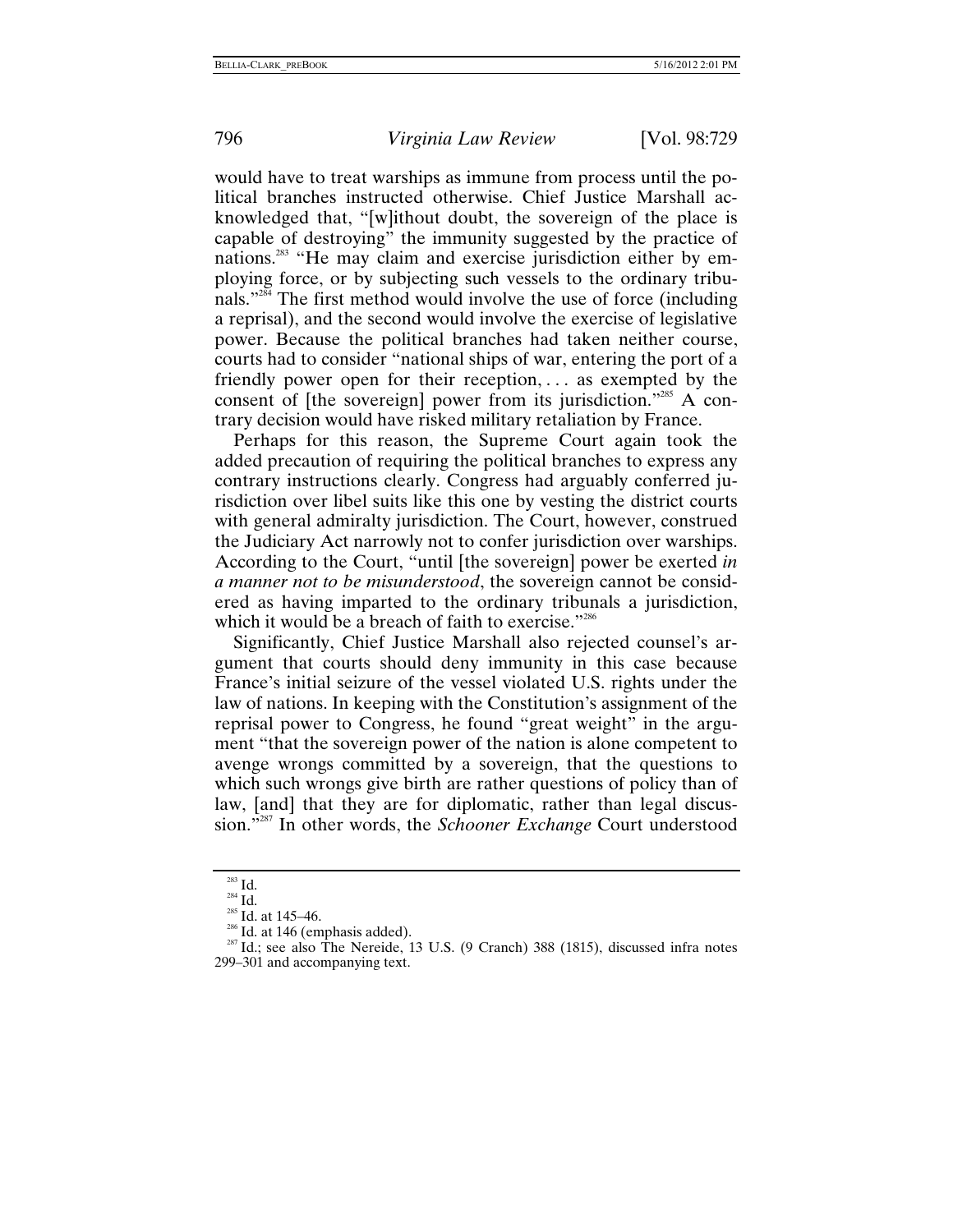would have to treat warships as immune from process until the political branches instructed otherwise. Chief Justice Marshall acknowledged that, "[w]ithout doubt, the sovereign of the place is capable of destroying" the immunity suggested by the practice of nations.[283] "He may claim and exercise jurisdiction either by employing force, or by subjecting such vessels to the ordinary tribunals."[284] The first method would involve the use of force (including a reprisal), and the second would involve the exercise of legislative power. Because the political branches had taken neither course, courts had to consider "national ships of war, entering the port of a friendly power open for their reception, . . . as exempted by the consent of [the sovereign] power from its jurisdiction."[285] A contrary decision would have risked military retaliation by France.

Perhaps for this reason, the Supreme Court again took the added precaution of requiring the political branches to express any contrary instructions clearly. Congress had arguably conferred jurisdiction over libel suits like this one by vesting the district courts with general admiralty jurisdiction. The Court, however, construed the Judiciary Act narrowly not to confer jurisdiction over warships. According to the Court, "until [the sovereign] power be exerted *in a manner not to be misunderstood*, the sovereign cannot be considered as having imparted to the ordinary tribunals a jurisdiction, which it would be a breach of faith to exercise."[286]

Significantly, Chief Justice Marshall also rejected counsel's argument that courts should deny immunity in this case because France's initial seizure of the vessel violated U.S. rights under the law of nations. In keeping with the Constitution's assignment of the reprisal power to Congress, he found "great weight" in the argument "that the sovereign power of the nation is alone competent to avenge wrongs committed by a sovereign, that the questions to which such wrongs give birth are rather questions of policy than of law, [and] that they are for diplomatic, rather than legal discussion."[287] In other words, the *Schooner Exchange* Court understood

---

[283] Id.

[284] Id.

[285] Id. at 145–46.

[286] Id. at 146 (emphasis added).

[287] Id.; see also The Nereide, 13 U.S. (9 Cranch) 388 (1815), discussed infra notes 299–301 and accompanying text.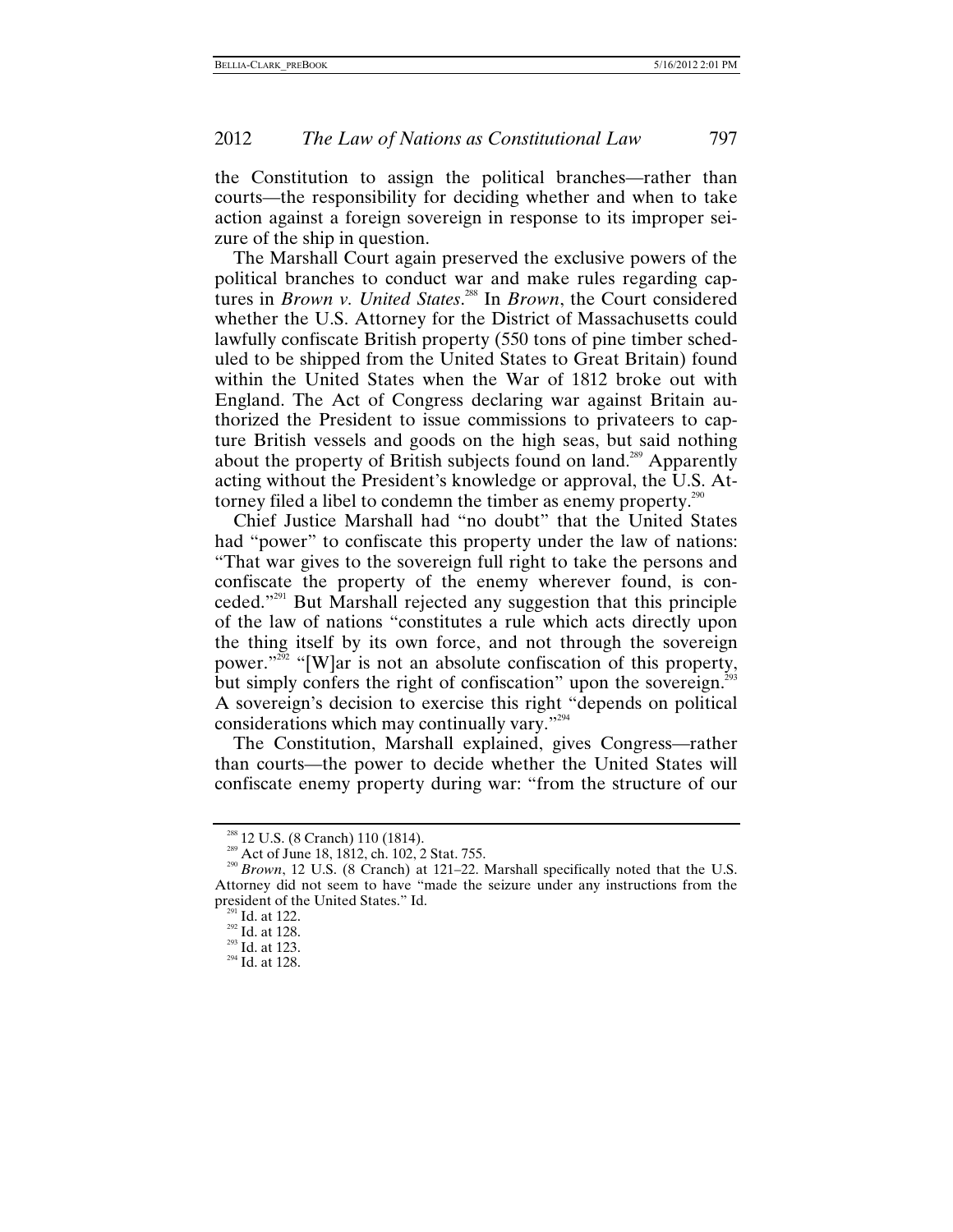the Constitution to assign the political branches—rather than courts—the responsibility for deciding whether and when to take action against a foreign sovereign in response to its improper seizure of the ship in question.

The Marshall Court again preserved the exclusive powers of the political branches to conduct war and make rules regarding captures in *Brown v. United States*.[288] In *Brown*, the Court considered whether the U.S. Attorney for the District of Massachusetts could lawfully confiscate British property (550 tons of pine timber scheduled to be shipped from the United States to Great Britain) found within the United States when the War of 1812 broke out with England. The Act of Congress declaring war against Britain authorized the President to issue commissions to privateers to capture British vessels and goods on the high seas, but said nothing about the property of British subjects found on land.[289] Apparently acting without the President's knowledge or approval, the U.S. Attorney filed a libel to condemn the timber as enemy property.[290]

Chief Justice Marshall had "no doubt" that the United States had "power" to confiscate this property under the law of nations: "That war gives to the sovereign full right to take the persons and confiscate the property of the enemy wherever found, is conceded."[291] But Marshall rejected any suggestion that this principle of the law of nations "constitutes a rule which acts directly upon the thing itself by its own force, and not through the sovereign power."[292] "[W]ar is not an absolute confiscation of this property, but simply confers the right of confiscation" upon the sovereign.[293] A sovereign's decision to exercise this right "depends on political considerations which may continually vary."[294]

The Constitution, Marshall explained, gives Congress—rather than courts—the power to decide whether the United States will confiscate enemy property during war: "from the structure of our

---

[288] 12 U.S. (8 Cranch) 110 (1814).

[289] Act of June 18, 1812, ch. 102, 2 Stat. 755.

[290] *Brown*, 12 U.S. (8 Cranch) at 121–22. Marshall specifically noted that the U.S. Attorney did not seem to have "made the seizure under any instructions from the president of the United States." Id.

[291] Id. at 122.

[292] Id. at 128.

[293] Id. at 123.

[294] Id. at 128.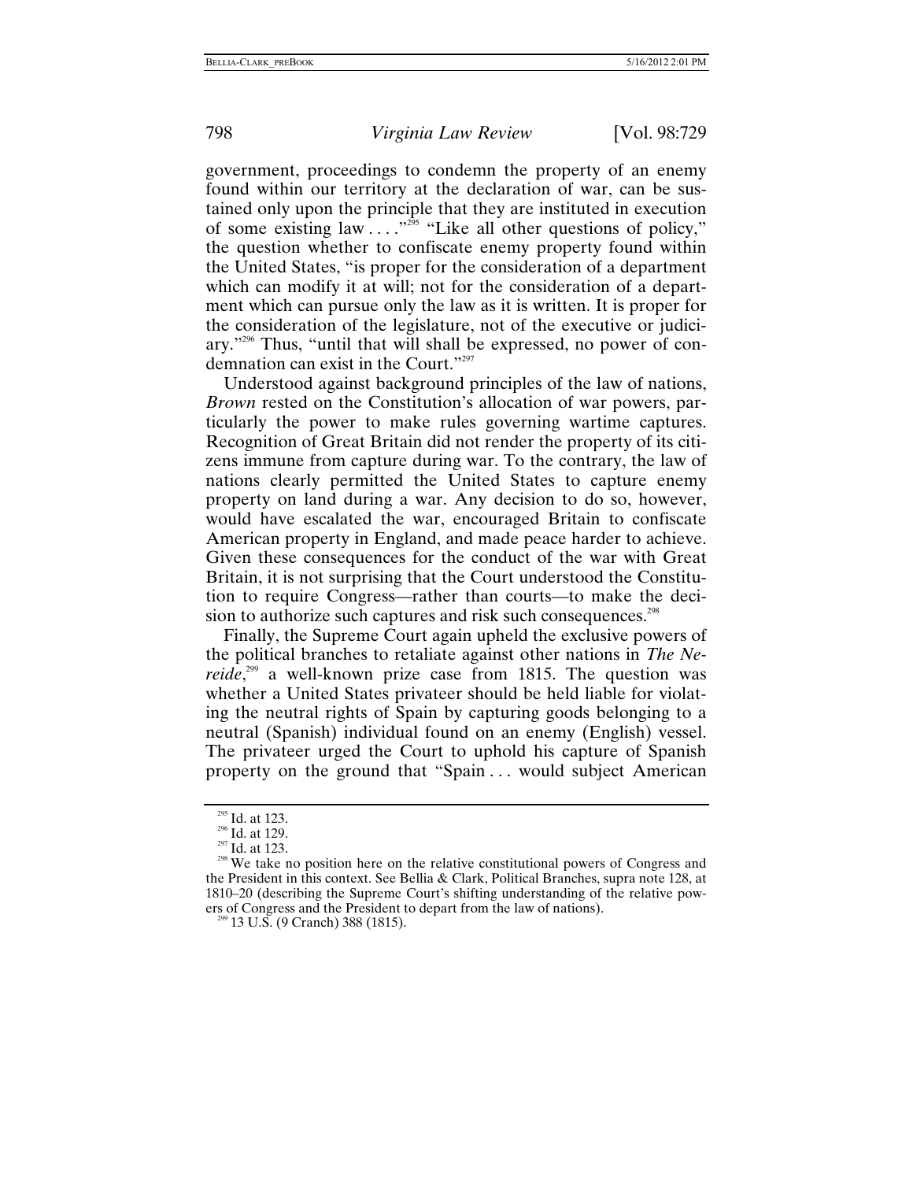government, proceedings to condemn the property of an enemy found within our territory at the declaration of war, can be sustained only upon the principle that they are instituted in execution of some existing law . . . ."[295] "Like all other questions of policy," the question whether to confiscate enemy property found within the United States, "is proper for the consideration of a department which can modify it at will; not for the consideration of a department which can pursue only the law as it is written. It is proper for the consideration of the legislature, not of the executive or judiciary."[296] Thus, "until that will shall be expressed, no power of condemnation can exist in the Court."[297]

Understood against background principles of the law of nations, *Brown* rested on the Constitution's allocation of war powers, particularly the power to make rules governing wartime captures. Recognition of Great Britain did not render the property of its citizens immune from capture during war. To the contrary, the law of nations clearly permitted the United States to capture enemy property on land during a war. Any decision to do so, however, would have escalated the war, encouraged Britain to confiscate American property in England, and made peace harder to achieve. Given these consequences for the conduct of the war with Great Britain, it is not surprising that the Court understood the Constitution to require Congress—rather than courts—to make the decision to authorize such captures and risk such consequences.[298]

Finally, the Supreme Court again upheld the exclusive powers of the political branches to retaliate against other nations in *The Nereide*,[299] a well-known prize case from 1815. The question was whether a United States privateer should be held liable for violating the neutral rights of Spain by capturing goods belonging to a neutral (Spanish) individual found on an enemy (English) vessel. The privateer urged the Court to uphold his capture of Spanish property on the ground that "Spain . . . would subject American

---

[295] Id. at 123.

[296] Id. at 129.

[297] Id. at 123.

[298] We take no position here on the relative constitutional powers of Congress and the President in this context. See Bellia & Clark, Political Branches, supra note 128, at 1810–20 (describing the Supreme Court's shifting understanding of the relative powers of Congress and the President to depart from the law of nations).

[299] 13 U.S. (9 Cranch) 388 (1815).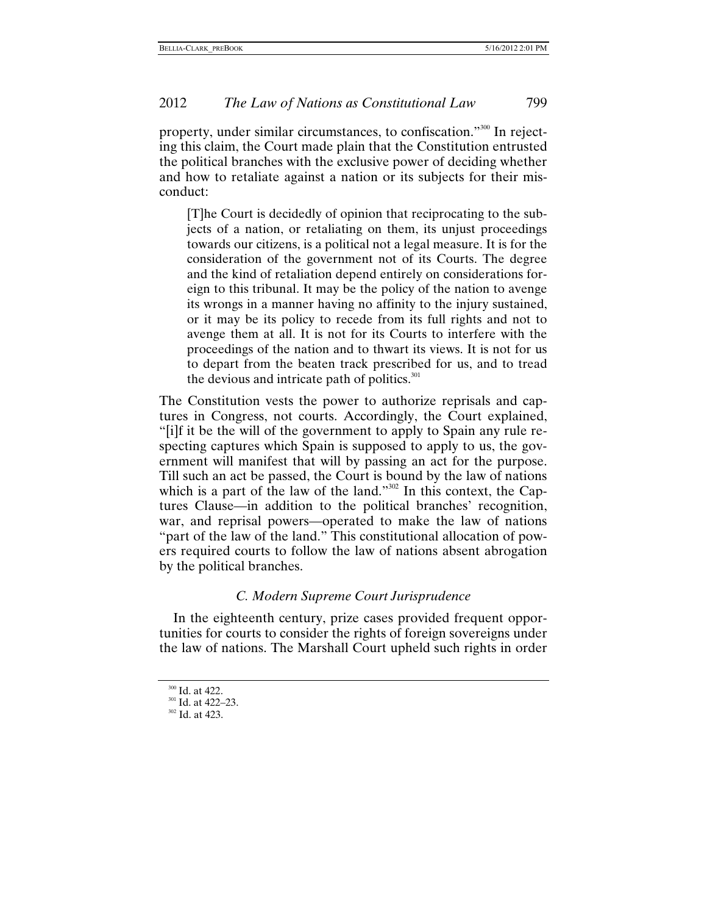property, under similar circumstances, to confiscation."[300] In rejecting this claim, the Court made plain that the Constitution entrusted the political branches with the exclusive power of deciding whether and how to retaliate against a nation or its subjects for their misconduct:

> [T]he Court is decidedly of opinion that reciprocating to the subjects of a nation, or retaliating on them, its unjust proceedings towards our citizens, is a political not a legal measure. It is for the consideration of the government not of its Courts. The degree and the kind of retaliation depend entirely on considerations foreign to this tribunal. It may be the policy of the nation to avenge its wrongs in a manner having no affinity to the injury sustained, or it may be its policy to recede from its full rights and not to avenge them at all. It is not for its Courts to interfere with the proceedings of the nation and to thwart its views. It is not for us to depart from the beaten track prescribed for us, and to tread the devious and intricate path of politics.[301]

The Constitution vests the power to authorize reprisals and captures in Congress, not courts. Accordingly, the Court explained, "[i]f it be the will of the government to apply to Spain any rule respecting captures which Spain is supposed to apply to us, the government will manifest that will by passing an act for the purpose. Till such an act be passed, the Court is bound by the law of nations which is a part of the law of the land."[302] In this context, the Captures Clause—in addition to the political branches' recognition, war, and reprisal powers—operated to make the law of nations "part of the law of the land." This constitutional allocation of powers required courts to follow the law of nations absent abrogation by the political branches.

### *C. Modern Supreme Court Jurisprudence*

In the eighteenth century, prize cases provided frequent opportunities for courts to consider the rights of foreign sovereigns under the law of nations. The Marshall Court upheld such rights in order

[300] Id. at 422.
[301] Id. at 422–23.
[302] Id. at 423.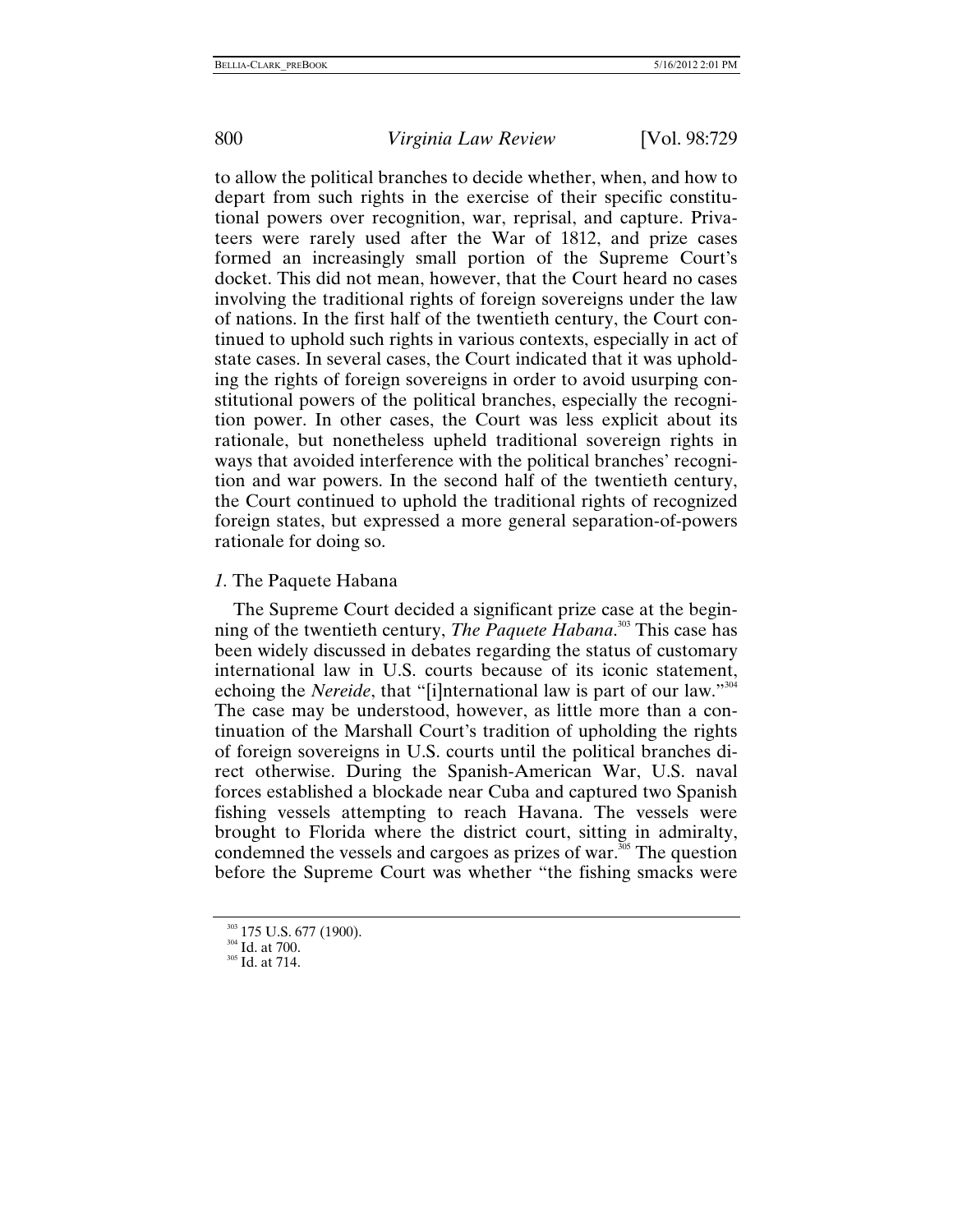to allow the political branches to decide whether, when, and how to depart from such rights in the exercise of their specific constitutional powers over recognition, war, reprisal, and capture. Privateers were rarely used after the War of 1812, and prize cases formed an increasingly small portion of the Supreme Court's docket. This did not mean, however, that the Court heard no cases involving the traditional rights of foreign sovereigns under the law of nations. In the first half of the twentieth century, the Court continued to uphold such rights in various contexts, especially in act of state cases. In several cases, the Court indicated that it was upholding the rights of foreign sovereigns in order to avoid usurping constitutional powers of the political branches, especially the recognition power. In other cases, the Court was less explicit about its rationale, but nonetheless upheld traditional sovereign rights in ways that avoided interference with the political branches' recognition and war powers. In the second half of the twentieth century, the Court continued to uphold the traditional rights of recognized foreign states, but expressed a more general separation-of-powers rationale for doing so.

### *1.* The Paquete Habana

The Supreme Court decided a significant prize case at the beginning of the twentieth century, *The Paquete Habana*.[303] This case has been widely discussed in debates regarding the status of customary international law in U.S. courts because of its iconic statement, echoing the *Nereide*, that "[i]nternational law is part of our law."[304] The case may be understood, however, as little more than a continuation of the Marshall Court's tradition of upholding the rights of foreign sovereigns in U.S. courts until the political branches direct otherwise. During the Spanish-American War, U.S. naval forces established a blockade near Cuba and captured two Spanish fishing vessels attempting to reach Havana. The vessels were brought to Florida where the district court, sitting in admiralty, condemned the vessels and cargoes as prizes of war.[305] The question before the Supreme Court was whether "the fishing smacks were

[303] 175 U.S. 677 (1900).
[304] Id. at 700.
[305] Id. at 714.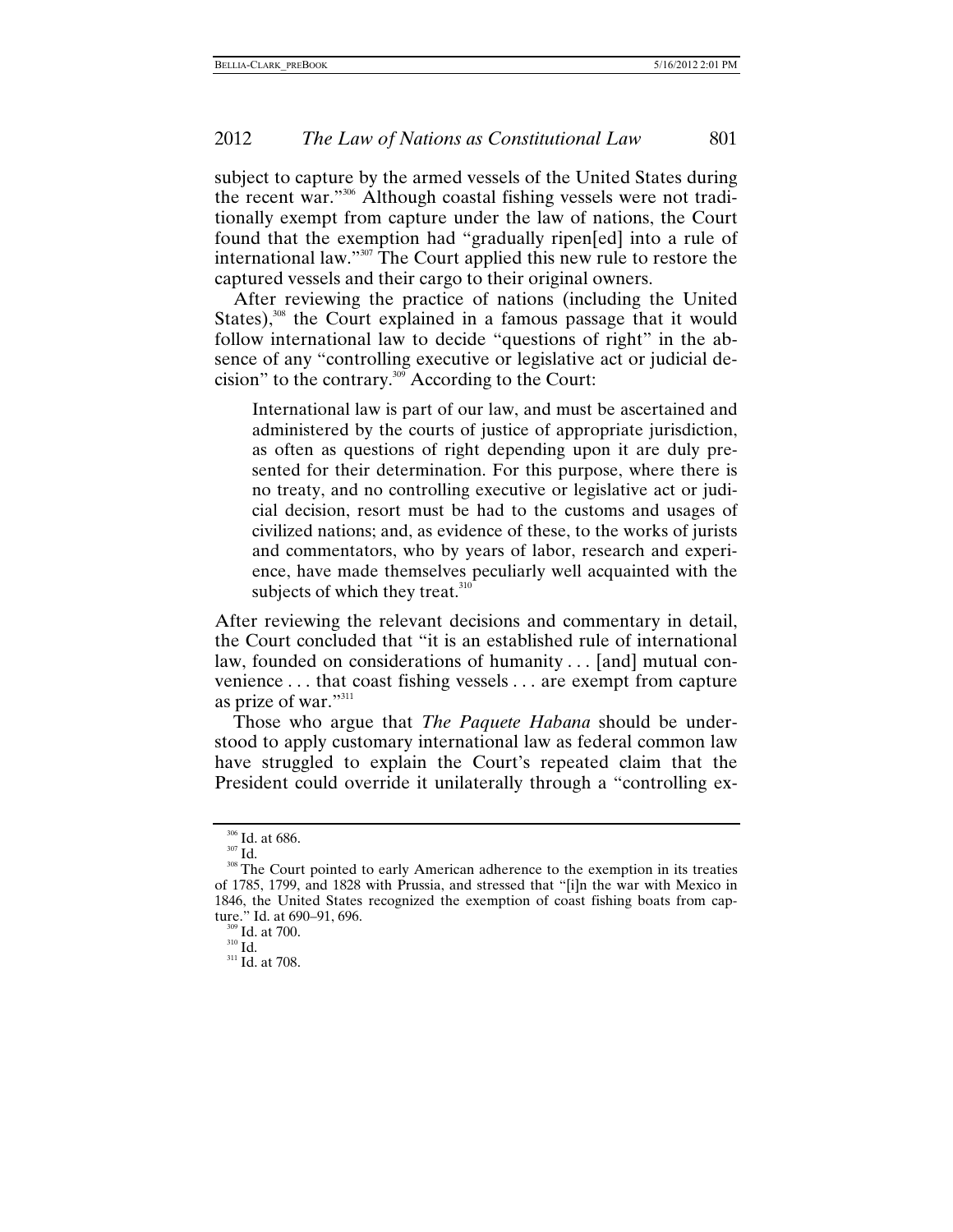subject to capture by the armed vessels of the United States during the recent war."[306] Although coastal fishing vessels were not traditionally exempt from capture under the law of nations, the Court found that the exemption had "gradually ripen[ed] into a rule of international law."[307] The Court applied this new rule to restore the captured vessels and their cargo to their original owners.

After reviewing the practice of nations (including the United States),[308] the Court explained in a famous passage that it would follow international law to decide "questions of right" in the absence of any "controlling executive or legislative act or judicial decision" to the contrary.[309] According to the Court:

> International law is part of our law, and must be ascertained and administered by the courts of justice of appropriate jurisdiction, as often as questions of right depending upon it are duly presented for their determination. For this purpose, where there is no treaty, and no controlling executive or legislative act or judicial decision, resort must be had to the customs and usages of civilized nations; and, as evidence of these, to the works of jurists and commentators, who by years of labor, research and experience, have made themselves peculiarly well acquainted with the subjects of which they treat.[310]

After reviewing the relevant decisions and commentary in detail, the Court concluded that "it is an established rule of international law, founded on considerations of humanity . . . [and] mutual convenience . . . that coast fishing vessels . . . are exempt from capture as prize of war."[311]

Those who argue that *The Paquete Habana* should be understood to apply customary international law as federal common law have struggled to explain the Court's repeated claim that the President could override it unilaterally through a "controlling ex-

---

[306] Id. at 686.

[307] Id.

[308] The Court pointed to early American adherence to the exemption in its treaties of 1785, 1799, and 1828 with Prussia, and stressed that "[i]n the war with Mexico in 1846, the United States recognized the exemption of coast fishing boats from capture." Id. at 690–91, 696.

[309] Id. at 700.

[310] Id.

[311] Id. at 708.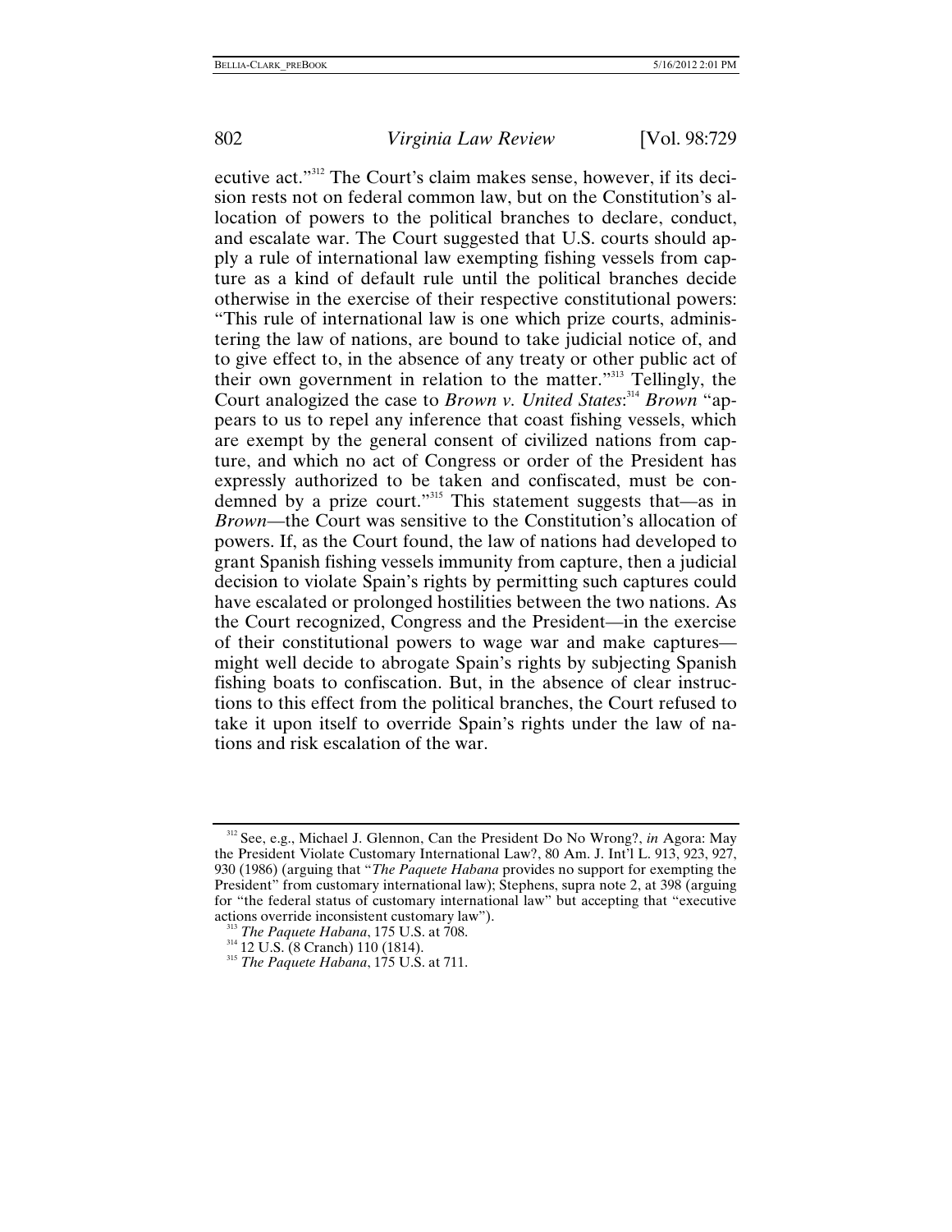ecutive act."[312] The Court's claim makes sense, however, if its decision rests not on federal common law, but on the Constitution's allocation of powers to the political branches to declare, conduct, and escalate war. The Court suggested that U.S. courts should apply a rule of international law exempting fishing vessels from capture as a kind of default rule until the political branches decide otherwise in the exercise of their respective constitutional powers: "This rule of international law is one which prize courts, administering the law of nations, are bound to take judicial notice of, and to give effect to, in the absence of any treaty or other public act of their own government in relation to the matter."[313] Tellingly, the Court analogized the case to *Brown v. United States*:[314] *Brown* "appears to us to repel any inference that coast fishing vessels, which are exempt by the general consent of civilized nations from capture, and which no act of Congress or order of the President has expressly authorized to be taken and confiscated, must be condemned by a prize court."[315] This statement suggests that—as in *Brown*—the Court was sensitive to the Constitution's allocation of powers. If, as the Court found, the law of nations had developed to grant Spanish fishing vessels immunity from capture, then a judicial decision to violate Spain's rights by permitting such captures could have escalated or prolonged hostilities between the two nations. As the Court recognized, Congress and the President—in the exercise of their constitutional powers to wage war and make captures—might well decide to abrogate Spain's rights by subjecting Spanish fishing boats to confiscation. But, in the absence of clear instructions to this effect from the political branches, the Court refused to take it upon itself to override Spain's rights under the law of nations and risk escalation of the war.

---

[312] See, e.g., Michael J. Glennon, Can the President Do No Wrong?, *in* Agora: May the President Violate Customary International Law?, 80 Am. J. Int'l L. 913, 923, 927, 930 (1986) (arguing that "*The Paquete Habana* provides no support for exempting the President" from customary international law); Stephens, supra note 2, at 398 (arguing for "the federal status of customary international law" but accepting that "executive actions override inconsistent customary law").

[313] *The Paquete Habana*, 175 U.S. at 708.

[314] 12 U.S. (8 Cranch) 110 (1814).

[315] *The Paquete Habana*, 175 U.S. at 711.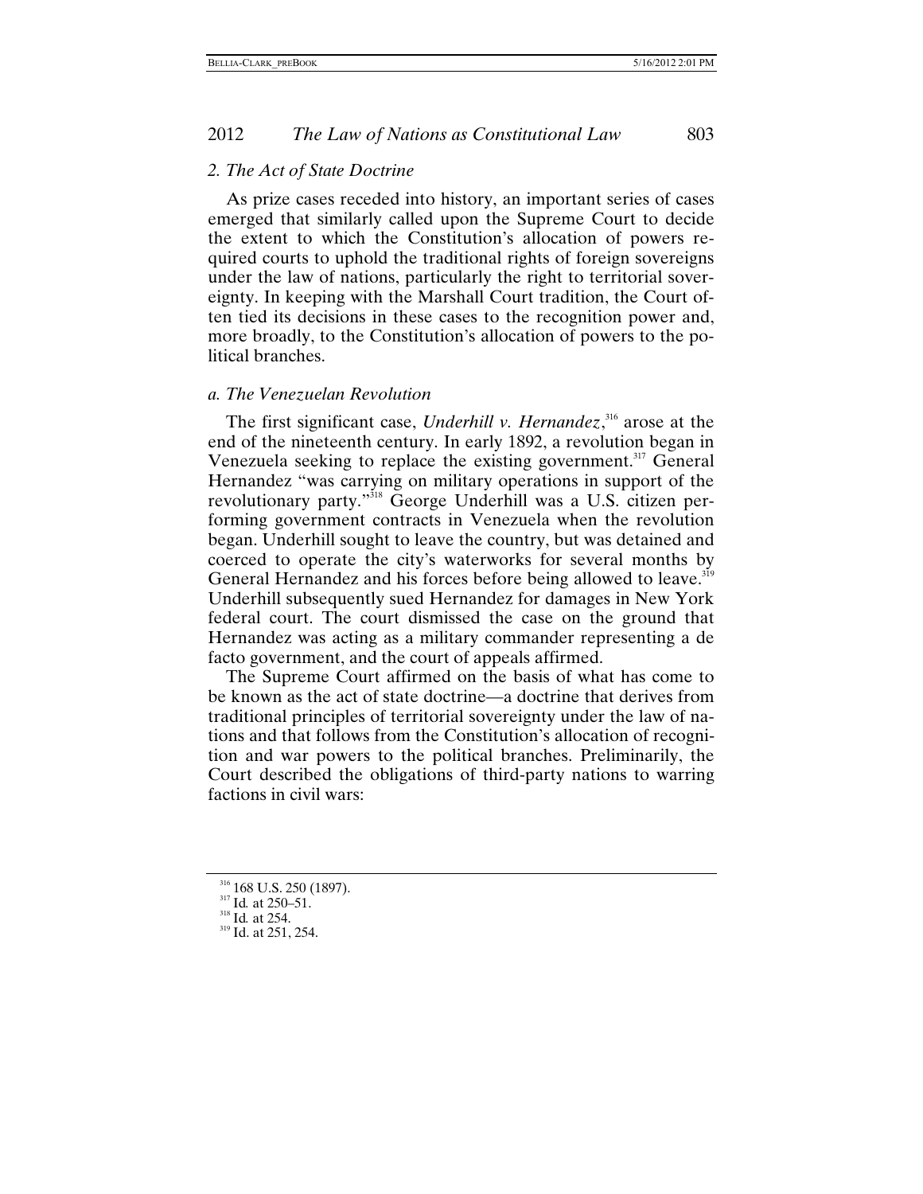### 2. The Act of State Doctrine

As prize cases receded into history, an important series of cases emerged that similarly called upon the Supreme Court to decide the extent to which the Constitution's allocation of powers required courts to uphold the traditional rights of foreign sovereigns under the law of nations, particularly the right to territorial sovereignty. In keeping with the Marshall Court tradition, the Court often tied its decisions in these cases to the recognition power and, more broadly, to the Constitution's allocation of powers to the political branches.

#### a. The Venezuelan Revolution

The first significant case, *Underhill v. Hernandez*,[316] arose at the end of the nineteenth century. In early 1892, a revolution began in Venezuela seeking to replace the existing government.[317] General Hernandez "was carrying on military operations in support of the revolutionary party."[318] George Underhill was a U.S. citizen performing government contracts in Venezuela when the revolution began. Underhill sought to leave the country, but was detained and coerced to operate the city's waterworks for several months by General Hernandez and his forces before being allowed to leave.[319] Underhill subsequently sued Hernandez for damages in New York federal court. The court dismissed the case on the ground that Hernandez was acting as a military commander representing a de facto government, and the court of appeals affirmed.

The Supreme Court affirmed on the basis of what has come to be known as the act of state doctrine—a doctrine that derives from traditional principles of territorial sovereignty under the law of nations and that follows from the Constitution's allocation of recognition and war powers to the political branches. Preliminarily, the Court described the obligations of third-party nations to warring factions in civil wars:

[316] 168 U.S. 250 (1897).
[317] Id. at 250–51.
[318] Id. at 254.
[319] Id. at 251, 254.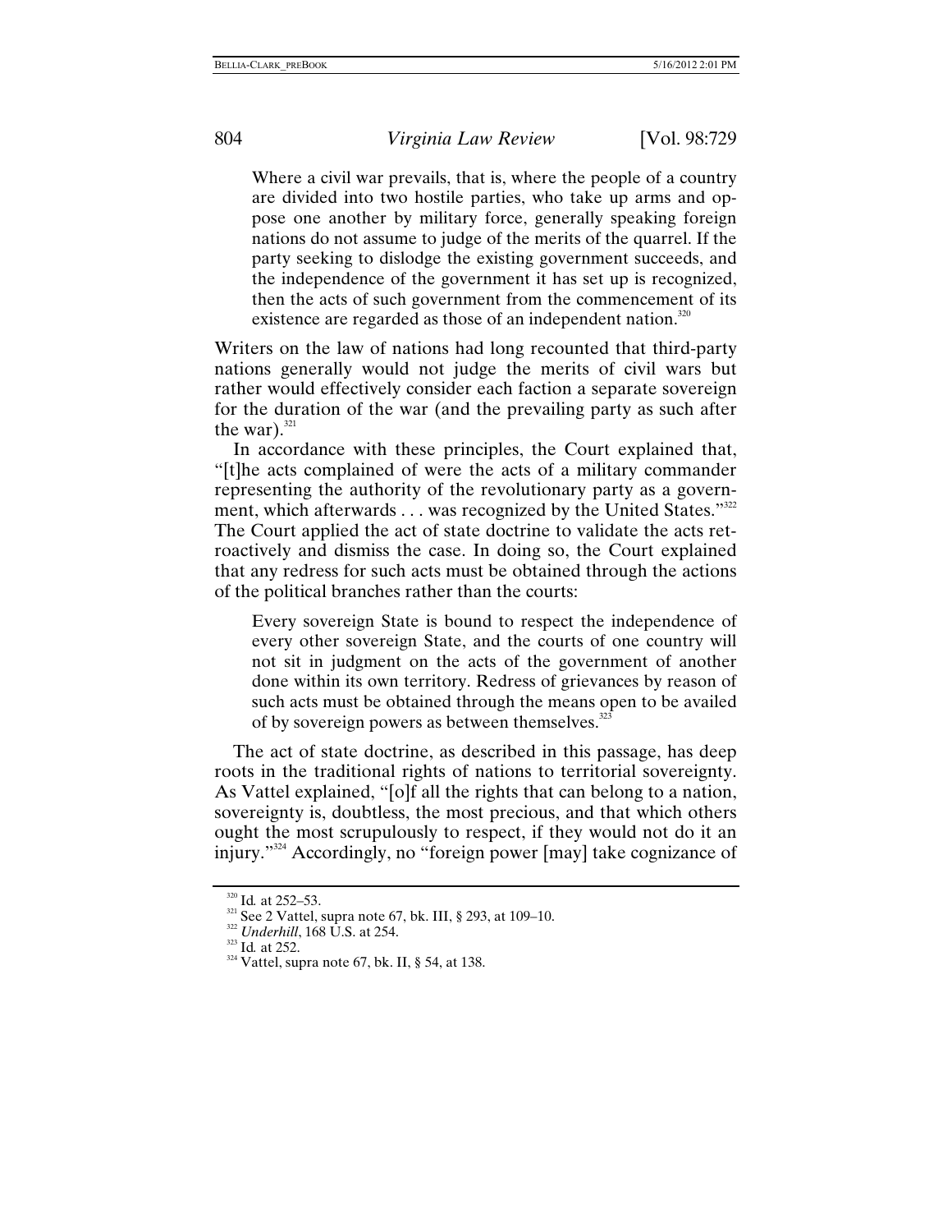> Where a civil war prevails, that is, where the people of a country are divided into two hostile parties, who take up arms and oppose one another by military force, generally speaking foreign nations do not assume to judge of the merits of the quarrel. If the party seeking to dislodge the existing government succeeds, and the independence of the government it has set up is recognized, then the acts of such government from the commencement of its existence are regarded as those of an independent nation.[320]

Writers on the law of nations had long recounted that third-party nations generally would not judge the merits of civil wars but rather would effectively consider each faction a separate sovereign for the duration of the war (and the prevailing party as such after the war).[321]

In accordance with these principles, the Court explained that, "[t]he acts complained of were the acts of a military commander representing the authority of the revolutionary party as a government, which afterwards . . . was recognized by the United States."[322] The Court applied the act of state doctrine to validate the acts retroactively and dismiss the case. In doing so, the Court explained that any redress for such acts must be obtained through the actions of the political branches rather than the courts:

> Every sovereign State is bound to respect the independence of every other sovereign State, and the courts of one country will not sit in judgment on the acts of the government of another done within its own territory. Redress of grievances by reason of such acts must be obtained through the means open to be availed of by sovereign powers as between themselves.[323]

The act of state doctrine, as described in this passage, has deep roots in the traditional rights of nations to territorial sovereignty. As Vattel explained, "[o]f all the rights that can belong to a nation, sovereignty is, doubtless, the most precious, and that which others ought the most scrupulously to respect, if they would not do it an injury."[324] Accordingly, no "foreign power [may] take cognizance of

---

[320] Id. at 252–53.
[321] See 2 Vattel, supra note 67, bk. III, § 293, at 109–10.
[322] *Underhill*, 168 U.S. at 254.
[323] Id. at 252.
[324] Vattel, supra note 67, bk. II, § 54, at 138.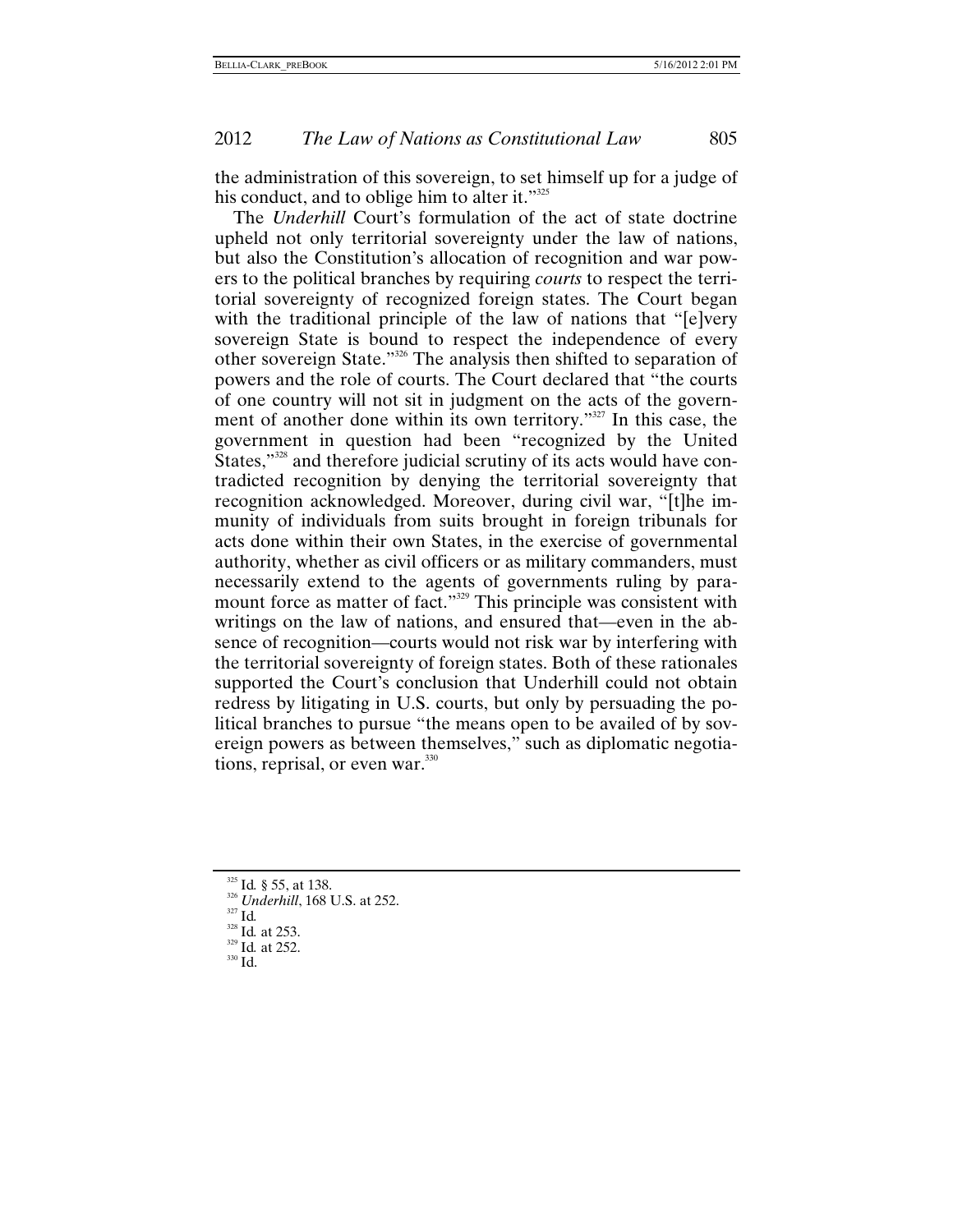the administration of this sovereign, to set himself up for a judge of his conduct, and to oblige him to alter it."[325]

The *Underhill* Court's formulation of the act of state doctrine upheld not only territorial sovereignty under the law of nations, but also the Constitution's allocation of recognition and war powers to the political branches by requiring *courts* to respect the territorial sovereignty of recognized foreign states. The Court began with the traditional principle of the law of nations that "[e]very sovereign State is bound to respect the independence of every other sovereign State."[326] The analysis then shifted to separation of powers and the role of courts. The Court declared that "the courts of one country will not sit in judgment on the acts of the government of another done within its own territory."[327] In this case, the government in question had been "recognized by the United States,"[328] and therefore judicial scrutiny of its acts would have contradicted recognition by denying the territorial sovereignty that recognition acknowledged. Moreover, during civil war, "[t]he immunity of individuals from suits brought in foreign tribunals for acts done within their own States, in the exercise of governmental authority, whether as civil officers or as military commanders, must necessarily extend to the agents of governments ruling by paramount force as matter of fact."[329] This principle was consistent with writings on the law of nations, and ensured that—even in the absence of recognition—courts would not risk war by interfering with the territorial sovereignty of foreign states. Both of these rationales supported the Court's conclusion that Underhill could not obtain redress by litigating in U.S. courts, but only by persuading the political branches to pursue "the means open to be availed of by sovereign powers as between themselves," such as diplomatic negotiations, reprisal, or even war.[330]

---

[325] Id. § 55, at 138.
[326] *Underhill*, 168 U.S. at 252.
[327] Id.
[328] Id. at 253.
[329] Id. at 252.
[330] Id.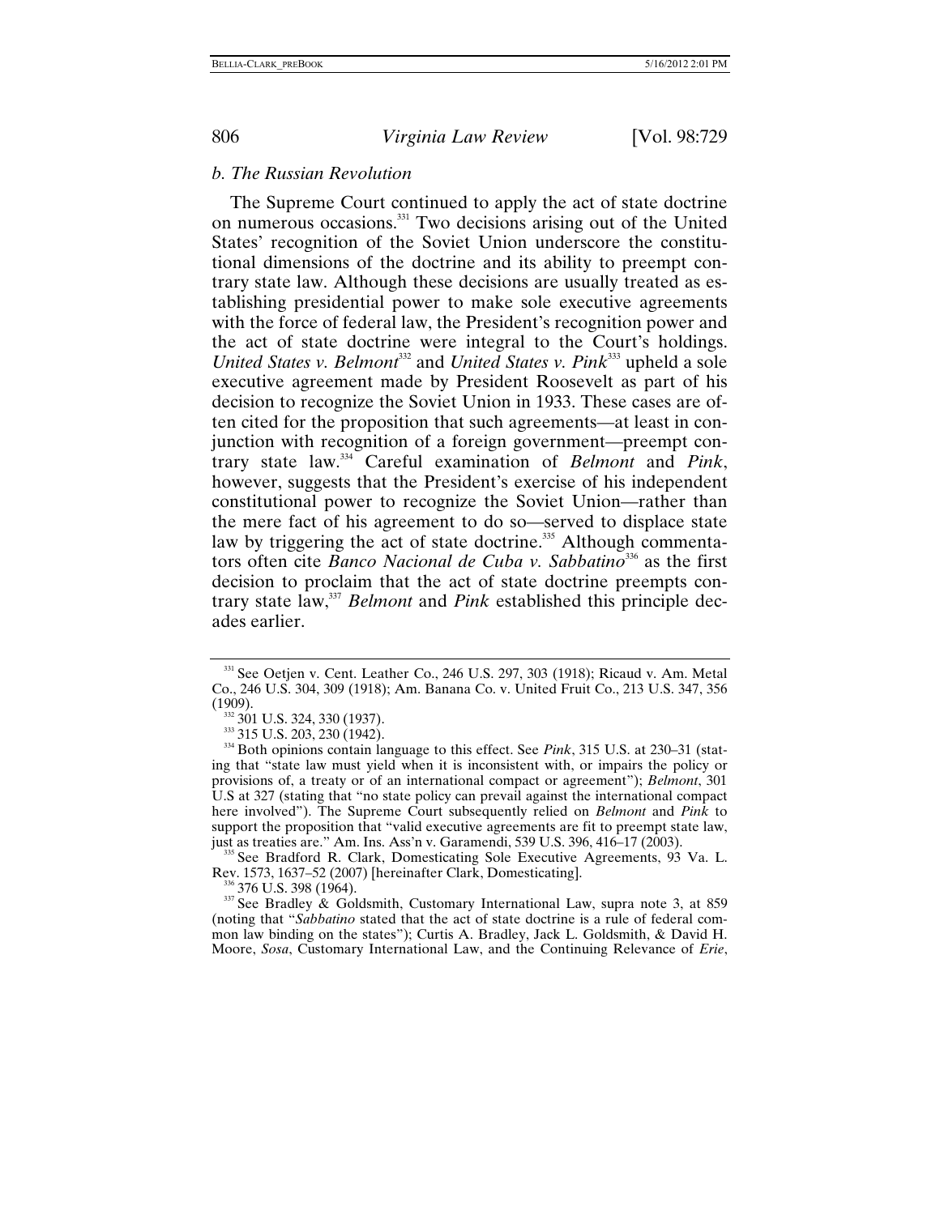### b. The Russian Revolution

The Supreme Court continued to apply the act of state doctrine on numerous occasions.[331] Two decisions arising out of the United States' recognition of the Soviet Union underscore the constitutional dimensions of the doctrine and its ability to preempt contrary state law. Although these decisions are usually treated as establishing presidential power to make sole executive agreements with the force of federal law, the President's recognition power and the act of state doctrine were integral to the Court's holdings. *United States v. Belmont*[332] and *United States v. Pink*[333] upheld a sole executive agreement made by President Roosevelt as part of his decision to recognize the Soviet Union in 1933. These cases are often cited for the proposition that such agreements—at least in conjunction with recognition of a foreign government—preempt contrary state law.[334] Careful examination of *Belmont* and *Pink*, however, suggests that the President's exercise of his independent constitutional power to recognize the Soviet Union—rather than the mere fact of his agreement to do so—served to displace state law by triggering the act of state doctrine.[335] Although commentators often cite *Banco Nacional de Cuba v. Sabbatino*[336] as the first decision to proclaim that the act of state doctrine preempts contrary state law,[337] *Belmont* and *Pink* established this principle decades earlier.

---

[331] See Oetjen v. Cent. Leather Co., 246 U.S. 297, 303 (1918); Ricaud v. Am. Metal Co., 246 U.S. 304, 309 (1918); Am. Banana Co. v. United Fruit Co., 213 U.S. 347, 356 (1909).

[332] 301 U.S. 324, 330 (1937).

[333] 315 U.S. 203, 230 (1942).

[334] Both opinions contain language to this effect. See *Pink*, 315 U.S. at 230–31 (stating that "state law must yield when it is inconsistent with, or impairs the policy or provisions of, a treaty or of an international compact or agreement"); *Belmont*, 301 U.S at 327 (stating that "no state policy can prevail against the international compact here involved"). The Supreme Court subsequently relied on *Belmont* and *Pink* to support the proposition that "valid executive agreements are fit to preempt state law, just as treaties are." Am. Ins. Ass'n v. Garamendi, 539 U.S. 396, 416–17 (2003).

[335] See Bradford R. Clark, Domesticating Sole Executive Agreements, 93 Va. L. Rev. 1573, 1637–52 (2007) [hereinafter Clark, Domesticating].

[336] 376 U.S. 398 (1964).

[337] See Bradley & Goldsmith, Customary International Law, supra note 3, at 859 (noting that "*Sabbatino* stated that the act of state doctrine is a rule of federal common law binding on the states"); Curtis A. Bradley, Jack L. Goldsmith, & David H. Moore, *Sosa*, Customary International Law, and the Continuing Relevance of *Erie*,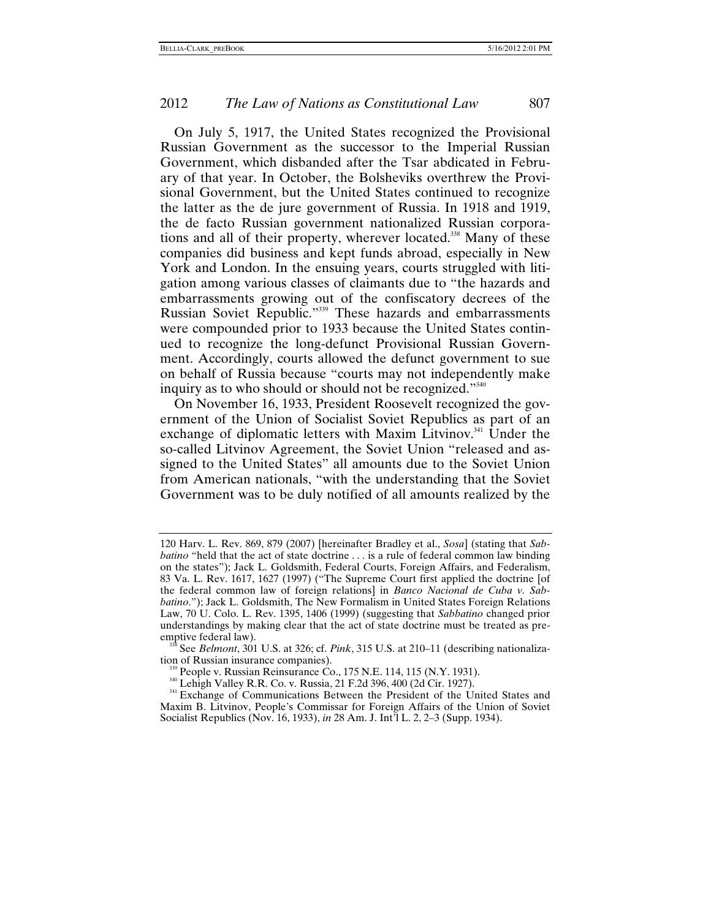On July 5, 1917, the United States recognized the Provisional Russian Government as the successor to the Imperial Russian Government, which disbanded after the Tsar abdicated in February of that year. In October, the Bolsheviks overthrew the Provisional Government, but the United States continued to recognize the latter as the de jure government of Russia. In 1918 and 1919, the de facto Russian government nationalized Russian corporations and all of their property, wherever located.[338] Many of these companies did business and kept funds abroad, especially in New York and London. In the ensuing years, courts struggled with litigation among various classes of claimants due to "the hazards and embarrassments growing out of the confiscatory decrees of the Russian Soviet Republic."[339] These hazards and embarrassments were compounded prior to 1933 because the United States continued to recognize the long-defunct Provisional Russian Government. Accordingly, courts allowed the defunct government to sue on behalf of Russia because "courts may not independently make inquiry as to who should or should not be recognized."[340]

On November 16, 1933, President Roosevelt recognized the government of the Union of Socialist Soviet Republics as part of an exchange of diplomatic letters with Maxim Litvinov.[341] Under the so-called Litvinov Agreement, the Soviet Union "released and assigned to the United States" all amounts due to the Soviet Union from American nationals, "with the understanding that the Soviet Government was to be duly notified of all amounts realized by the

---

120 Harv. L. Rev. 869, 879 (2007) [hereinafter Bradley et al., *Sosa*] (stating that *Sabbatino* "held that the act of state doctrine . . . is a rule of federal common law binding on the states"); Jack L. Goldsmith, Federal Courts, Foreign Affairs, and Federalism, 83 Va. L. Rev. 1617, 1627 (1997) ("The Supreme Court first applied the doctrine [of the federal common law of foreign relations] in *Banco Nacional de Cuba v. Sabbatino*."); Jack L. Goldsmith, The New Formalism in United States Foreign Relations Law, 70 U. Colo. L. Rev. 1395, 1406 (1999) (suggesting that *Sabbatino* changed prior understandings by making clear that the act of state doctrine must be treated as preemptive federal law).

[338] See *Belmont*, 301 U.S. at 326; cf. *Pink*, 315 U.S. at 210–11 (describing nationalization of Russian insurance companies).

[339] People v. Russian Reinsurance Co., 175 N.E. 114, 115 (N.Y. 1931).

[340] Lehigh Valley R.R. Co. v. Russia, 21 F.2d 396, 400 (2d Cir. 1927).

[341] Exchange of Communications Between the President of the United States and Maxim B. Litvinov, People's Commissar for Foreign Affairs of the Union of Soviet Socialist Republics (Nov. 16, 1933), *in* 28 Am. J. Int'l L. 2, 2–3 (Supp. 1934).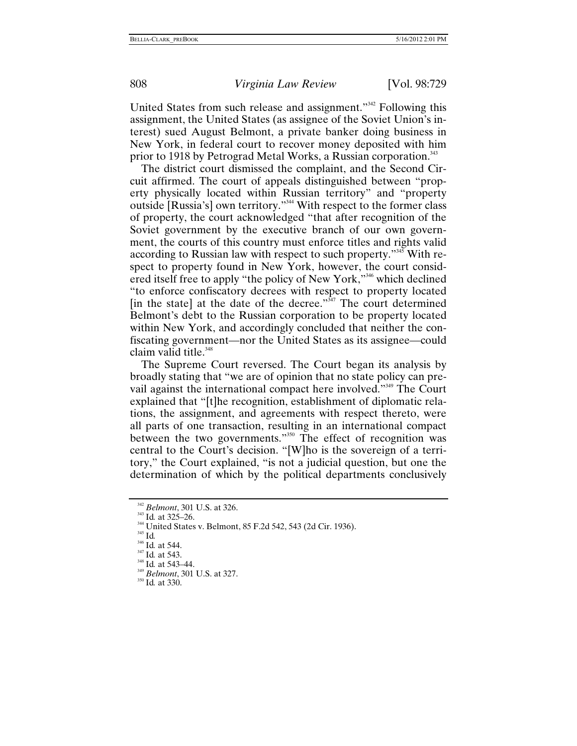United States from such release and assignment."[342] Following this assignment, the United States (as assignee of the Soviet Union's interest) sued August Belmont, a private banker doing business in New York, in federal court to recover money deposited with him prior to 1918 by Petrograd Metal Works, a Russian corporation.[343]

The district court dismissed the complaint, and the Second Circuit affirmed. The court of appeals distinguished between "property physically located within Russian territory" and "property outside [Russia's] own territory."[344] With respect to the former class of property, the court acknowledged "that after recognition of the Soviet government by the executive branch of our own government, the courts of this country must enforce titles and rights valid according to Russian law with respect to such property."[345] With respect to property found in New York, however, the court considered itself free to apply "the policy of New York,"[346] which declined "to enforce confiscatory decrees with respect to property located [in the state] at the date of the decree."[347] The court determined Belmont's debt to the Russian corporation to be property located within New York, and accordingly concluded that neither the confiscating government—nor the United States as its assignee—could claim valid title.[348]

The Supreme Court reversed. The Court began its analysis by broadly stating that "we are of opinion that no state policy can prevail against the international compact here involved."[349] The Court explained that "[t]he recognition, establishment of diplomatic relations, the assignment, and agreements with respect thereto, were all parts of one transaction, resulting in an international compact between the two governments."[350] The effect of recognition was central to the Court's decision. "[W]ho is the sovereign of a territory," the Court explained, "is not a judicial question, but one the determination of which by the political departments conclusively

---

[342] *Belmont*, 301 U.S. at 326.

[343] Id. at 325–26.

[344] United States v. Belmont, 85 F.2d 542, 543 (2d Cir. 1936).

[345] Id.

[346] Id. at 544.

[347] Id. at 543.

[348] Id. at 543–44.

[349] *Belmont*, 301 U.S. at 327.

[350] Id. at 330.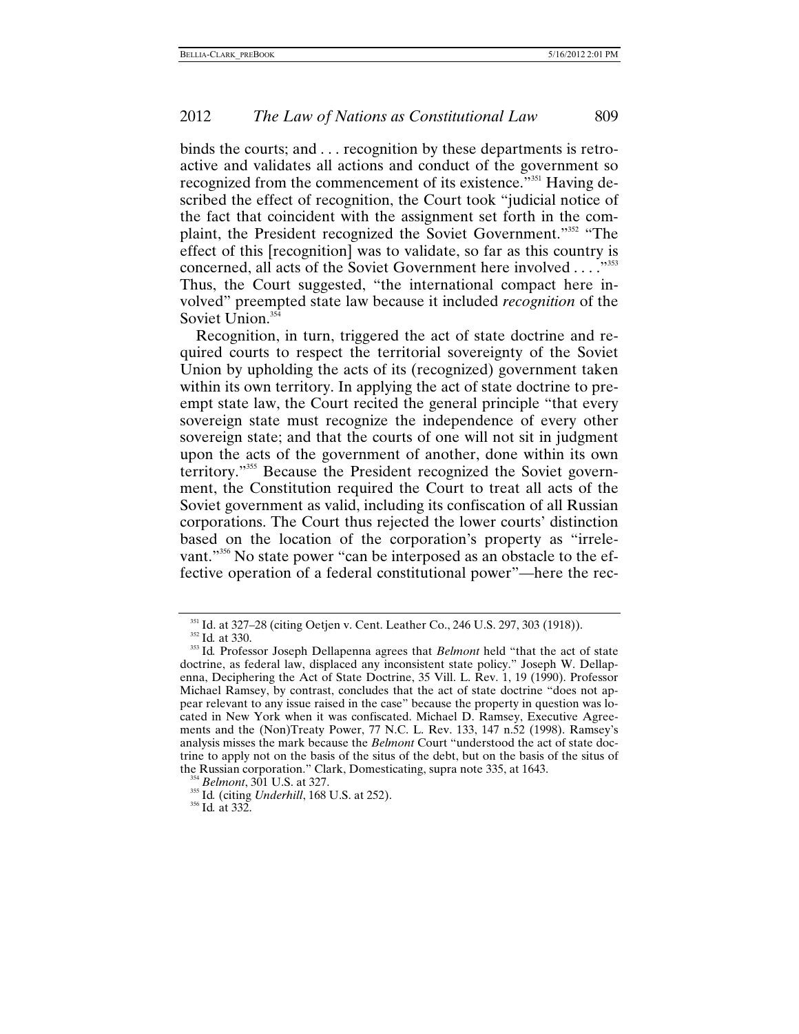binds the courts; and . . . recognition by these departments is retroactive and validates all actions and conduct of the government so recognized from the commencement of its existence."[351] Having described the effect of recognition, the Court took "judicial notice of the fact that coincident with the assignment set forth in the complaint, the President recognized the Soviet Government."[352] "The effect of this [recognition] was to validate, so far as this country is concerned, all acts of the Soviet Government here involved . . . ."[353] Thus, the Court suggested, "the international compact here involved" preempted state law because it included *recognition* of the Soviet Union.[354]

Recognition, in turn, triggered the act of state doctrine and required courts to respect the territorial sovereignty of the Soviet Union by upholding the acts of its (recognized) government taken within its own territory. In applying the act of state doctrine to preempt state law, the Court recited the general principle "that every sovereign state must recognize the independence of every other sovereign state; and that the courts of one will not sit in judgment upon the acts of the government of another, done within its own territory."[355] Because the President recognized the Soviet government, the Constitution required the Court to treat all acts of the Soviet government as valid, including its confiscation of all Russian corporations. The Court thus rejected the lower courts' distinction based on the location of the corporation's property as "irrelevant."[356] No state power "can be interposed as an obstacle to the effective operation of a federal constitutional power"—here the rec-

---

[351] Id. at 327–28 (citing Oetjen v. Cent. Leather Co., 246 U.S. 297, 303 (1918)).

[352] Id. at 330.

[353] Id. Professor Joseph Dellapenna agrees that *Belmont* held "that the act of state doctrine, as federal law, displaced any inconsistent state policy." Joseph W. Dellapenna, Deciphering the Act of State Doctrine, 35 Vill. L. Rev. 1, 19 (1990). Professor Michael Ramsey, by contrast, concludes that the act of state doctrine "does not appear relevant to any issue raised in the case" because the property in question was located in New York when it was confiscated. Michael D. Ramsey, Executive Agreements and the (Non)Treaty Power, 77 N.C. L. Rev. 133, 147 n.52 (1998). Ramsey's analysis misses the mark because the *Belmont* Court "understood the act of state doctrine to apply not on the basis of the situs of the debt, but on the basis of the situs of the Russian corporation." Clark, Domesticating, supra note 335, at 1643.

[354] *Belmont*, 301 U.S. at 327.

[355] Id. (citing *Underhill*, 168 U.S. at 252).

[356] Id. at 332.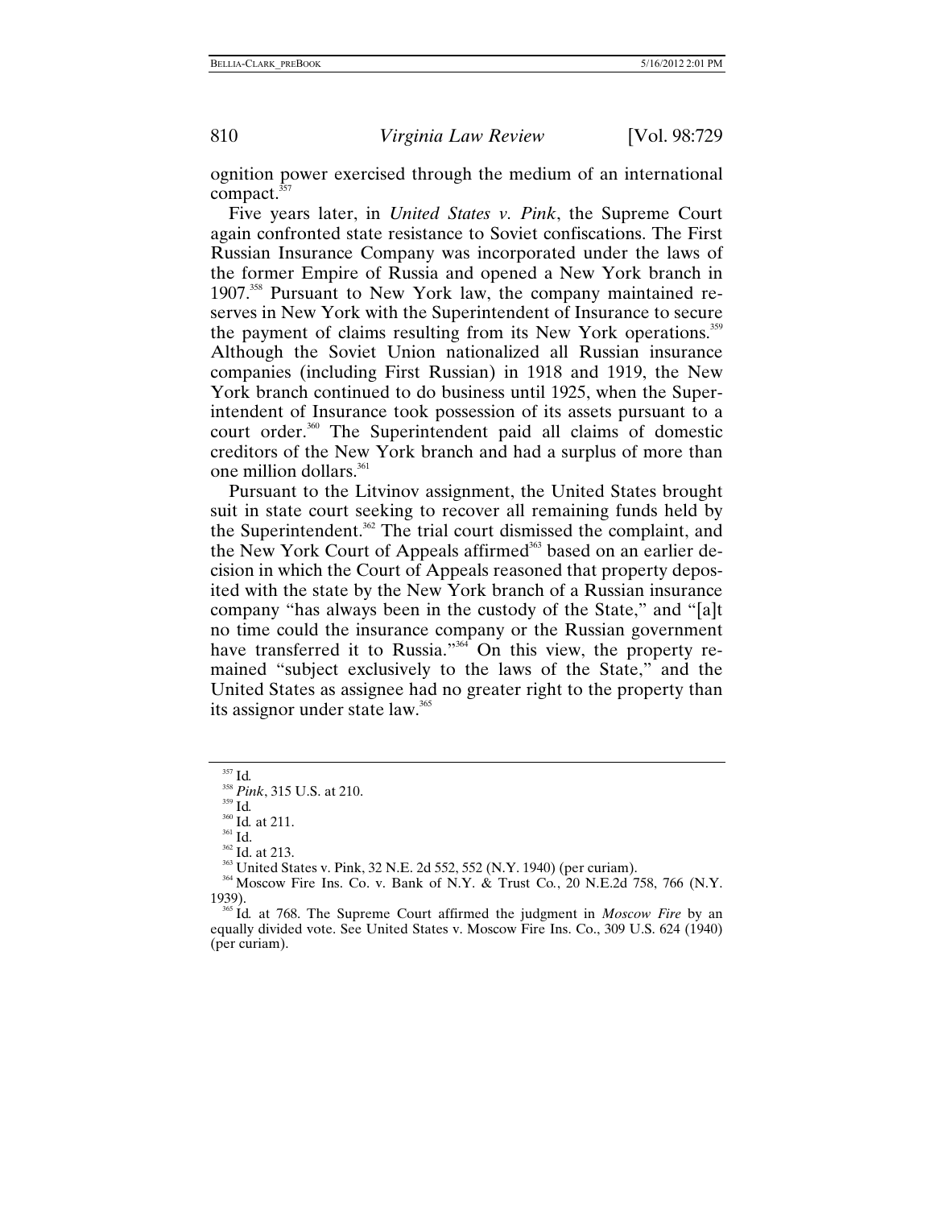ognition power exercised through the medium of an international compact.[357]

Five years later, in *United States v. Pink*, the Supreme Court again confronted state resistance to Soviet confiscations. The First Russian Insurance Company was incorporated under the laws of the former Empire of Russia and opened a New York branch in 1907.[358] Pursuant to New York law, the company maintained reserves in New York with the Superintendent of Insurance to secure the payment of claims resulting from its New York operations.[359] Although the Soviet Union nationalized all Russian insurance companies (including First Russian) in 1918 and 1919, the New York branch continued to do business until 1925, when the Superintendent of Insurance took possession of its assets pursuant to a court order.[360] The Superintendent paid all claims of domestic creditors of the New York branch and had a surplus of more than one million dollars.[361]

Pursuant to the Litvinov assignment, the United States brought suit in state court seeking to recover all remaining funds held by the Superintendent.[362] The trial court dismissed the complaint, and the New York Court of Appeals affirmed[363] based on an earlier decision in which the Court of Appeals reasoned that property deposited with the state by the New York branch of a Russian insurance company "has always been in the custody of the State," and "[a]t no time could the insurance company or the Russian government have transferred it to Russia."[364] On this view, the property remained "subject exclusively to the laws of the State," and the United States as assignee had no greater right to the property than its assignor under state law.[365]

---

[357] Id.

[358] *Pink*, 315 U.S. at 210.

[359] Id.

[360] Id. at 211.

[361] Id.

[362] Id. at 213.

[363] United States v. Pink, 32 N.E. 2d 552, 552 (N.Y. 1940) (per curiam).

[364] Moscow Fire Ins. Co. v. Bank of N.Y. & Trust Co., 20 N.E.2d 758, 766 (N.Y. 1939).

[365] Id. at 768. The Supreme Court affirmed the judgment in *Moscow Fire* by an equally divided vote. See United States v. Moscow Fire Ins. Co., 309 U.S. 624 (1940) (per curiam).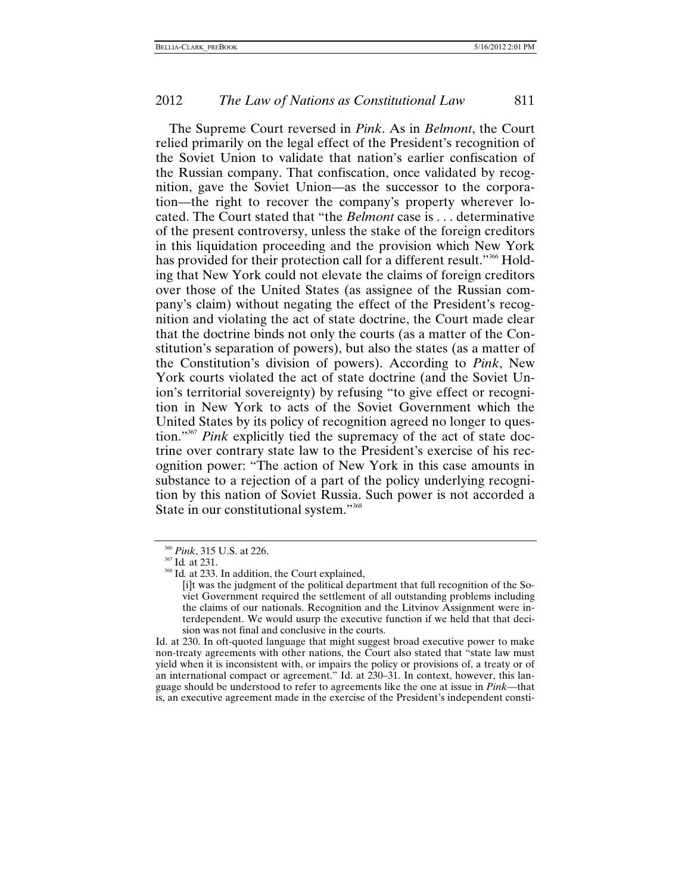The Supreme Court reversed in *Pink*. As in *Belmont*, the Court relied primarily on the legal effect of the President's recognition of the Soviet Union to validate that nation's earlier confiscation of the Russian company. That confiscation, once validated by recognition, gave the Soviet Union—as the successor to the corporation—the right to recover the company's property wherever located. The Court stated that "the *Belmont* case is . . . determinative of the present controversy, unless the stake of the foreign creditors in this liquidation proceeding and the provision which New York has provided for their protection call for a different result."[366] Holding that New York could not elevate the claims of foreign creditors over those of the United States (as assignee of the Russian company's claim) without negating the effect of the President's recognition and violating the act of state doctrine, the Court made clear that the doctrine binds not only the courts (as a matter of the Constitution's separation of powers), but also the states (as a matter of the Constitution's division of powers). According to *Pink*, New York courts violated the act of state doctrine (and the Soviet Union's territorial sovereignty) by refusing "to give effect or recognition in New York to acts of the Soviet Government which the United States by its policy of recognition agreed no longer to question."[367] *Pink* explicitly tied the supremacy of the act of state doctrine over contrary state law to the President's exercise of his recognition power: "The action of New York in this case amounts in substance to a rejection of a part of the policy underlying recognition by this nation of Soviet Russia. Such power is not accorded a State in our constitutional system."[368]

---

[366] *Pink*, 315 U.S. at 226.

[367] Id*.* at 231.

[368] Id*.* at 233. In addition, the Court explained,

> [i]t was the judgment of the political department that full recognition of the Soviet Government required the settlement of all outstanding problems including the claims of our nationals. Recognition and the Litvinov Assignment were interdependent. We would usurp the executive function if we held that that decision was not final and conclusive in the courts.

Id. at 230. In oft-quoted language that might suggest broad executive power to make non-treaty agreements with other nations, the Court also stated that "state law must yield when it is inconsistent with, or impairs the policy or provisions of, a treaty or of an international compact or agreement." Id. at 230–31. In context, however, this language should be understood to refer to agreements like the one at issue in *Pink*—that is, an executive agreement made in the exercise of the President's independent consti-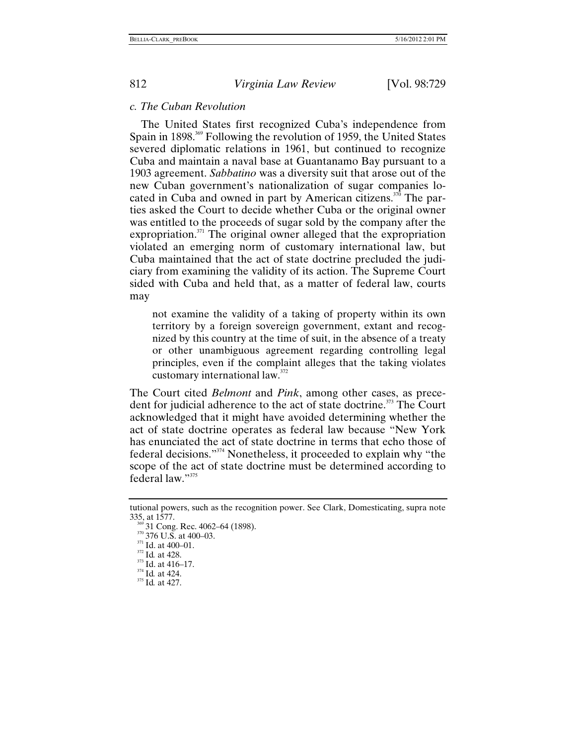### c. The Cuban Revolution

The United States first recognized Cuba's independence from Spain in 1898.[369] Following the revolution of 1959, the United States severed diplomatic relations in 1961, but continued to recognize Cuba and maintain a naval base at Guantanamo Bay pursuant to a 1903 agreement. *Sabbatino* was a diversity suit that arose out of the new Cuban government's nationalization of sugar companies located in Cuba and owned in part by American citizens.[370] The parties asked the Court to decide whether Cuba or the original owner was entitled to the proceeds of sugar sold by the company after the expropriation.[371] The original owner alleged that the expropriation violated an emerging norm of customary international law, but Cuba maintained that the act of state doctrine precluded the judiciary from examining the validity of its action. The Supreme Court sided with Cuba and held that, as a matter of federal law, courts may

> not examine the validity of a taking of property within its own territory by a foreign sovereign government, extant and recognized by this country at the time of suit, in the absence of a treaty or other unambiguous agreement regarding controlling legal principles, even if the complaint alleges that the taking violates customary international law.[372]

The Court cited *Belmont* and *Pink*, among other cases, as precedent for judicial adherence to the act of state doctrine.[373] The Court acknowledged that it might have avoided determining whether the act of state doctrine operates as federal law because "New York has enunciated the act of state doctrine in terms that echo those of federal decisions."[374] Nonetheless, it proceeded to explain why "the scope of the act of state doctrine must be determined according to federal law."[375]

---

tutional powers, such as the recognition power. See Clark, Domesticating, supra note 335, at 1577.

[369] 31 Cong. Rec. 4062–64 (1898).

[370] 376 U.S. at 400–03.

[371] Id. at 400–01.

[372] Id. at 428.

[373] Id. at 416–17.

[374] Id. at 424.

[375] Id. at 427.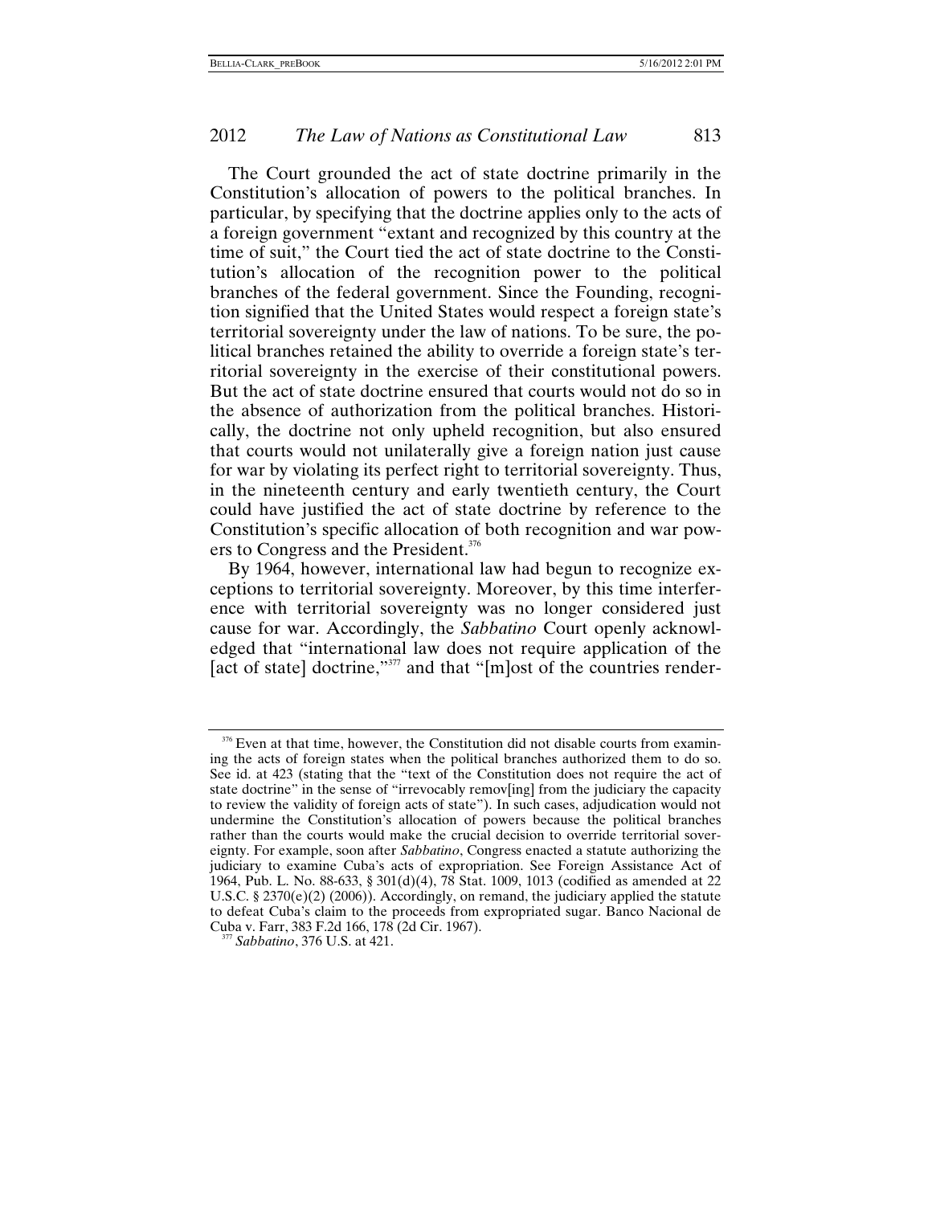The Court grounded the act of state doctrine primarily in the Constitution's allocation of powers to the political branches. In particular, by specifying that the doctrine applies only to the acts of a foreign government "extant and recognized by this country at the time of suit," the Court tied the act of state doctrine to the Constitution's allocation of the recognition power to the political branches of the federal government. Since the Founding, recognition signified that the United States would respect a foreign state's territorial sovereignty under the law of nations. To be sure, the political branches retained the ability to override a foreign state's territorial sovereignty in the exercise of their constitutional powers. But the act of state doctrine ensured that courts would not do so in the absence of authorization from the political branches. Historically, the doctrine not only upheld recognition, but also ensured that courts would not unilaterally give a foreign nation just cause for war by violating its perfect right to territorial sovereignty. Thus, in the nineteenth century and early twentieth century, the Court could have justified the act of state doctrine by reference to the Constitution's specific allocation of both recognition and war powers to Congress and the President.[376]

By 1964, however, international law had begun to recognize exceptions to territorial sovereignty. Moreover, by this time interference with territorial sovereignty was no longer considered just cause for war. Accordingly, the *Sabbatino* Court openly acknowledged that "international law does not require application of the [act of state] doctrine,"[377] and that "[m]ost of the countries render-

---

[376] Even at that time, however, the Constitution did not disable courts from examining the acts of foreign states when the political branches authorized them to do so. See id. at 423 (stating that the "text of the Constitution does not require the act of state doctrine" in the sense of "irrevocably remov[ing] from the judiciary the capacity to review the validity of foreign acts of state"). In such cases, adjudication would not undermine the Constitution's allocation of powers because the political branches rather than the courts would make the crucial decision to override territorial sovereignty. For example, soon after *Sabbatino*, Congress enacted a statute authorizing the judiciary to examine Cuba's acts of expropriation. See Foreign Assistance Act of 1964, Pub. L. No. 88-633, § 301(d)(4), 78 Stat. 1009, 1013 (codified as amended at 22 U.S.C. § 2370(e)(2) (2006)). Accordingly, on remand, the judiciary applied the statute to defeat Cuba's claim to the proceeds from expropriated sugar. Banco Nacional de Cuba v. Farr, 383 F.2d 166, 178 (2d Cir. 1967).

[377] *Sabbatino*, 376 U.S. at 421.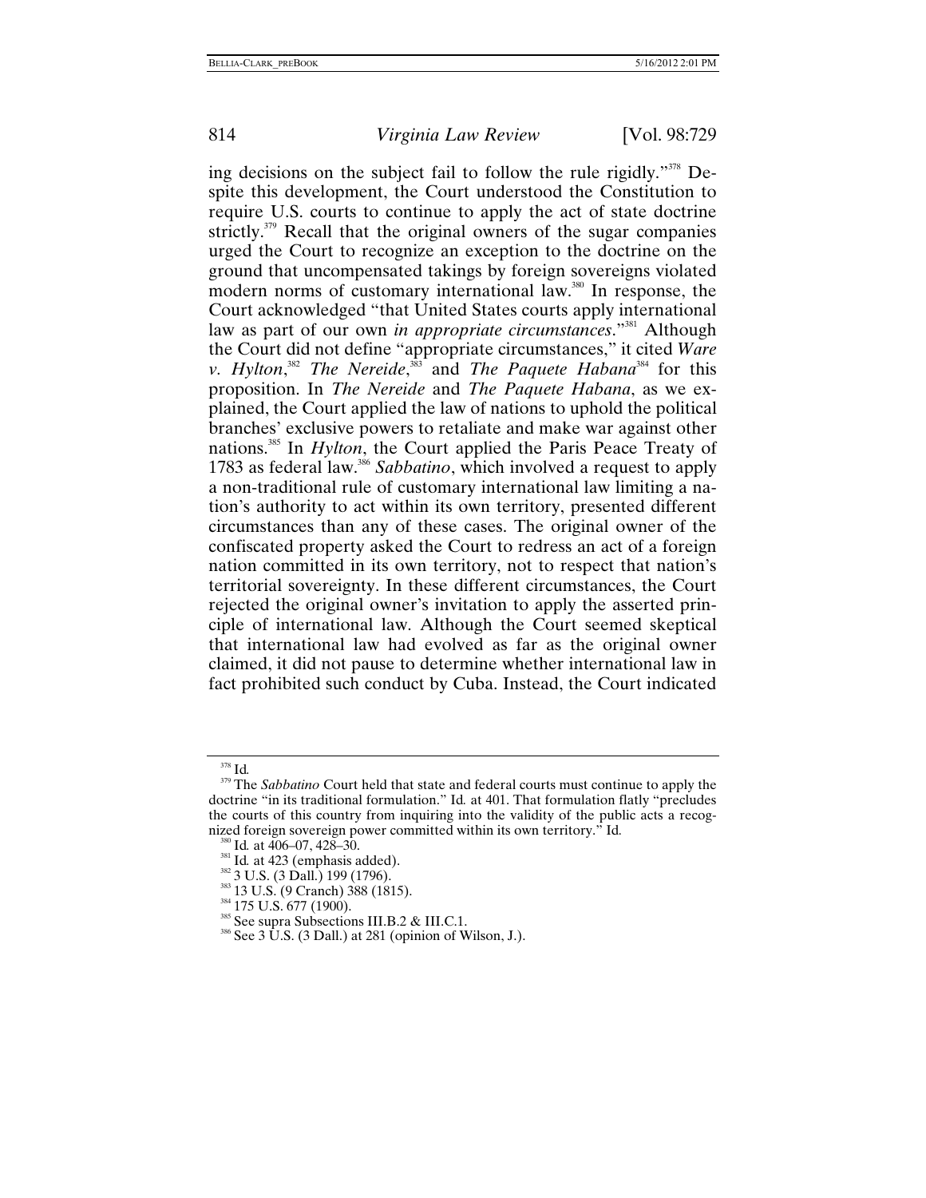ing decisions on the subject fail to follow the rule rigidly."[378] Despite this development, the Court understood the Constitution to require U.S. courts to continue to apply the act of state doctrine strictly.[379] Recall that the original owners of the sugar companies urged the Court to recognize an exception to the doctrine on the ground that uncompensated takings by foreign sovereigns violated modern norms of customary international law.[380] In response, the Court acknowledged "that United States courts apply international law as part of our own *in appropriate circumstances*."[381] Although the Court did not define "appropriate circumstances," it cited *Ware v. Hylton*,[382] *The Nereide*,[383] and *The Paquete Habana*[384] for this proposition. In *The Nereide* and *The Paquete Habana*, as we explained, the Court applied the law of nations to uphold the political branches' exclusive powers to retaliate and make war against other nations.[385] In *Hylton*, the Court applied the Paris Peace Treaty of 1783 as federal law.[386] *Sabbatino*, which involved a request to apply a non-traditional rule of customary international law limiting a nation's authority to act within its own territory, presented different circumstances than any of these cases. The original owner of the confiscated property asked the Court to redress an act of a foreign nation committed in its own territory, not to respect that nation's territorial sovereignty. In these different circumstances, the Court rejected the original owner's invitation to apply the asserted principle of international law. Although the Court seemed skeptical that international law had evolved as far as the original owner claimed, it did not pause to determine whether international law in fact prohibited such conduct by Cuba. Instead, the Court indicated

---

[378] Id.

[379] The *Sabbatino* Court held that state and federal courts must continue to apply the doctrine "in its traditional formulation." Id. at 401. That formulation flatly "precludes the courts of this country from inquiring into the validity of the public acts a recognized foreign sovereign power committed within its own territory." Id.

[380] Id. at 406–07, 428–30.

[381] Id. at 423 (emphasis added).

[382] 3 U.S. (3 Dall.) 199 (1796).

[383] 13 U.S. (9 Cranch) 388 (1815).

[384] 175 U.S. 677 (1900).

[385] See supra Subsections III.B.2 & III.C.1.

[386] See 3 U.S. (3 Dall.) at 281 (opinion of Wilson, J.).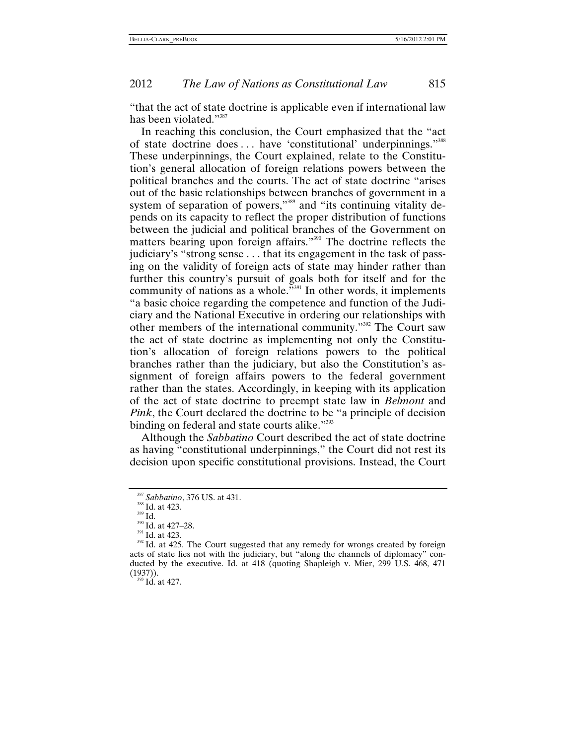"that the act of state doctrine is applicable even if international law has been violated."[387]

In reaching this conclusion, the Court emphasized that the "act of state doctrine does . . . have 'constitutional' underpinnings."[388] These underpinnings, the Court explained, relate to the Constitution's general allocation of foreign relations powers between the political branches and the courts. The act of state doctrine "arises out of the basic relationships between branches of government in a system of separation of powers,"[389] and "its continuing vitality depends on its capacity to reflect the proper distribution of functions between the judicial and political branches of the Government on matters bearing upon foreign affairs."[390] The doctrine reflects the judiciary's "strong sense . . . that its engagement in the task of passing on the validity of foreign acts of state may hinder rather than further this country's pursuit of goals both for itself and for the community of nations as a whole."[391] In other words, it implements "a basic choice regarding the competence and function of the Judiciary and the National Executive in ordering our relationships with other members of the international community."[392] The Court saw the act of state doctrine as implementing not only the Constitution's allocation of foreign relations powers to the political branches rather than the judiciary, but also the Constitution's assignment of foreign affairs powers to the federal government rather than the states. Accordingly, in keeping with its application of the act of state doctrine to preempt state law in *Belmont* and *Pink*, the Court declared the doctrine to be "a principle of decision binding on federal and state courts alike."[393]

Although the *Sabbatino* Court described the act of state doctrine as having "constitutional underpinnings," the Court did not rest its decision upon specific constitutional provisions. Instead, the Court

---

[387] *Sabbatino*, 376 US. at 431.

[388] Id. at 423.

[389] Id.

[390] Id. at 427–28.

[391] Id. at 423.

[392] Id. at 425. The Court suggested that any remedy for wrongs created by foreign acts of state lies not with the judiciary, but "along the channels of diplomacy" conducted by the executive. Id. at 418 (quoting Shapleigh v. Mier, 299 U.S. 468, 471 (1937)).

[393] Id. at 427.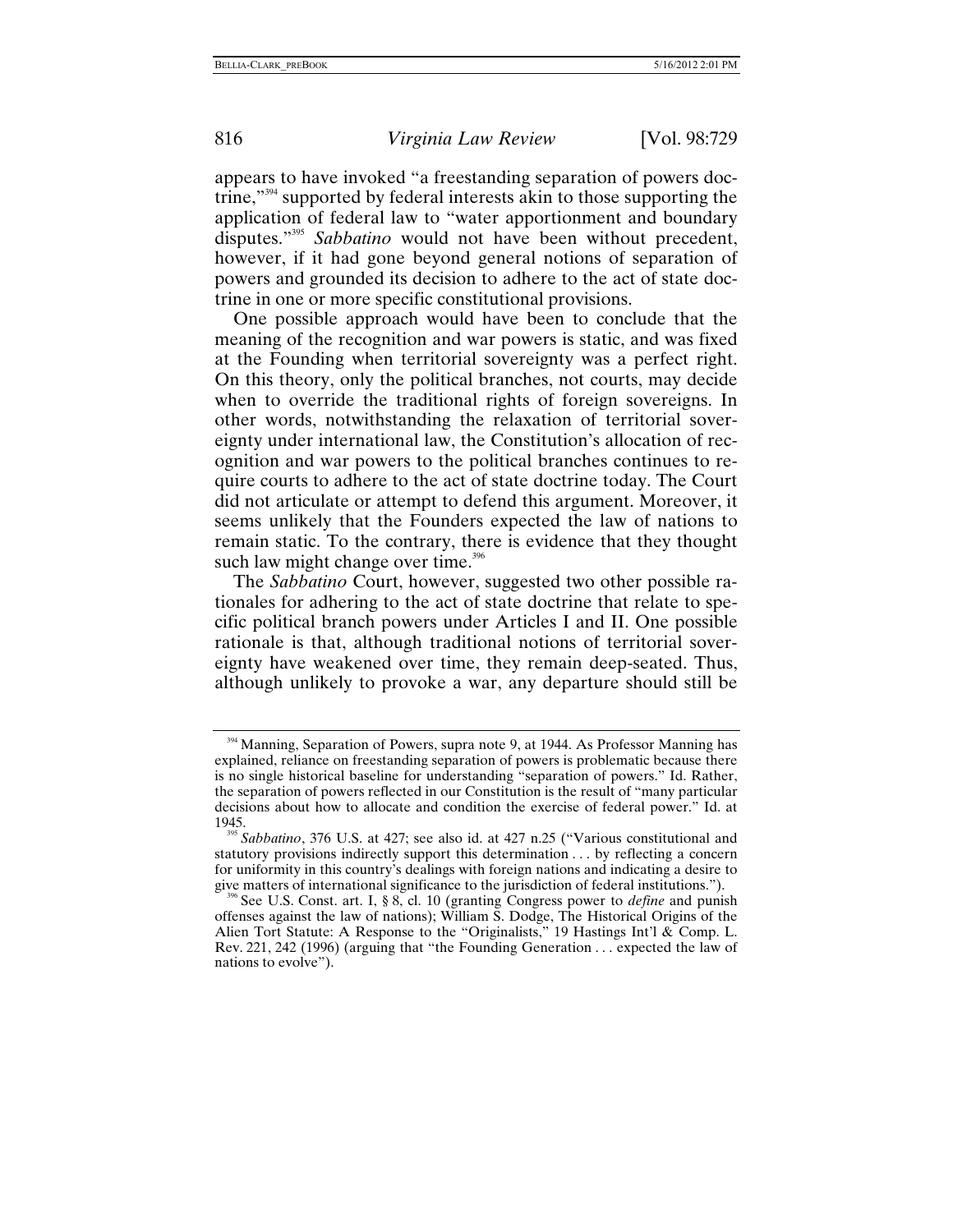appears to have invoked "a freestanding separation of powers doctrine,"[394] supported by federal interests akin to those supporting the application of federal law to "water apportionment and boundary disputes."[395] *Sabbatino* would not have been without precedent, however, if it had gone beyond general notions of separation of powers and grounded its decision to adhere to the act of state doctrine in one or more specific constitutional provisions.

One possible approach would have been to conclude that the meaning of the recognition and war powers is static, and was fixed at the Founding when territorial sovereignty was a perfect right. On this theory, only the political branches, not courts, may decide when to override the traditional rights of foreign sovereigns. In other words, notwithstanding the relaxation of territorial sovereignty under international law, the Constitution's allocation of recognition and war powers to the political branches continues to require courts to adhere to the act of state doctrine today. The Court did not articulate or attempt to defend this argument. Moreover, it seems unlikely that the Founders expected the law of nations to remain static. To the contrary, there is evidence that they thought such law might change over time.[396]

The *Sabbatino* Court, however, suggested two other possible rationales for adhering to the act of state doctrine that relate to specific political branch powers under Articles I and II. One possible rationale is that, although traditional notions of territorial sovereignty have weakened over time, they remain deep-seated. Thus, although unlikely to provoke a war, any departure should still be

---

[394] Manning, Separation of Powers, supra note 9, at 1944. As Professor Manning has explained, reliance on freestanding separation of powers is problematic because there is no single historical baseline for understanding "separation of powers." Id. Rather, the separation of powers reflected in our Constitution is the result of "many particular decisions about how to allocate and condition the exercise of federal power." Id. at 1945.

[395] *Sabbatino*, 376 U.S. at 427; see also id. at 427 n.25 ("Various constitutional and statutory provisions indirectly support this determination . . . by reflecting a concern for uniformity in this country's dealings with foreign nations and indicating a desire to give matters of international significance to the jurisdiction of federal institutions.").

[396] See U.S. Const. art. I, § 8, cl. 10 (granting Congress power to *define* and punish offenses against the law of nations); William S. Dodge, The Historical Origins of the Alien Tort Statute: A Response to the "Originalists," 19 Hastings Int'l & Comp. L. Rev. 221, 242 (1996) (arguing that "the Founding Generation . . . expected the law of nations to evolve").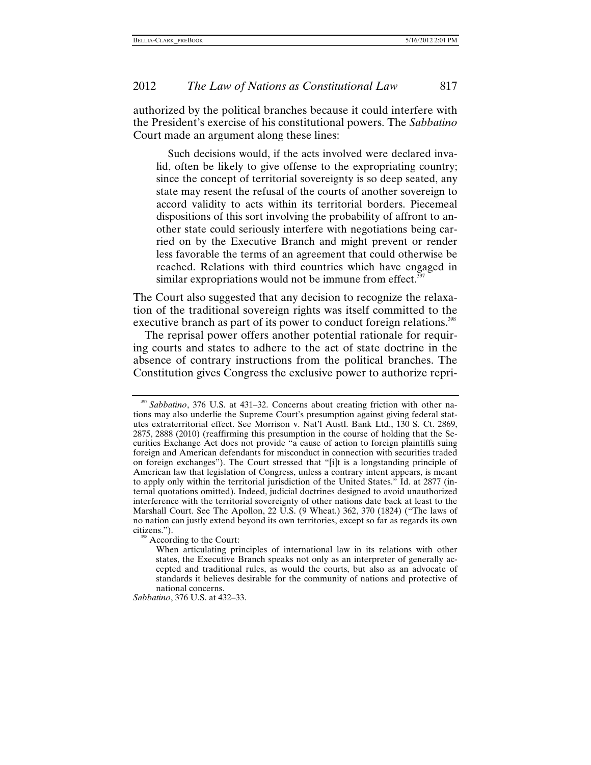authorized by the political branches because it could interfere with the President's exercise of his constitutional powers. The *Sabbatino* Court made an argument along these lines:

> Such decisions would, if the acts involved were declared invalid, often be likely to give offense to the expropriating country; since the concept of territorial sovereignty is so deep seated, any state may resent the refusal of the courts of another sovereign to accord validity to acts within its territorial borders. Piecemeal dispositions of this sort involving the probability of affront to another state could seriously interfere with negotiations being carried on by the Executive Branch and might prevent or render less favorable the terms of an agreement that could otherwise be reached. Relations with third countries which have engaged in similar expropriations would not be immune from effect.[397]

The Court also suggested that any decision to recognize the relaxation of the traditional sovereign rights was itself committed to the executive branch as part of its power to conduct foreign relations.[398]

The reprisal power offers another potential rationale for requiring courts and states to adhere to the act of state doctrine in the absence of contrary instructions from the political branches. The Constitution gives Congress the exclusive power to authorize repri-

---

[397] *Sabbatino*, 376 U.S. at 431–32. Concerns about creating friction with other nations may also underlie the Supreme Court's presumption against giving federal statutes extraterritorial effect. See Morrison v. Nat'l Austl. Bank Ltd., 130 S. Ct. 2869, 2875, 2888 (2010) (reaffirming this presumption in the course of holding that the Securities Exchange Act does not provide "a cause of action to foreign plaintiffs suing foreign and American defendants for misconduct in connection with securities traded on foreign exchanges"). The Court stressed that "[i]t is a longstanding principle of American law that legislation of Congress, unless a contrary intent appears, is meant to apply only within the territorial jurisdiction of the United States." Id. at 2877 (internal quotations omitted). Indeed, judicial doctrines designed to avoid unauthorized interference with the territorial sovereignty of other nations date back at least to the Marshall Court. See The Apollon, 22 U.S. (9 Wheat.) 362, 370 (1824) ("The laws of no nation can justly extend beyond its own territories, except so far as regards its own citizens.").

[398] According to the Court:

> When articulating principles of international law in its relations with other states, the Executive Branch speaks not only as an interpreter of generally accepted and traditional rules, as would the courts, but also as an advocate of standards it believes desirable for the community of nations and protective of national concerns.

*Sabbatino*, 376 U.S. at 432–33.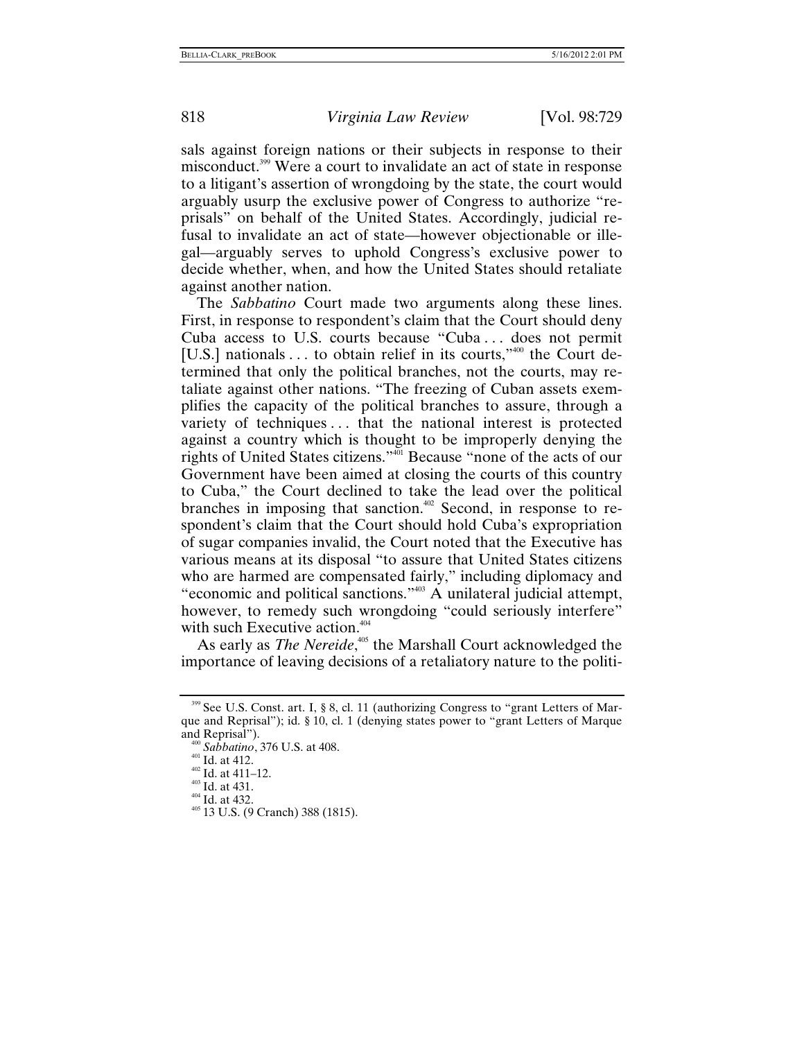sals against foreign nations or their subjects in response to their misconduct.[399] Were a court to invalidate an act of state in response to a litigant's assertion of wrongdoing by the state, the court would arguably usurp the exclusive power of Congress to authorize "reprisals" on behalf of the United States. Accordingly, judicial refusal to invalidate an act of state—however objectionable or illegal—arguably serves to uphold Congress's exclusive power to decide whether, when, and how the United States should retaliate against another nation.

The *Sabbatino* Court made two arguments along these lines. First, in response to respondent's claim that the Court should deny Cuba access to U.S. courts because "Cuba . . . does not permit [U.S.] nationals . . . to obtain relief in its courts,"[400] the Court determined that only the political branches, not the courts, may retaliate against other nations. "The freezing of Cuban assets exemplifies the capacity of the political branches to assure, through a variety of techniques . . . that the national interest is protected against a country which is thought to be improperly denying the rights of United States citizens."[401] Because "none of the acts of our Government have been aimed at closing the courts of this country to Cuba," the Court declined to take the lead over the political branches in imposing that sanction.[402] Second, in response to respondent's claim that the Court should hold Cuba's expropriation of sugar companies invalid, the Court noted that the Executive has various means at its disposal "to assure that United States citizens who are harmed are compensated fairly," including diplomacy and "economic and political sanctions."[403] A unilateral judicial attempt, however, to remedy such wrongdoing "could seriously interfere" with such Executive action.[404]

As early as *The Nereide*,[405] the Marshall Court acknowledged the importance of leaving decisions of a retaliatory nature to the politi-

---

[399] See U.S. Const. art. I, § 8, cl. 11 (authorizing Congress to "grant Letters of Marque and Reprisal"); id. § 10, cl. 1 (denying states power to "grant Letters of Marque and Reprisal").

[400] *Sabbatino*, 376 U.S. at 408.

[401] Id. at 412.

[402] Id. at 411–12.

[403] Id. at 431.

[404] Id. at 432.

[405] 13 U.S. (9 Cranch) 388 (1815).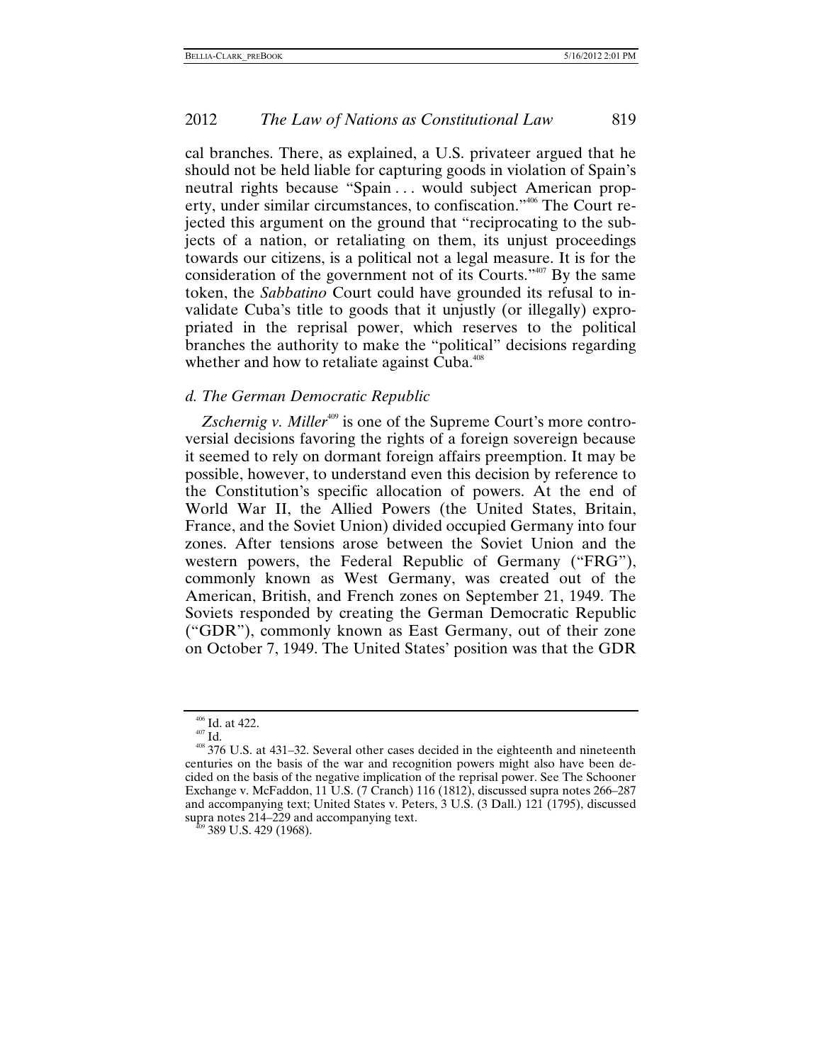cal branches. There, as explained, a U.S. privateer argued that he should not be held liable for capturing goods in violation of Spain's neutral rights because "Spain . . . would subject American property, under similar circumstances, to confiscation."[406] The Court rejected this argument on the ground that "reciprocating to the subjects of a nation, or retaliating on them, its unjust proceedings towards our citizens, is a political not a legal measure. It is for the consideration of the government not of its Courts."[407] By the same token, the *Sabbatino* Court could have grounded its refusal to invalidate Cuba's title to goods that it unjustly (or illegally) expropriated in the reprisal power, which reserves to the political branches the authority to make the "political" decisions regarding whether and how to retaliate against Cuba.[408]

### *d. The German Democratic Republic*

*Zschernig v. Miller*[409] is one of the Supreme Court's more controversial decisions favoring the rights of a foreign sovereign because it seemed to rely on dormant foreign affairs preemption. It may be possible, however, to understand even this decision by reference to the Constitution's specific allocation of powers. At the end of World War II, the Allied Powers (the United States, Britain, France, and the Soviet Union) divided occupied Germany into four zones. After tensions arose between the Soviet Union and the western powers, the Federal Republic of Germany ("FRG"), commonly known as West Germany, was created out of the American, British, and French zones on September 21, 1949. The Soviets responded by creating the German Democratic Republic ("GDR"), commonly known as East Germany, out of their zone on October 7, 1949. The United States' position was that the GDR

---

[406] Id. at 422.

[407] Id.

[408] 376 U.S. at 431–32. Several other cases decided in the eighteenth and nineteenth centuries on the basis of the war and recognition powers might also have been decided on the basis of the negative implication of the reprisal power. See The Schooner Exchange v. McFaddon, 11 U.S. (7 Cranch) 116 (1812), discussed supra notes 266–287 and accompanying text; United States v. Peters, 3 U.S. (3 Dall.) 121 (1795), discussed supra notes 214–229 and accompanying text.

[409] 389 U.S. 429 (1968).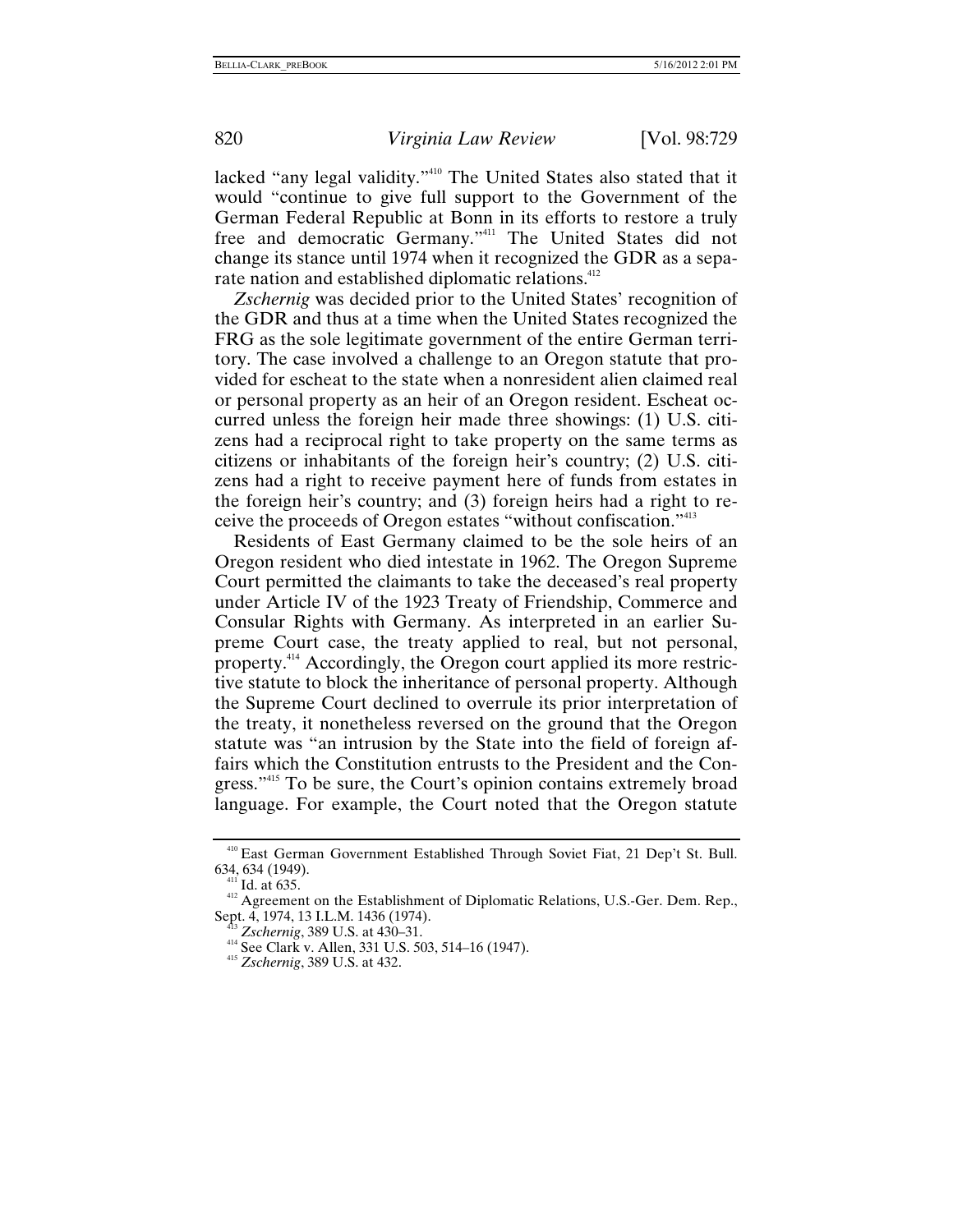lacked "any legal validity."[410] The United States also stated that it would "continue to give full support to the Government of the German Federal Republic at Bonn in its efforts to restore a truly free and democratic Germany."[411] The United States did not change its stance until 1974 when it recognized the GDR as a separate nation and established diplomatic relations.[412]

*Zschernig* was decided prior to the United States' recognition of the GDR and thus at a time when the United States recognized the FRG as the sole legitimate government of the entire German territory. The case involved a challenge to an Oregon statute that provided for escheat to the state when a nonresident alien claimed real or personal property as an heir of an Oregon resident. Escheat occurred unless the foreign heir made three showings: (1) U.S. citizens had a reciprocal right to take property on the same terms as citizens or inhabitants of the foreign heir's country; (2) U.S. citizens had a right to receive payment here of funds from estates in the foreign heir's country; and (3) foreign heirs had a right to receive the proceeds of Oregon estates "without confiscation."[413]

Residents of East Germany claimed to be the sole heirs of an Oregon resident who died intestate in 1962. The Oregon Supreme Court permitted the claimants to take the deceased's real property under Article IV of the 1923 Treaty of Friendship, Commerce and Consular Rights with Germany. As interpreted in an earlier Supreme Court case, the treaty applied to real, but not personal, property.[414] Accordingly, the Oregon court applied its more restrictive statute to block the inheritance of personal property. Although the Supreme Court declined to overrule its prior interpretation of the treaty, it nonetheless reversed on the ground that the Oregon statute was "an intrusion by the State into the field of foreign affairs which the Constitution entrusts to the President and the Congress."[415] To be sure, the Court's opinion contains extremely broad language. For example, the Court noted that the Oregon statute

---

[410] East German Government Established Through Soviet Fiat, 21 Dep't St. Bull. 634, 634 (1949).

[411] Id. at 635.

[412] Agreement on the Establishment of Diplomatic Relations, U.S.-Ger. Dem. Rep., Sept. 4, 1974, 13 I.L.M. 1436 (1974).

[413] *Zschernig*, 389 U.S. at 430–31.

[414] See Clark v. Allen, 331 U.S. 503, 514–16 (1947).

[415] *Zschernig*, 389 U.S. at 432.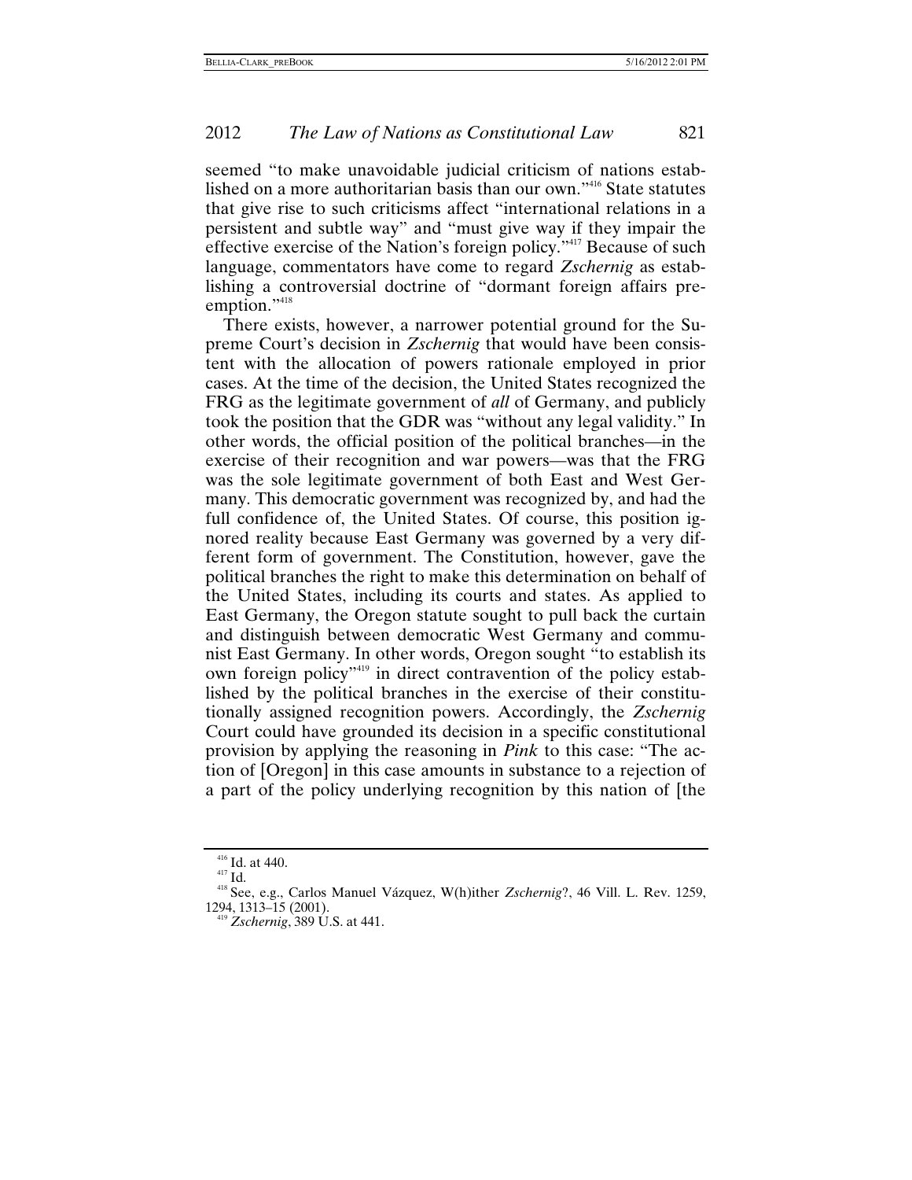seemed "to make unavoidable judicial criticism of nations established on a more authoritarian basis than our own."[416] State statutes that give rise to such criticisms affect "international relations in a persistent and subtle way" and "must give way if they impair the effective exercise of the Nation's foreign policy."[417] Because of such language, commentators have come to regard *Zschernig* as establishing a controversial doctrine of "dormant foreign affairs preemption."[418]

There exists, however, a narrower potential ground for the Supreme Court's decision in *Zschernig* that would have been consistent with the allocation of powers rationale employed in prior cases. At the time of the decision, the United States recognized the FRG as the legitimate government of *all* of Germany, and publicly took the position that the GDR was "without any legal validity." In other words, the official position of the political branches—in the exercise of their recognition and war powers—was that the FRG was the sole legitimate government of both East and West Germany. This democratic government was recognized by, and had the full confidence of, the United States. Of course, this position ignored reality because East Germany was governed by a very different form of government. The Constitution, however, gave the political branches the right to make this determination on behalf of the United States, including its courts and states. As applied to East Germany, the Oregon statute sought to pull back the curtain and distinguish between democratic West Germany and communist East Germany. In other words, Oregon sought "to establish its own foreign policy"[419] in direct contravention of the policy established by the political branches in the exercise of their constitutionally assigned recognition powers. Accordingly, the *Zschernig* Court could have grounded its decision in a specific constitutional provision by applying the reasoning in *Pink* to this case: "The action of [Oregon] in this case amounts in substance to a rejection of a part of the policy underlying recognition by this nation of [the

---

[416] Id. at 440.

[417] Id.

[418] See, e.g., Carlos Manuel Vázquez, W(h)ither *Zschernig*?, 46 Vill. L. Rev. 1259, 1294, 1313–15 (2001).

[419] *Zschernig*, 389 U.S. at 441.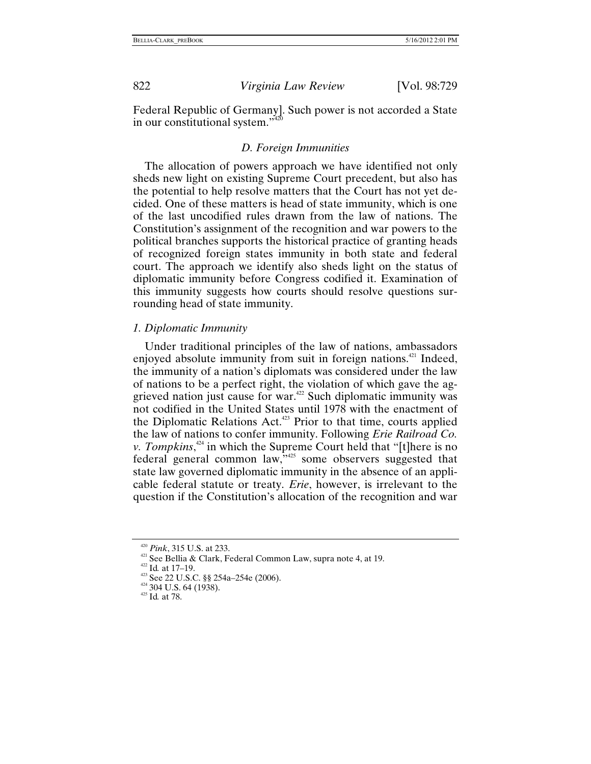Federal Republic of Germany]. Such power is not accorded a State in our constitutional system."[420]

### *D. Foreign Immunities*

The allocation of powers approach we have identified not only sheds new light on existing Supreme Court precedent, but also has the potential to help resolve matters that the Court has not yet decided. One of these matters is head of state immunity, which is one of the last uncodified rules drawn from the law of nations. The Constitution's assignment of the recognition and war powers to the political branches supports the historical practice of granting heads of recognized foreign states immunity in both state and federal court. The approach we identify also sheds light on the status of diplomatic immunity before Congress codified it. Examination of this immunity suggests how courts should resolve questions surrounding head of state immunity.

#### *1. Diplomatic Immunity*

Under traditional principles of the law of nations, ambassadors enjoyed absolute immunity from suit in foreign nations.[421] Indeed, the immunity of a nation's diplomats was considered under the law of nations to be a perfect right, the violation of which gave the aggrieved nation just cause for war.[422] Such diplomatic immunity was not codified in the United States until 1978 with the enactment of the Diplomatic Relations Act.[423] Prior to that time, courts applied the law of nations to confer immunity. Following *Erie Railroad Co. v. Tompkins*,[424] in which the Supreme Court held that "[t]here is no federal general common law,"[425] some observers suggested that state law governed diplomatic immunity in the absence of an applicable federal statute or treaty. *Erie*, however, is irrelevant to the question if the Constitution's allocation of the recognition and war

---

[420] *Pink*, 315 U.S. at 233.

[421] See Bellia & Clark, Federal Common Law, supra note 4, at 19.

[422] Id. at 17–19.

[423] See 22 U.S.C. §§ 254a–254e (2006).

[424] 304 U.S. 64 (1938).

[425] Id. at 78.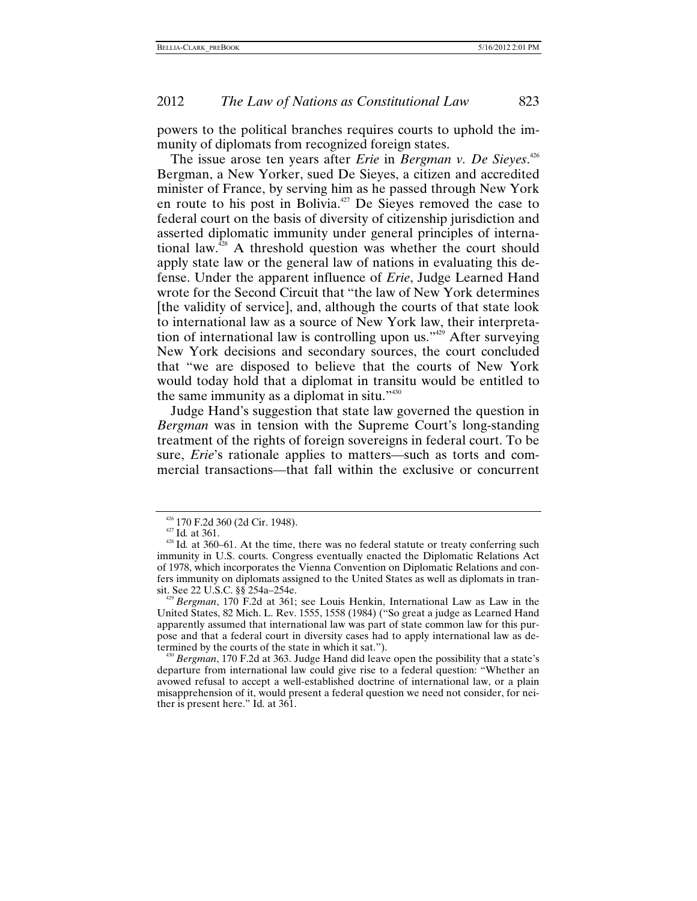powers to the political branches requires courts to uphold the immunity of diplomats from recognized foreign states.

The issue arose ten years after *Erie* in *Bergman v. De Sieyes*.[426] Bergman, a New Yorker, sued De Sieyes, a citizen and accredited minister of France, by serving him as he passed through New York en route to his post in Bolivia.[427] De Sieyes removed the case to federal court on the basis of diversity of citizenship jurisdiction and asserted diplomatic immunity under general principles of international law.[428] A threshold question was whether the court should apply state law or the general law of nations in evaluating this defense. Under the apparent influence of *Erie*, Judge Learned Hand wrote for the Second Circuit that "the law of New York determines [the validity of service], and, although the courts of that state look to international law as a source of New York law, their interpretation of international law is controlling upon us."[429] After surveying New York decisions and secondary sources, the court concluded that "we are disposed to believe that the courts of New York would today hold that a diplomat in transitu would be entitled to the same immunity as a diplomat in situ."[430]

Judge Hand's suggestion that state law governed the question in *Bergman* was in tension with the Supreme Court's long-standing treatment of the rights of foreign sovereigns in federal court. To be sure, *Erie*'s rationale applies to matters—such as torts and commercial transactions—that fall within the exclusive or concurrent

---

[426] 170 F.2d 360 (2d Cir. 1948).

[427] Id. at 361.

[428] Id. at 360–61. At the time, there was no federal statute or treaty conferring such immunity in U.S. courts. Congress eventually enacted the Diplomatic Relations Act of 1978, which incorporates the Vienna Convention on Diplomatic Relations and confers immunity on diplomats assigned to the United States as well as diplomats in transit. See 22 U.S.C. §§ 254a–254e.

[429] *Bergman*, 170 F.2d at 361; see Louis Henkin, International Law as Law in the United States, 82 Mich. L. Rev. 1555, 1558 (1984) ("So great a judge as Learned Hand apparently assumed that international law was part of state common law for this purpose and that a federal court in diversity cases had to apply international law as determined by the courts of the state in which it sat.").

[430] *Bergman*, 170 F.2d at 363. Judge Hand did leave open the possibility that a state's departure from international law could give rise to a federal question: "Whether an avowed refusal to accept a well-established doctrine of international law, or a plain misapprehension of it, would present a federal question we need not consider, for neither is present here." Id. at 361.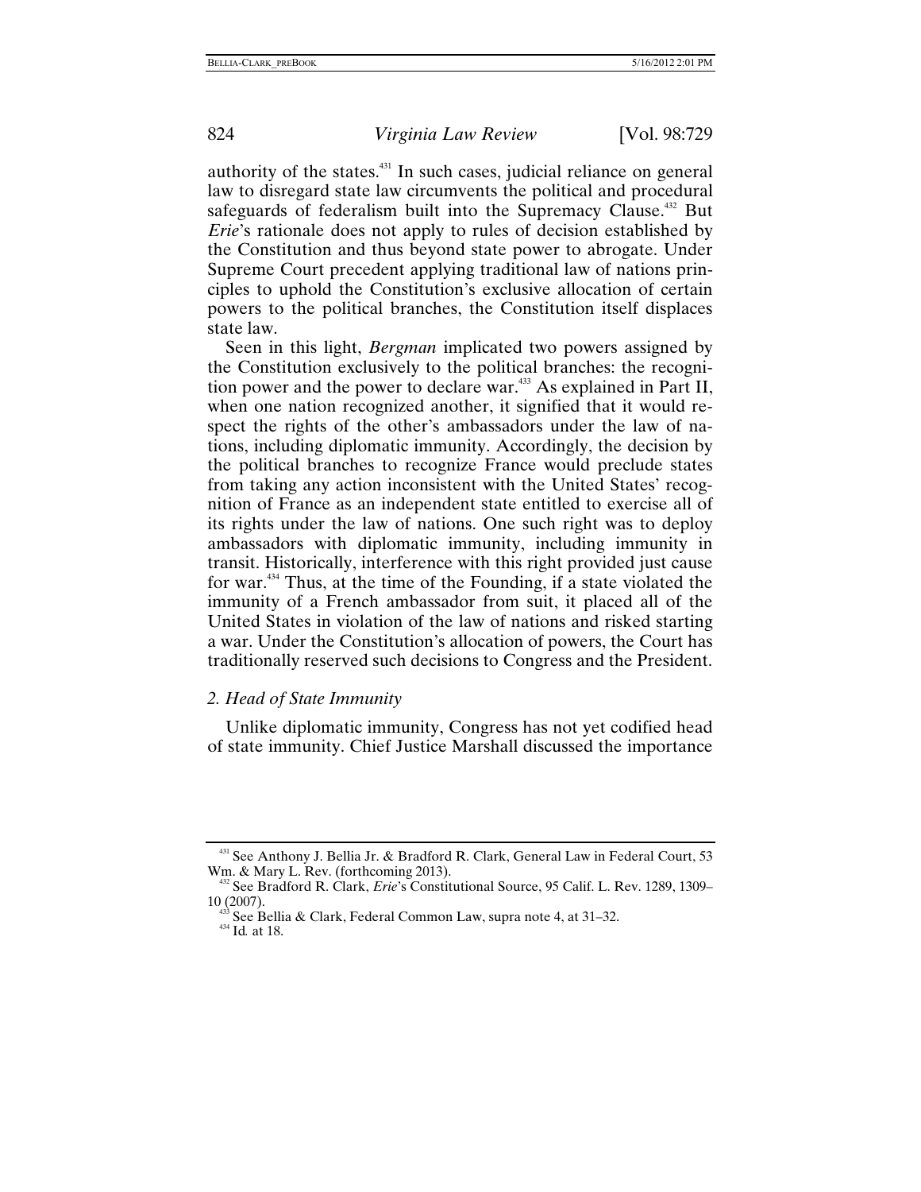authority of the states.[431] In such cases, judicial reliance on general law to disregard state law circumvents the political and procedural safeguards of federalism built into the Supremacy Clause.[432] But *Erie*'s rationale does not apply to rules of decision established by the Constitution and thus beyond state power to abrogate. Under Supreme Court precedent applying traditional law of nations principles to uphold the Constitution's exclusive allocation of certain powers to the political branches, the Constitution itself displaces state law.

Seen in this light, *Bergman* implicated two powers assigned by the Constitution exclusively to the political branches: the recognition power and the power to declare war.[433] As explained in Part II, when one nation recognized another, it signified that it would respect the rights of the other's ambassadors under the law of nations, including diplomatic immunity. Accordingly, the decision by the political branches to recognize France would preclude states from taking any action inconsistent with the United States' recognition of France as an independent state entitled to exercise all of its rights under the law of nations. One such right was to deploy ambassadors with diplomatic immunity, including immunity in transit. Historically, interference with this right provided just cause for war.[434] Thus, at the time of the Founding, if a state violated the immunity of a French ambassador from suit, it placed all of the United States in violation of the law of nations and risked starting a war. Under the Constitution's allocation of powers, the Court has traditionally reserved such decisions to Congress and the President.

### *2. Head of State Immunity*

Unlike diplomatic immunity, Congress has not yet codified head of state immunity. Chief Justice Marshall discussed the importance

---

[431] See Anthony J. Bellia Jr. & Bradford R. Clark, General Law in Federal Court, 53 Wm. & Mary L. Rev. (forthcoming 2013).

[432] See Bradford R. Clark, *Erie*'s Constitutional Source, 95 Calif. L. Rev. 1289, 1309–10 (2007).

[433] See Bellia & Clark, Federal Common Law, supra note 4, at 31–32.

[434] Id. at 18.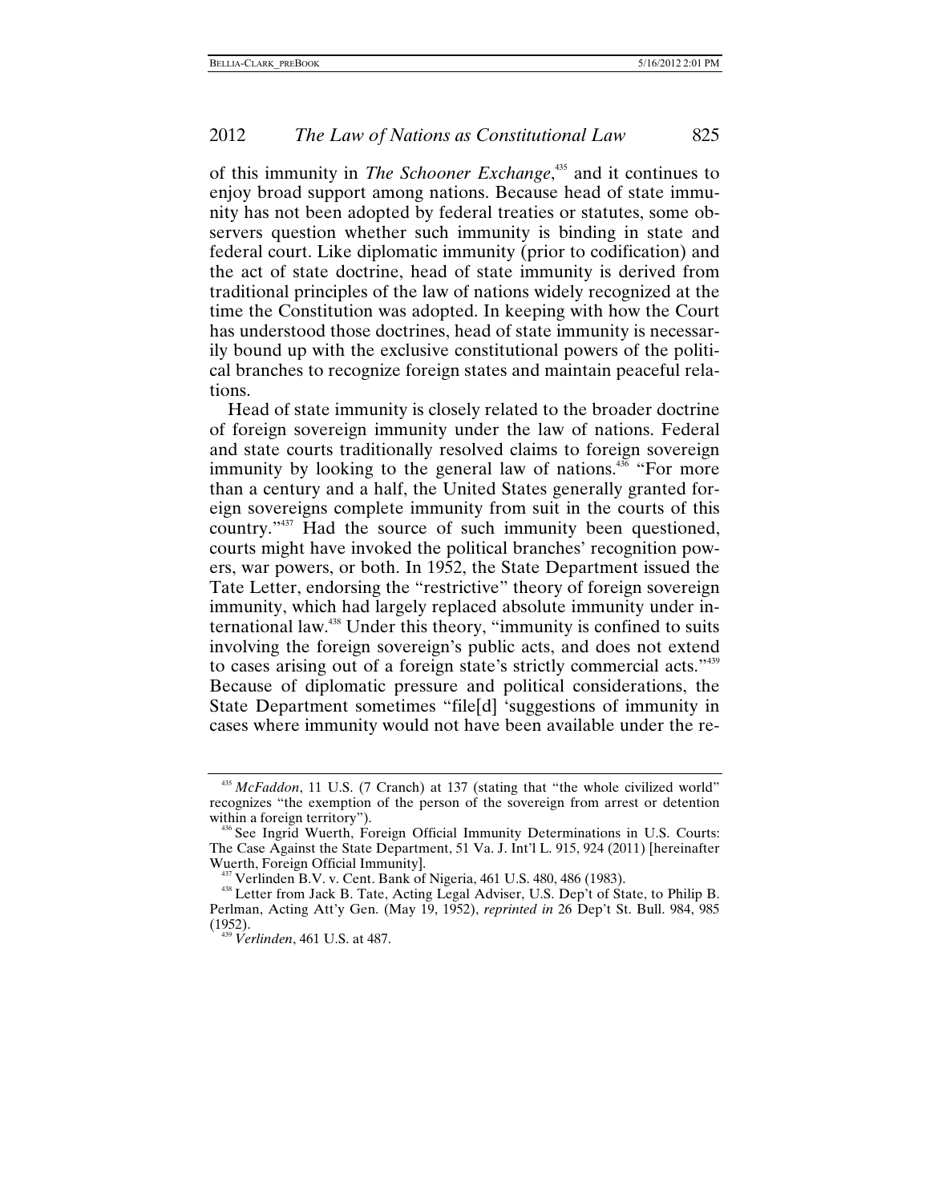of this immunity in *The Schooner Exchange*,[435] and it continues to enjoy broad support among nations. Because head of state immunity has not been adopted by federal treaties or statutes, some observers question whether such immunity is binding in state and federal court. Like diplomatic immunity (prior to codification) and the act of state doctrine, head of state immunity is derived from traditional principles of the law of nations widely recognized at the time the Constitution was adopted. In keeping with how the Court has understood those doctrines, head of state immunity is necessarily bound up with the exclusive constitutional powers of the political branches to recognize foreign states and maintain peaceful relations.

Head of state immunity is closely related to the broader doctrine of foreign sovereign immunity under the law of nations. Federal and state courts traditionally resolved claims to foreign sovereign immunity by looking to the general law of nations.[436] "For more than a century and a half, the United States generally granted foreign sovereigns complete immunity from suit in the courts of this country."[437] Had the source of such immunity been questioned, courts might have invoked the political branches' recognition powers, war powers, or both. In 1952, the State Department issued the Tate Letter, endorsing the "restrictive" theory of foreign sovereign immunity, which had largely replaced absolute immunity under international law.[438] Under this theory, "immunity is confined to suits involving the foreign sovereign's public acts, and does not extend to cases arising out of a foreign state's strictly commercial acts."[439] Because of diplomatic pressure and political considerations, the State Department sometimes "file[d] 'suggestions of immunity in cases where immunity would not have been available under the re-

---

[435] *McFaddon*, 11 U.S. (7 Cranch) at 137 (stating that "the whole civilized world" recognizes "the exemption of the person of the sovereign from arrest or detention within a foreign territory").

[436] See Ingrid Wuerth, Foreign Official Immunity Determinations in U.S. Courts: The Case Against the State Department, 51 Va. J. Int'l L. 915, 924 (2011) [hereinafter Wuerth, Foreign Official Immunity].

[437] Verlinden B.V. v. Cent. Bank of Nigeria, 461 U.S. 480, 486 (1983).

[438] Letter from Jack B. Tate, Acting Legal Adviser, U.S. Dep't of State, to Philip B. Perlman, Acting Att'y Gen. (May 19, 1952), *reprinted in* 26 Dep't St. Bull. 984, 985 (1952).

[439] *Verlinden*, 461 U.S. at 487.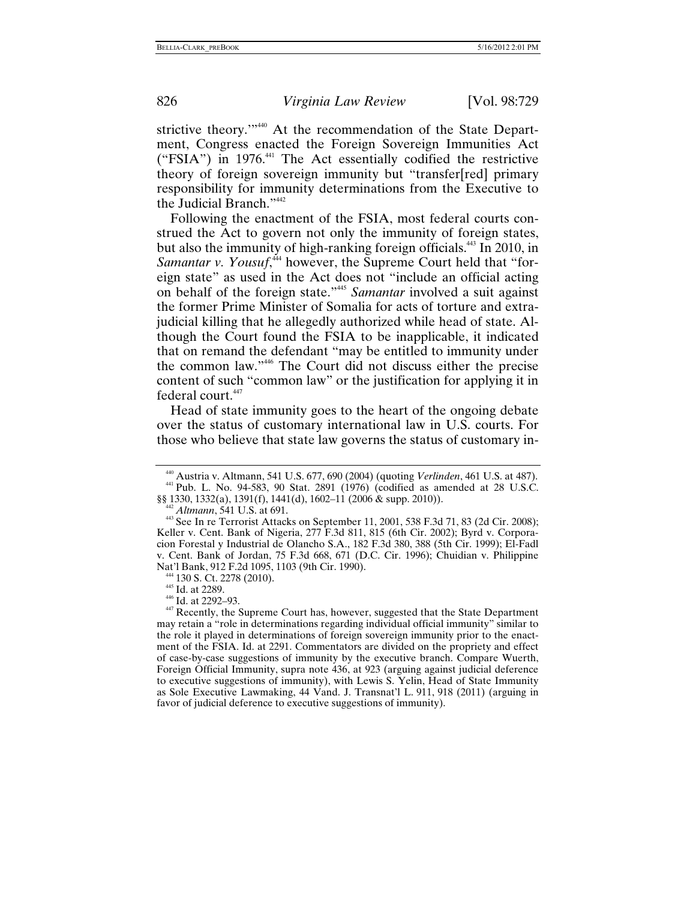strictive theory.'"[440] At the recommendation of the State Department, Congress enacted the Foreign Sovereign Immunities Act ("FSIA") in 1976.[441] The Act essentially codified the restrictive theory of foreign sovereign immunity but "transfer[red] primary responsibility for immunity determinations from the Executive to the Judicial Branch."[442]

Following the enactment of the FSIA, most federal courts construed the Act to govern not only the immunity of foreign states, but also the immunity of high-ranking foreign officials.[443] In 2010, in *Samantar v. Yousuf*,[444] however, the Supreme Court held that "foreign state" as used in the Act does not "include an official acting on behalf of the foreign state."[445] *Samantar* involved a suit against the former Prime Minister of Somalia for acts of torture and extrajudicial killing that he allegedly authorized while head of state. Although the Court found the FSIA to be inapplicable, it indicated that on remand the defendant "may be entitled to immunity under the common law."[446] The Court did not discuss either the precise content of such "common law" or the justification for applying it in federal court.[447]

Head of state immunity goes to the heart of the ongoing debate over the status of customary international law in U.S. courts. For those who believe that state law governs the status of customary in-

---

[440] Austria v. Altmann, 541 U.S. 677, 690 (2004) (quoting *Verlinden*, 461 U.S. at 487).

[441] Pub. L. No. 94-583, 90 Stat. 2891 (1976) (codified as amended at 28 U.S.C. §§ 1330, 1332(a), 1391(f), 1441(d), 1602–11 (2006 & supp. 2010)).

[442] *Altmann*, 541 U.S. at 691.

[443] See In re Terrorist Attacks on September 11, 2001, 538 F.3d 71, 83 (2d Cir. 2008); Keller v. Cent. Bank of Nigeria, 277 F.3d 811, 815 (6th Cir. 2002); Byrd v. Corporacion Forestal y Industrial de Olancho S.A., 182 F.3d 380, 388 (5th Cir. 1999); El-Fadl v. Cent. Bank of Jordan, 75 F.3d 668, 671 (D.C. Cir. 1996); Chuidian v. Philippine Nat'l Bank, 912 F.2d 1095, 1103 (9th Cir. 1990).

[444] 130 S. Ct. 2278 (2010).

[445] Id. at 2289.

[446] Id. at 2292–93.

[447] Recently, the Supreme Court has, however, suggested that the State Department may retain a "role in determinations regarding individual official immunity" similar to the role it played in determinations of foreign sovereign immunity prior to the enactment of the FSIA. Id. at 2291. Commentators are divided on the propriety and effect of case-by-case suggestions of immunity by the executive branch. Compare Wuerth, Foreign Official Immunity, supra note 436, at 923 (arguing against judicial deference to executive suggestions of immunity), with Lewis S. Yelin, Head of State Immunity as Sole Executive Lawmaking, 44 Vand. J. Transnat'l L. 911, 918 (2011) (arguing in favor of judicial deference to executive suggestions of immunity).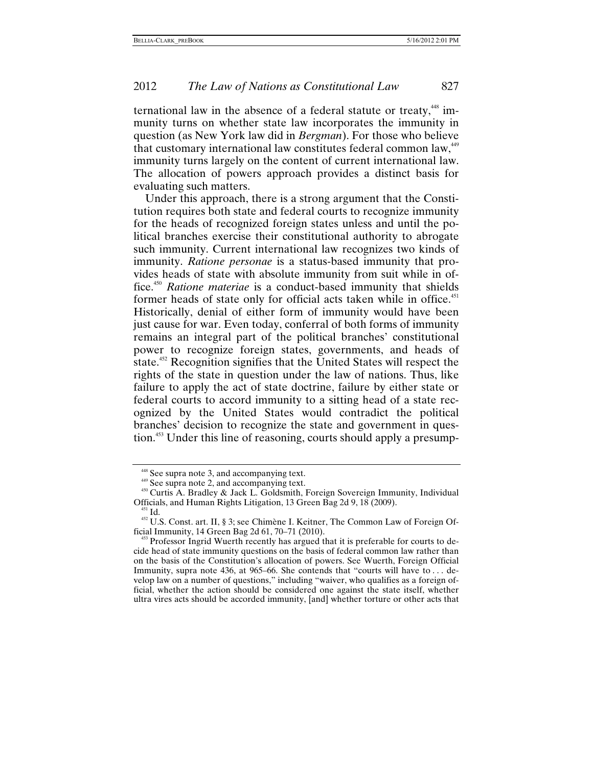ternational law in the absence of a federal statute or treaty,[448] immunity turns on whether state law incorporates the immunity in question (as New York law did in *Bergman*). For those who believe that customary international law constitutes federal common law,[449] immunity turns largely on the content of current international law. The allocation of powers approach provides a distinct basis for evaluating such matters.

Under this approach, there is a strong argument that the Constitution requires both state and federal courts to recognize immunity for the heads of recognized foreign states unless and until the political branches exercise their constitutional authority to abrogate such immunity. Current international law recognizes two kinds of immunity. *Ratione personae* is a status-based immunity that provides heads of state with absolute immunity from suit while in office.[450] *Ratione materiae* is a conduct-based immunity that shields former heads of state only for official acts taken while in office.[451] Historically, denial of either form of immunity would have been just cause for war. Even today, conferral of both forms of immunity remains an integral part of the political branches' constitutional power to recognize foreign states, governments, and heads of state.[452] Recognition signifies that the United States will respect the rights of the state in question under the law of nations. Thus, like failure to apply the act of state doctrine, failure by either state or federal courts to accord immunity to a sitting head of a state recognized by the United States would contradict the political branches' decision to recognize the state and government in question.[453] Under this line of reasoning, courts should apply a presump-

[448] See supra note 3, and accompanying text.

[449] See supra note 2, and accompanying text.

[450] Curtis A. Bradley & Jack L. Goldsmith, Foreign Sovereign Immunity, Individual Officials, and Human Rights Litigation, 13 Green Bag 2d 9, 18 (2009).

[451] Id.

[452] U.S. Const. art. II, § 3; see Chimène I. Keitner, The Common Law of Foreign Official Immunity, 14 Green Bag 2d 61, 70–71 (2010).

[453] Professor Ingrid Wuerth recently has argued that it is preferable for courts to decide head of state immunity questions on the basis of federal common law rather than on the basis of the Constitution's allocation of powers. See Wuerth, Foreign Official Immunity, supra note 436, at 965–66. She contends that "courts will have to . . . develop law on a number of questions," including "waiver, who qualifies as a foreign official, whether the action should be considered one against the state itself, whether ultra vires acts should be accorded immunity, [and] whether torture or other acts that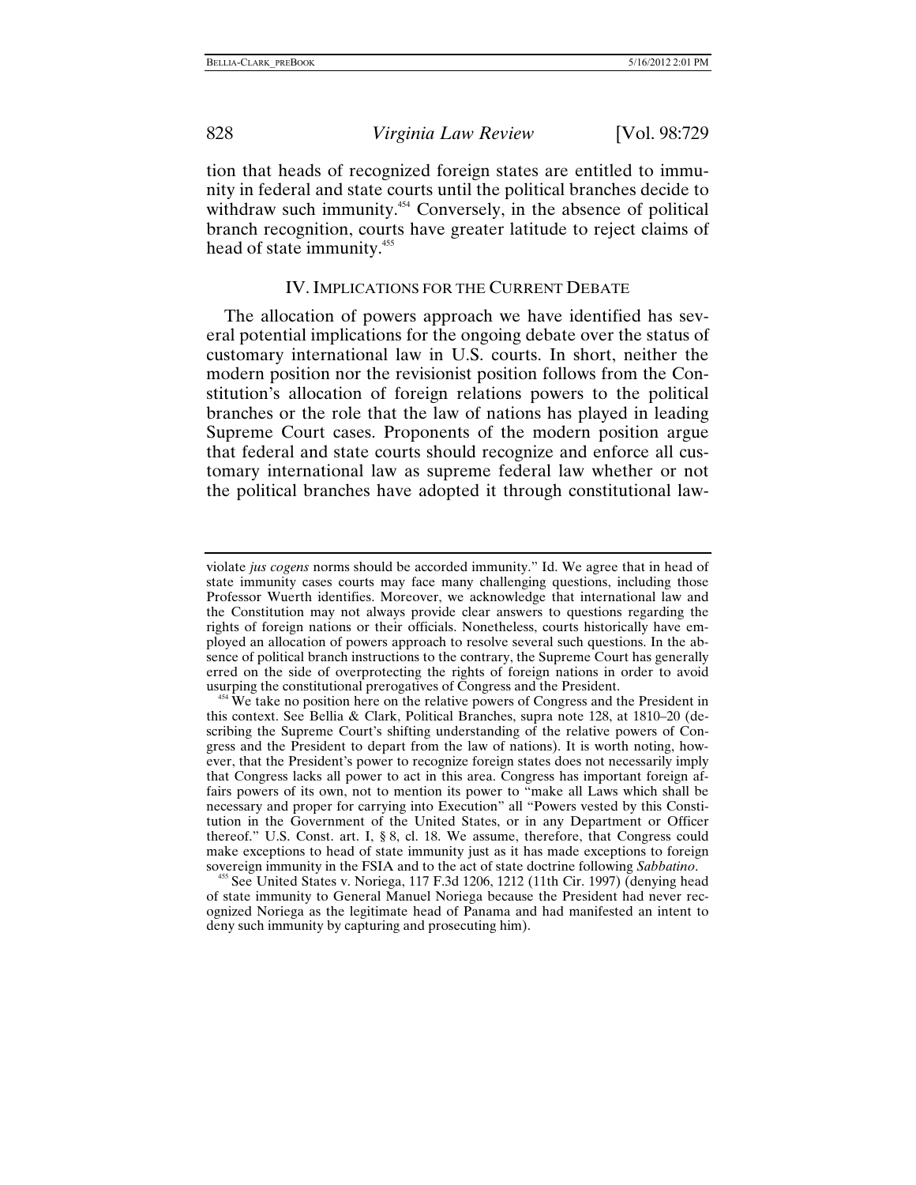tion that heads of recognized foreign states are entitled to immunity in federal and state courts until the political branches decide to withdraw such immunity.[454] Conversely, in the absence of political branch recognition, courts have greater latitude to reject claims of head of state immunity.[455]

## IV. IMPLICATIONS FOR THE CURRENT DEBATE

The allocation of powers approach we have identified has several potential implications for the ongoing debate over the status of customary international law in U.S. courts. In short, neither the modern position nor the revisionist position follows from the Constitution's allocation of foreign relations powers to the political branches or the role that the law of nations has played in leading Supreme Court cases. Proponents of the modern position argue that federal and state courts should recognize and enforce all customary international law as supreme federal law whether or not the political branches have adopted it through constitutional law-

---

violate *jus cogens* norms should be accorded immunity." Id. We agree that in head of state immunity cases courts may face many challenging questions, including those Professor Wuerth identifies. Moreover, we acknowledge that international law and the Constitution may not always provide clear answers to questions regarding the rights of foreign nations or their officials. Nonetheless, courts historically have employed an allocation of powers approach to resolve several such questions. In the absence of political branch instructions to the contrary, the Supreme Court has generally erred on the side of overprotecting the rights of foreign nations in order to avoid usurping the constitutional prerogatives of Congress and the President.

[454] We take no position here on the relative powers of Congress and the President in this context. See Bellia & Clark, Political Branches, supra note 128, at 1810–20 (describing the Supreme Court's shifting understanding of the relative powers of Congress and the President to depart from the law of nations). It is worth noting, however, that the President's power to recognize foreign states does not necessarily imply that Congress lacks all power to act in this area. Congress has important foreign affairs powers of its own, not to mention its power to "make all Laws which shall be necessary and proper for carrying into Execution" all "Powers vested by this Constitution in the Government of the United States, or in any Department or Officer thereof." U.S. Const. art. I, § 8, cl. 18. We assume, therefore, that Congress could make exceptions to head of state immunity just as it has made exceptions to foreign sovereign immunity in the FSIA and to the act of state doctrine following *Sabbatino*.

[455] See United States v. Noriega, 117 F.3d 1206, 1212 (11th Cir. 1997) (denying head of state immunity to General Manuel Noriega because the President had never recognized Noriega as the legitimate head of Panama and had manifested an intent to deny such immunity by capturing and prosecuting him).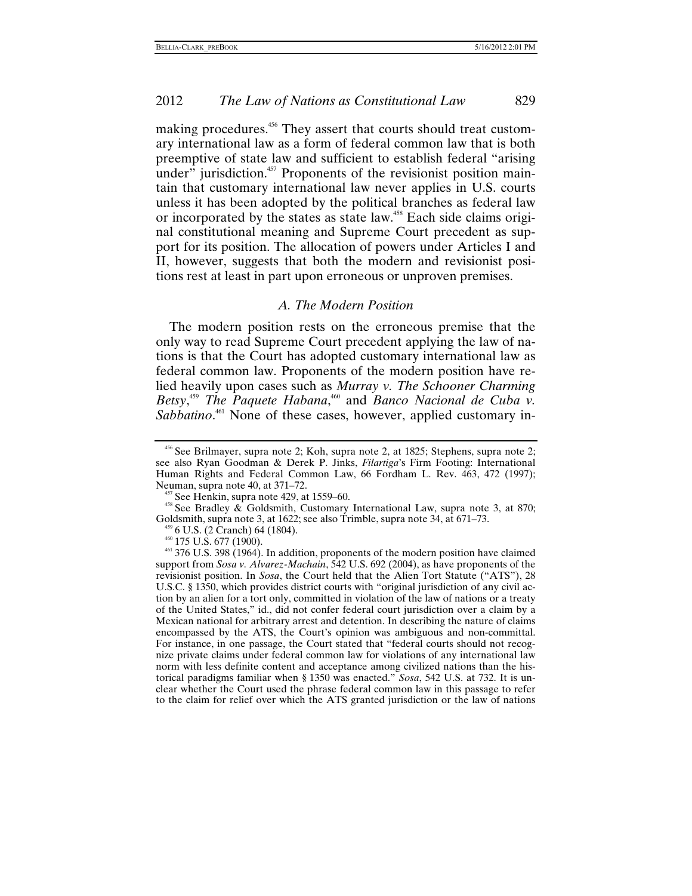making procedures.[456] They assert that courts should treat customary international law as a form of federal common law that is both preemptive of state law and sufficient to establish federal "arising under" jurisdiction.[457] Proponents of the revisionist position maintain that customary international law never applies in U.S. courts unless it has been adopted by the political branches as federal law or incorporated by the states as state law.[458] Each side claims original constitutional meaning and Supreme Court precedent as support for its position. The allocation of powers under Articles I and II, however, suggests that both the modern and revisionist positions rest at least in part upon erroneous or unproven premises.

### *A. The Modern Position*

The modern position rests on the erroneous premise that the only way to read Supreme Court precedent applying the law of nations is that the Court has adopted customary international law as federal common law. Proponents of the modern position have relied heavily upon cases such as *Murray v. The Schooner Charming Betsy*,[459] *The Paquete Habana*,[460] and *Banco Nacional de Cuba v. Sabbatino*.[461] None of these cases, however, applied customary in-

---

[456] See Brilmayer, supra note 2; Koh, supra note 2, at 1825; Stephens, supra note 2; see also Ryan Goodman & Derek P. Jinks, *Filartiga*'s Firm Footing: International Human Rights and Federal Common Law, 66 Fordham L. Rev. 463, 472 (1997); Neuman, supra note 40, at 371–72.

[457] See Henkin, supra note 429, at 1559–60.

[458] See Bradley & Goldsmith, Customary International Law, supra note 3, at 870; Goldsmith, supra note 3, at 1622; see also Trimble, supra note 34, at 671–73.

[459] 6 U.S. (2 Cranch) 64 (1804).

[460] 175 U.S. 677 (1900).

[461] 376 U.S. 398 (1964). In addition, proponents of the modern position have claimed support from *Sosa v. Alvarez-Machain*, 542 U.S. 692 (2004), as have proponents of the revisionist position. In *Sosa*, the Court held that the Alien Tort Statute ("ATS"), 28 U.S.C. § 1350, which provides district courts with "original jurisdiction of any civil action by an alien for a tort only, committed in violation of the law of nations or a treaty of the United States," id., did not confer federal court jurisdiction over a claim by a Mexican national for arbitrary arrest and detention. In describing the nature of claims encompassed by the ATS, the Court's opinion was ambiguous and non-committal. For instance, in one passage, the Court stated that "federal courts should not recognize private claims under federal common law for violations of any international law norm with less definite content and acceptance among civilized nations than the historical paradigms familiar when § 1350 was enacted." *Sosa*, 542 U.S. at 732. It is unclear whether the Court used the phrase federal common law in this passage to refer to the claim for relief over which the ATS granted jurisdiction or the law of nations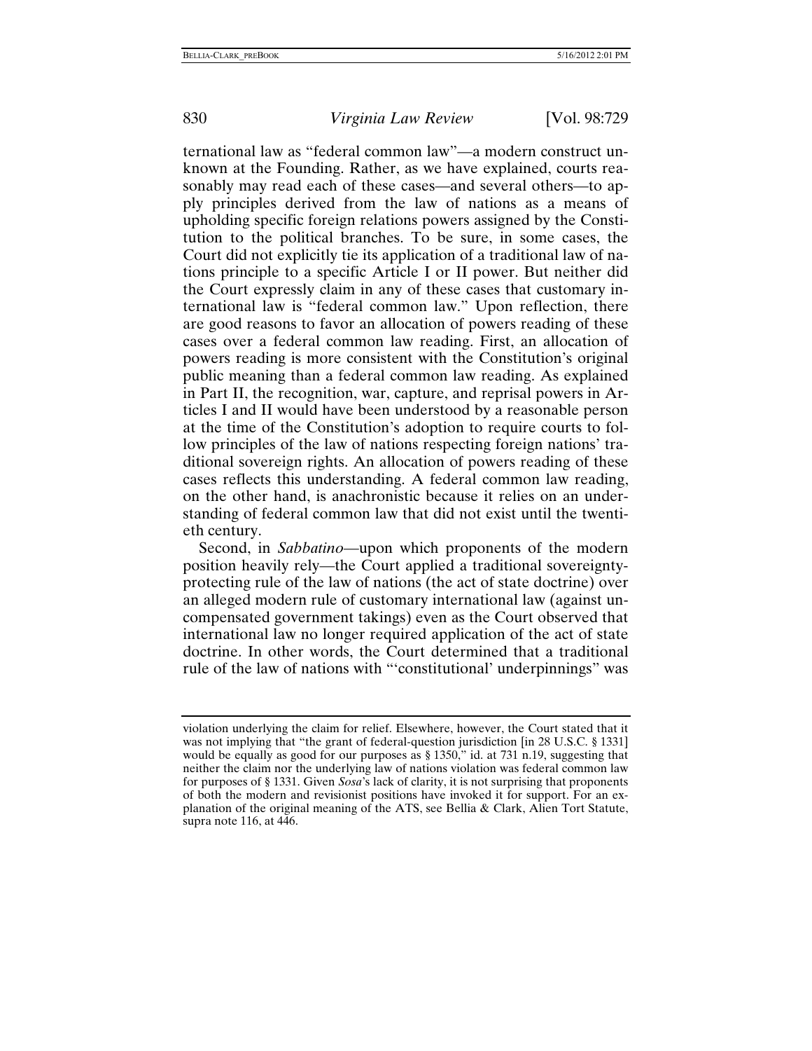ternational law as "federal common law"—a modern construct unknown at the Founding. Rather, as we have explained, courts reasonably may read each of these cases—and several others—to apply principles derived from the law of nations as a means of upholding specific foreign relations powers assigned by the Constitution to the political branches. To be sure, in some cases, the Court did not explicitly tie its application of a traditional law of nations principle to a specific Article I or II power. But neither did the Court expressly claim in any of these cases that customary international law is "federal common law." Upon reflection, there are good reasons to favor an allocation of powers reading of these cases over a federal common law reading. First, an allocation of powers reading is more consistent with the Constitution's original public meaning than a federal common law reading. As explained in Part II, the recognition, war, capture, and reprisal powers in Articles I and II would have been understood by a reasonable person at the time of the Constitution's adoption to require courts to follow principles of the law of nations respecting foreign nations' traditional sovereign rights. An allocation of powers reading of these cases reflects this understanding. A federal common law reading, on the other hand, is anachronistic because it relies on an understanding of federal common law that did not exist until the twentieth century.

Second, in *Sabbatino*—upon which proponents of the modern position heavily rely—the Court applied a traditional sovereignty-protecting rule of the law of nations (the act of state doctrine) over an alleged modern rule of customary international law (against uncompensated government takings) even as the Court observed that international law no longer required application of the act of state doctrine. In other words, the Court determined that a traditional rule of the law of nations with "'constitutional' underpinnings" was

---

violation underlying the claim for relief. Elsewhere, however, the Court stated that it was not implying that "the grant of federal-question jurisdiction [in 28 U.S.C. § 1331] would be equally as good for our purposes as § 1350," id. at 731 n.19, suggesting that neither the claim nor the underlying law of nations violation was federal common law for purposes of § 1331. Given *Sosa*'s lack of clarity, it is not surprising that proponents of both the modern and revisionist positions have invoked it for support. For an explanation of the original meaning of the ATS, see Bellia & Clark, Alien Tort Statute, supra note 116, at 446.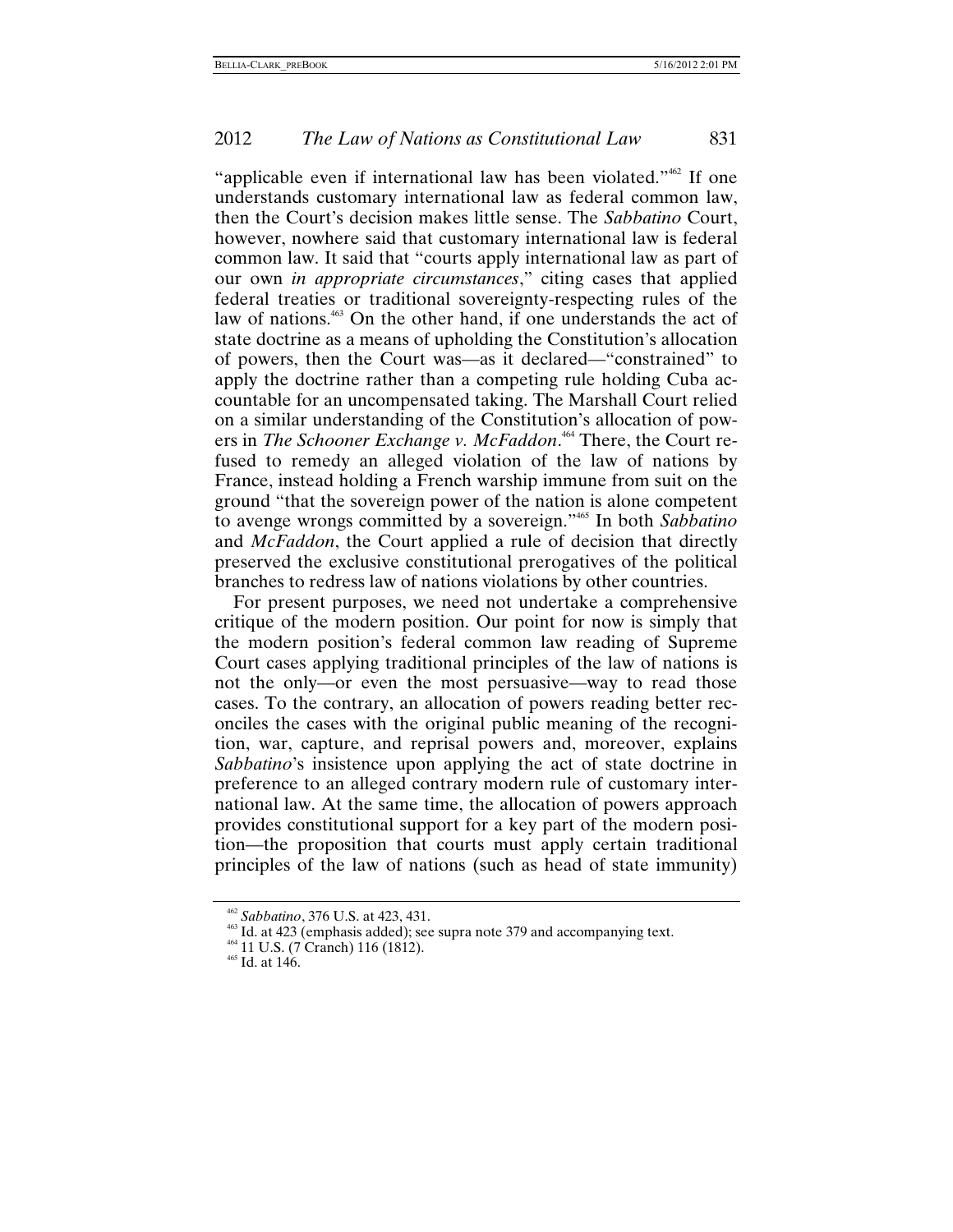"applicable even if international law has been violated."[462] If one understands customary international law as federal common law, then the Court's decision makes little sense. The *Sabbatino* Court, however, nowhere said that customary international law is federal common law. It said that "courts apply international law as part of our own *in appropriate circumstances*," citing cases that applied federal treaties or traditional sovereignty-respecting rules of the law of nations.[463] On the other hand, if one understands the act of state doctrine as a means of upholding the Constitution's allocation of powers, then the Court was—as it declared—"constrained" to apply the doctrine rather than a competing rule holding Cuba accountable for an uncompensated taking. The Marshall Court relied on a similar understanding of the Constitution's allocation of powers in *The Schooner Exchange v. McFaddon*.[464] There, the Court refused to remedy an alleged violation of the law of nations by France, instead holding a French warship immune from suit on the ground "that the sovereign power of the nation is alone competent to avenge wrongs committed by a sovereign."[465] In both *Sabbatino* and *McFaddon*, the Court applied a rule of decision that directly preserved the exclusive constitutional prerogatives of the political branches to redress law of nations violations by other countries.

For present purposes, we need not undertake a comprehensive critique of the modern position. Our point for now is simply that the modern position's federal common law reading of Supreme Court cases applying traditional principles of the law of nations is not the only—or even the most persuasive—way to read those cases. To the contrary, an allocation of powers reading better reconciles the cases with the original public meaning of the recognition, war, capture, and reprisal powers and, moreover, explains *Sabbatino*'s insistence upon applying the act of state doctrine in preference to an alleged contrary modern rule of customary international law. At the same time, the allocation of powers approach provides constitutional support for a key part of the modern position—the proposition that courts must apply certain traditional principles of the law of nations (such as head of state immunity)

---

[462] *Sabbatino*, 376 U.S. at 423, 431.

[463] Id. at 423 (emphasis added); see supra note 379 and accompanying text.

[464] 11 U.S. (7 Cranch) 116 (1812).

[465] Id. at 146.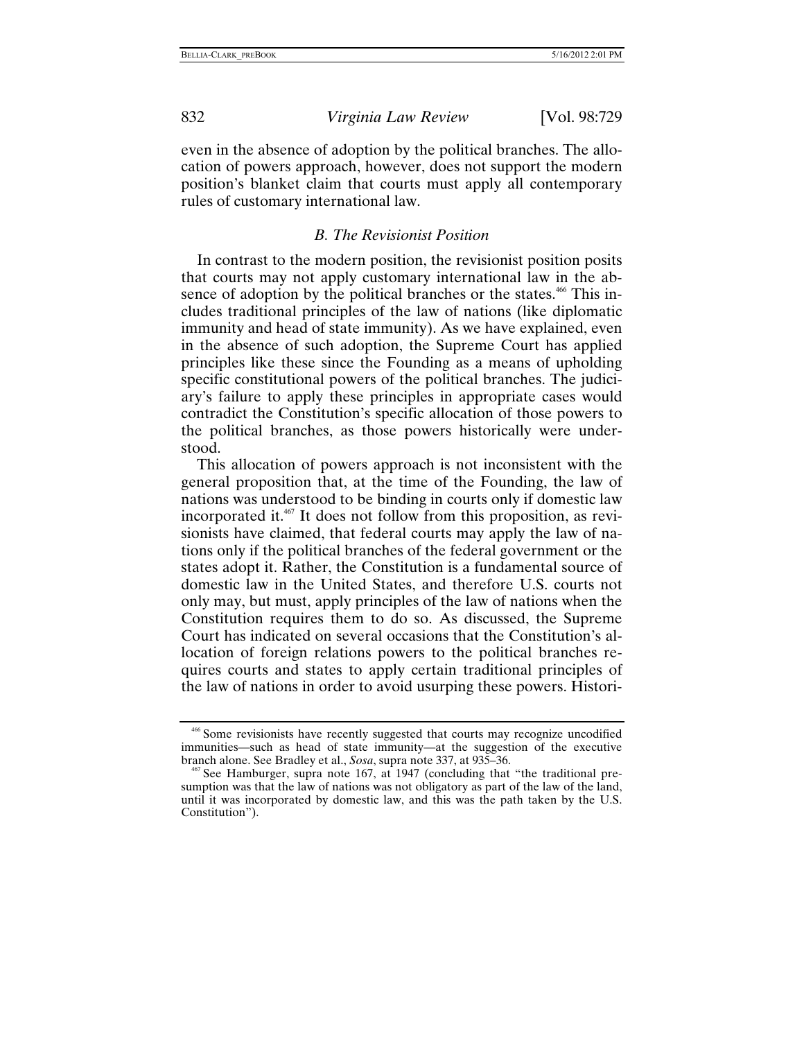even in the absence of adoption by the political branches. The allocation of powers approach, however, does not support the modern position's blanket claim that courts must apply all contemporary rules of customary international law.

### *B. The Revisionist Position*

In contrast to the modern position, the revisionist position posits that courts may not apply customary international law in the absence of adoption by the political branches or the states.[466] This includes traditional principles of the law of nations (like diplomatic immunity and head of state immunity). As we have explained, even in the absence of such adoption, the Supreme Court has applied principles like these since the Founding as a means of upholding specific constitutional powers of the political branches. The judiciary's failure to apply these principles in appropriate cases would contradict the Constitution's specific allocation of those powers to the political branches, as those powers historically were understood.

This allocation of powers approach is not inconsistent with the general proposition that, at the time of the Founding, the law of nations was understood to be binding in courts only if domestic law incorporated it.[467] It does not follow from this proposition, as revisionists have claimed, that federal courts may apply the law of nations only if the political branches of the federal government or the states adopt it. Rather, the Constitution is a fundamental source of domestic law in the United States, and therefore U.S. courts not only may, but must, apply principles of the law of nations when the Constitution requires them to do so. As discussed, the Supreme Court has indicated on several occasions that the Constitution's allocation of foreign relations powers to the political branches requires courts and states to apply certain traditional principles of the law of nations in order to avoid usurping these powers. Histori-

---

[466] Some revisionists have recently suggested that courts may recognize uncodified immunities—such as head of state immunity—at the suggestion of the executive branch alone. See Bradley et al., *Sosa*, supra note 337, at 935–36.

[467] See Hamburger, supra note 167, at 1947 (concluding that "the traditional presumption was that the law of nations was not obligatory as part of the law of the land, until it was incorporated by domestic law, and this was the path taken by the U.S. Constitution").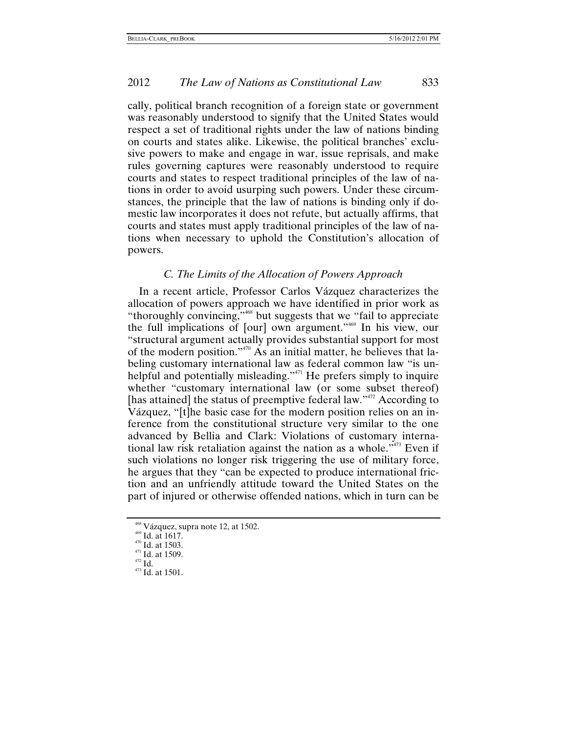cally, political branch recognition of a foreign state or government was reasonably understood to signify that the United States would respect a set of traditional rights under the law of nations binding on courts and states alike. Likewise, the political branches' exclusive powers to make and engage in war, issue reprisals, and make rules governing captures were reasonably understood to require courts and states to respect traditional principles of the law of nations in order to avoid usurping such powers. Under these circumstances, the principle that the law of nations is binding only if domestic law incorporates it does not refute, but actually affirms, that courts and states must apply traditional principles of the law of nations when necessary to uphold the Constitution's allocation of powers.

### *C. The Limits of the Allocation of Powers Approach*

In a recent article, Professor Carlos Vázquez characterizes the allocation of powers approach we have identified in prior work as "thoroughly convincing,"[468] but suggests that we "fail to appreciate the full implications of [our] own argument."[469] In his view, our "structural argument actually provides substantial support for most of the modern position."[470] As an initial matter, he believes that labeling customary international law as federal common law "is unhelpful and potentially misleading."[471] He prefers simply to inquire whether "customary international law (or some subset thereof) [has attained] the status of preemptive federal law."[472] According to Vázquez, "[t]he basic case for the modern position relies on an inference from the constitutional structure very similar to the one advanced by Bellia and Clark: Violations of customary international law risk retaliation against the nation as a whole."[473] Even if such violations no longer risk triggering the use of military force, he argues that they "can be expected to produce international friction and an unfriendly attitude toward the United States on the part of injured or otherwise offended nations, which in turn can be

---

[468] Vázquez, supra note 12, at 1502.
[469] Id. at 1617.
[470] Id. at 1503.
[471] Id. at 1509.
[472] Id.
[473] Id. at 1501.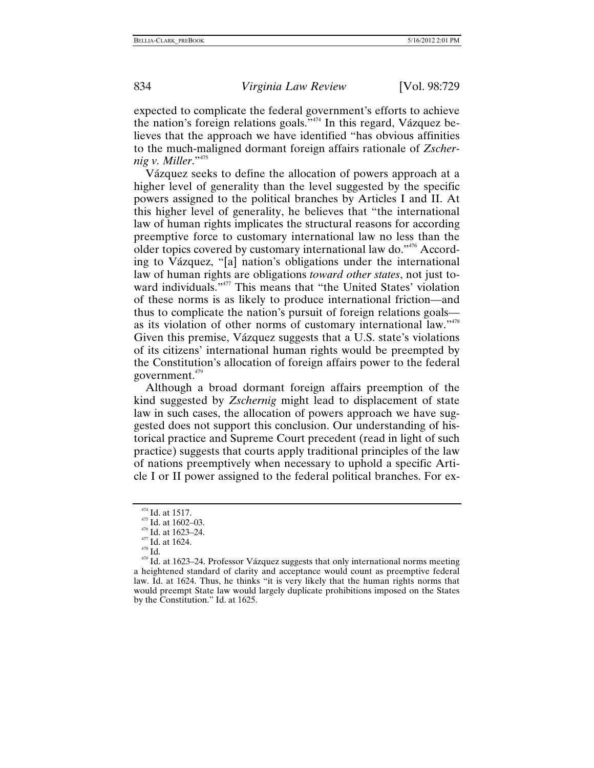expected to complicate the federal government's efforts to achieve the nation's foreign relations goals."[474] In this regard, Vázquez believes that the approach we have identified "has obvious affinities to the much-maligned dormant foreign affairs rationale of *Zschernig v. Miller*."[475]

Vázquez seeks to define the allocation of powers approach at a higher level of generality than the level suggested by the specific powers assigned to the political branches by Articles I and II. At this higher level of generality, he believes that "the international law of human rights implicates the structural reasons for according preemptive force to customary international law no less than the older topics covered by customary international law do."[476] According to Vázquez, "[a] nation's obligations under the international law of human rights are obligations *toward other states*, not just toward individuals."[477] This means that "the United States' violation of these norms is as likely to produce international friction—and thus to complicate the nation's pursuit of foreign relations goals—as its violation of other norms of customary international law."[478] Given this premise, Vázquez suggests that a U.S. state's violations of its citizens' international human rights would be preempted by the Constitution's allocation of foreign affairs power to the federal government.[479]

Although a broad dormant foreign affairs preemption of the kind suggested by *Zschernig* might lead to displacement of state law in such cases, the allocation of powers approach we have suggested does not support this conclusion. Our understanding of historical practice and Supreme Court precedent (read in light of such practice) suggests that courts apply traditional principles of the law of nations preemptively when necessary to uphold a specific Article I or II power assigned to the federal political branches. For ex-

---

[474] Id. at 1517.

[475] Id. at 1602–03.

[476] Id. at 1623–24.

[477] Id. at 1624.

[478] Id.

[479] Id. at 1623–24. Professor Vázquez suggests that only international norms meeting a heightened standard of clarity and acceptance would count as preemptive federal law. Id. at 1624. Thus, he thinks "it is very likely that the human rights norms that would preempt State law would largely duplicate prohibitions imposed on the States by the Constitution." Id. at 1625.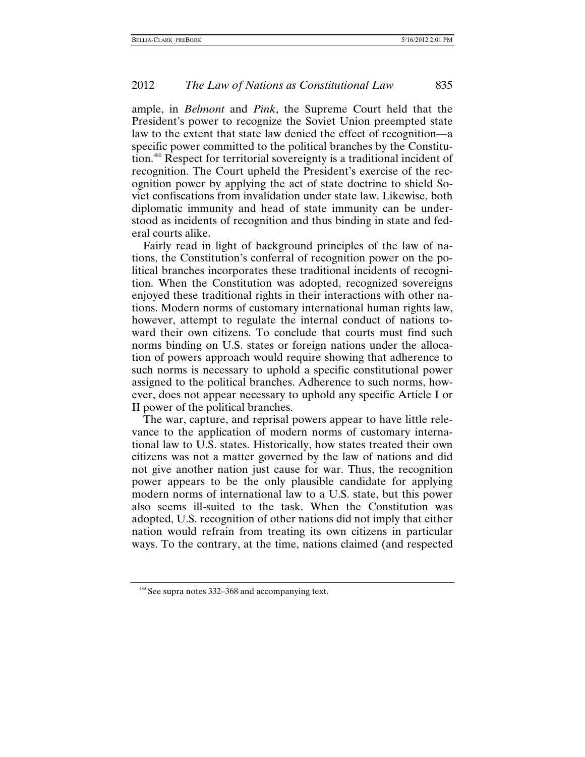ample, in *Belmont* and *Pink*, the Supreme Court held that the President's power to recognize the Soviet Union preempted state law to the extent that state law denied the effect of recognition—a specific power committed to the political branches by the Constitution.[480] Respect for territorial sovereignty is a traditional incident of recognition. The Court upheld the President's exercise of the recognition power by applying the act of state doctrine to shield Soviet confiscations from invalidation under state law. Likewise, both diplomatic immunity and head of state immunity can be understood as incidents of recognition and thus binding in state and federal courts alike.

Fairly read in light of background principles of the law of nations, the Constitution's conferral of recognition power on the political branches incorporates these traditional incidents of recognition. When the Constitution was adopted, recognized sovereigns enjoyed these traditional rights in their interactions with other nations. Modern norms of customary international human rights law, however, attempt to regulate the internal conduct of nations toward their own citizens. To conclude that courts must find such norms binding on U.S. states or foreign nations under the allocation of powers approach would require showing that adherence to such norms is necessary to uphold a specific constitutional power assigned to the political branches. Adherence to such norms, however, does not appear necessary to uphold any specific Article I or II power of the political branches.

The war, capture, and reprisal powers appear to have little relevance to the application of modern norms of customary international law to U.S. states. Historically, how states treated their own citizens was not a matter governed by the law of nations and did not give another nation just cause for war. Thus, the recognition power appears to be the only plausible candidate for applying modern norms of international law to a U.S. state, but this power also seems ill-suited to the task. When the Constitution was adopted, U.S. recognition of other nations did not imply that either nation would refrain from treating its own citizens in particular ways. To the contrary, at the time, nations claimed (and respected

[480] See supra notes 332–368 and accompanying text.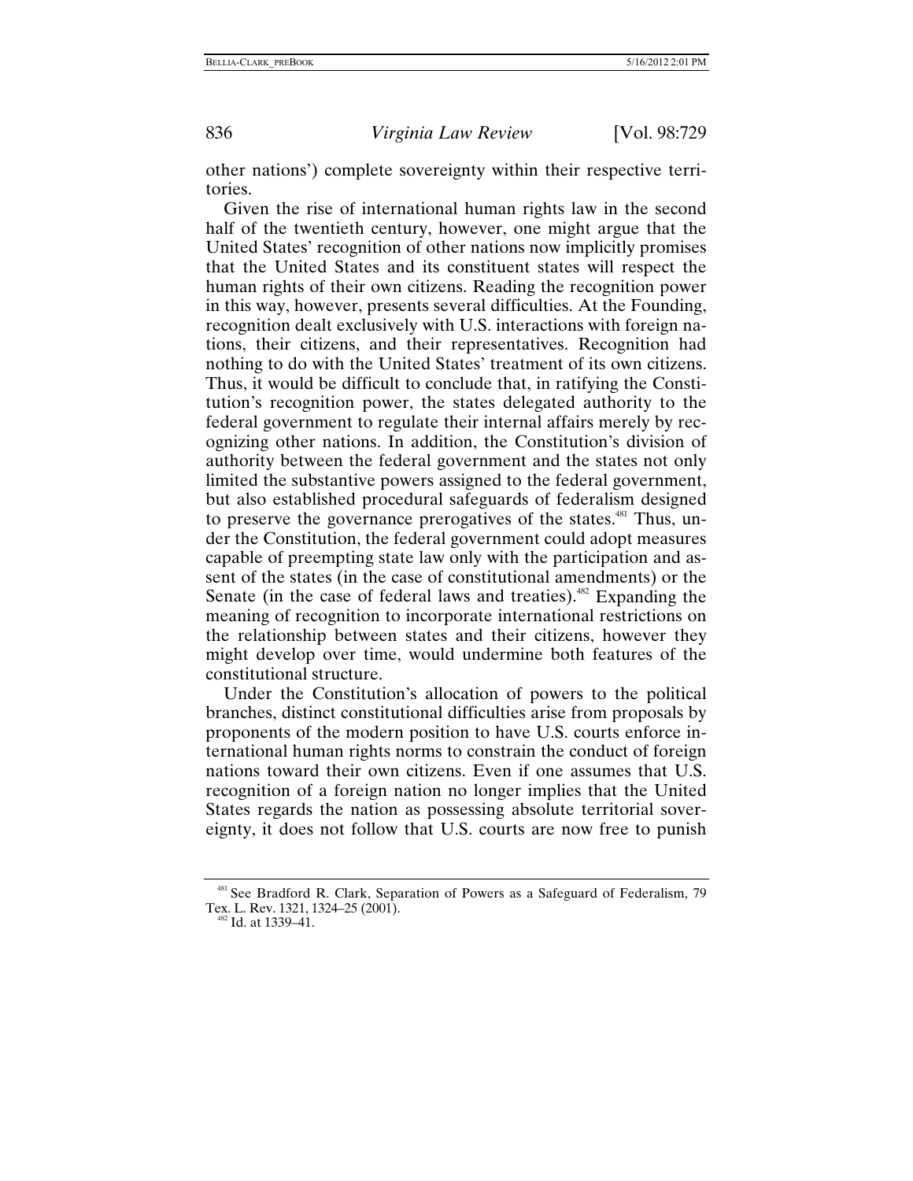other nations') complete sovereignty within their respective territories.

Given the rise of international human rights law in the second half of the twentieth century, however, one might argue that the United States' recognition of other nations now implicitly promises that the United States and its constituent states will respect the human rights of their own citizens. Reading the recognition power in this way, however, presents several difficulties. At the Founding, recognition dealt exclusively with U.S. interactions with foreign nations, their citizens, and their representatives. Recognition had nothing to do with the United States' treatment of its own citizens. Thus, it would be difficult to conclude that, in ratifying the Constitution's recognition power, the states delegated authority to the federal government to regulate their internal affairs merely by recognizing other nations. In addition, the Constitution's division of authority between the federal government and the states not only limited the substantive powers assigned to the federal government, but also established procedural safeguards of federalism designed to preserve the governance prerogatives of the states.[481] Thus, under the Constitution, the federal government could adopt measures capable of preempting state law only with the participation and assent of the states (in the case of constitutional amendments) or the Senate (in the case of federal laws and treaties).[482] Expanding the meaning of recognition to incorporate international restrictions on the relationship between states and their citizens, however they might develop over time, would undermine both features of the constitutional structure.

Under the Constitution's allocation of powers to the political branches, distinct constitutional difficulties arise from proposals by proponents of the modern position to have U.S. courts enforce international human rights norms to constrain the conduct of foreign nations toward their own citizens. Even if one assumes that U.S. recognition of a foreign nation no longer implies that the United States regards the nation as possessing absolute territorial sovereignty, it does not follow that U.S. courts are now free to punish

[481] See Bradford R. Clark, Separation of Powers as a Safeguard of Federalism, 79 Tex. L. Rev. 1321, 1324–25 (2001).

[482] Id. at 1339–41.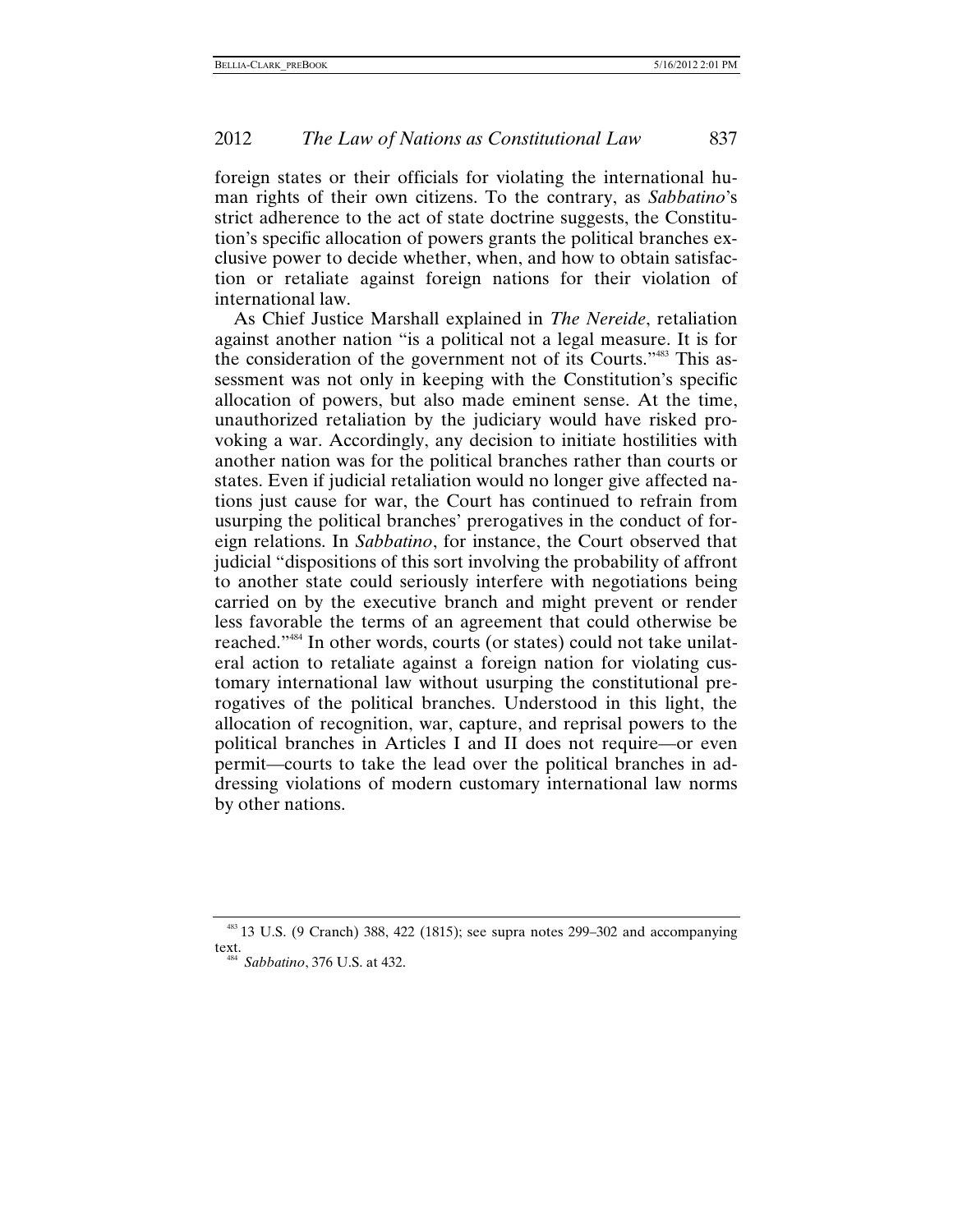foreign states or their officials for violating the international human rights of their own citizens. To the contrary, as *Sabbatino*'s strict adherence to the act of state doctrine suggests, the Constitution's specific allocation of powers grants the political branches exclusive power to decide whether, when, and how to obtain satisfaction or retaliate against foreign nations for their violation of international law.

As Chief Justice Marshall explained in *The Nereide*, retaliation against another nation "is a political not a legal measure. It is for the consideration of the government not of its Courts."[483] This assessment was not only in keeping with the Constitution's specific allocation of powers, but also made eminent sense. At the time, unauthorized retaliation by the judiciary would have risked provoking a war. Accordingly, any decision to initiate hostilities with another nation was for the political branches rather than courts or states. Even if judicial retaliation would no longer give affected nations just cause for war, the Court has continued to refrain from usurping the political branches' prerogatives in the conduct of foreign relations. In *Sabbatino*, for instance, the Court observed that judicial "dispositions of this sort involving the probability of affront to another state could seriously interfere with negotiations being carried on by the executive branch and might prevent or render less favorable the terms of an agreement that could otherwise be reached."[484] In other words, courts (or states) could not take unilateral action to retaliate against a foreign nation for violating customary international law without usurping the constitutional prerogatives of the political branches. Understood in this light, the allocation of recognition, war, capture, and reprisal powers to the political branches in Articles I and II does not require—or even permit—courts to take the lead over the political branches in addressing violations of modern customary international law norms by other nations.

---

[483] 13 U.S. (9 Cranch) 388, 422 (1815); see supra notes 299–302 and accompanying text.

[484] *Sabbatino*, 376 U.S. at 432.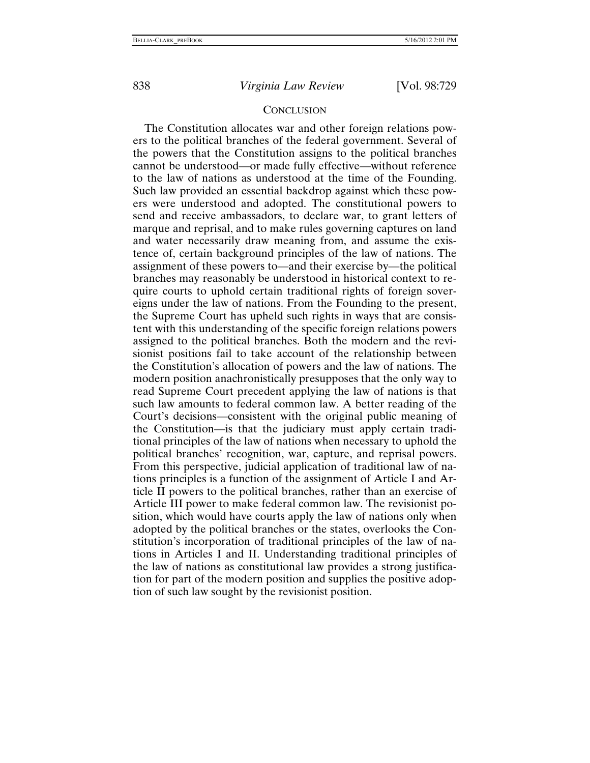## CONCLUSION

The Constitution allocates war and other foreign relations powers to the political branches of the federal government. Several of the powers that the Constitution assigns to the political branches cannot be understood—or made fully effective—without reference to the law of nations as understood at the time of the Founding. Such law provided an essential backdrop against which these powers were understood and adopted. The constitutional powers to send and receive ambassadors, to declare war, to grant letters of marque and reprisal, and to make rules governing captures on land and water necessarily draw meaning from, and assume the existence of, certain background principles of the law of nations. The assignment of these powers to—and their exercise by—the political branches may reasonably be understood in historical context to require courts to uphold certain traditional rights of foreign sovereigns under the law of nations. From the Founding to the present, the Supreme Court has upheld such rights in ways that are consistent with this understanding of the specific foreign relations powers assigned to the political branches. Both the modern and the revisionist positions fail to take account of the relationship between the Constitution's allocation of powers and the law of nations. The modern position anachronistically presupposes that the only way to read Supreme Court precedent applying the law of nations is that such law amounts to federal common law. A better reading of the Court's decisions—consistent with the original public meaning of the Constitution—is that the judiciary must apply certain traditional principles of the law of nations when necessary to uphold the political branches' recognition, war, capture, and reprisal powers. From this perspective, judicial application of traditional law of nations principles is a function of the assignment of Article I and Article II powers to the political branches, rather than an exercise of Article III power to make federal common law. The revisionist position, which would have courts apply the law of nations only when adopted by the political branches or the states, overlooks the Constitution's incorporation of traditional principles of the law of nations in Articles I and II. Understanding traditional principles of the law of nations as constitutional law provides a strong justification for part of the modern position and supplies the positive adoption of such law sought by the revisionist position.